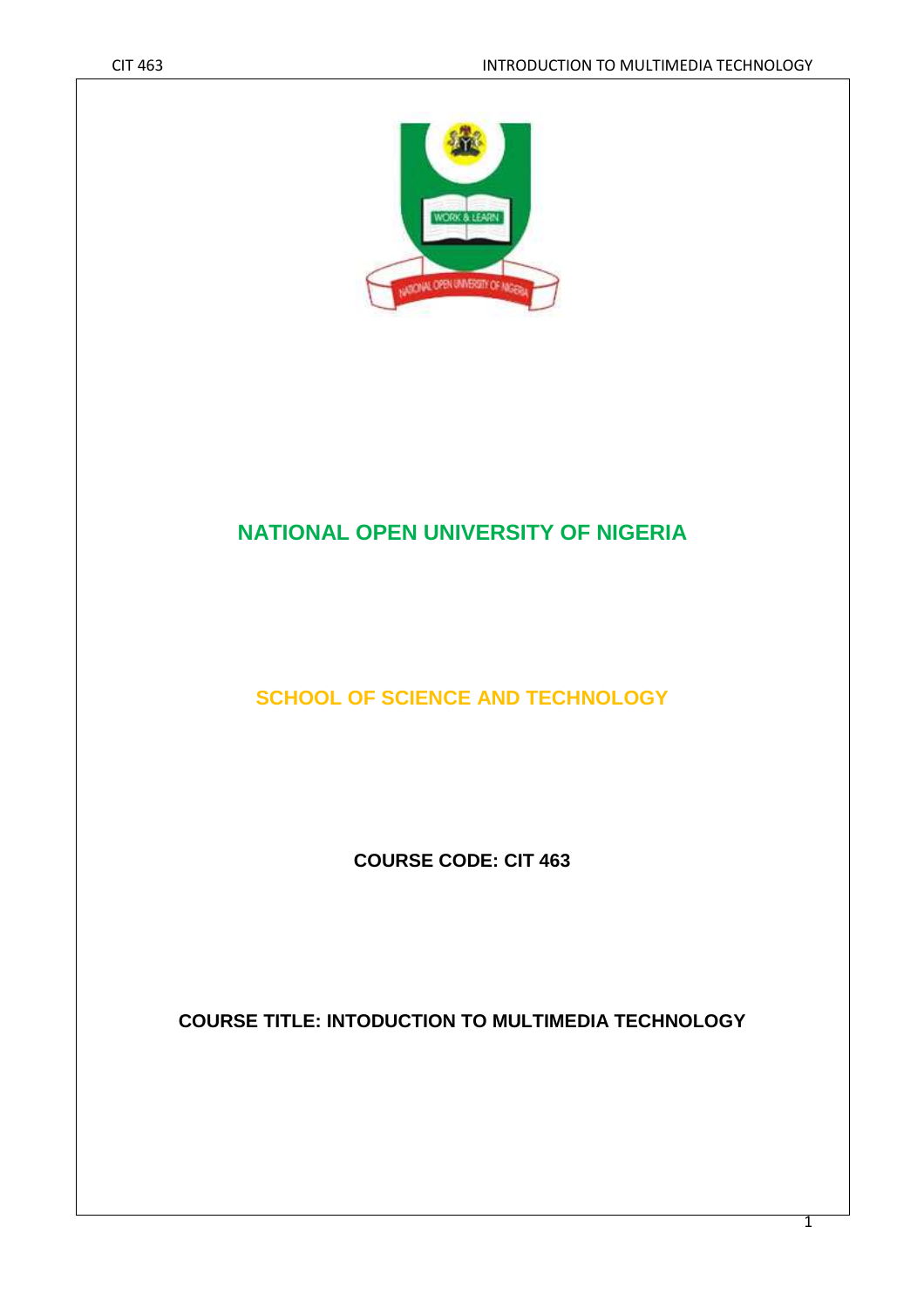# NATIONAL OPEN UNIVERSITY OF NIGERIA

## SCHOOL OF SCIENCE AND TECHNOLOGY

**COURSE CODE: CIT 463**

**COURSE TITLE: INTODUCTION TO MULTIMEDIA TECHNOLOGY**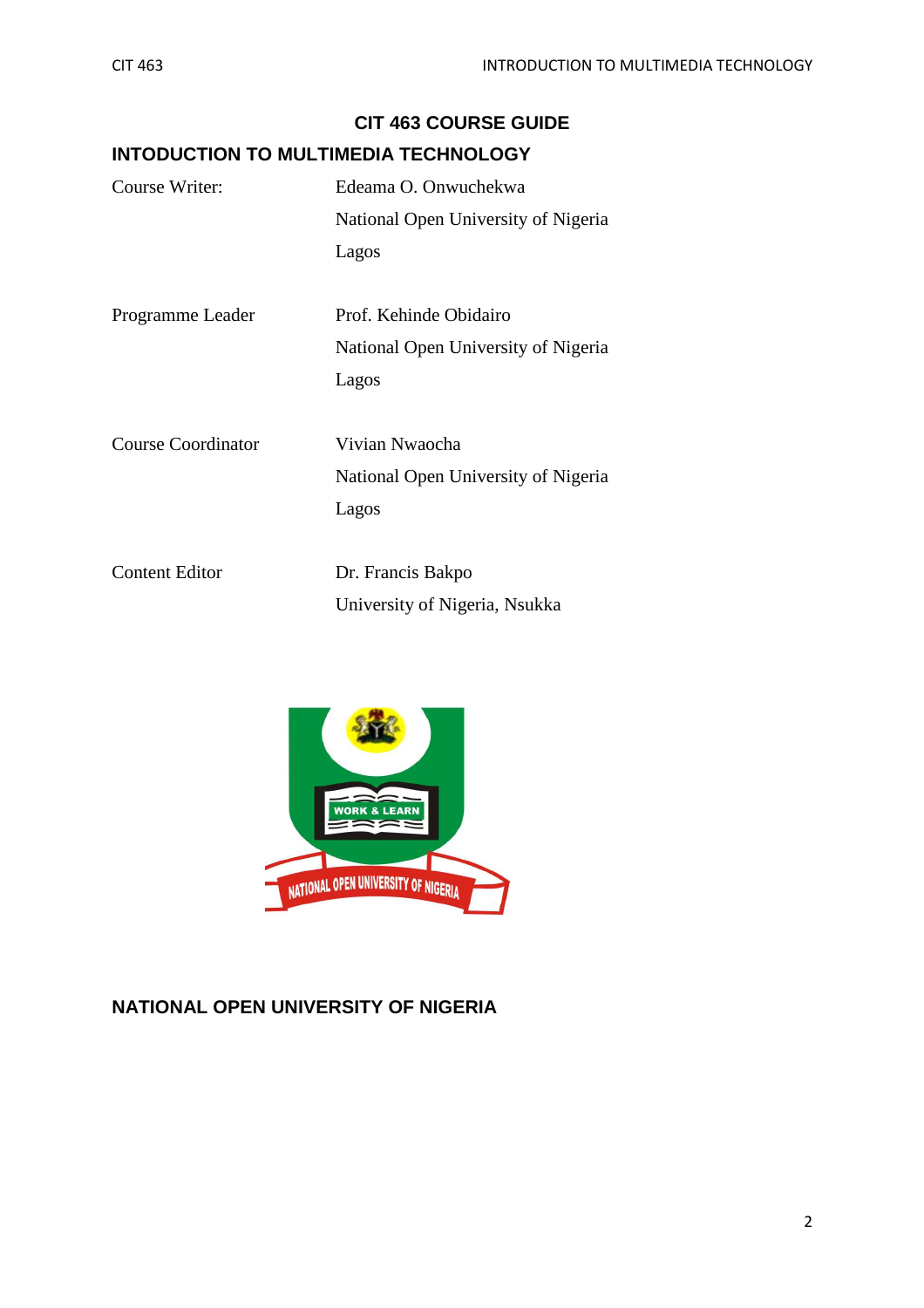## CIT 463 COURSE GUIDE

## INTODUCTION TO MULTIMEDIA TECHNOLOGY

| | |
|---|---|
| Course Writer: | Edeama O. Onwuchekwa<br>National Open University of Nigeria<br>Lagos |
| Programme Leader | Prof. Kehinde Obidairo<br>National Open University of Nigeria<br>Lagos |
| Course Coordinator | Vivian Nwaocha<br>National Open University of Nigeria<br>Lagos |
| Content Editor | Dr. Francis Bakpo<br>University of Nigeria, Nsukka |

**NATIONAL OPEN UNIVERSITY OF NIGERIA**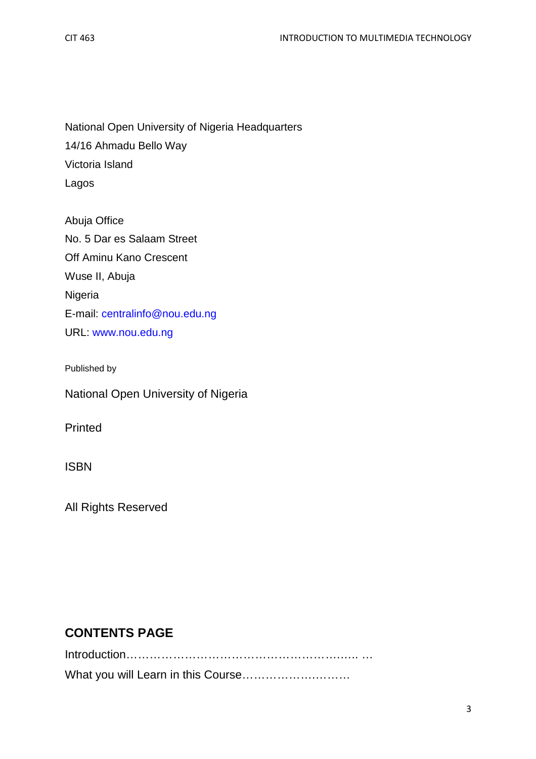National Open University of Nigeria Headquarters
14/16 Ahmadu Bello Way
Victoria Island
Lagos

Abuja Office
No. 5 Dar es Salaam Street
Off Aminu Kano Crescent
Wuse II, Abuja
Nigeria
E-mail: centralinfo@nou.edu.ng
URL: www.nou.edu.ng

Published by

National Open University of Nigeria

Printed

ISBN

All Rights Reserved

## CONTENTS PAGE

Introduction………………………………………………….. …
What you will Learn in this Course……………………….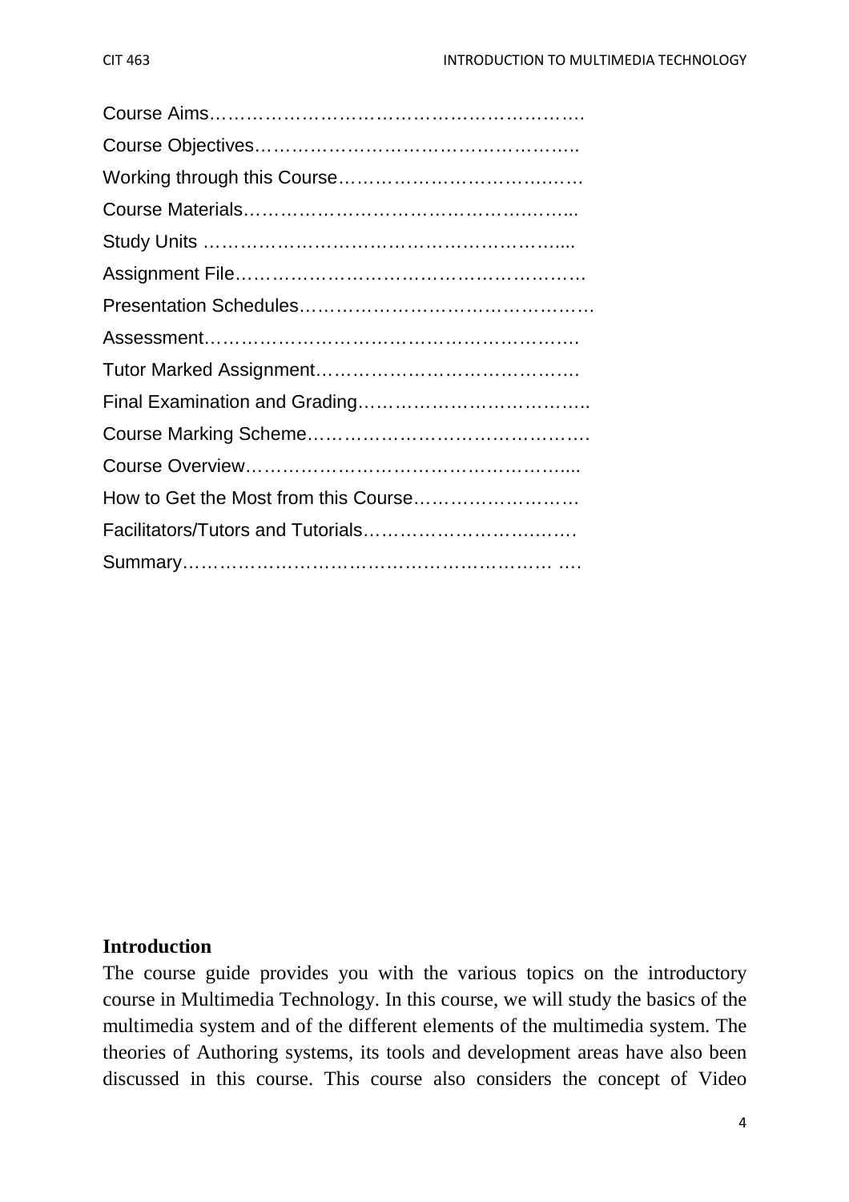Course Aims…………………………………………………….

Course Objectives……………………………………………..

Working through this Course…………………………….……

Course Materials…………………………………………….....

Study Units …………………………………………………....

Assignment File…………………………………………………

Presentation Schedules…………………….……………………

Assessment…………………………………………………….

Tutor Marked Assignment…………………………………….

Final Examination and Grading………………………………..

Course Marking Scheme…………………………………….….

Course Overview……………………………………………....

How to Get the Most from this Course………………………

Facilitators/Tutors and Tutorials…………………………….….

Summary…………………………………………………… ….

**Introduction**

The course guide provides you with the various topics on the introductory course in Multimedia Technology. In this course, we will study the basics of the multimedia system and of the different elements of the multimedia system. The theories of Authoring systems, its tools and development areas have also been discussed in this course. This course also considers the concept of Video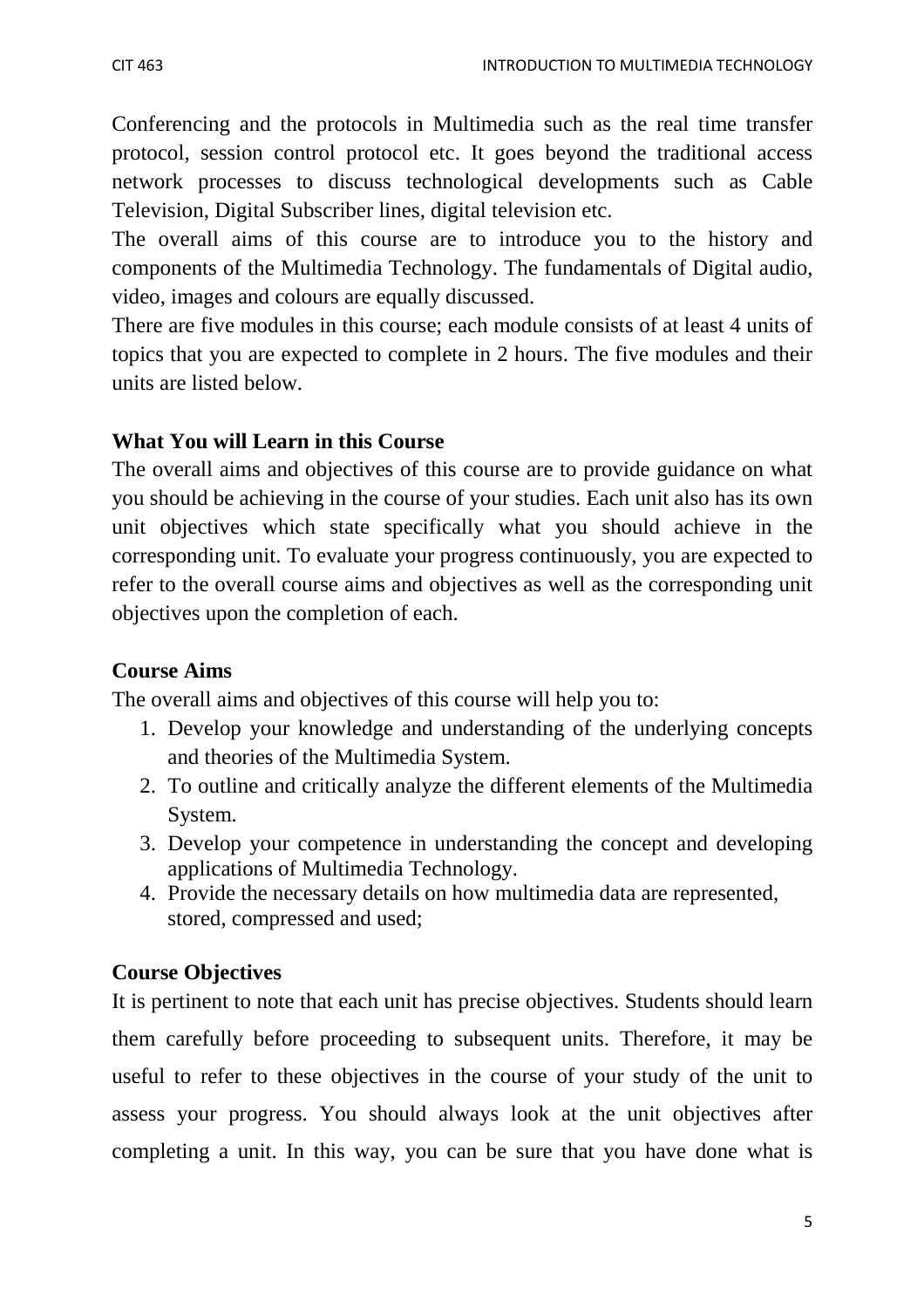Conferencing and the protocols in Multimedia such as the real time transfer protocol, session control protocol etc. It goes beyond the traditional access network processes to discuss technological developments such as Cable Television, Digital Subscriber lines, digital television etc.

The overall aims of this course are to introduce you to the history and components of the Multimedia Technology. The fundamentals of Digital audio, video, images and colours are equally discussed.

There are five modules in this course; each module consists of at least 4 units of topics that you are expected to complete in 2 hours. The five modules and their units are listed below.

**What You will Learn in this Course**

The overall aims and objectives of this course are to provide guidance on what you should be achieving in the course of your studies. Each unit also has its own unit objectives which state specifically what you should achieve in the corresponding unit. To evaluate your progress continuously, you are expected to refer to the overall course aims and objectives as well as the corresponding unit objectives upon the completion of each.

**Course Aims**

The overall aims and objectives of this course will help you to:

1. Develop your knowledge and understanding of the underlying concepts and theories of the Multimedia System.
2. To outline and critically analyze the different elements of the Multimedia System.
3. Develop your competence in understanding the concept and developing applications of Multimedia Technology.
4. Provide the necessary details on how multimedia data are represented, stored, compressed and used;

**Course Objectives**

It is pertinent to note that each unit has precise objectives. Students should learn them carefully before proceeding to subsequent units. Therefore, it may be useful to refer to these objectives in the course of your study of the unit to assess your progress. You should always look at the unit objectives after completing a unit. In this way, you can be sure that you have done what is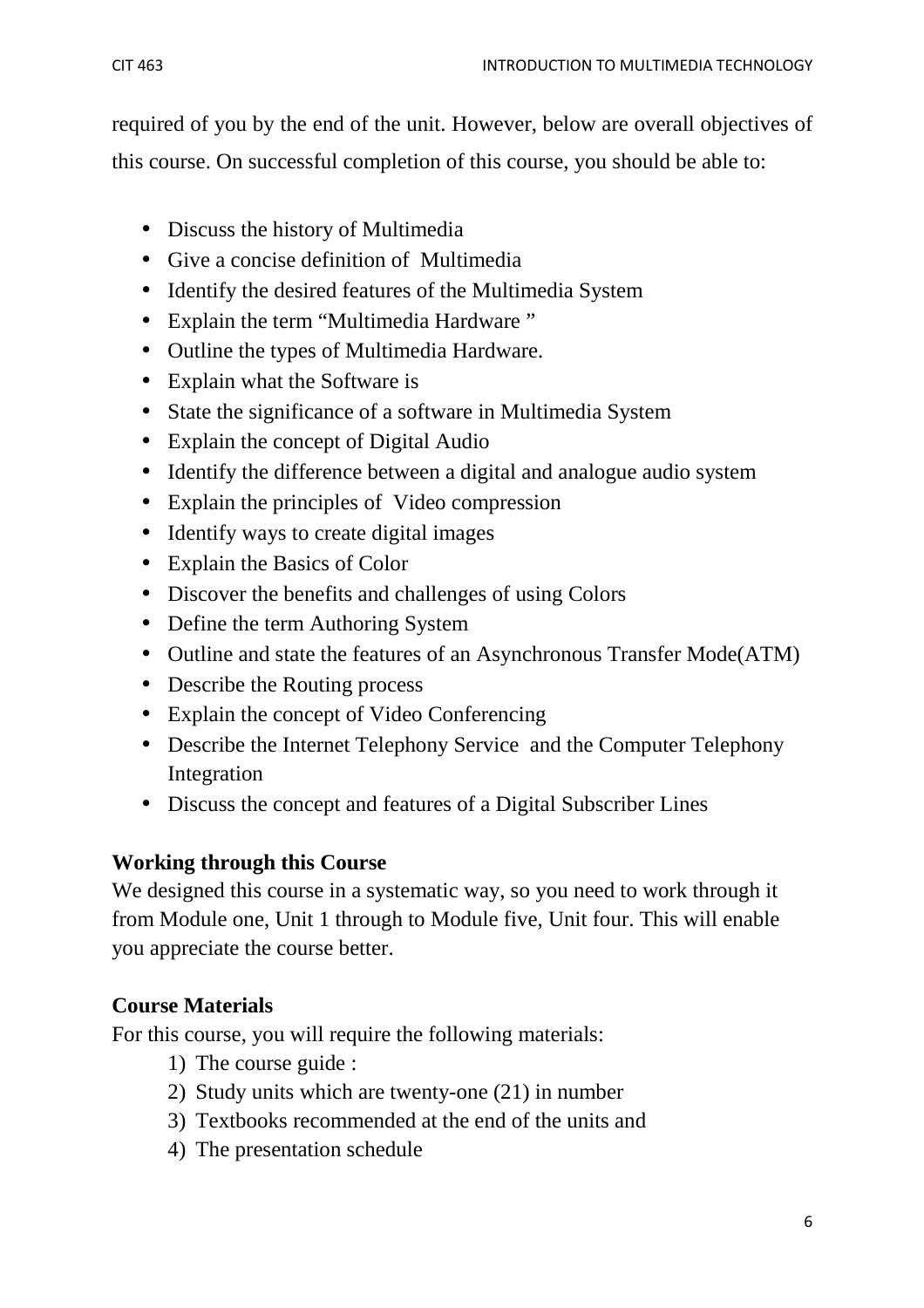required of you by the end of the unit. However, below are overall objectives of this course. On successful completion of this course, you should be able to:

- Discuss the history of Multimedia
- Give a concise definition of Multimedia
- Identify the desired features of the Multimedia System
- Explain the term "Multimedia Hardware "
- Outline the types of Multimedia Hardware.
- Explain what the Software is
- State the significance of a software in Multimedia System
- Explain the concept of Digital Audio
- Identify the difference between a digital and analogue audio system
- Explain the principles of Video compression
- Identify ways to create digital images
- Explain the Basics of Color
- Discover the benefits and challenges of using Colors
- Define the term Authoring System
- Outline and state the features of an Asynchronous Transfer Mode(ATM)
- Describe the Routing process
- Explain the concept of Video Conferencing
- Describe the Internet Telephony Service and the Computer Telephony Integration
- Discuss the concept and features of a Digital Subscriber Lines

**Working through this Course**

We designed this course in a systematic way, so you need to work through it from Module one, Unit 1 through to Module five, Unit four. This will enable you appreciate the course better.

**Course Materials**

For this course, you will require the following materials:

1) The course guide :
2) Study units which are twenty-one (21) in number
3) Textbooks recommended at the end of the units and
4) The presentation schedule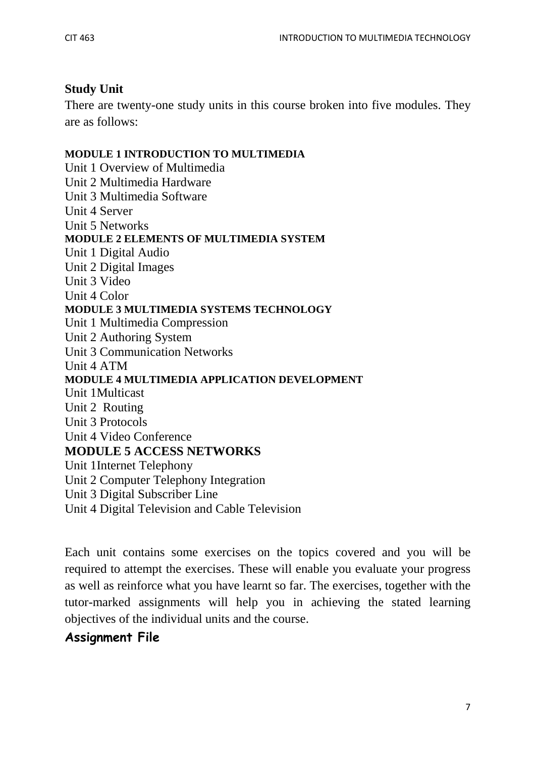## Study Unit

There are twenty-one study units in this course broken into five modules. They are as follows:

**MODULE 1 INTRODUCTION TO MULTIMEDIA**

Unit 1 Overview of Multimedia
Unit 2 Multimedia Hardware
Unit 3 Multimedia Software
Unit 4 Server
Unit 5 Networks

**MODULE 2 ELEMENTS OF MULTIMEDIA SYSTEM**

Unit 1 Digital Audio
Unit 2 Digital Images
Unit 3 Video
Unit 4 Color

**MODULE 3 MULTIMEDIA SYSTEMS TECHNOLOGY**

Unit 1 Multimedia Compression
Unit 2 Authoring System
Unit 3 Communication Networks
Unit 4 ATM

**MODULE 4 MULTIMEDIA APPLICATION DEVELOPMENT**

Unit 1Multicast
Unit 2 Routing
Unit 3 Protocols
Unit 4 Video Conference

**MODULE 5 ACCESS NETWORKS**

Unit 1Internet Telephony
Unit 2 Computer Telephony Integration
Unit 3 Digital Subscriber Line
Unit 4 Digital Television and Cable Television

Each unit contains some exercises on the topics covered and you will be required to attempt the exercises. These will enable you evaluate your progress as well as reinforce what you have learnt so far. The exercises, together with the tutor-marked assignments will help you in achieving the stated learning objectives of the individual units and the course.

## Assignment File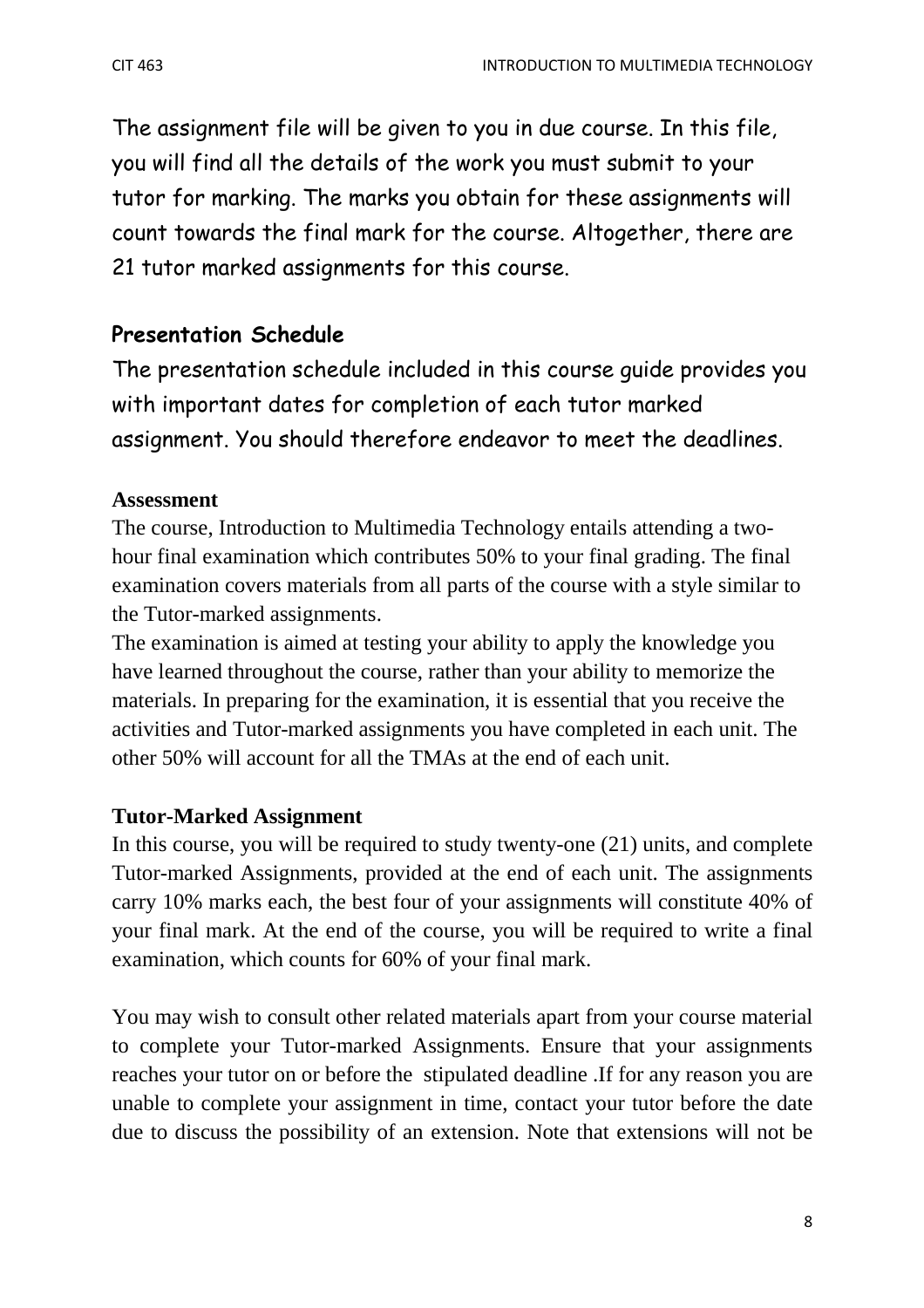The assignment file will be given to you in due course. In this file, you will find all the details of the work you must submit to your tutor for marking. The marks you obtain for these assignments will count towards the final mark for the course. Altogether, there are 21 tutor marked assignments for this course.

### Presentation Schedule

The presentation schedule included in this course guide provides you with important dates for completion of each tutor marked assignment. You should therefore endeavor to meet the deadlines.

**Assessment**

The course, Introduction to Multimedia Technology entails attending a two-hour final examination which contributes 50% to your final grading. The final examination covers materials from all parts of the course with a style similar to the Tutor-marked assignments.

The examination is aimed at testing your ability to apply the knowledge you have learned throughout the course, rather than your ability to memorize the materials. In preparing for the examination, it is essential that you receive the activities and Tutor-marked assignments you have completed in each unit. The other 50% will account for all the TMAs at the end of each unit.

**Tutor-Marked Assignment**

In this course, you will be required to study twenty-one (21) units, and complete Tutor-marked Assignments, provided at the end of each unit. The assignments carry 10% marks each, the best four of your assignments will constitute 40% of your final mark. At the end of the course, you will be required to write a final examination, which counts for 60% of your final mark.

You may wish to consult other related materials apart from your course material to complete your Tutor-marked Assignments. Ensure that your assignments reaches your tutor on or before the stipulated deadline .If for any reason you are unable to complete your assignment in time, contact your tutor before the date due to discuss the possibility of an extension. Note that extensions will not be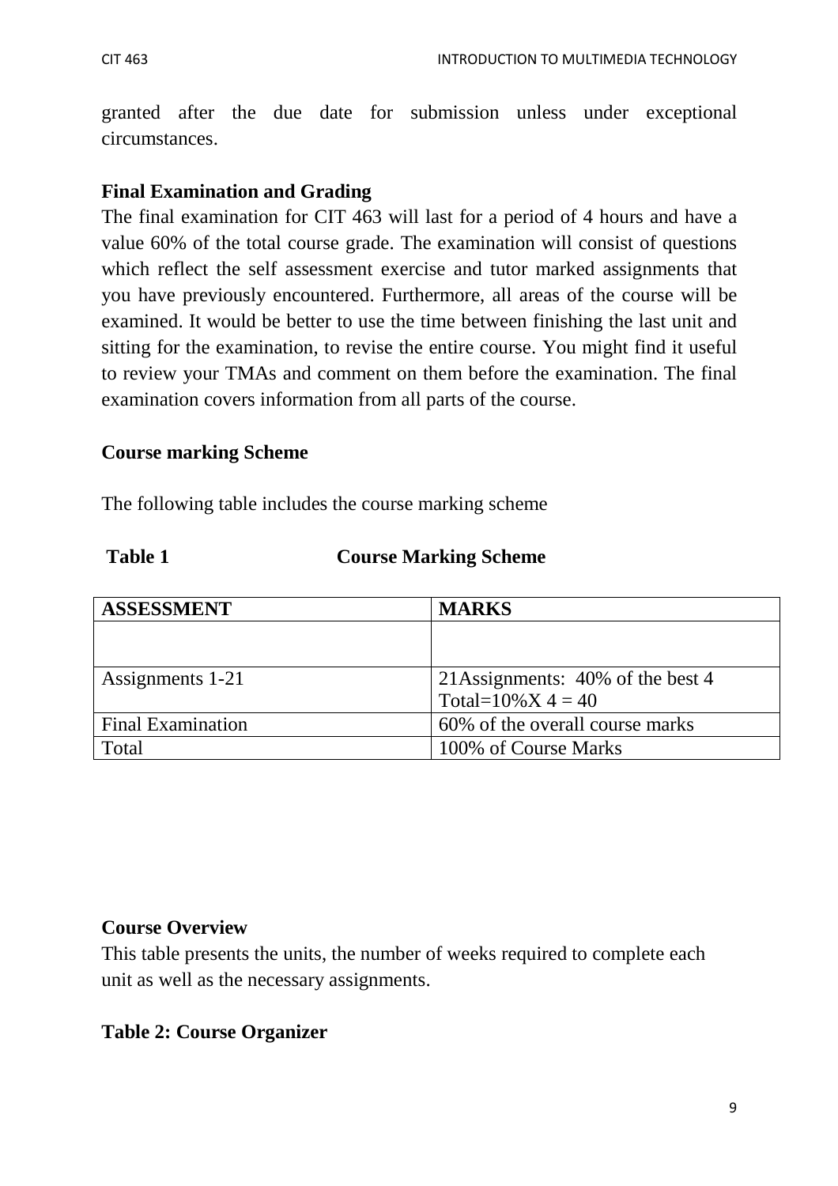granted after the due date for submission unless under exceptional circumstances.

**Final Examination and Grading**

The final examination for CIT 463 will last for a period of 4 hours and have a value 60% of the total course grade. The examination will consist of questions which reflect the self assessment exercise and tutor marked assignments that you have previously encountered. Furthermore, all areas of the course will be examined. It would be better to use the time between finishing the last unit and sitting for the examination, to revise the entire course. You might find it useful to review your TMAs and comment on them before the examination. The final examination covers information from all parts of the course.

**Course marking Scheme**

The following table includes the course marking scheme

**Table 1 Course Marking Scheme**

| ASSESSMENT | MARKS |
|---|---|
| | |
| Assignments 1-21 | 21Assignments: 40% of the best 4<br>Total=10%X 4 = 40 |
| Final Examination | 60% of the overall course marks |
| Total | 100% of Course Marks |

**Course Overview**

This table presents the units, the number of weeks required to complete each unit as well as the necessary assignments.

**Table 2: Course Organizer**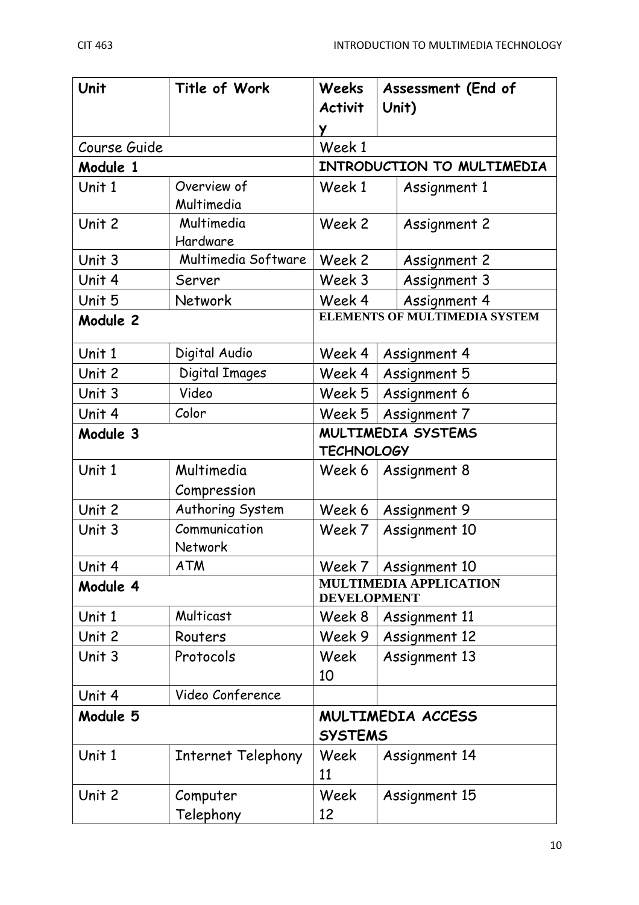| Unit | Title of Work | Weeks Activity | Assessment (End of Unit) |
|---|---|---|---|
| Course Guide | | Week 1 | |
| **Module 1** | | **INTRODUCTION TO MULTIMEDIA** | |
| Unit 1 | Overview of Multimedia | Week 1 | Assignment 1 |
| Unit 2 | Multimedia Hardware | Week 2 | Assignment 2 |
| Unit 3 | Multimedia Software | Week 2 | Assignment 2 |
| Unit 4 | Server | Week 3 | Assignment 3 |
| Unit 5 | Network | Week 4 | Assignment 4 |
| **Module 2** | | **ELEMENTS OF MULTIMEDIA SYSTEM** | |
| Unit 1 | Digital Audio | Week 4 | Assignment 4 |
| Unit 2 | Digital Images | Week 4 | Assignment 5 |
| Unit 3 | Video | Week 5 | Assignment 6 |
| Unit 4 | Color | Week 5 | Assignment 7 |
| **Module 3** | | **MULTIMEDIA SYSTEMS TECHNOLOGY** | |
| Unit 1 | Multimedia Compression | Week 6 | Assignment 8 |
| Unit 2 | Authoring System | Week 6 | Assignment 9 |
| Unit 3 | Communication Network | Week 7 | Assignment 10 |
| Unit 4 | ATM | Week 7 | Assignment 10 |
| **Module 4** | | **MULTIMEDIA APPLICATION DEVELOPMENT** | |
| Unit 1 | Multicast | Week 8 | Assignment 11 |
| Unit 2 | Routers | Week 9 | Assignment 12 |
| Unit 3 | Protocols | Week 10 | Assignment 13 |
| Unit 4 | Video Conference | | |
| **Module 5** | | **MULTIMEDIA ACCESS SYSTEMS** | |
| Unit 1 | Internet Telephony | Week 11 | Assignment 14 |
| Unit 2 | Computer Telephony | Week 12 | Assignment 15 |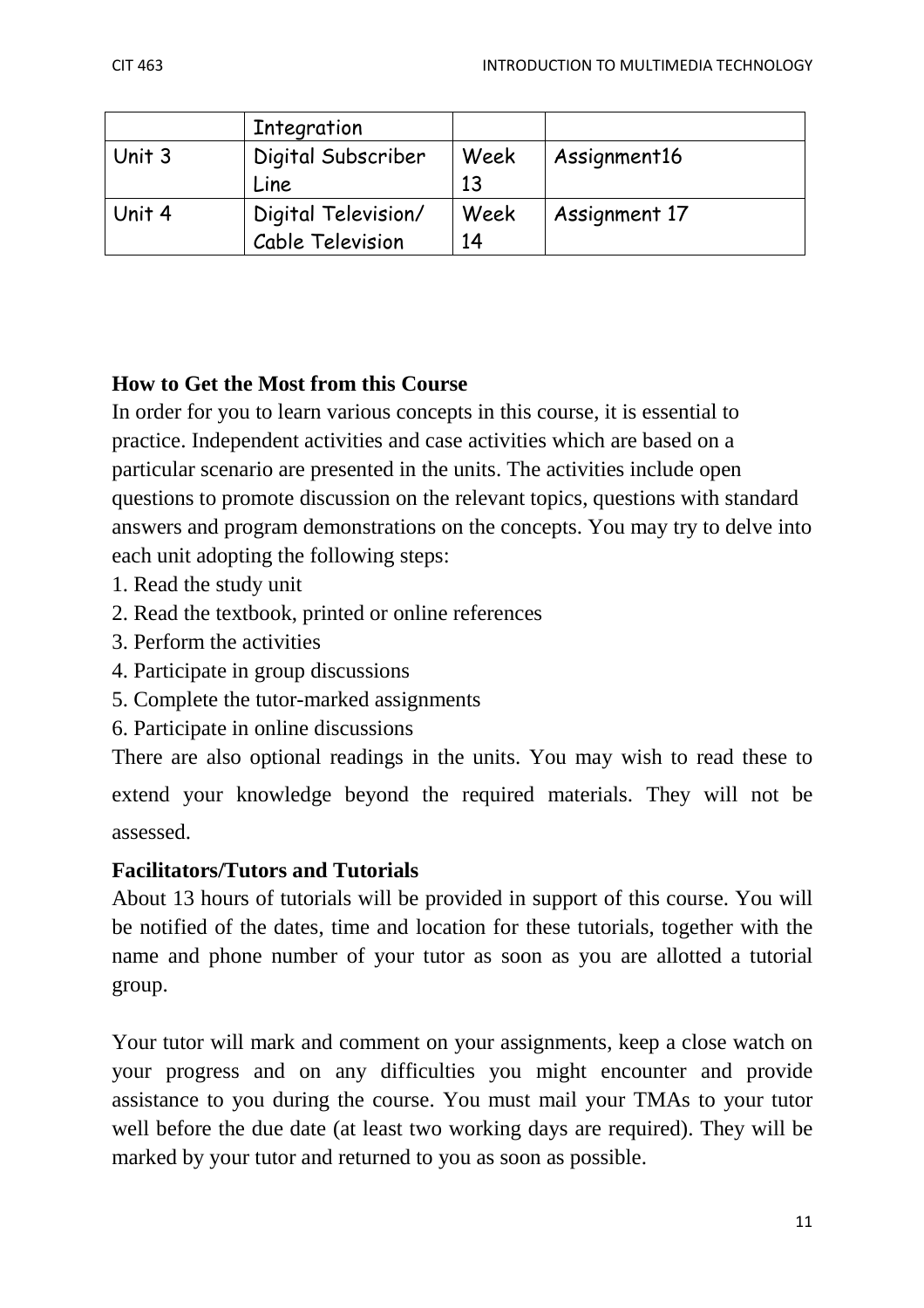| | Integration | | |
|---|---|---|---|
| Unit 3 | Digital Subscriber Line | Week 13 | Assignment16 |
| Unit 4 | Digital Television/ Cable Television | Week 14 | Assignment 17 |

**How to Get the Most from this Course**

In order for you to learn various concepts in this course, it is essential to practice. Independent activities and case activities which are based on a particular scenario are presented in the units. The activities include open questions to promote discussion on the relevant topics, questions with standard answers and program demonstrations on the concepts. You may try to delve into each unit adopting the following steps:

1. Read the study unit
2. Read the textbook, printed or online references
3. Perform the activities
4. Participate in group discussions
5. Complete the tutor-marked assignments
6. Participate in online discussions

There are also optional readings in the units. You may wish to read these to extend your knowledge beyond the required materials. They will not be assessed.

**Facilitators/Tutors and Tutorials**

About 13 hours of tutorials will be provided in support of this course. You will be notified of the dates, time and location for these tutorials, together with the name and phone number of your tutor as soon as you are allotted a tutorial group.

Your tutor will mark and comment on your assignments, keep a close watch on your progress and on any difficulties you might encounter and provide assistance to you during the course. You must mail your TMAs to your tutor well before the due date (at least two working days are required). They will be marked by your tutor and returned to you as soon as possible.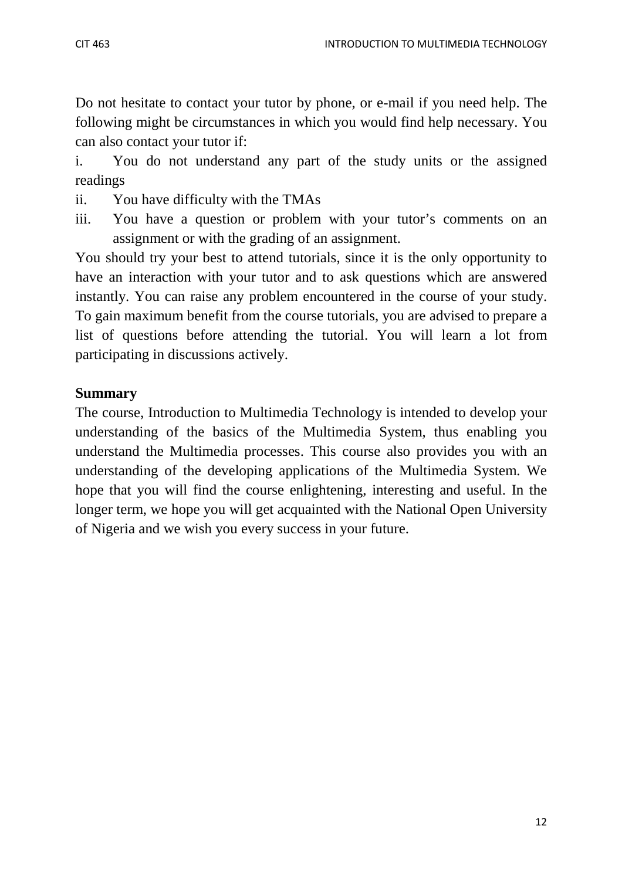Do not hesitate to contact your tutor by phone, or e-mail if you need help. The following might be circumstances in which you would find help necessary. You can also contact your tutor if:

i. You do not understand any part of the study units or the assigned readings
ii. You have difficulty with the TMAs
iii. You have a question or problem with your tutor's comments on an assignment or with the grading of an assignment.

You should try your best to attend tutorials, since it is the only opportunity to have an interaction with your tutor and to ask questions which are answered instantly. You can raise any problem encountered in the course of your study. To gain maximum benefit from the course tutorials, you are advised to prepare a list of questions before attending the tutorial. You will learn a lot from participating in discussions actively.

**Summary**

The course, Introduction to Multimedia Technology is intended to develop your understanding of the basics of the Multimedia System, thus enabling you understand the Multimedia processes. This course also provides you with an understanding of the developing applications of the Multimedia System. We hope that you will find the course enlightening, interesting and useful. In the longer term, we hope you will get acquainted with the National Open University of Nigeria and we wish you every success in your future.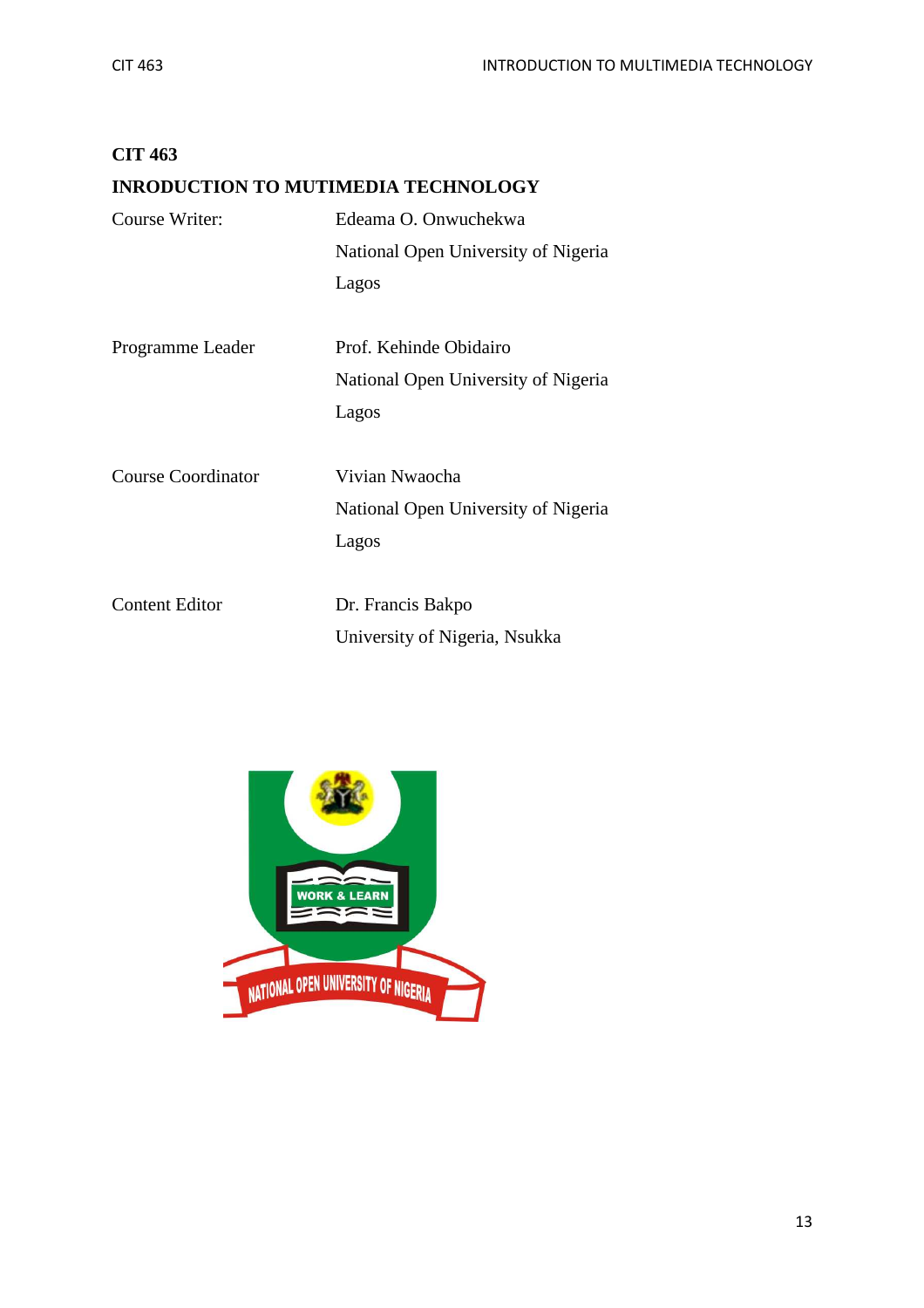**CIT 463**

**INRODUCTION TO MUTIMEDIA TECHNOLOGY**

| | |
|---|---|
| Course Writer: | Edeama O. Onwuchekwa<br>National Open University of Nigeria<br>Lagos |
| Programme Leader | Prof. Kehinde Obidairo<br>National Open University of Nigeria<br>Lagos |
| Course Coordinator | Vivian Nwaocha<br>National Open University of Nigeria<br>Lagos |
| Content Editor | Dr. Francis Bakpo<br>University of Nigeria, Nsukka |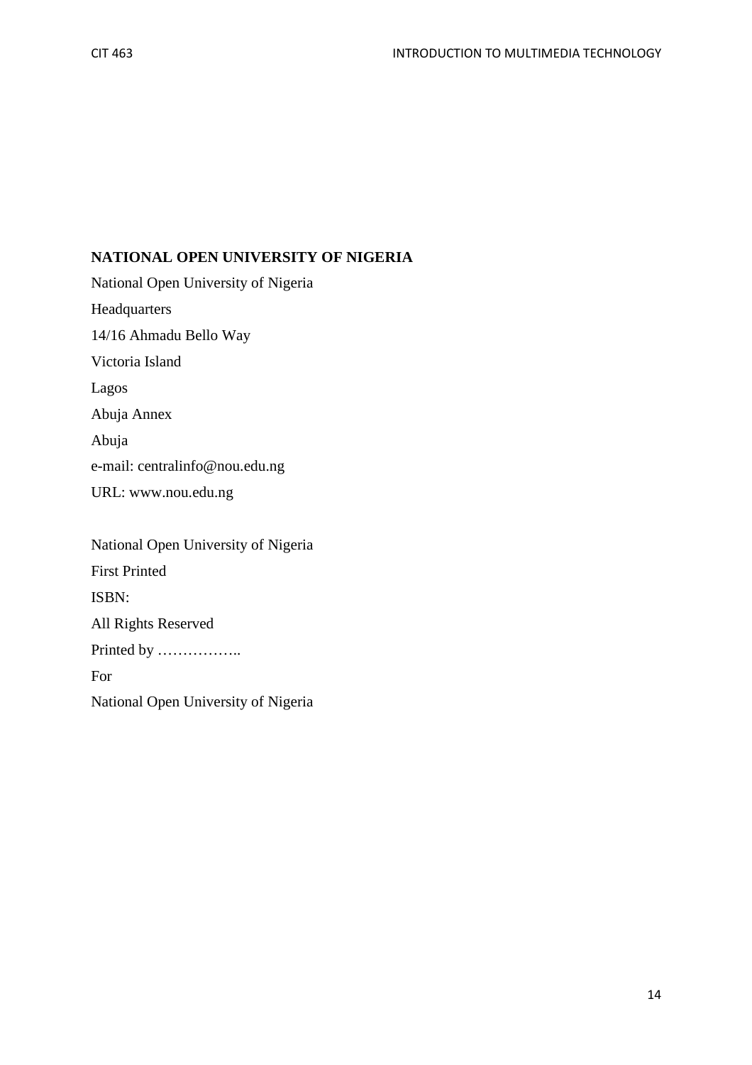**NATIONAL OPEN UNIVERSITY OF NIGERIA**

National Open University of Nigeria

Headquarters

14/16 Ahmadu Bello Way

Victoria Island

Lagos

Abuja Annex

Abuja

e-mail: centralinfo@nou.edu.ng

URL: www.nou.edu.ng

National Open University of Nigeria

First Printed

ISBN:

All Rights Reserved

Printed by ……………..

For

National Open University of Nigeria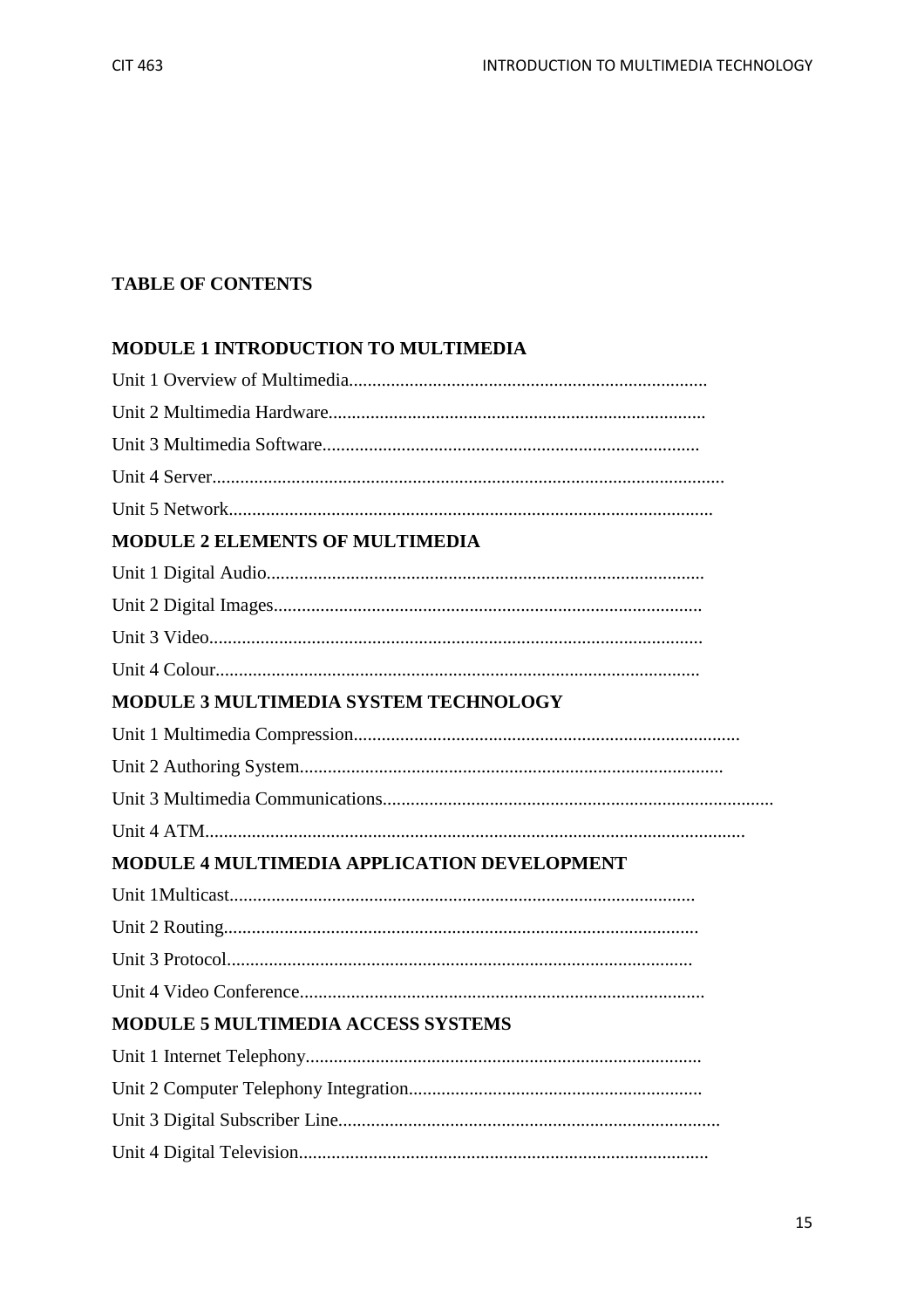## TABLE OF CONTENTS

### MODULE 1 INTRODUCTION TO MULTIMEDIA

Unit 1 Overview of Multimedia............................................................................

Unit 2 Multimedia Hardware................................................................................

Unit 3 Multimedia Software................................................................................

Unit 4 Server............................................................................................................

Unit 5 Network.......................................................................................................

### MODULE 2 ELEMENTS OF MULTIMEDIA

Unit 1 Digital Audio.............................................................................................

Unit 2 Digital Images...........................................................................................

Unit 3 Video.........................................................................................................

Unit 4 Colour.......................................................................................................

### MODULE 3 MULTIMEDIA SYSTEM TECHNOLOGY

Unit 1 Multimedia Compression.................................................................................

Unit 2 Authoring System.........................................................................................

Unit 3 Multimedia Communications...................................................................................

Unit 4 ATM..................................................................................................................

### MODULE 4 MULTIMEDIA APPLICATION DEVELOPMENT

Unit 1Multicast...................................................................................................

Unit 2 Routing....................................................................................................

Unit 3 Protocol...................................................................................................

Unit 4 Video Conference......................................................................................

### MODULE 5 MULTIMEDIA ACCESS SYSTEMS

Unit 1 Internet Telephony....................................................................................

Unit 2 Computer Telephony Integration..............................................................

Unit 3 Digital Subscriber Line.................................................................................

Unit 4 Digital Television.......................................................................................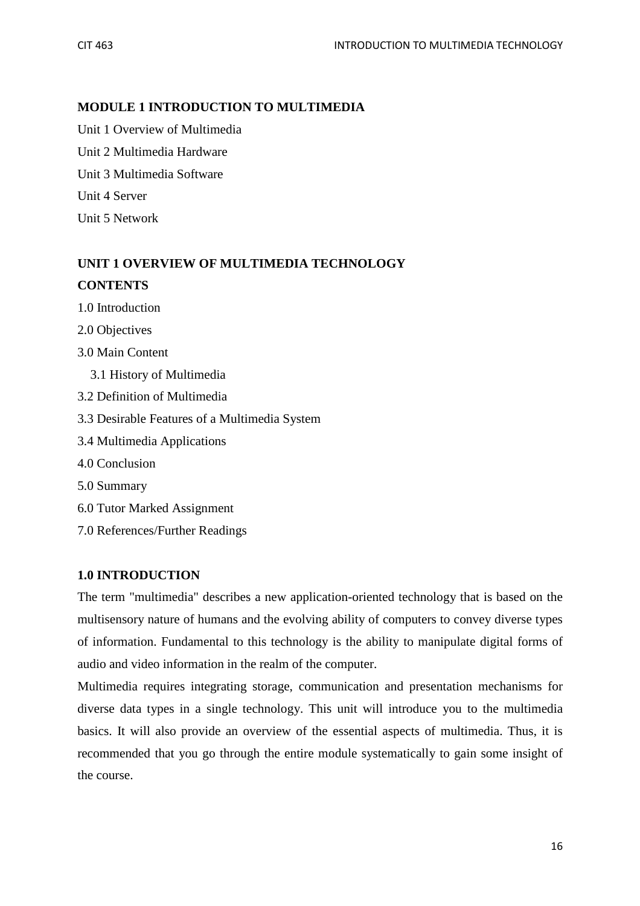## MODULE 1 INTRODUCTION TO MULTIMEDIA

Unit 1 Overview of Multimedia

Unit 2 Multimedia Hardware

Unit 3 Multimedia Software

Unit 4 Server

Unit 5 Network

## UNIT 1 OVERVIEW OF MULTIMEDIA TECHNOLOGY

**CONTENTS**

1.0 Introduction

2.0 Objectives

3.0 Main Content

3.1 History of Multimedia

3.2 Definition of Multimedia

3.3 Desirable Features of a Multimedia System

3.4 Multimedia Applications

4.0 Conclusion

5.0 Summary

6.0 Tutor Marked Assignment

7.0 References/Further Readings

### 1.0 INTRODUCTION

The term "multimedia" describes a new application-oriented technology that is based on the multisensory nature of humans and the evolving ability of computers to convey diverse types of information. Fundamental to this technology is the ability to manipulate digital forms of audio and video information in the realm of the computer.

Multimedia requires integrating storage, communication and presentation mechanisms for diverse data types in a single technology. This unit will introduce you to the multimedia basics. It will also provide an overview of the essential aspects of multimedia. Thus, it is recommended that you go through the entire module systematically to gain some insight of the course.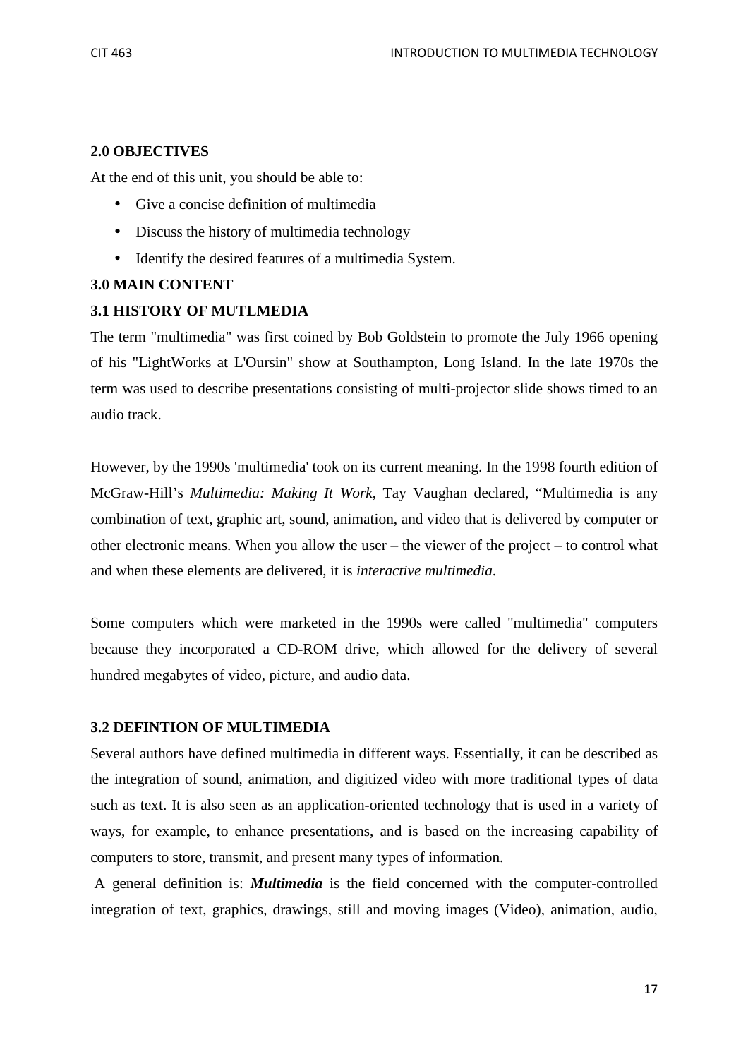**2.0 OBJECTIVES**

At the end of this unit, you should be able to:

- Give a concise definition of multimedia
- Discuss the history of multimedia technology
- Identify the desired features of a multimedia System.

**3.0 MAIN CONTENT**

**3.1 HISTORY OF MUTLMEDIA**

The term "multimedia" was first coined by Bob Goldstein to promote the July 1966 opening of his "LightWorks at L'Oursin" show at Southampton, Long Island. In the late 1970s the term was used to describe presentations consisting of multi-projector slide shows timed to an audio track.

However, by the 1990s 'multimedia' took on its current meaning. In the 1998 fourth edition of McGraw-Hill's *Multimedia: Making It Work*, Tay Vaughan declared, "Multimedia is any combination of text, graphic art, sound, animation, and video that is delivered by computer or other electronic means. When you allow the user – the viewer of the project – to control what and when these elements are delivered, it is *interactive multimedia*.

Some computers which were marketed in the 1990s were called "multimedia" computers because they incorporated a CD-ROM drive, which allowed for the delivery of several hundred megabytes of video, picture, and audio data.

**3.2 DEFINTION OF MULTIMEDIA**

Several authors have defined multimedia in different ways. Essentially, it can be described as the integration of sound, animation, and digitized video with more traditional types of data such as text. It is also seen as an application-oriented technology that is used in a variety of ways, for example, to enhance presentations, and is based on the increasing capability of computers to store, transmit, and present many types of information.

A general definition is: ***Multimedia*** is the field concerned with the computer-controlled integration of text, graphics, drawings, still and moving images (Video), animation, audio,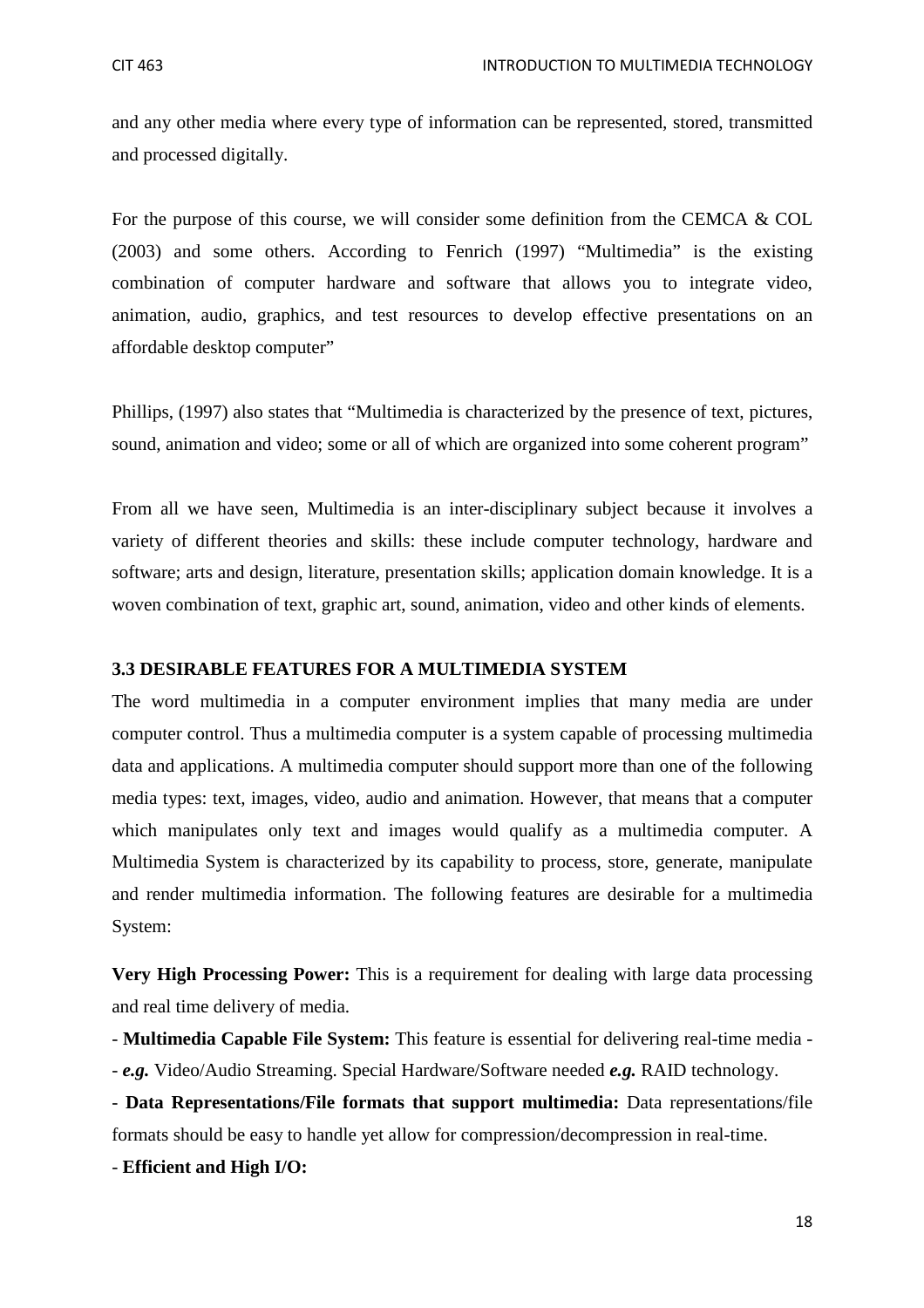and any other media where every type of information can be represented, stored, transmitted and processed digitally.

For the purpose of this course, we will consider some definition from the CEMCA & COL (2003) and some others. According to Fenrich (1997) "Multimedia" is the existing combination of computer hardware and software that allows you to integrate video, animation, audio, graphics, and test resources to develop effective presentations on an affordable desktop computer"

Phillips, (1997) also states that "Multimedia is characterized by the presence of text, pictures, sound, animation and video; some or all of which are organized into some coherent program"

From all we have seen, Multimedia is an inter-disciplinary subject because it involves a variety of different theories and skills: these include computer technology, hardware and software; arts and design, literature, presentation skills; application domain knowledge. It is a woven combination of text, graphic art, sound, animation, video and other kinds of elements.

### 3.3 DESIRABLE FEATURES FOR A MULTIMEDIA SYSTEM

The word multimedia in a computer environment implies that many media are under computer control. Thus a multimedia computer is a system capable of processing multimedia data and applications. A multimedia computer should support more than one of the following media types: text, images, video, audio and animation. However, that means that a computer which manipulates only text and images would qualify as a multimedia computer. A Multimedia System is characterized by its capability to process, store, generate, manipulate and render multimedia information. The following features are desirable for a multimedia System:

**Very High Processing Power:** This is a requirement for dealing with large data processing and real time delivery of media.

- **Multimedia Capable File System:** This feature is essential for delivering real-time media -- ***e.g.*** Video/Audio Streaming. Special Hardware/Software needed ***e.g.*** RAID technology.

- **Data Representations/File formats that support multimedia:** Data representations/file formats should be easy to handle yet allow for compression/decompression in real-time.

- **Efficient and High I/O:**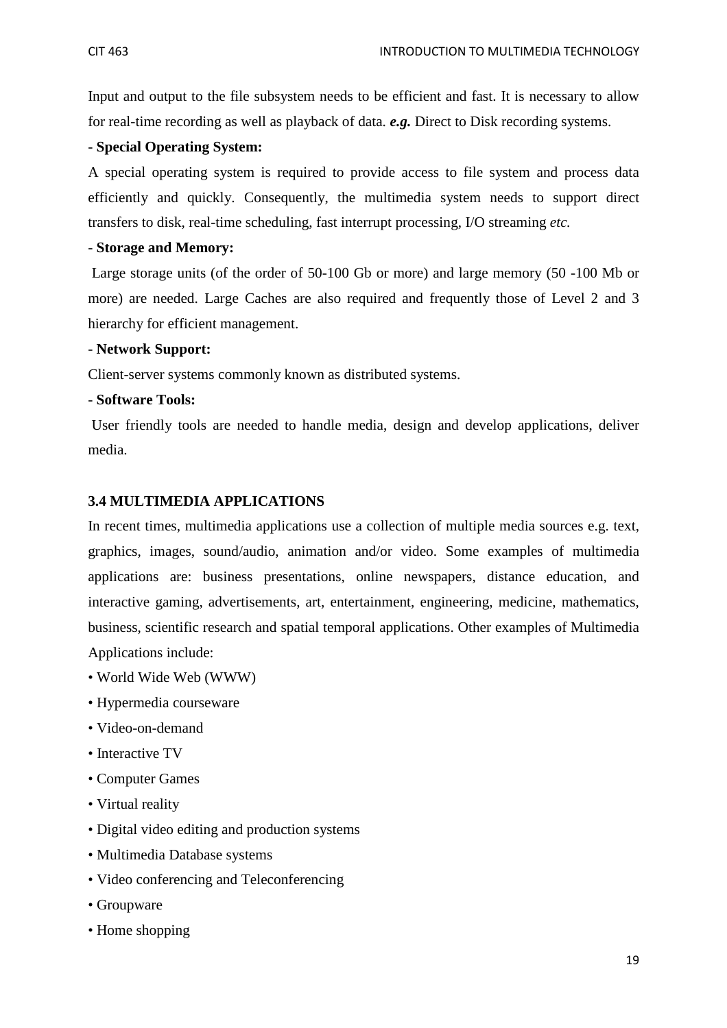Input and output to the file subsystem needs to be efficient and fast. It is necessary to allow for real-time recording as well as playback of data. ***e.g.*** Direct to Disk recording systems.

- **Special Operating System:**

A special operating system is required to provide access to file system and process data efficiently and quickly. Consequently, the multimedia system needs to support direct transfers to disk, real-time scheduling, fast interrupt processing, I/O streaming *etc.*

- **Storage and Memory:**

Large storage units (of the order of 50-100 Gb or more) and large memory (50 -100 Mb or more) are needed. Large Caches are also required and frequently those of Level 2 and 3 hierarchy for efficient management.

- **Network Support:**

Client-server systems commonly known as distributed systems.

- **Software Tools:**

User friendly tools are needed to handle media, design and develop applications, deliver media.

### 3.4 MULTIMEDIA APPLICATIONS

In recent times, multimedia applications use a collection of multiple media sources e.g. text, graphics, images, sound/audio, animation and/or video. Some examples of multimedia applications are: business presentations, online newspapers, distance education, and interactive gaming, advertisements, art, entertainment, engineering, medicine, mathematics, business, scientific research and spatial temporal applications. Other examples of Multimedia Applications include:

- World Wide Web (WWW)
- Hypermedia courseware
- Video-on-demand
- Interactive TV
- Computer Games
- Virtual reality
- Digital video editing and production systems
- Multimedia Database systems
- Video conferencing and Teleconferencing
- Groupware
- Home shopping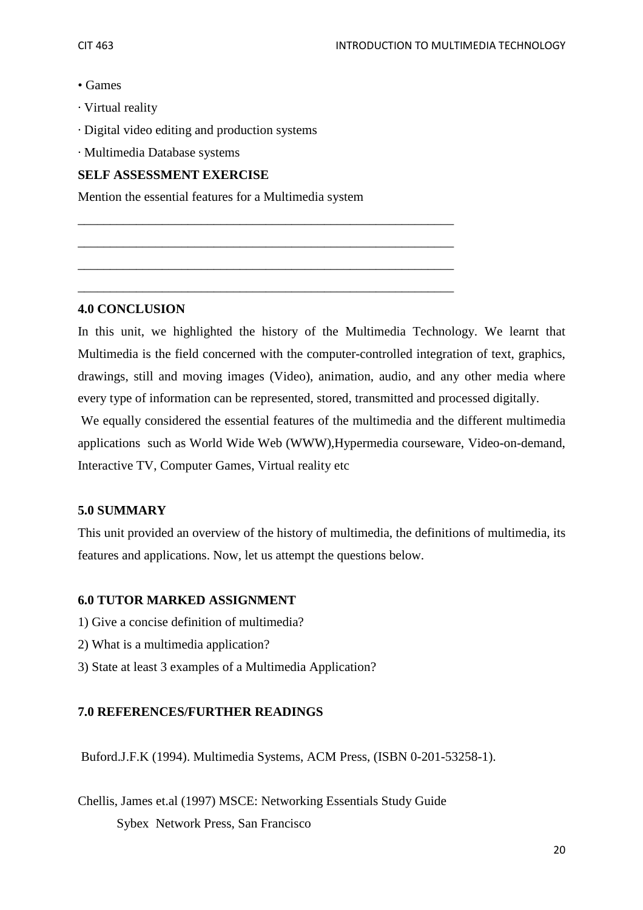• Games

· Virtual reality

· Digital video editing and production systems

· Multimedia Database systems

**SELF ASSESSMENT EXERCISE**

Mention the essential features for a Multimedia system

___________________________________________________________

___________________________________________________________

___________________________________________________________

___________________________________________________________

## 4.0 CONCLUSION

In this unit, we highlighted the history of the Multimedia Technology. We learnt that Multimedia is the field concerned with the computer-controlled integration of text, graphics, drawings, still and moving images (Video), animation, audio, and any other media where every type of information can be represented, stored, transmitted and processed digitally.

We equally considered the essential features of the multimedia and the different multimedia applications such as World Wide Web (WWW),Hypermedia courseware, Video-on-demand, Interactive TV, Computer Games, Virtual reality etc

## 5.0 SUMMARY

This unit provided an overview of the history of multimedia, the definitions of multimedia, its features and applications. Now, let us attempt the questions below.

## 6.0 TUTOR MARKED ASSIGNMENT

1) Give a concise definition of multimedia?

2) What is a multimedia application?

3) State at least 3 examples of a Multimedia Application?

## 7.0 REFERENCES/FURTHER READINGS

Buford.J.F.K (1994). Multimedia Systems, ACM Press, (ISBN 0-201-53258-1).

Chellis, James et.al (1997) MSCE: Networking Essentials Study Guide
Sybex Network Press, San Francisco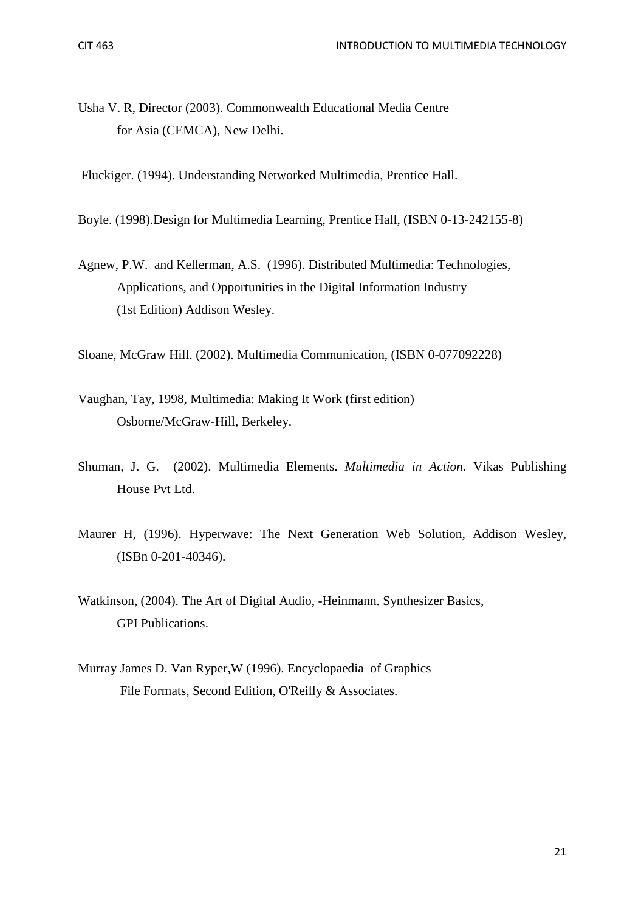Usha V. R, Director (2003). Commonwealth Educational Media Centre for Asia (CEMCA), New Delhi.

Fluckiger. (1994). Understanding Networked Multimedia, Prentice Hall.

Boyle. (1998).Design for Multimedia Learning, Prentice Hall, (ISBN 0-13-242155-8)

Agnew, P.W. and Kellerman, A.S. (1996). Distributed Multimedia: Technologies, Applications, and Opportunities in the Digital Information Industry (1st Edition) Addison Wesley.

Sloane, McGraw Hill. (2002). Multimedia Communication, (ISBN 0-077092228)

Vaughan, Tay, 1998, Multimedia: Making It Work (first edition) Osborne/McGraw-Hill, Berkeley.

Shuman, J. G. (2002). Multimedia Elements. *Multimedia in Action.* Vikas Publishing House Pvt Ltd.

Maurer H, (1996). Hyperwave: The Next Generation Web Solution, Addison Wesley, (ISBn 0-201-40346).

Watkinson, (2004). The Art of Digital Audio, -Heinmann. Synthesizer Basics, GPI Publications.

Murray James D. Van Ryper,W (1996). Encyclopaedia of Graphics File Formats, Second Edition, O'Reilly & Associates.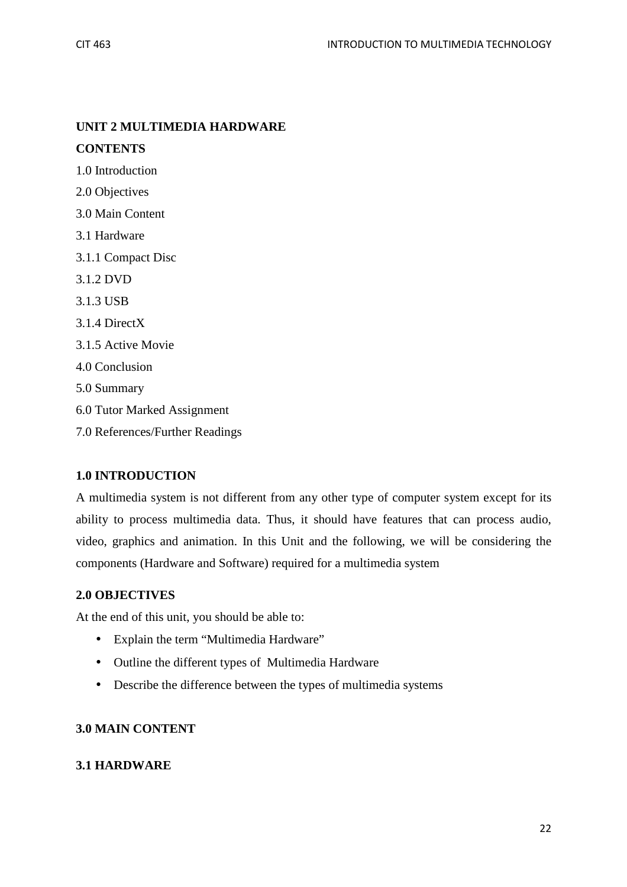## UNIT 2 MULTIMEDIA HARDWARE

**CONTENTS**

1.0 Introduction

2.0 Objectives

3.0 Main Content

3.1 Hardware

3.1.1 Compact Disc

3.1.2 DVD

3.1.3 USB

3.1.4 DirectX

3.1.5 Active Movie

4.0 Conclusion

5.0 Summary

6.0 Tutor Marked Assignment

7.0 References/Further Readings

### 1.0 INTRODUCTION

A multimedia system is not different from any other type of computer system except for its ability to process multimedia data. Thus, it should have features that can process audio, video, graphics and animation. In this Unit and the following, we will be considering the components (Hardware and Software) required for a multimedia system

### 2.0 OBJECTIVES

At the end of this unit, you should be able to:

- Explain the term "Multimedia Hardware"
- Outline the different types of Multimedia Hardware
- Describe the difference between the types of multimedia systems

### 3.0 MAIN CONTENT

### 3.1 HARDWARE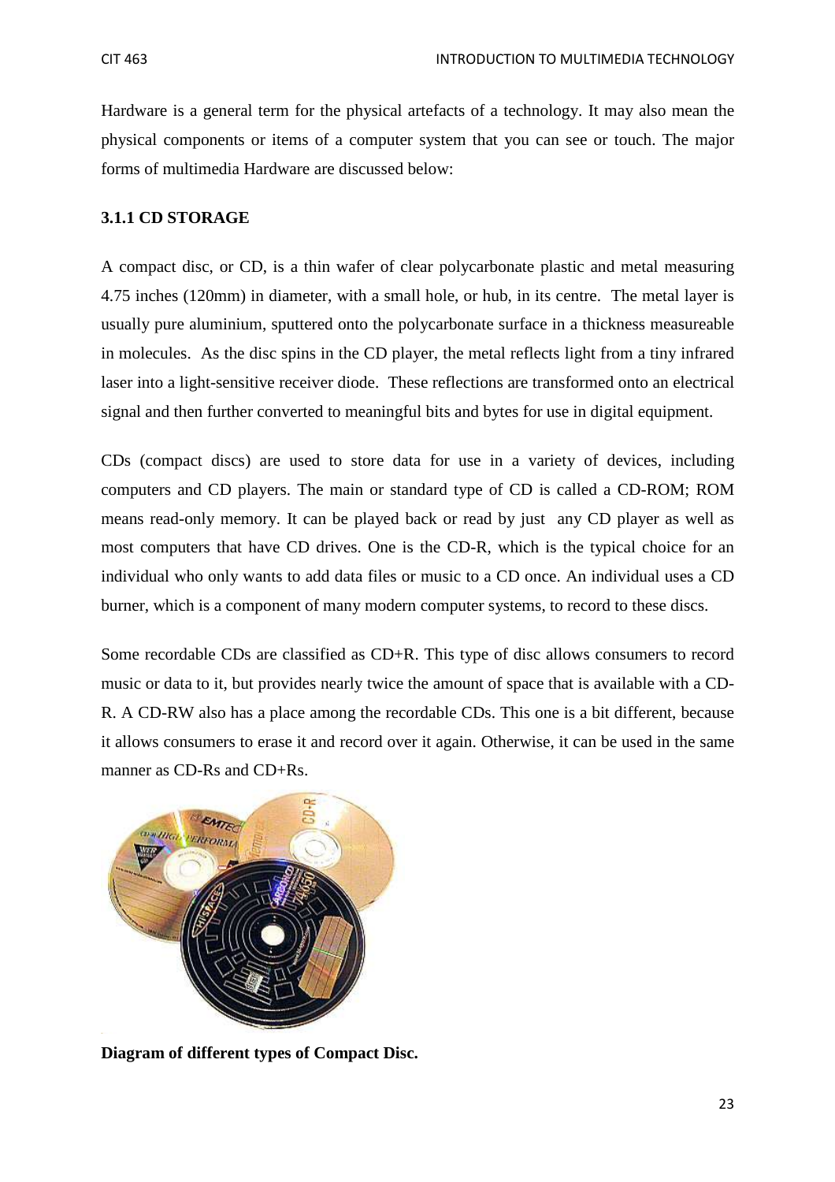Hardware is a general term for the physical artefacts of a technology. It may also mean the physical components or items of a computer system that you can see or touch. The major forms of multimedia Hardware are discussed below:

### 3.1.1 CD STORAGE

A compact disc, or CD, is a thin wafer of clear polycarbonate plastic and metal measuring 4.75 inches (120mm) in diameter, with a small hole, or hub, in its centre. The metal layer is usually pure aluminium, sputtered onto the polycarbonate surface in a thickness measureable in molecules. As the disc spins in the CD player, the metal reflects light from a tiny infrared laser into a light-sensitive receiver diode. These reflections are transformed onto an electrical signal and then further converted to meaningful bits and bytes for use in digital equipment.

CDs (compact discs) are used to store data for use in a variety of devices, including computers and CD players. The main or standard type of CD is called a CD-ROM; ROM means read-only memory. It can be played back or read by just any CD player as well as most computers that have CD drives. One is the CD-R, which is the typical choice for an individual who only wants to add data files or music to a CD once. An individual uses a CD burner, which is a component of many modern computer systems, to record to these discs.

Some recordable CDs are classified as CD+R. This type of disc allows consumers to record music or data to it, but provides nearly twice the amount of space that is available with a CD-R. A CD-RW also has a place among the recordable CDs. This one is a bit different, because it allows consumers to erase it and record over it again. Otherwise, it can be used in the same manner as CD-Rs and CD+Rs.

**Diagram of different types of Compact Disc.**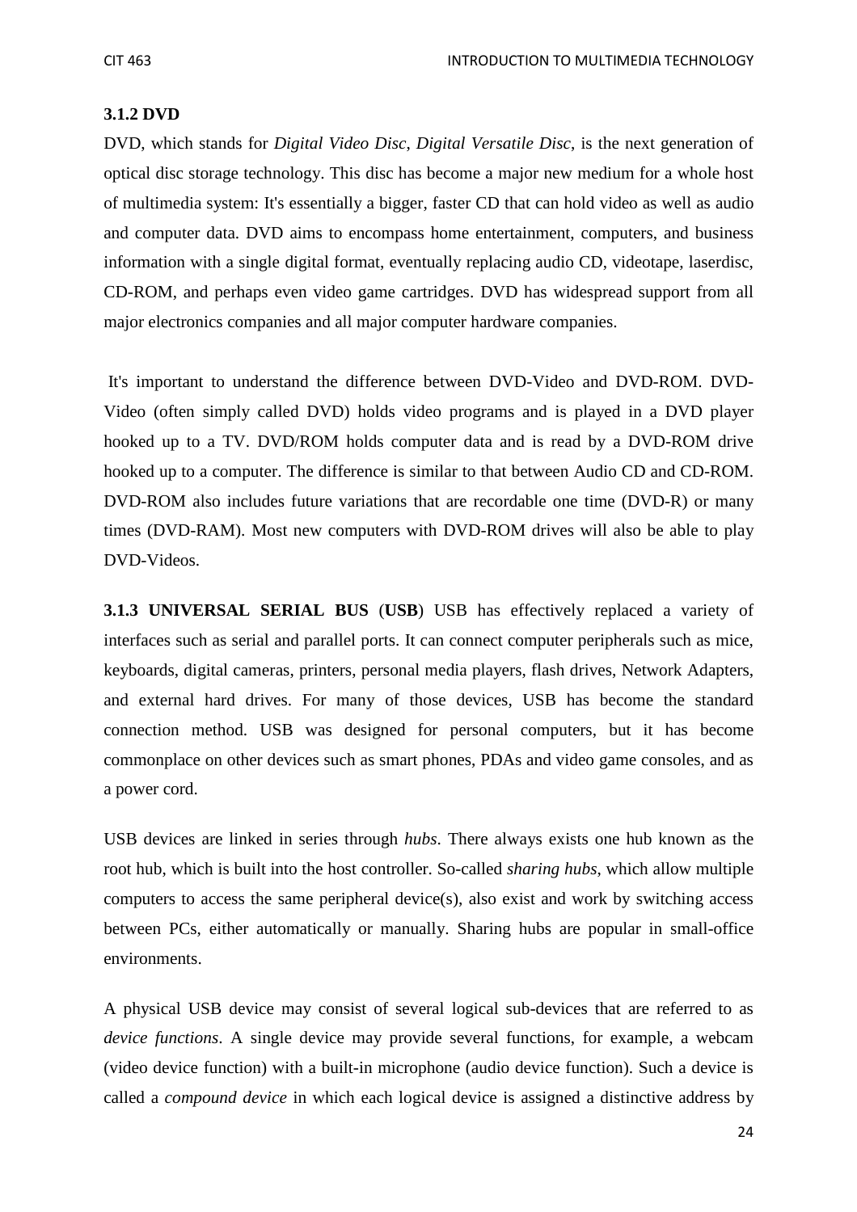### 3.1.2 DVD

DVD, which stands for *Digital Video Disc*, *Digital Versatile Disc,* is the next generation of optical disc storage technology. This disc has become a major new medium for a whole host of multimedia system: It's essentially a bigger, faster CD that can hold video as well as audio and computer data. DVD aims to encompass home entertainment, computers, and business information with a single digital format, eventually replacing audio CD, videotape, laserdisc, CD-ROM, and perhaps even video game cartridges. DVD has widespread support from all major electronics companies and all major computer hardware companies.

It's important to understand the difference between DVD-Video and DVD-ROM. DVD-Video (often simply called DVD) holds video programs and is played in a DVD player hooked up to a TV. DVD/ROM holds computer data and is read by a DVD-ROM drive hooked up to a computer. The difference is similar to that between Audio CD and CD-ROM. DVD-ROM also includes future variations that are recordable one time (DVD-R) or many times (DVD-RAM). Most new computers with DVD-ROM drives will also be able to play DVD-Videos.

**3.1.3 UNIVERSAL SERIAL BUS** (**USB**) USB has effectively replaced a variety of interfaces such as serial and parallel ports. It can connect computer peripherals such as mice, keyboards, digital cameras, printers, personal media players, flash drives, Network Adapters, and external hard drives. For many of those devices, USB has become the standard connection method. USB was designed for personal computers, but it has become commonplace on other devices such as smart phones, PDAs and video game consoles, and as a power cord.

USB devices are linked in series through *hubs*. There always exists one hub known as the root hub, which is built into the host controller. So-called *sharing hubs*, which allow multiple computers to access the same peripheral device(s), also exist and work by switching access between PCs, either automatically or manually. Sharing hubs are popular in small-office environments.

A physical USB device may consist of several logical sub-devices that are referred to as *device functions*. A single device may provide several functions, for example, a webcam (video device function) with a built-in microphone (audio device function). Such a device is called a *compound device* in which each logical device is assigned a distinctive address by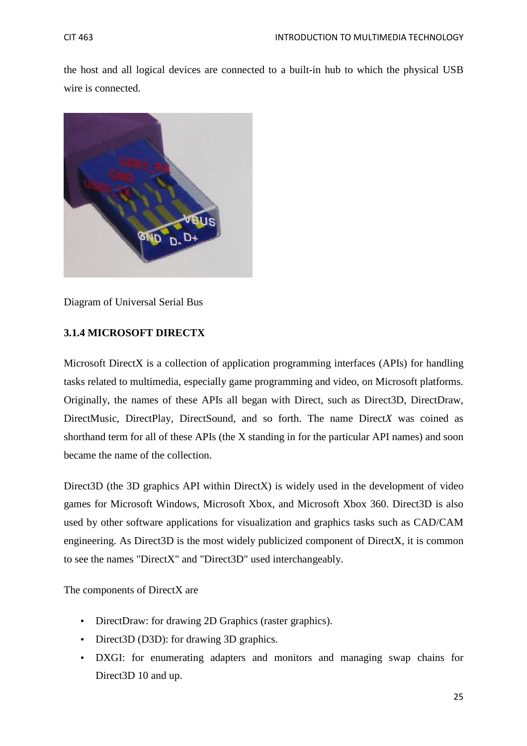the host and all logical devices are connected to a built-in hub to which the physical USB wire is connected.

Diagram of Universal Serial Bus

### 3.1.4 MICROSOFT DIRECTX

Microsoft DirectX is a collection of application programming interfaces (APIs) for handling tasks related to multimedia, especially game programming and video, on Microsoft platforms. Originally, the names of these APIs all began with Direct, such as Direct3D, DirectDraw, DirectMusic, DirectPlay, DirectSound, and so forth. The name Direct*X* was coined as shorthand term for all of these APIs (the X standing in for the particular API names) and soon became the name of the collection.

Direct3D (the 3D graphics API within DirectX) is widely used in the development of video games for Microsoft Windows, Microsoft Xbox, and Microsoft Xbox 360. Direct3D is also used by other software applications for visualization and graphics tasks such as CAD/CAM engineering. As Direct3D is the most widely publicized component of DirectX, it is common to see the names "DirectX" and "Direct3D" used interchangeably.

The components of DirectX are

- DirectDraw: for drawing 2D Graphics (raster graphics).
- Direct3D (D3D): for drawing 3D graphics.
- DXGI: for enumerating adapters and monitors and managing swap chains for Direct3D 10 and up.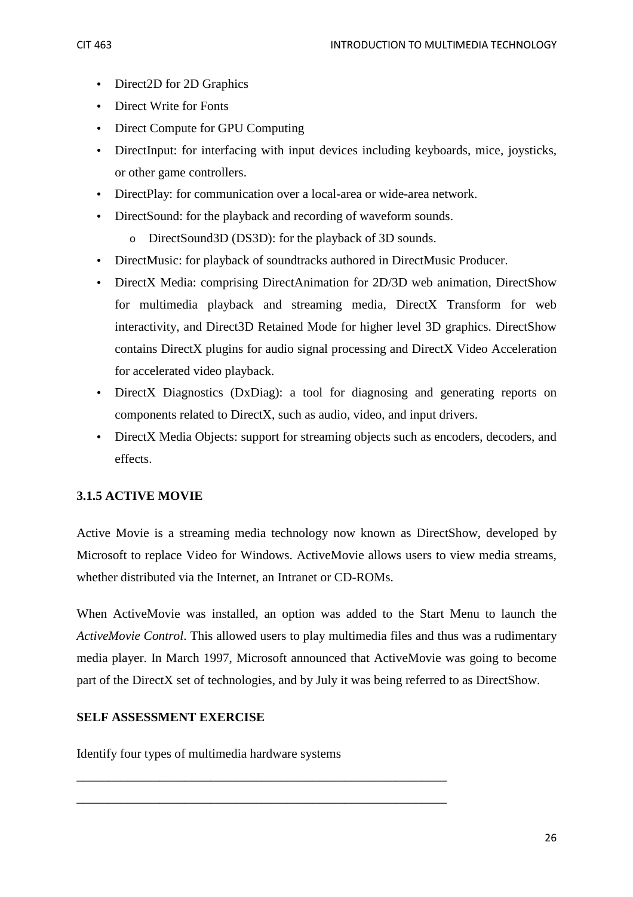- Direct2D for 2D Graphics
- Direct Write for Fonts
- Direct Compute for GPU Computing
- DirectInput: for interfacing with input devices including keyboards, mice, joysticks, or other game controllers.
- DirectPlay: for communication over a local-area or wide-area network.
- DirectSound: for the playback and recording of waveform sounds.
  - DirectSound3D (DS3D): for the playback of 3D sounds.
- DirectMusic: for playback of soundtracks authored in DirectMusic Producer.
- DirectX Media: comprising DirectAnimation for 2D/3D web animation, DirectShow for multimedia playback and streaming media, DirectX Transform for web interactivity, and Direct3D Retained Mode for higher level 3D graphics. DirectShow contains DirectX plugins for audio signal processing and DirectX Video Acceleration for accelerated video playback.
- DirectX Diagnostics (DxDiag): a tool for diagnosing and generating reports on components related to DirectX, such as audio, video, and input drivers.
- DirectX Media Objects: support for streaming objects such as encoders, decoders, and effects.

### 3.1.5 ACTIVE MOVIE

Active Movie is a streaming media technology now known as DirectShow, developed by Microsoft to replace Video for Windows. ActiveMovie allows users to view media streams, whether distributed via the Internet, an Intranet or CD-ROMs.

When ActiveMovie was installed, an option was added to the Start Menu to launch the *ActiveMovie Control*. This allowed users to play multimedia files and thus was a rudimentary media player. In March 1997, Microsoft announced that ActiveMovie was going to become part of the DirectX set of technologies, and by July it was being referred to as DirectShow.

**SELF ASSESSMENT EXERCISE**

Identify four types of multimedia hardware systems

____________________________________________________________

____________________________________________________________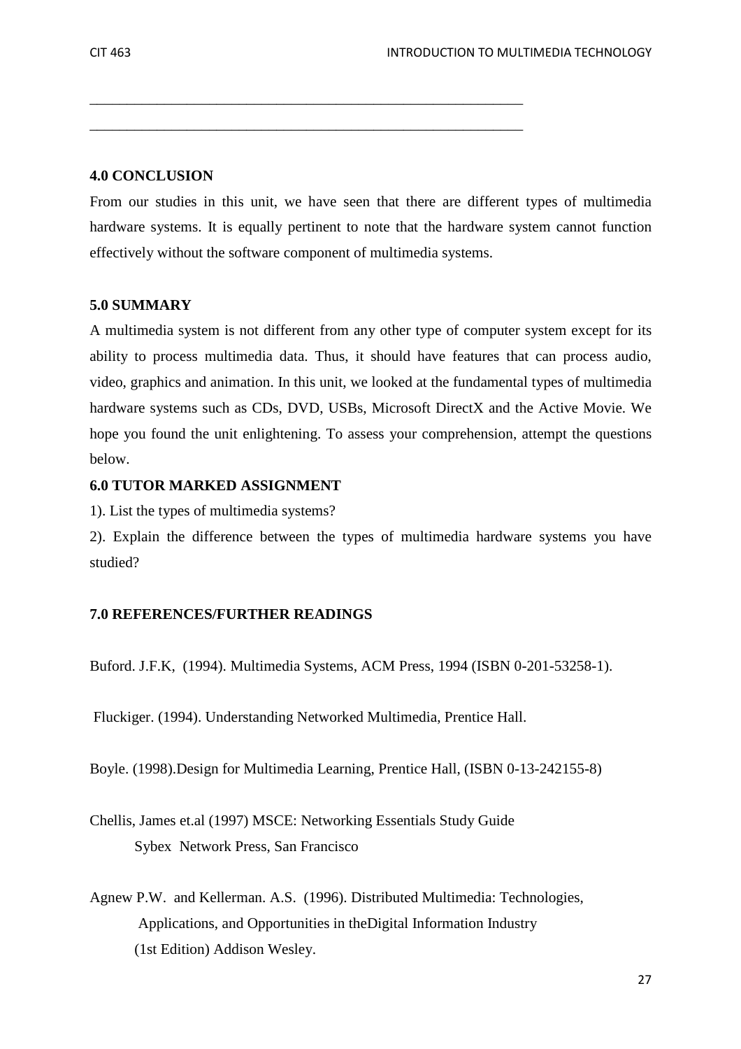\_\_\_\_\_\_\_\_\_\_\_\_\_\_\_\_\_\_\_\_\_\_\_\_\_\_\_\_\_\_\_\_\_\_\_\_\_\_\_\_\_\_\_\_\_\_\_\_\_\_\_\_\_\_\_\_\_\_\_\_

\_\_\_\_\_\_\_\_\_\_\_\_\_\_\_\_\_\_\_\_\_\_\_\_\_\_\_\_\_\_\_\_\_\_\_\_\_\_\_\_\_\_\_\_\_\_\_\_\_\_\_\_\_\_\_\_\_\_\_\_

### 4.0 CONCLUSION

From our studies in this unit, we have seen that there are different types of multimedia hardware systems. It is equally pertinent to note that the hardware system cannot function effectively without the software component of multimedia systems.

### 5.0 SUMMARY

A multimedia system is not different from any other type of computer system except for its ability to process multimedia data. Thus, it should have features that can process audio, video, graphics and animation. In this unit, we looked at the fundamental types of multimedia hardware systems such as CDs, DVD, USBs, Microsoft DirectX and the Active Movie. We hope you found the unit enlightening. To assess your comprehension, attempt the questions below.

### 6.0 TUTOR MARKED ASSIGNMENT

1). List the types of multimedia systems?

2). Explain the difference between the types of multimedia hardware systems you have studied?

### 7.0 REFERENCES/FURTHER READINGS

Buford. J.F.K, (1994). Multimedia Systems, ACM Press, 1994 (ISBN 0-201-53258-1).

Fluckiger. (1994). Understanding Networked Multimedia, Prentice Hall.

Boyle. (1998).Design for Multimedia Learning, Prentice Hall, (ISBN 0-13-242155-8)

Chellis, James et.al (1997) MSCE: Networking Essentials Study Guide Sybex Network Press, San Francisco

Agnew P.W. and Kellerman. A.S. (1996). Distributed Multimedia: Technologies, Applications, and Opportunities in theDigital Information Industry (1st Edition) Addison Wesley.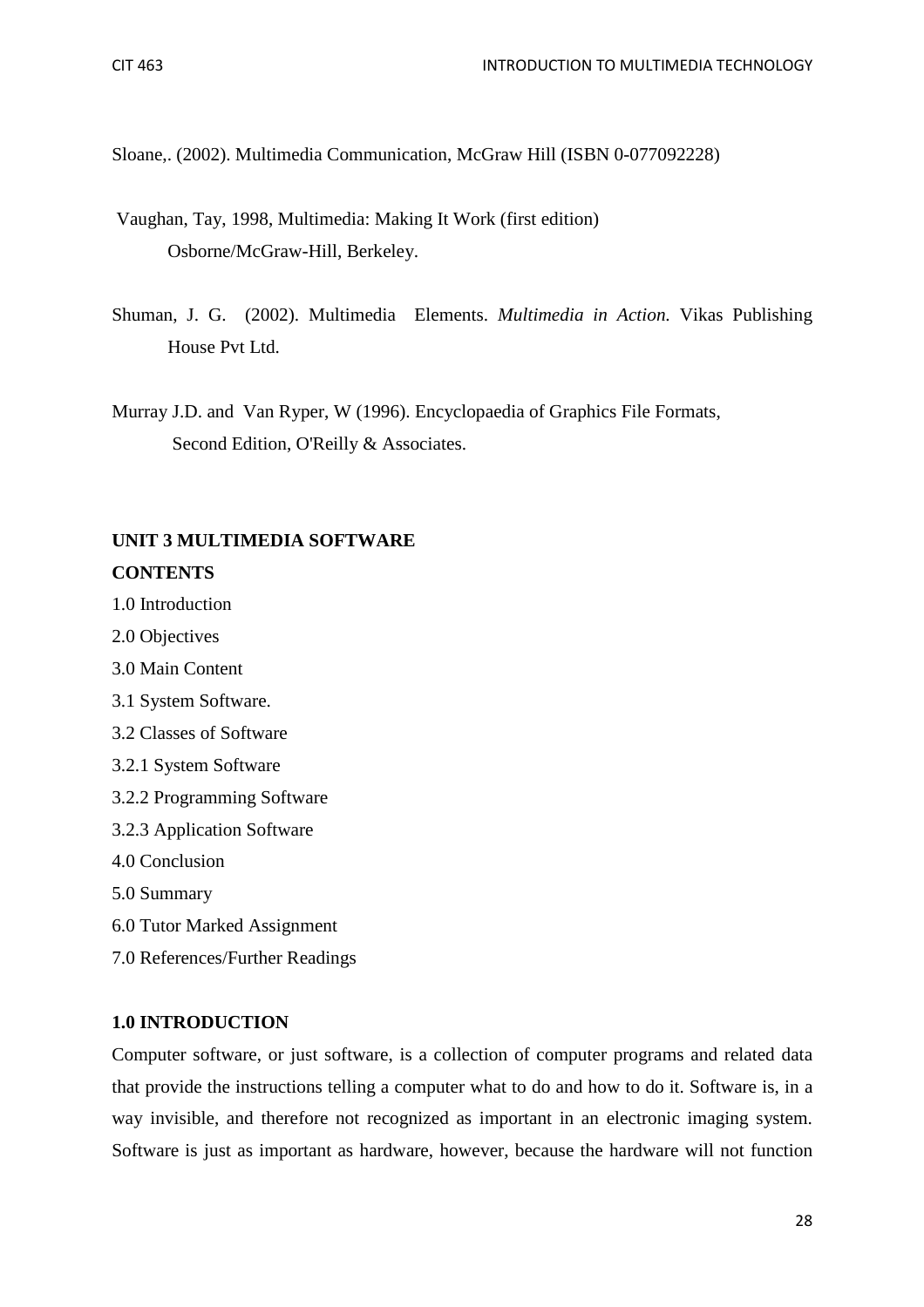Sloane,. (2002). Multimedia Communication, McGraw Hill (ISBN 0-077092228)

Vaughan, Tay, 1998, Multimedia: Making It Work (first edition) Osborne/McGraw-Hill, Berkeley.

Shuman, J. G. (2002). Multimedia Elements. *Multimedia in Action.* Vikas Publishing House Pvt Ltd.

Murray J.D. and Van Ryper, W (1996). Encyclopaedia of Graphics File Formats, Second Edition, O'Reilly & Associates.

## UNIT 3 MULTIMEDIA SOFTWARE

**CONTENTS**

1.0 Introduction
2.0 Objectives
3.0 Main Content
3.1 System Software.
3.2 Classes of Software
3.2.1 System Software
3.2.2 Programming Software
3.2.3 Application Software
4.0 Conclusion
5.0 Summary
6.0 Tutor Marked Assignment
7.0 References/Further Readings

### 1.0 INTRODUCTION

Computer software, or just software, is a collection of computer programs and related data that provide the instructions telling a computer what to do and how to do it. Software is, in a way invisible, and therefore not recognized as important in an electronic imaging system. Software is just as important as hardware, however, because the hardware will not function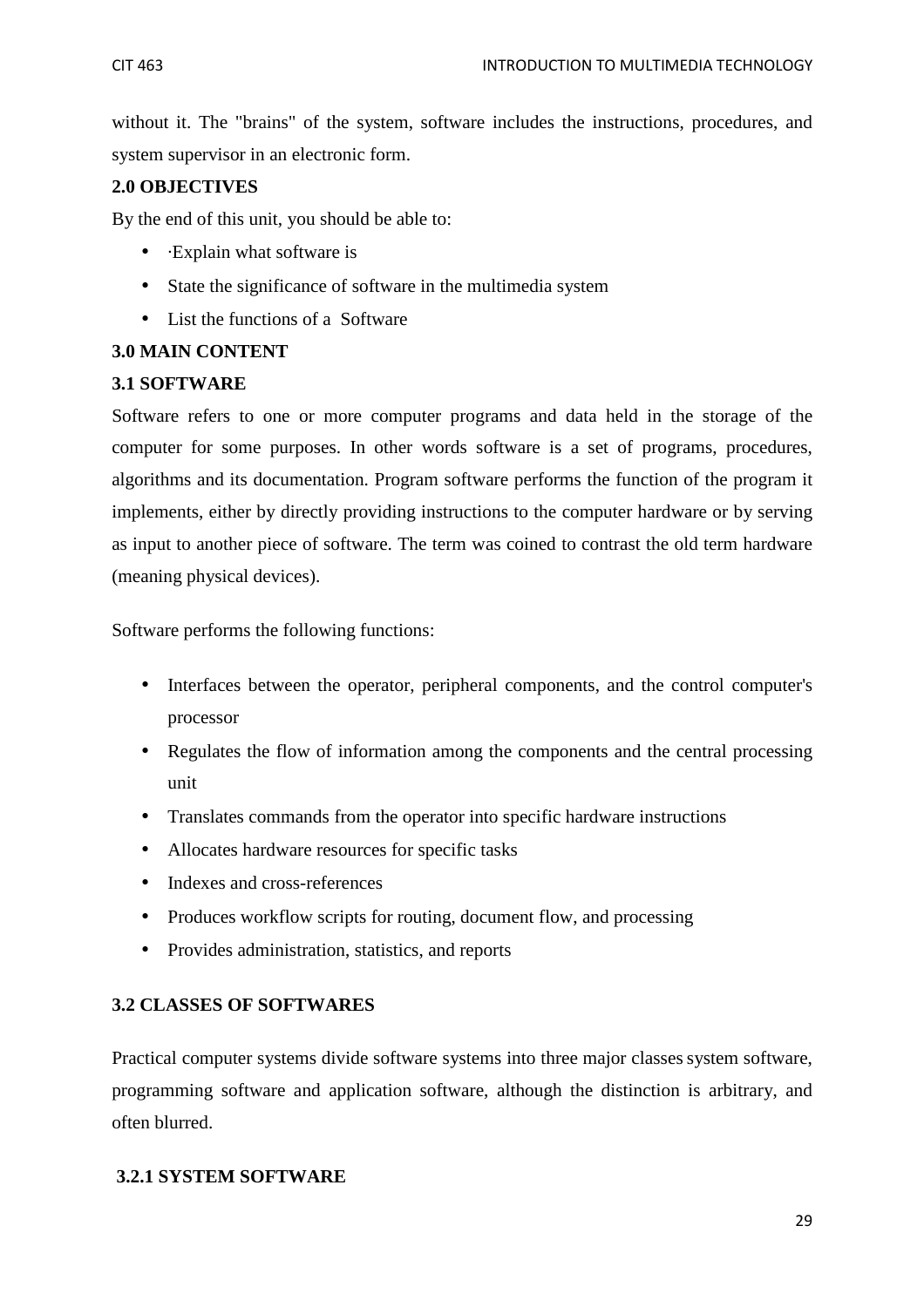without it. The "brains" of the system, software includes the instructions, procedures, and system supervisor in an electronic form.

## 2.0 OBJECTIVES

By the end of this unit, you should be able to:

- ·Explain what software is
- State the significance of software in the multimedia system
- List the functions of a Software

## 3.0 MAIN CONTENT

### 3.1 SOFTWARE

Software refers to one or more computer programs and data held in the storage of the computer for some purposes. In other words software is a set of programs, procedures, algorithms and its documentation. Program software performs the function of the program it implements, either by directly providing instructions to the computer hardware or by serving as input to another piece of software. The term was coined to contrast the old term hardware (meaning physical devices).

Software performs the following functions:

- Interfaces between the operator, peripheral components, and the control computer's processor
- Regulates the flow of information among the components and the central processing unit
- Translates commands from the operator into specific hardware instructions
- Allocates hardware resources for specific tasks
- Indexes and cross-references
- Produces workflow scripts for routing, document flow, and processing
- Provides administration, statistics, and reports

### 3.2 CLASSES OF SOFTWARES

Practical computer systems divide software systems into three major classes system software, programming software and application software, although the distinction is arbitrary, and often blurred.

#### 3.2.1 SYSTEM SOFTWARE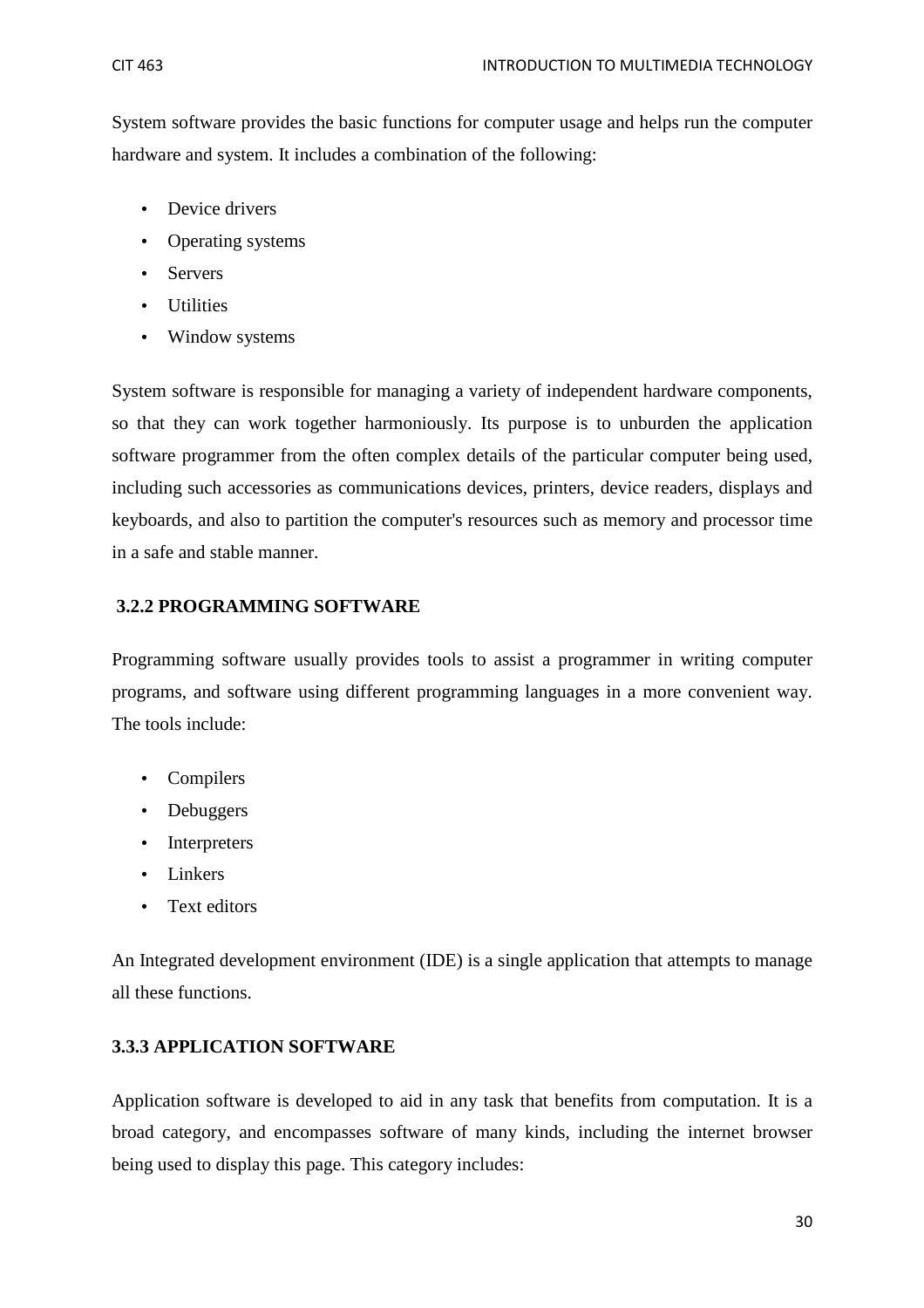System software provides the basic functions for computer usage and helps run the computer hardware and system. It includes a combination of the following:

- Device drivers
- Operating systems
- Servers
- Utilities
- Window systems

System software is responsible for managing a variety of independent hardware components, so that they can work together harmoniously. Its purpose is to unburden the application software programmer from the often complex details of the particular computer being used, including such accessories as communications devices, printers, device readers, displays and keyboards, and also to partition the computer's resources such as memory and processor time in a safe and stable manner.

### 3.2.2 PROGRAMMING SOFTWARE

Programming software usually provides tools to assist a programmer in writing computer programs, and software using different programming languages in a more convenient way. The tools include:

- Compilers
- Debuggers
- Interpreters
- Linkers
- Text editors

An Integrated development environment (IDE) is a single application that attempts to manage all these functions.

### 3.3.3 APPLICATION SOFTWARE

Application software is developed to aid in any task that benefits from computation. It is a broad category, and encompasses software of many kinds, including the internet browser being used to display this page. This category includes: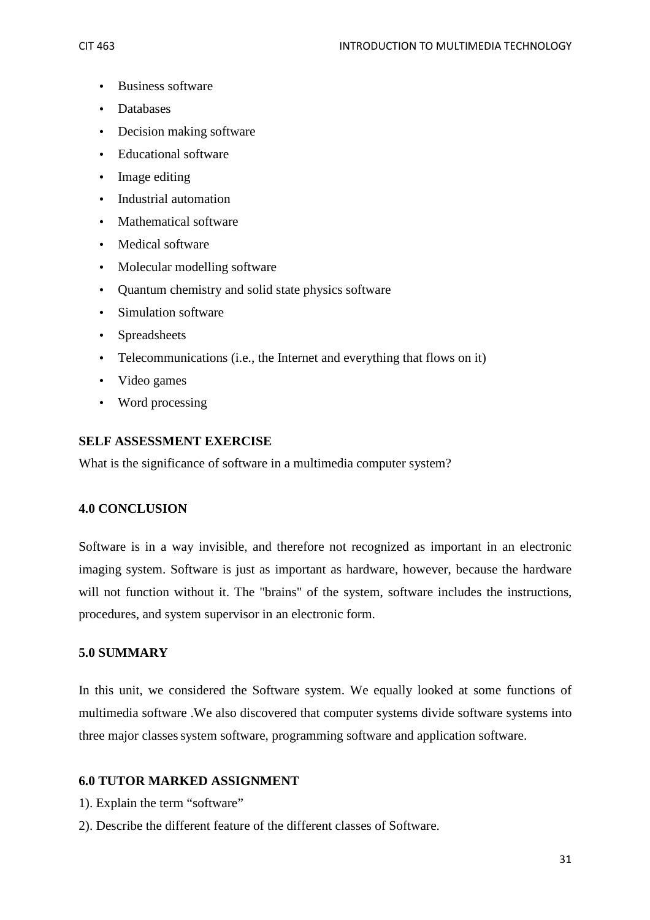- Business software
- Databases
- Decision making software
- Educational software
- Image editing
- Industrial automation
- Mathematical software
- Medical software
- Molecular modelling software
- Quantum chemistry and solid state physics software
- Simulation software
- Spreadsheets
- Telecommunications (i.e., the Internet and everything that flows on it)
- Video games
- Word processing

**SELF ASSESSMENT EXERCISE**

What is the significance of software in a multimedia computer system?

## 4.0 CONCLUSION

Software is in a way invisible, and therefore not recognized as important in an electronic imaging system. Software is just as important as hardware, however, because the hardware will not function without it. The "brains" of the system, software includes the instructions, procedures, and system supervisor in an electronic form.

## 5.0 SUMMARY

In this unit, we considered the Software system. We equally looked at some functions of multimedia software .We also discovered that computer systems divide software systems into three major classes system software, programming software and application software.

## 6.0 TUTOR MARKED ASSIGNMENT

1). Explain the term "software"

2). Describe the different feature of the different classes of Software.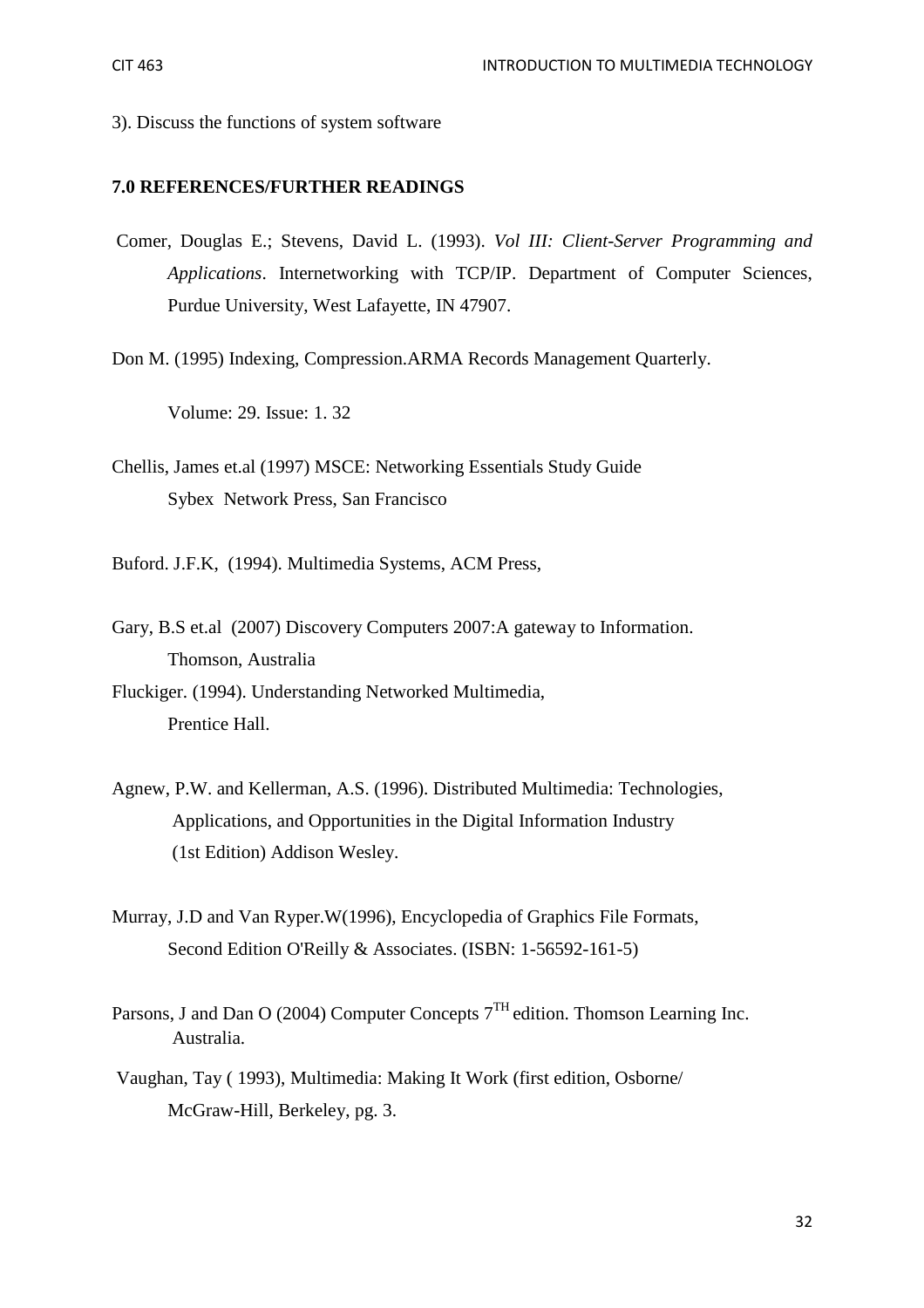3). Discuss the functions of system software

**7.0 REFERENCES/FURTHER READINGS**

Comer, Douglas E.; Stevens, David L. (1993). *Vol III: Client-Server Programming and Applications*. Internetworking with TCP/IP. Department of Computer Sciences, Purdue University, West Lafayette, IN 47907.

Don M. (1995) Indexing, Compression.ARMA Records Management Quarterly.

Volume: 29. Issue: 1. 32

Chellis, James et.al (1997) MSCE: Networking Essentials Study Guide Sybex Network Press, San Francisco

Buford. J.F.K, (1994). Multimedia Systems, ACM Press,

Gary, B.S et.al (2007) Discovery Computers 2007:A gateway to Information. Thomson, Australia

Fluckiger. (1994). Understanding Networked Multimedia, Prentice Hall.

Agnew, P.W. and Kellerman, A.S. (1996). Distributed Multimedia: Technologies, Applications, and Opportunities in the Digital Information Industry (1st Edition) Addison Wesley.

Murray, J.D and Van Ryper.W(1996), Encyclopedia of Graphics File Formats, Second Edition O'Reilly & Associates. (ISBN: 1-56592-161-5)

Parsons, J and Dan O (2004) Computer Concepts 7$^{TH}$ edition. Thomson Learning Inc. Australia.

Vaughan, Tay ( 1993), Multimedia: Making It Work (first edition, Osborne/ McGraw-Hill, Berkeley, pg. 3.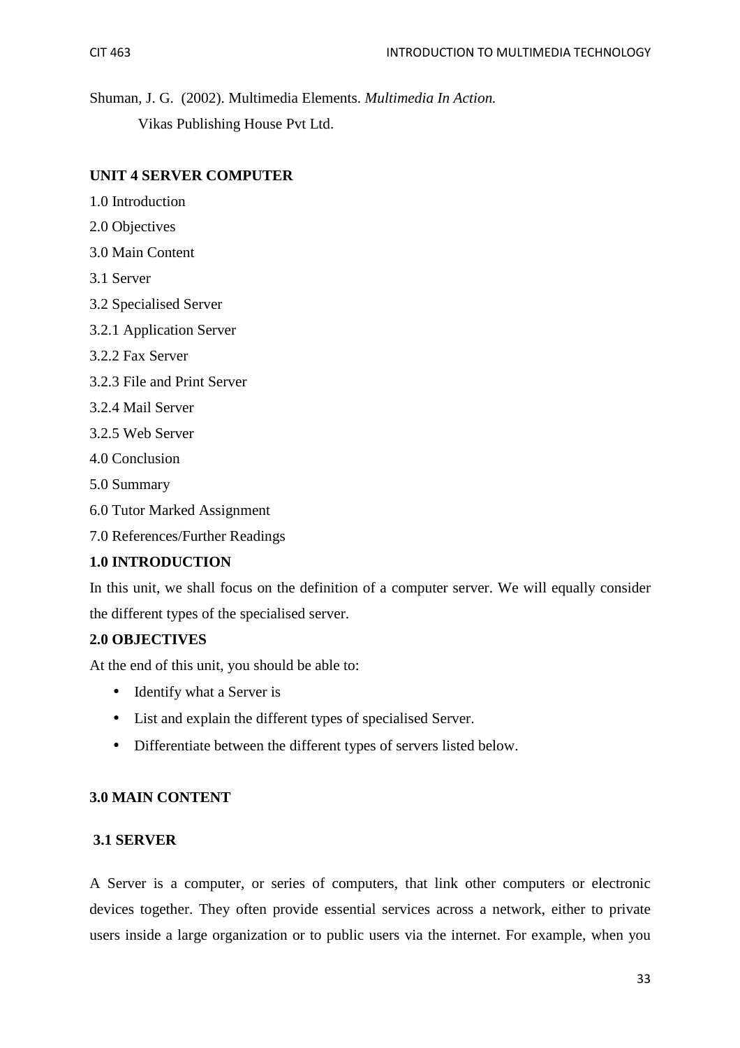Shuman, J. G. (2002). Multimedia Elements. *Multimedia In Action.*
Vikas Publishing House Pvt Ltd.

## UNIT 4 SERVER COMPUTER

1.0 Introduction

2.0 Objectives

3.0 Main Content

3.1 Server

3.2 Specialised Server

3.2.1 Application Server

3.2.2 Fax Server

3.2.3 File and Print Server

3.2.4 Mail Server

3.2.5 Web Server

4.0 Conclusion

5.0 Summary

6.0 Tutor Marked Assignment

7.0 References/Further Readings

### 1.0 INTRODUCTION

In this unit, we shall focus on the definition of a computer server. We will equally consider the different types of the specialised server.

### 2.0 OBJECTIVES

At the end of this unit, you should be able to:

- Identify what a Server is
- List and explain the different types of specialised Server.
- Differentiate between the different types of servers listed below.

### 3.0 MAIN CONTENT

### 3.1 SERVER

A Server is a computer, or series of computers, that link other computers or electronic devices together. They often provide essential services across a network, either to private users inside a large organization or to public users via the internet. For example, when you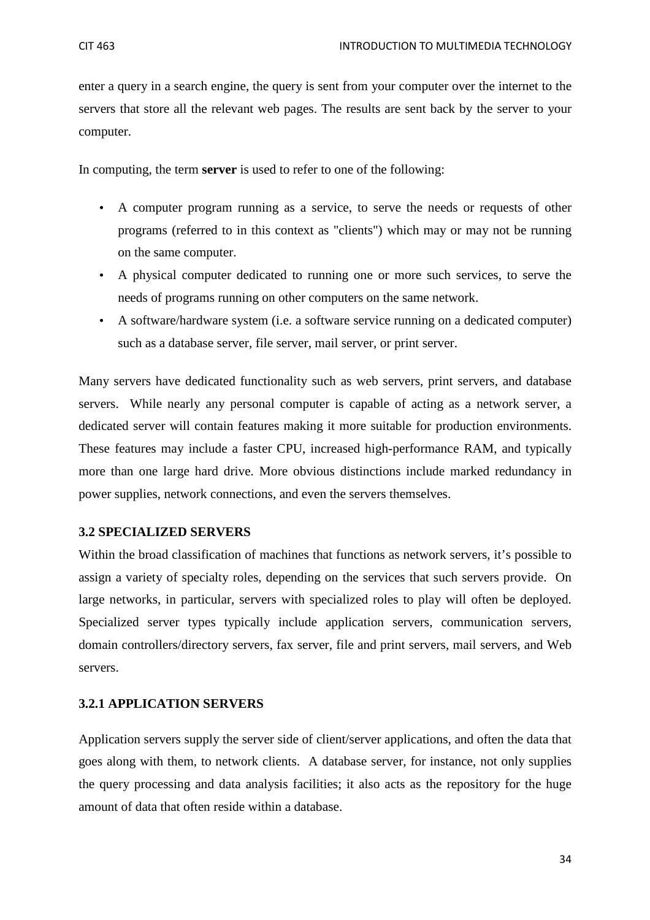enter a query in a search engine, the query is sent from your computer over the internet to the servers that store all the relevant web pages. The results are sent back by the server to your computer.

In computing, the term **server** is used to refer to one of the following:

- A computer program running as a service, to serve the needs or requests of other programs (referred to in this context as "clients") which may or may not be running on the same computer.
- A physical computer dedicated to running one or more such services, to serve the needs of programs running on other computers on the same network.
- A software/hardware system (i.e. a software service running on a dedicated computer) such as a database server, file server, mail server, or print server.

Many servers have dedicated functionality such as web servers, print servers, and database servers. While nearly any personal computer is capable of acting as a network server, a dedicated server will contain features making it more suitable for production environments. These features may include a faster CPU, increased high-performance RAM, and typically more than one large hard drive. More obvious distinctions include marked redundancy in power supplies, network connections, and even the servers themselves.

### 3.2 SPECIALIZED SERVERS

Within the broad classification of machines that functions as network servers, it's possible to assign a variety of specialty roles, depending on the services that such servers provide. On large networks, in particular, servers with specialized roles to play will often be deployed. Specialized server types typically include application servers, communication servers, domain controllers/directory servers, fax server, file and print servers, mail servers, and Web servers.

#### 3.2.1 APPLICATION SERVERS

Application servers supply the server side of client/server applications, and often the data that goes along with them, to network clients. A database server, for instance, not only supplies the query processing and data analysis facilities; it also acts as the repository for the huge amount of data that often reside within a database.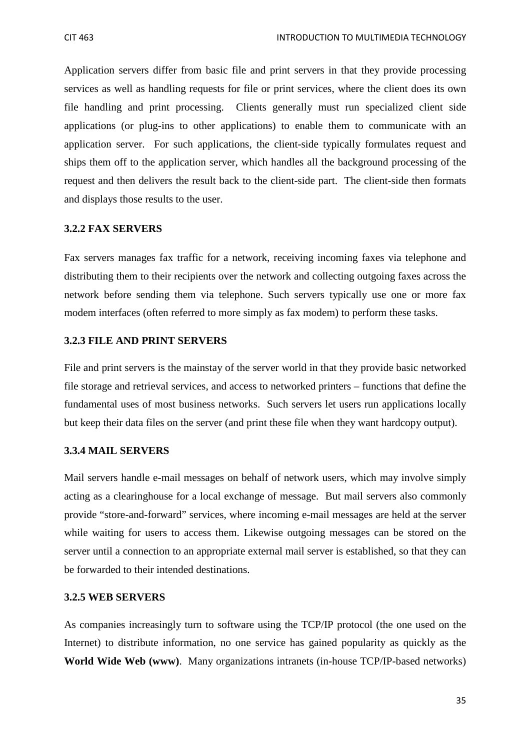Application servers differ from basic file and print servers in that they provide processing services as well as handling requests for file or print services, where the client does its own file handling and print processing. Clients generally must run specialized client side applications (or plug-ins to other applications) to enable them to communicate with an application server. For such applications, the client-side typically formulates request and ships them off to the application server, which handles all the background processing of the request and then delivers the result back to the client-side part. The client-side then formats and displays those results to the user.

### 3.2.2 FAX SERVERS

Fax servers manages fax traffic for a network, receiving incoming faxes via telephone and distributing them to their recipients over the network and collecting outgoing faxes across the network before sending them via telephone. Such servers typically use one or more fax modem interfaces (often referred to more simply as fax modem) to perform these tasks.

### 3.2.3 FILE AND PRINT SERVERS

File and print servers is the mainstay of the server world in that they provide basic networked file storage and retrieval services, and access to networked printers – functions that define the fundamental uses of most business networks. Such servers let users run applications locally but keep their data files on the server (and print these file when they want hardcopy output).

### 3.3.4 MAIL SERVERS

Mail servers handle e-mail messages on behalf of network users, which may involve simply acting as a clearinghouse for a local exchange of message. But mail servers also commonly provide "store-and-forward" services, where incoming e-mail messages are held at the server while waiting for users to access them. Likewise outgoing messages can be stored on the server until a connection to an appropriate external mail server is established, so that they can be forwarded to their intended destinations.

### 3.2.5 WEB SERVERS

As companies increasingly turn to software using the TCP/IP protocol (the one used on the Internet) to distribute information, no one service has gained popularity as quickly as the **World Wide Web (www)**. Many organizations intranets (in-house TCP/IP-based networks)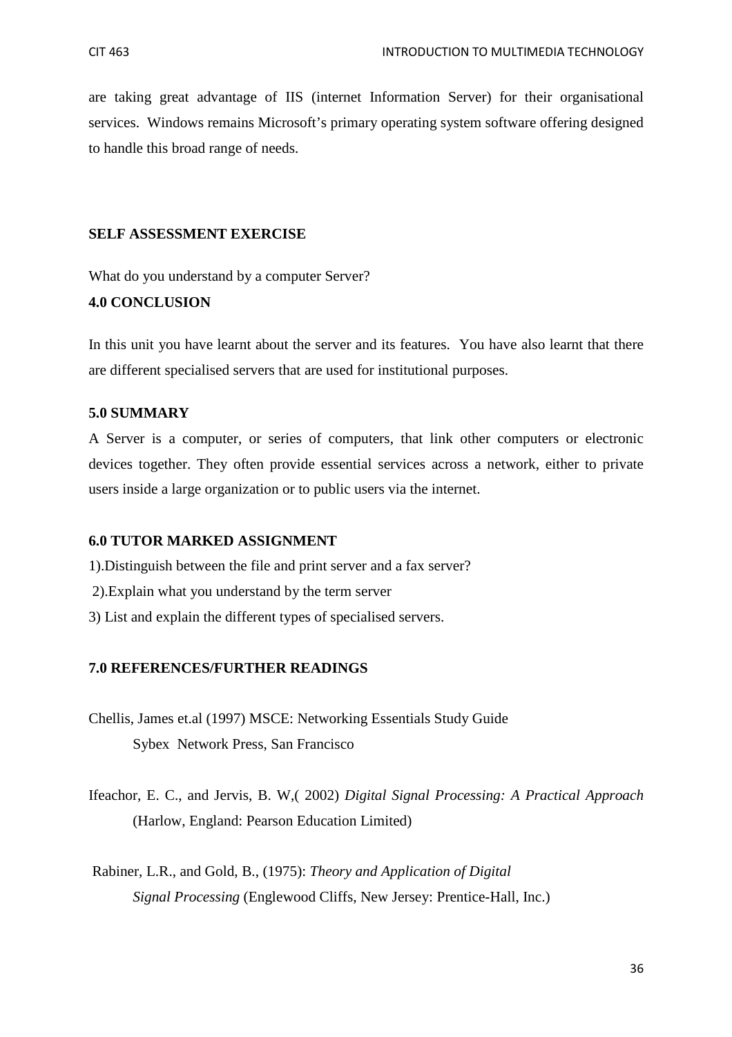are taking great advantage of IIS (internet Information Server) for their organisational services. Windows remains Microsoft's primary operating system software offering designed to handle this broad range of needs.

**SELF ASSESSMENT EXERCISE**

What do you understand by a computer Server?

## 4.0 CONCLUSION

In this unit you have learnt about the server and its features. You have also learnt that there are different specialised servers that are used for institutional purposes.

## 5.0 SUMMARY

A Server is a computer, or series of computers, that link other computers or electronic devices together. They often provide essential services across a network, either to private users inside a large organization or to public users via the internet.

## 6.0 TUTOR MARKED ASSIGNMENT

1).Distinguish between the file and print server and a fax server?

2).Explain what you understand by the term server

3) List and explain the different types of specialised servers.

## 7.0 REFERENCES/FURTHER READINGS

Chellis, James et.al (1997) MSCE: Networking Essentials Study Guide Sybex Network Press, San Francisco

Ifeachor, E. C., and Jervis, B. W,( 2002) *Digital Signal Processing: A Practical Approach* (Harlow, England: Pearson Education Limited)

Rabiner, L.R., and Gold, B., (1975): *Theory and Application of Digital Signal Processing* (Englewood Cliffs, New Jersey: Prentice-Hall, Inc.)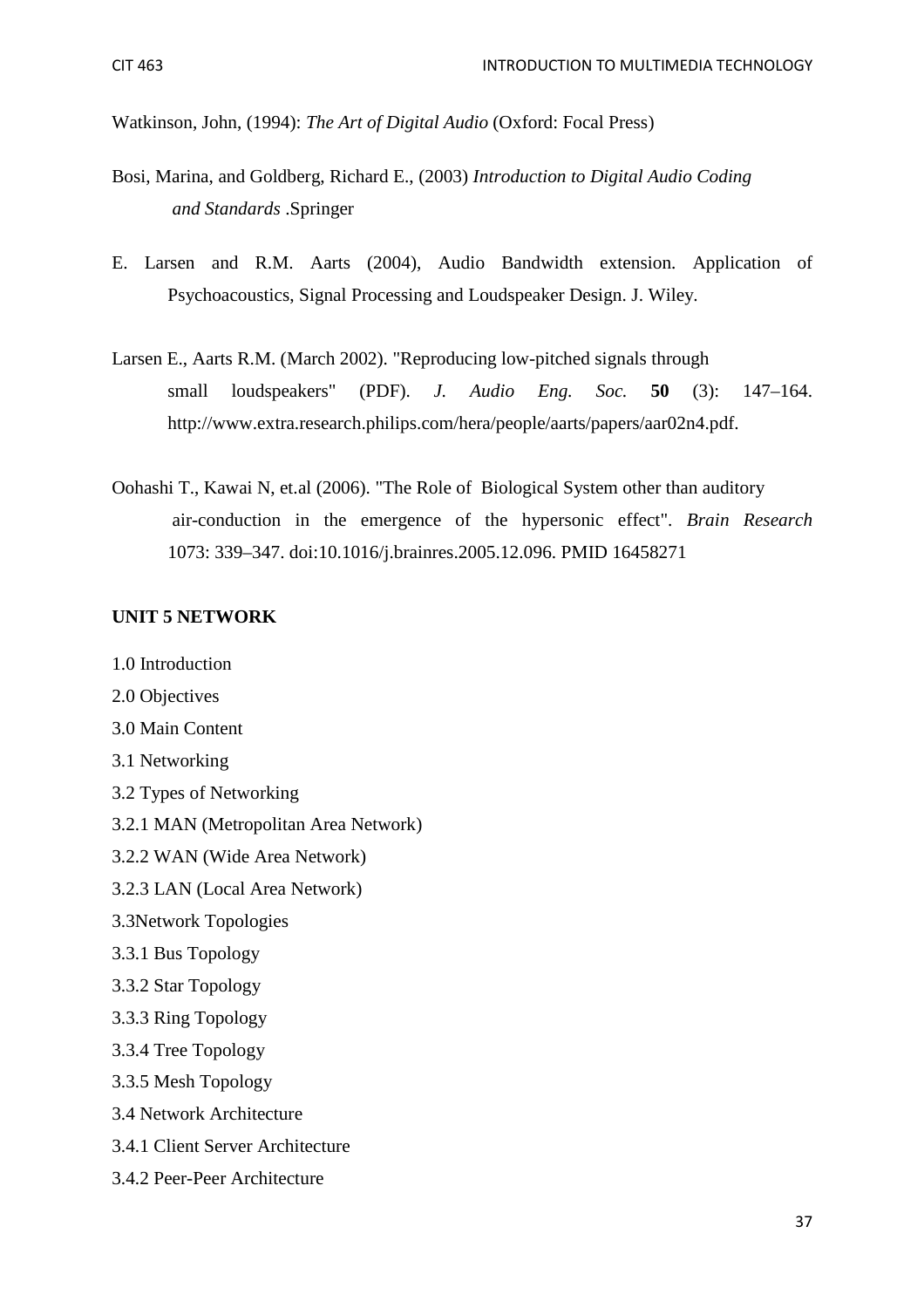Watkinson, John, (1994): *The Art of Digital Audio* (Oxford: Focal Press)

Bosi, Marina, and Goldberg, Richard E., (2003) *Introduction to Digital Audio Coding and Standards* .Springer

E. Larsen and R.M. Aarts (2004), Audio Bandwidth extension. Application of Psychoacoustics, Signal Processing and Loudspeaker Design. J. Wiley.

Larsen E., Aarts R.M. (March 2002). "Reproducing low-pitched signals through small loudspeakers" (PDF). *J. Audio Eng. Soc.* **50** (3): 147–164. http://www.extra.research.philips.com/hera/people/aarts/papers/aar02n4.pdf.

Oohashi T., Kawai N, et.al (2006). "The Role of Biological System other than auditory air-conduction in the emergence of the hypersonic effect". *Brain Research* 1073: 339–347. doi:10.1016/j.brainres.2005.12.096. PMID 16458271

## UNIT 5 NETWORK

1.0 Introduction

2.0 Objectives

3.0 Main Content

3.1 Networking

3.2 Types of Networking

3.2.1 MAN (Metropolitan Area Network)

3.2.2 WAN (Wide Area Network)

3.2.3 LAN (Local Area Network)

3.3Network Topologies

3.3.1 Bus Topology

3.3.2 Star Topology

3.3.3 Ring Topology

3.3.4 Tree Topology

3.3.5 Mesh Topology

3.4 Network Architecture

3.4.1 Client Server Architecture

3.4.2 Peer-Peer Architecture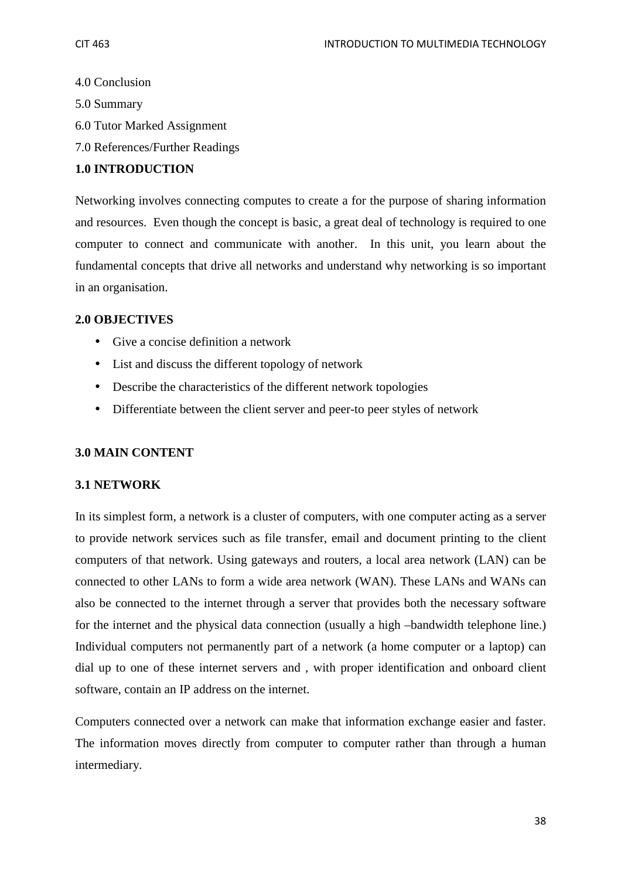4.0 Conclusion

5.0 Summary

6.0 Tutor Marked Assignment

7.0 References/Further Readings

## 1.0 INTRODUCTION

Networking involves connecting computes to create a for the purpose of sharing information and resources. Even though the concept is basic, a great deal of technology is required to one computer to connect and communicate with another. In this unit, you learn about the fundamental concepts that drive all networks and understand why networking is so important in an organisation.

## 2.0 OBJECTIVES

- Give a concise definition a network
- List and discuss the different topology of network
- Describe the characteristics of the different network topologies
- Differentiate between the client server and peer-to peer styles of network

## 3.0 MAIN CONTENT

### 3.1 NETWORK

In its simplest form, a network is a cluster of computers, with one computer acting as a server to provide network services such as file transfer, email and document printing to the client computers of that network. Using gateways and routers, a local area network (LAN) can be connected to other LANs to form a wide area network (WAN). These LANs and WANs can also be connected to the internet through a server that provides both the necessary software for the internet and the physical data connection (usually a high –bandwidth telephone line.) Individual computers not permanently part of a network (a home computer or a laptop) can dial up to one of these internet servers and , with proper identification and onboard client software, contain an IP address on the internet.

Computers connected over a network can make that information exchange easier and faster. The information moves directly from computer to computer rather than through a human intermediary.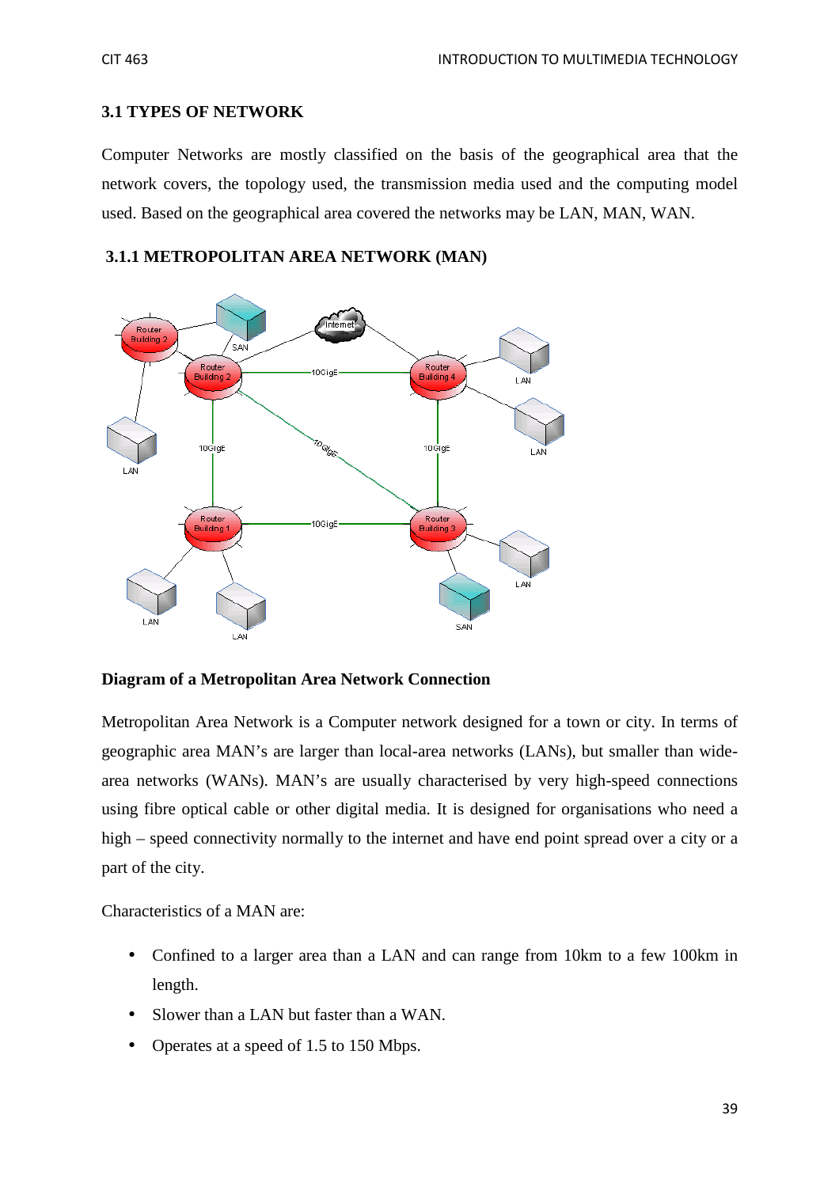### 3.1 TYPES OF NETWORK

Computer Networks are mostly classified on the basis of the geographical area that the network covers, the topology used, the transmission media used and the computing model used. Based on the geographical area covered the networks may be LAN, MAN, WAN.

#### 3.1.1 METROPOLITAN AREA NETWORK (MAN)

**Diagram of a Metropolitan Area Network Connection**

Metropolitan Area Network is a Computer network designed for a town or city. In terms of geographic area MAN's are larger than local-area networks (LANs), but smaller than wide-area networks (WANs). MAN's are usually characterised by very high-speed connections using fibre optical cable or other digital media. It is designed for organisations who need a high – speed connectivity normally to the internet and have end point spread over a city or a part of the city.

Characteristics of a MAN are:

- Confined to a larger area than a LAN and can range from 10km to a few 100km in length.
- Slower than a LAN but faster than a WAN.
- Operates at a speed of 1.5 to 150 Mbps.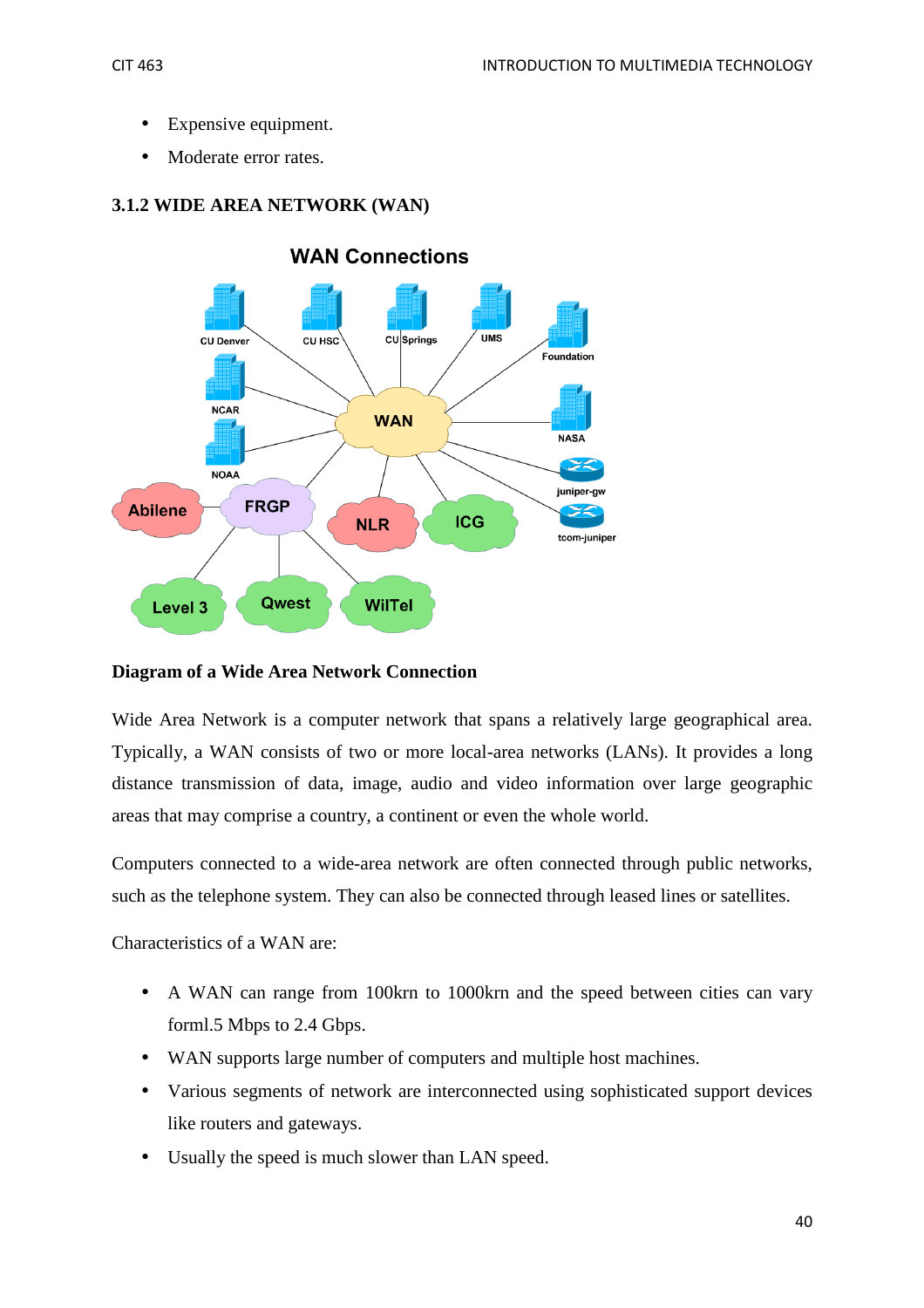- Expensive equipment.
- Moderate error rates.

### 3.1.2 WIDE AREA NETWORK (WAN)

**Diagram of a Wide Area Network Connection**

Wide Area Network is a computer network that spans a relatively large geographical area. Typically, a WAN consists of two or more local-area networks (LANs). It provides a long distance transmission of data, image, audio and video information over large geographic areas that may comprise a country, a continent or even the whole world.

Computers connected to a wide-area network are often connected through public networks, such as the telephone system. They can also be connected through leased lines or satellites.

Characteristics of a WAN are:

- A WAN can range from 100krn to 1000krn and the speed between cities can vary forml.5 Mbps to 2.4 Gbps.
- WAN supports large number of computers and multiple host machines.
- Various segments of network are interconnected using sophisticated support devices like routers and gateways.
- Usually the speed is much slower than LAN speed.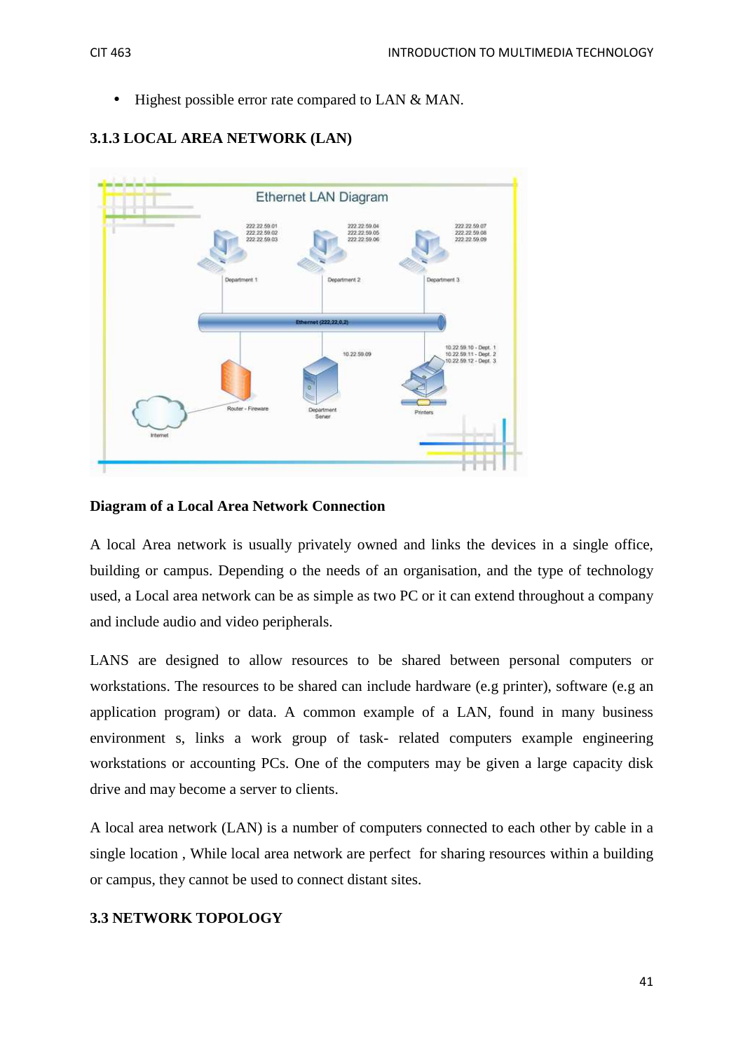- Highest possible error rate compared to LAN & MAN.

### 3.1.3 LOCAL AREA NETWORK (LAN)

**Diagram of a Local Area Network Connection**

A local Area network is usually privately owned and links the devices in a single office, building or campus. Depending o the needs of an organisation, and the type of technology used, a Local area network can be as simple as two PC or it can extend throughout a company and include audio and video peripherals.

LANS are designed to allow resources to be shared between personal computers or workstations. The resources to be shared can include hardware (e.g printer), software (e.g an application program) or data. A common example of a LAN, found in many business environment s, links a work group of task- related computers example engineering workstations or accounting PCs. One of the computers may be given a large capacity disk drive and may become a server to clients.

A local area network (LAN) is a number of computers connected to each other by cable in a single location , While local area network are perfect for sharing resources within a building or campus, they cannot be used to connect distant sites.

### 3.3 NETWORK TOPOLOGY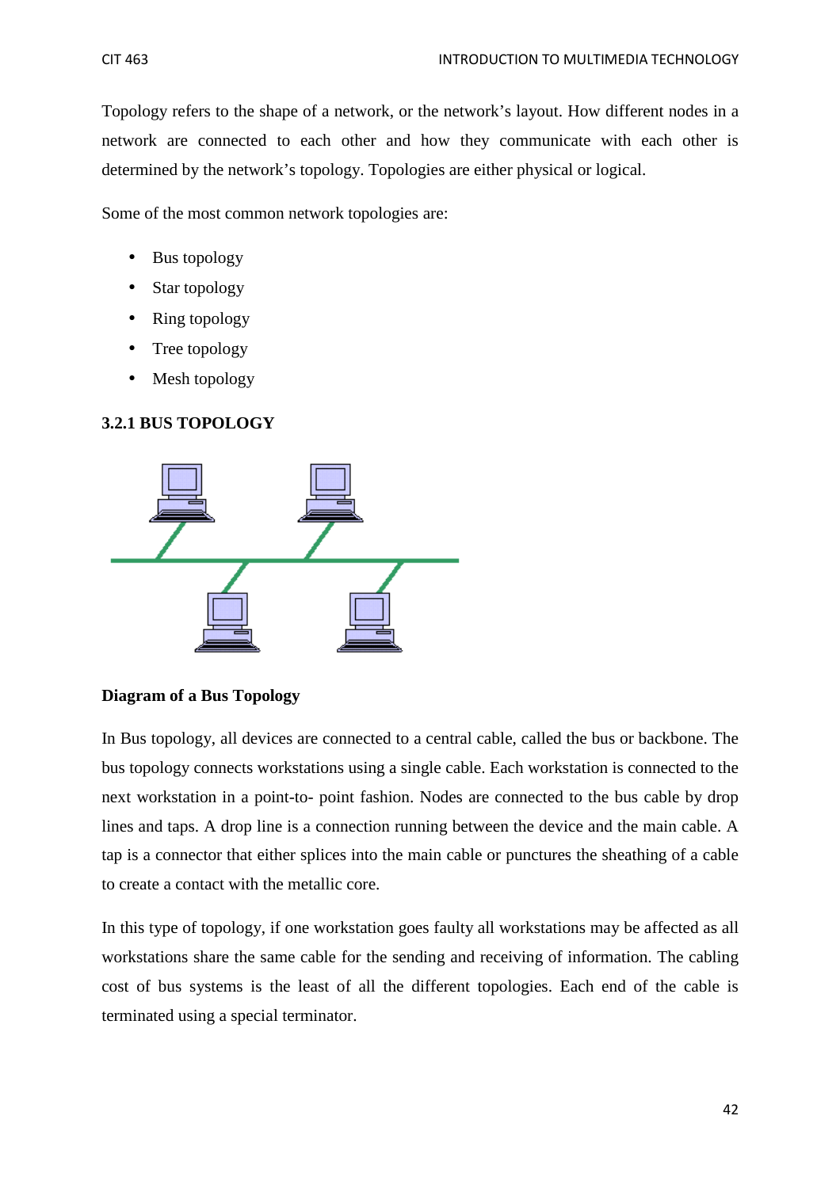Topology refers to the shape of a network, or the network's layout. How different nodes in a network are connected to each other and how they communicate with each other is determined by the network's topology. Topologies are either physical or logical.

Some of the most common network topologies are:

- Bus topology
- Star topology
- Ring topology
- Tree topology
- Mesh topology

### 3.2.1 BUS TOPOLOGY

**Diagram of a Bus Topology**

In Bus topology, all devices are connected to a central cable, called the bus or backbone. The bus topology connects workstations using a single cable. Each workstation is connected to the next workstation in a point-to- point fashion. Nodes are connected to the bus cable by drop lines and taps. A drop line is a connection running between the device and the main cable. A tap is a connector that either splices into the main cable or punctures the sheathing of a cable to create a contact with the metallic core.

In this type of topology, if one workstation goes faulty all workstations may be affected as all workstations share the same cable for the sending and receiving of information. The cabling cost of bus systems is the least of all the different topologies. Each end of the cable is terminated using a special terminator.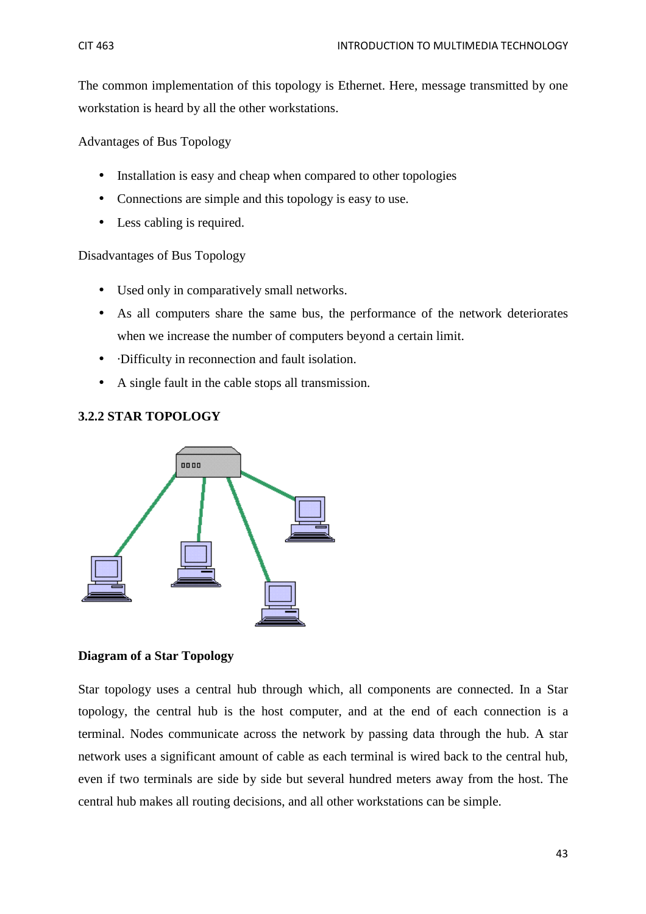The common implementation of this topology is Ethernet. Here, message transmitted by one workstation is heard by all the other workstations.

Advantages of Bus Topology

- Installation is easy and cheap when compared to other topologies
- Connections are simple and this topology is easy to use.
- Less cabling is required.

Disadvantages of Bus Topology

- Used only in comparatively small networks.
- As all computers share the same bus, the performance of the network deteriorates when we increase the number of computers beyond a certain limit.
- ·Difficulty in reconnection and fault isolation.
- A single fault in the cable stops all transmission.

### 3.2.2 STAR TOPOLOGY

**Diagram of a Star Topology**

Star topology uses a central hub through which, all components are connected. In a Star topology, the central hub is the host computer, and at the end of each connection is a terminal. Nodes communicate across the network by passing data through the hub. A star network uses a significant amount of cable as each terminal is wired back to the central hub, even if two terminals are side by side but several hundred meters away from the host. The central hub makes all routing decisions, and all other workstations can be simple.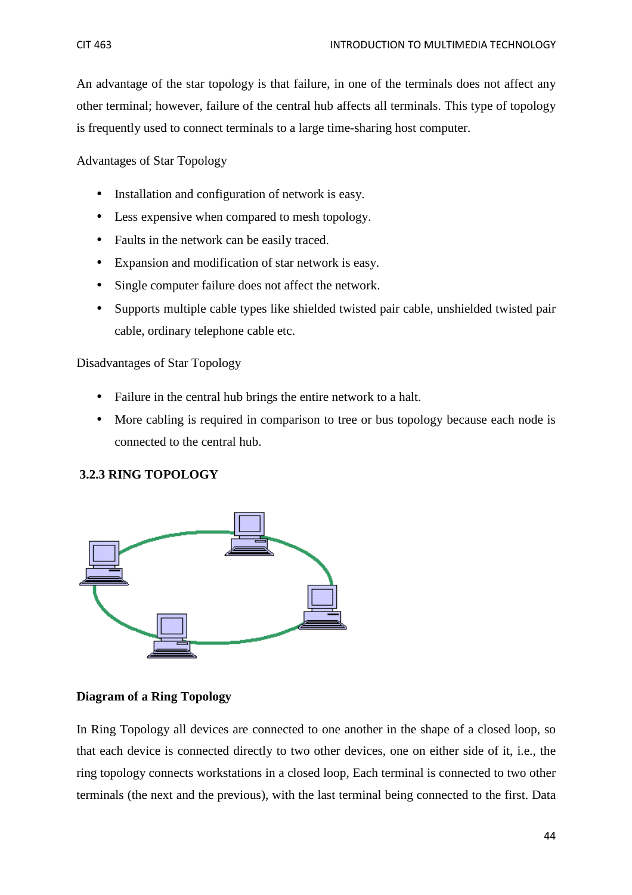An advantage of the star topology is that failure, in one of the terminals does not affect any other terminal; however, failure of the central hub affects all terminals. This type of topology is frequently used to connect terminals to a large time-sharing host computer.

Advantages of Star Topology

- Installation and configuration of network is easy.
- Less expensive when compared to mesh topology.
- Faults in the network can be easily traced.
- Expansion and modification of star network is easy.
- Single computer failure does not affect the network.
- Supports multiple cable types like shielded twisted pair cable, unshielded twisted pair cable, ordinary telephone cable etc.

Disadvantages of Star Topology

- Failure in the central hub brings the entire network to a halt.
- More cabling is required in comparison to tree or bus topology because each node is connected to the central hub.

### 3.2.3 RING TOPOLOGY

**Diagram of a Ring Topology**

In Ring Topology all devices are connected to one another in the shape of a closed loop, so that each device is connected directly to two other devices, one on either side of it, i.e., the ring topology connects workstations in a closed loop, Each terminal is connected to two other terminals (the next and the previous), with the last terminal being connected to the first. Data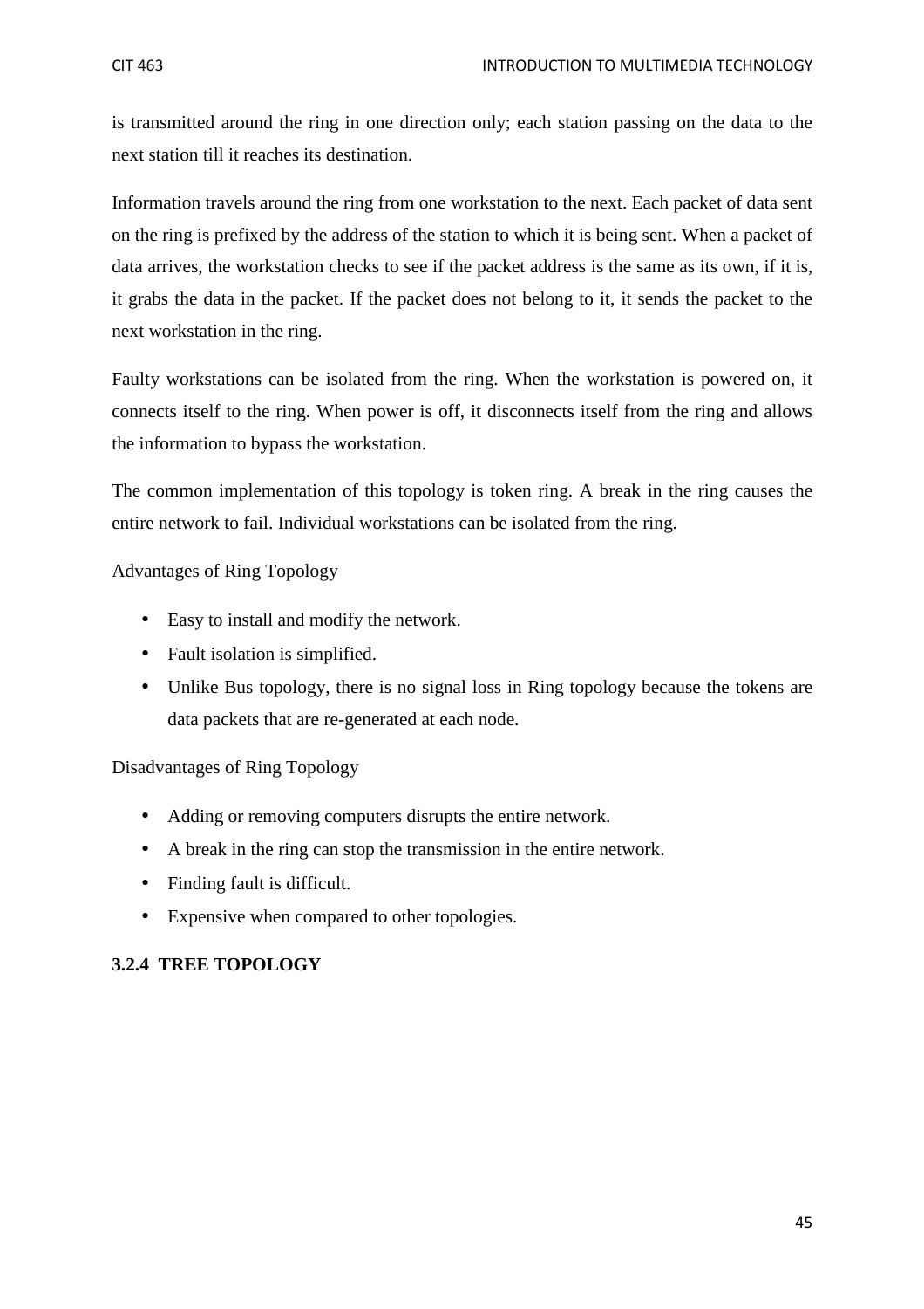is transmitted around the ring in one direction only; each station passing on the data to the next station till it reaches its destination.

Information travels around the ring from one workstation to the next. Each packet of data sent on the ring is prefixed by the address of the station to which it is being sent. When a packet of data arrives, the workstation checks to see if the packet address is the same as its own, if it is, it grabs the data in the packet. If the packet does not belong to it, it sends the packet to the next workstation in the ring.

Faulty workstations can be isolated from the ring. When the workstation is powered on, it connects itself to the ring. When power is off, it disconnects itself from the ring and allows the information to bypass the workstation.

The common implementation of this topology is token ring. A break in the ring causes the entire network to fail. Individual workstations can be isolated from the ring.

Advantages of Ring Topology

- Easy to install and modify the network.
- Fault isolation is simplified.
- Unlike Bus topology, there is no signal loss in Ring topology because the tokens are data packets that are re-generated at each node.

Disadvantages of Ring Topology

- Adding or removing computers disrupts the entire network.
- A break in the ring can stop the transmission in the entire network.
- Finding fault is difficult.
- Expensive when compared to other topologies.

### 3.2.4 TREE TOPOLOGY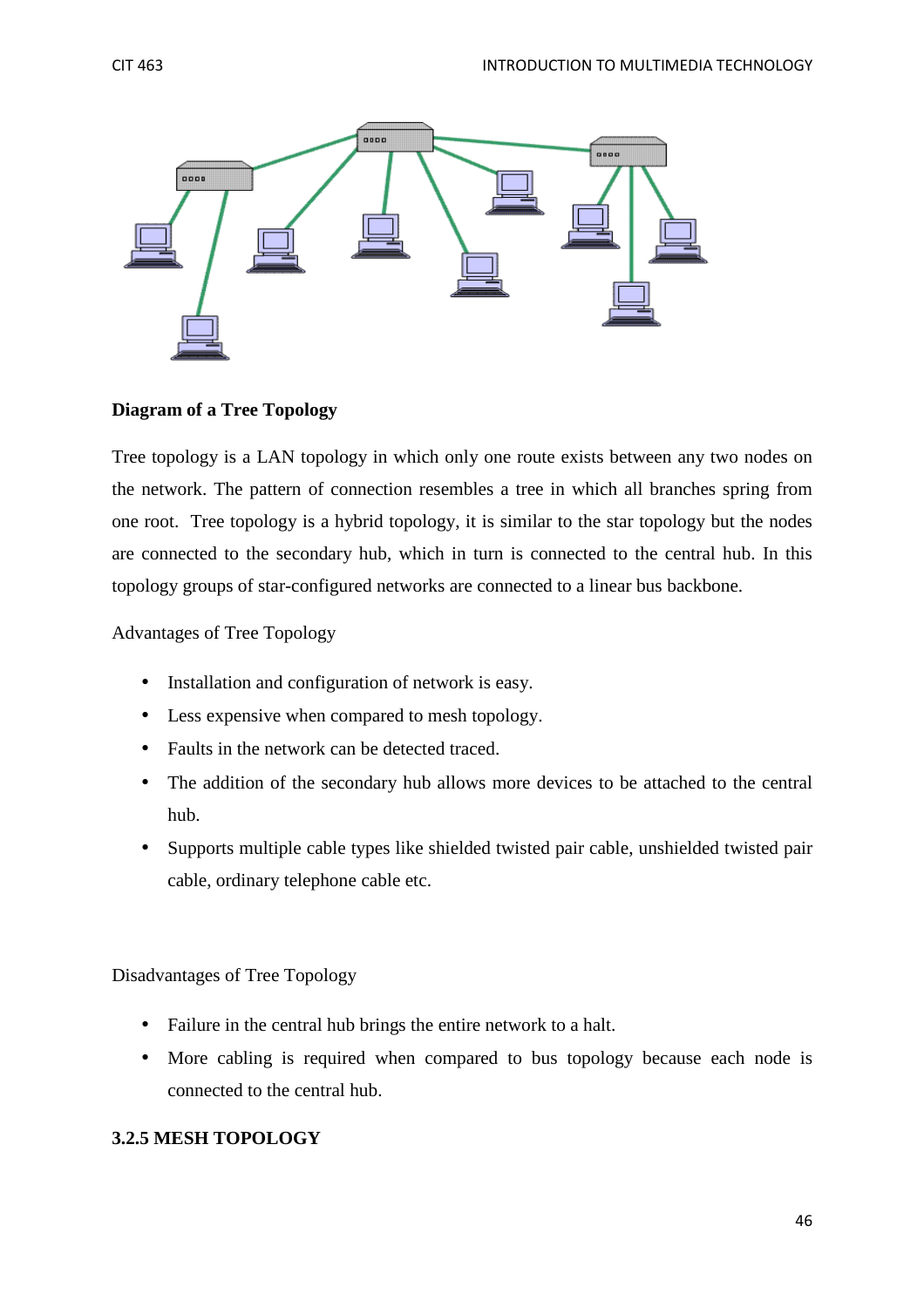**Diagram of a Tree Topology**

Tree topology is a LAN topology in which only one route exists between any two nodes on the network. The pattern of connection resembles a tree in which all branches spring from one root. Tree topology is a hybrid topology, it is similar to the star topology but the nodes are connected to the secondary hub, which in turn is connected to the central hub. In this topology groups of star-configured networks are connected to a linear bus backbone.

Advantages of Tree Topology

- Installation and configuration of network is easy.
- Less expensive when compared to mesh topology.
- Faults in the network can be detected traced.
- The addition of the secondary hub allows more devices to be attached to the central hub.
- Supports multiple cable types like shielded twisted pair cable, unshielded twisted pair cable, ordinary telephone cable etc.

Disadvantages of Tree Topology

- Failure in the central hub brings the entire network to a halt.
- More cabling is required when compared to bus topology because each node is connected to the central hub.

### 3.2.5 MESH TOPOLOGY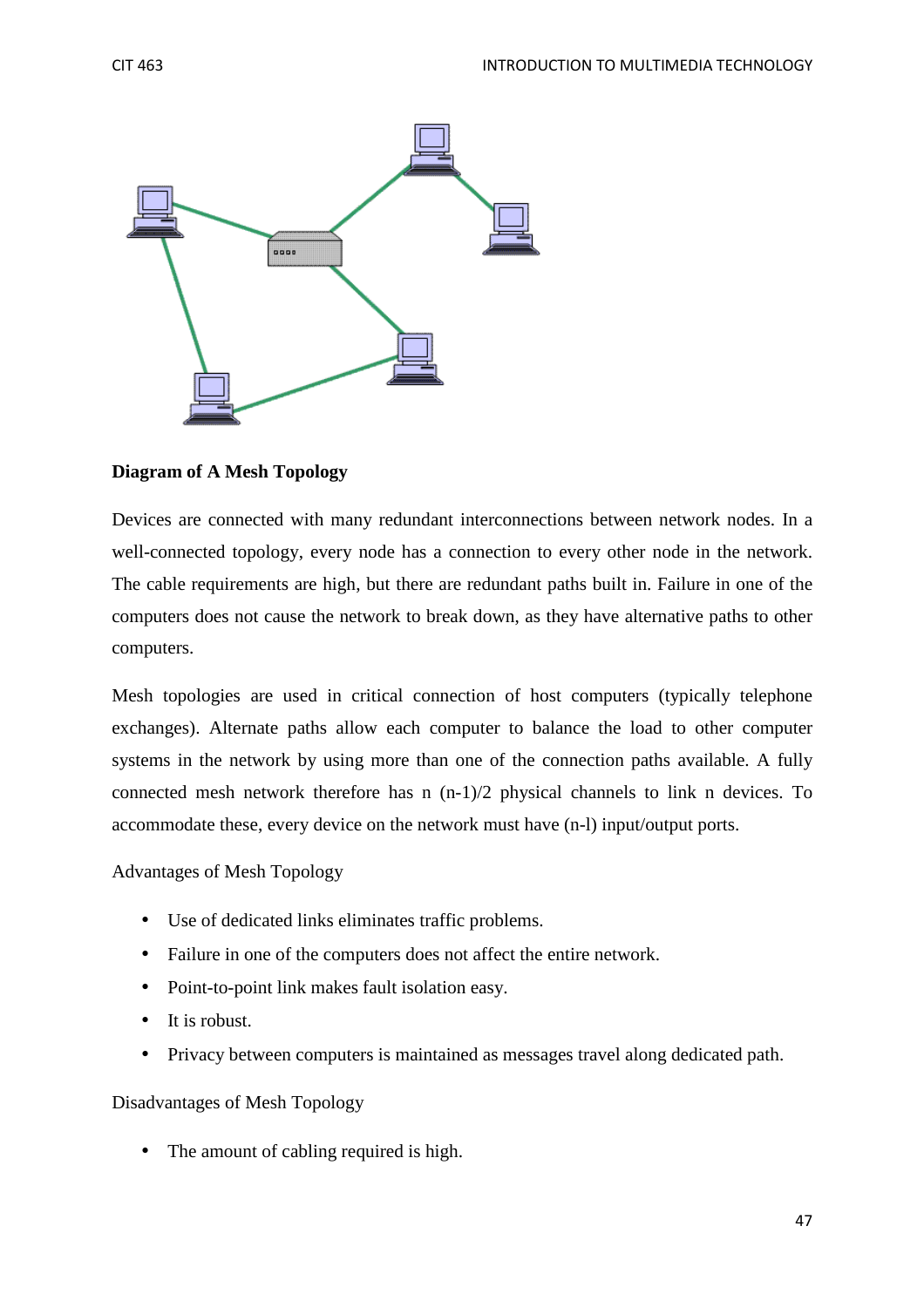**Diagram of A Mesh Topology**

Devices are connected with many redundant interconnections between network nodes. In a well-connected topology, every node has a connection to every other node in the network. The cable requirements are high, but there are redundant paths built in. Failure in one of the computers does not cause the network to break down, as they have alternative paths to other computers.

Mesh topologies are used in critical connection of host computers (typically telephone exchanges). Alternate paths allow each computer to balance the load to other computer systems in the network by using more than one of the connection paths available. A fully connected mesh network therefore has $n(n-1)/2$ physical channels to link n devices. To accommodate these, every device on the network must have (n-l) input/output ports.

Advantages of Mesh Topology

- Use of dedicated links eliminates traffic problems.
- Failure in one of the computers does not affect the entire network.
- Point-to-point link makes fault isolation easy.
- It is robust.
- Privacy between computers is maintained as messages travel along dedicated path.

Disadvantages of Mesh Topology

- The amount of cabling required is high.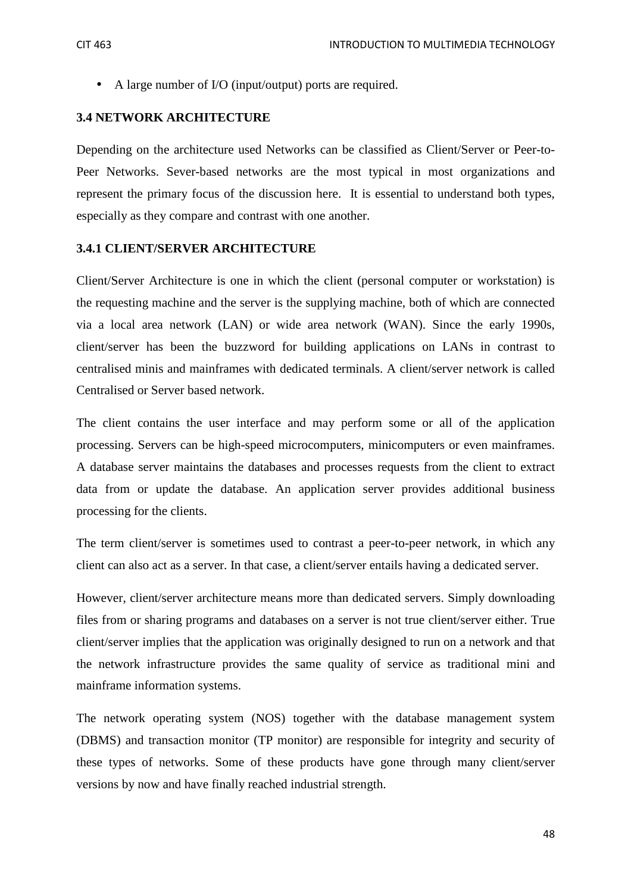- A large number of I/O (input/output) ports are required.

### 3.4 NETWORK ARCHITECTURE

Depending on the architecture used Networks can be classified as Client/Server or Peer-to-Peer Networks. Sever-based networks are the most typical in most organizations and represent the primary focus of the discussion here. It is essential to understand both types, especially as they compare and contrast with one another.

#### 3.4.1 CLIENT/SERVER ARCHITECTURE

Client/Server Architecture is one in which the client (personal computer or workstation) is the requesting machine and the server is the supplying machine, both of which are connected via a local area network (LAN) or wide area network (WAN). Since the early 1990s, client/server has been the buzzword for building applications on LANs in contrast to centralised minis and mainframes with dedicated terminals. A client/server network is called Centralised or Server based network.

The client contains the user interface and may perform some or all of the application processing. Servers can be high-speed microcomputers, minicomputers or even mainframes. A database server maintains the databases and processes requests from the client to extract data from or update the database. An application server provides additional business processing for the clients.

The term client/server is sometimes used to contrast a peer-to-peer network, in which any client can also act as a server. In that case, a client/server entails having a dedicated server.

However, client/server architecture means more than dedicated servers. Simply downloading files from or sharing programs and databases on a server is not true client/server either. True client/server implies that the application was originally designed to run on a network and that the network infrastructure provides the same quality of service as traditional mini and mainframe information systems.

The network operating system (NOS) together with the database management system (DBMS) and transaction monitor (TP monitor) are responsible for integrity and security of these types of networks. Some of these products have gone through many client/server versions by now and have finally reached industrial strength.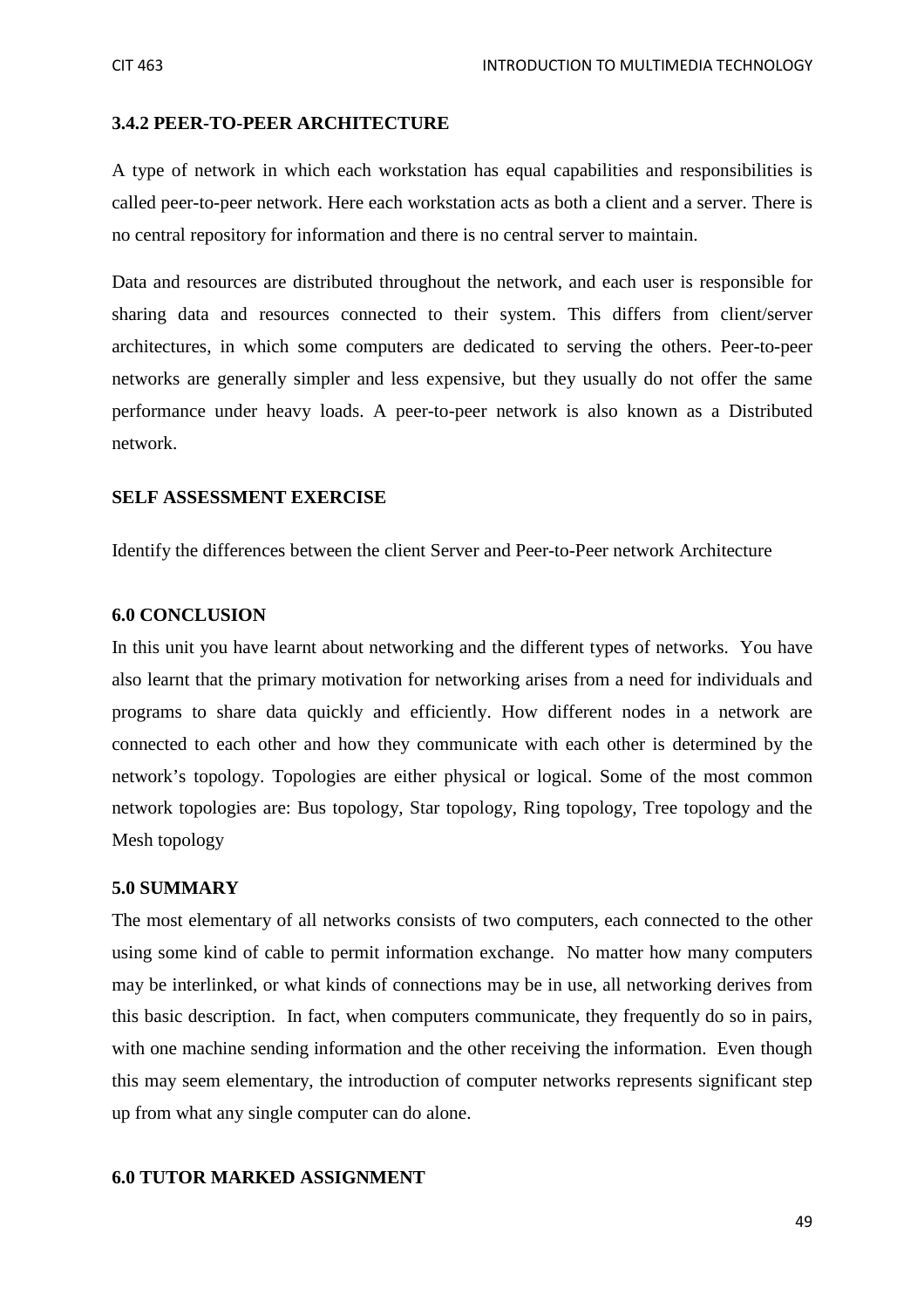### 3.4.2 PEER-TO-PEER ARCHITECTURE

A type of network in which each workstation has equal capabilities and responsibilities is called peer-to-peer network. Here each workstation acts as both a client and a server. There is no central repository for information and there is no central server to maintain.

Data and resources are distributed throughout the network, and each user is responsible for sharing data and resources connected to their system. This differs from client/server architectures, in which some computers are dedicated to serving the others. Peer-to-peer networks are generally simpler and less expensive, but they usually do not offer the same performance under heavy loads. A peer-to-peer network is also known as a Distributed network.

**SELF ASSESSMENT EXERCISE**

Identify the differences between the client Server and Peer-to-Peer network Architecture

## 6.0 CONCLUSION

In this unit you have learnt about networking and the different types of networks. You have also learnt that the primary motivation for networking arises from a need for individuals and programs to share data quickly and efficiently. How different nodes in a network are connected to each other and how they communicate with each other is determined by the network's topology. Topologies are either physical or logical. Some of the most common network topologies are: Bus topology, Star topology, Ring topology, Tree topology and the Mesh topology

## 5.0 SUMMARY

The most elementary of all networks consists of two computers, each connected to the other using some kind of cable to permit information exchange. No matter how many computers may be interlinked, or what kinds of connections may be in use, all networking derives from this basic description. In fact, when computers communicate, they frequently do so in pairs, with one machine sending information and the other receiving the information. Even though this may seem elementary, the introduction of computer networks represents significant step up from what any single computer can do alone.

## 6.0 TUTOR MARKED ASSIGNMENT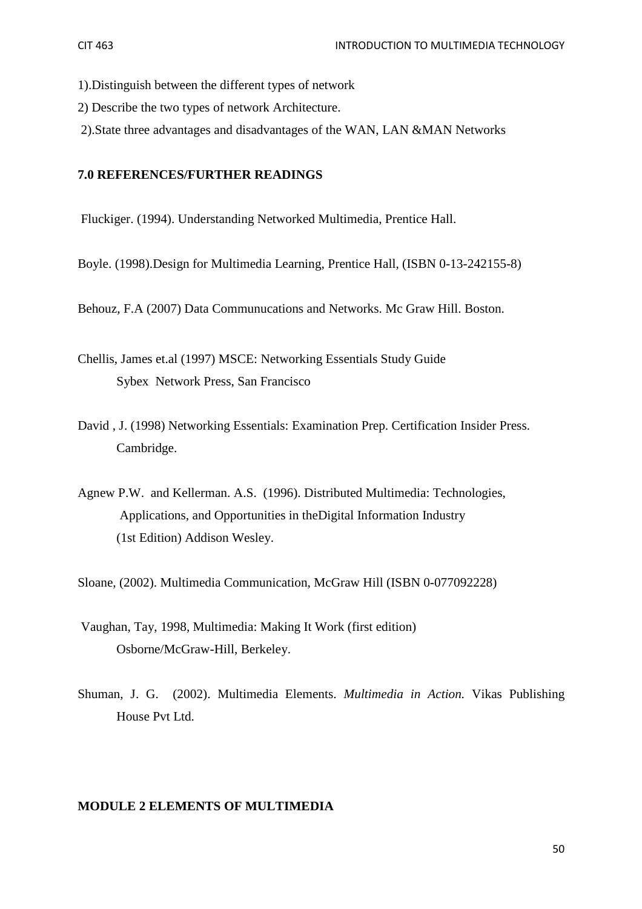1).Distinguish between the different types of network

2) Describe the two types of network Architecture.

2).State three advantages and disadvantages of the WAN, LAN &MAN Networks

## 7.0 REFERENCES/FURTHER READINGS

Fluckiger. (1994). Understanding Networked Multimedia, Prentice Hall.

Boyle. (1998).Design for Multimedia Learning, Prentice Hall, (ISBN 0-13-242155-8)

Behouz, F.A (2007) Data Communucations and Networks. Mc Graw Hill. Boston.

Chellis, James et.al (1997) MSCE: Networking Essentials Study Guide
Sybex Network Press, San Francisco

David , J. (1998) Networking Essentials: Examination Prep. Certification Insider Press. Cambridge.

Agnew P.W. and Kellerman. A.S. (1996). Distributed Multimedia: Technologies, Applications, and Opportunities in theDigital Information Industry (1st Edition) Addison Wesley.

Sloane, (2002). Multimedia Communication, McGraw Hill (ISBN 0-077092228)

Vaughan, Tay, 1998, Multimedia: Making It Work (first edition) Osborne/McGraw-Hill, Berkeley.

Shuman, J. G. (2002). Multimedia Elements. *Multimedia in Action.* Vikas Publishing House Pvt Ltd.

# MODULE 2 ELEMENTS OF MULTIMEDIA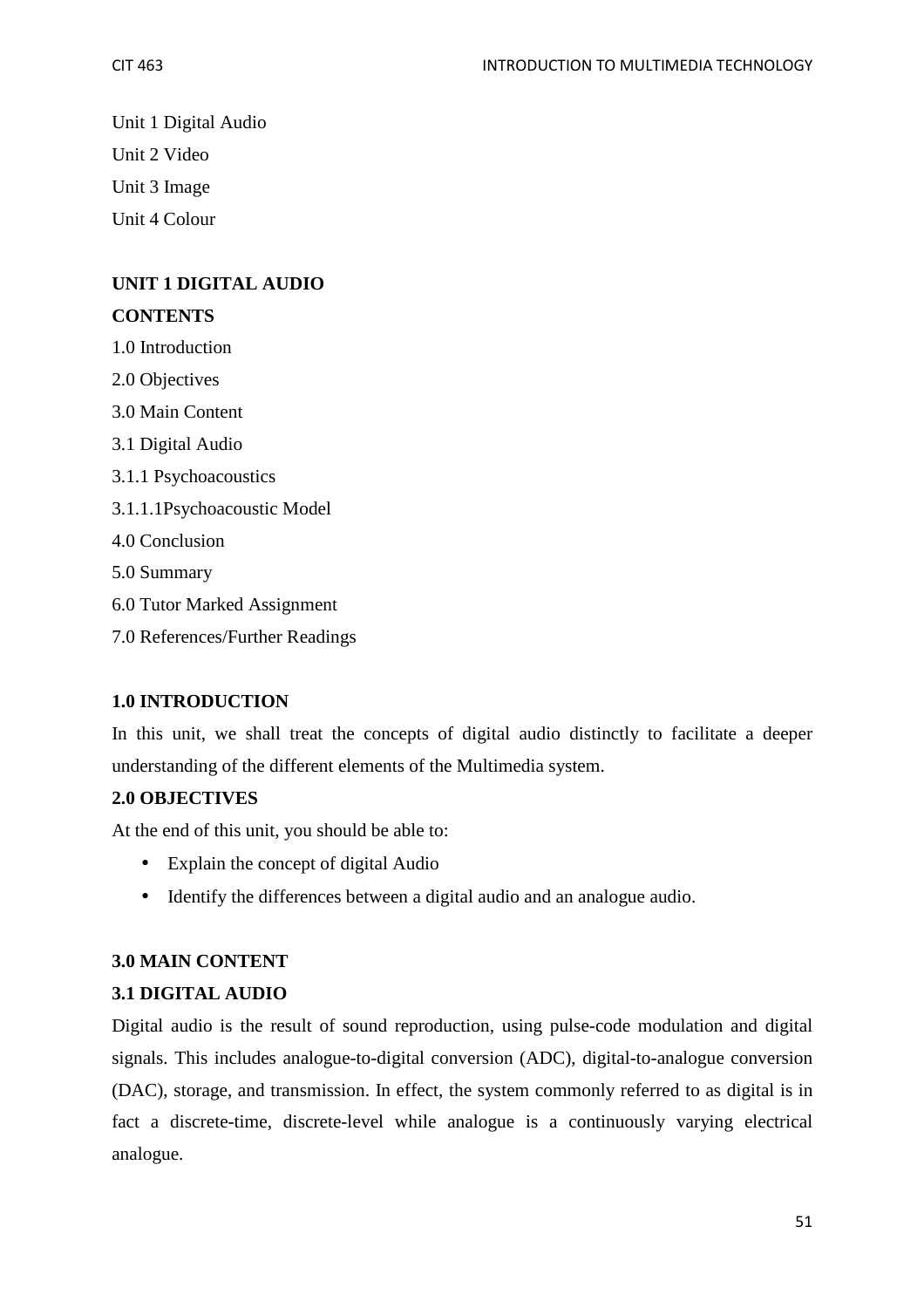Unit 1 Digital Audio

Unit 2 Video

Unit 3 Image

Unit 4 Colour

## UNIT 1 DIGITAL AUDIO

**CONTENTS**

1.0 Introduction

2.0 Objectives

3.0 Main Content

3.1 Digital Audio

3.1.1 Psychoacoustics

3.1.1.1Psychoacoustic Model

4.0 Conclusion

5.0 Summary

6.0 Tutor Marked Assignment

7.0 References/Further Readings

### 1.0 INTRODUCTION

In this unit, we shall treat the concepts of digital audio distinctly to facilitate a deeper understanding of the different elements of the Multimedia system.

### 2.0 OBJECTIVES

At the end of this unit, you should be able to:

- Explain the concept of digital Audio
- Identify the differences between a digital audio and an analogue audio.

### 3.0 MAIN CONTENT

### 3.1 DIGITAL AUDIO

Digital audio is the result of sound reproduction, using pulse-code modulation and digital signals. This includes analogue-to-digital conversion (ADC), digital-to-analogue conversion (DAC), storage, and transmission. In effect, the system commonly referred to as digital is in fact a discrete-time, discrete-level while analogue is a continuously varying electrical analogue.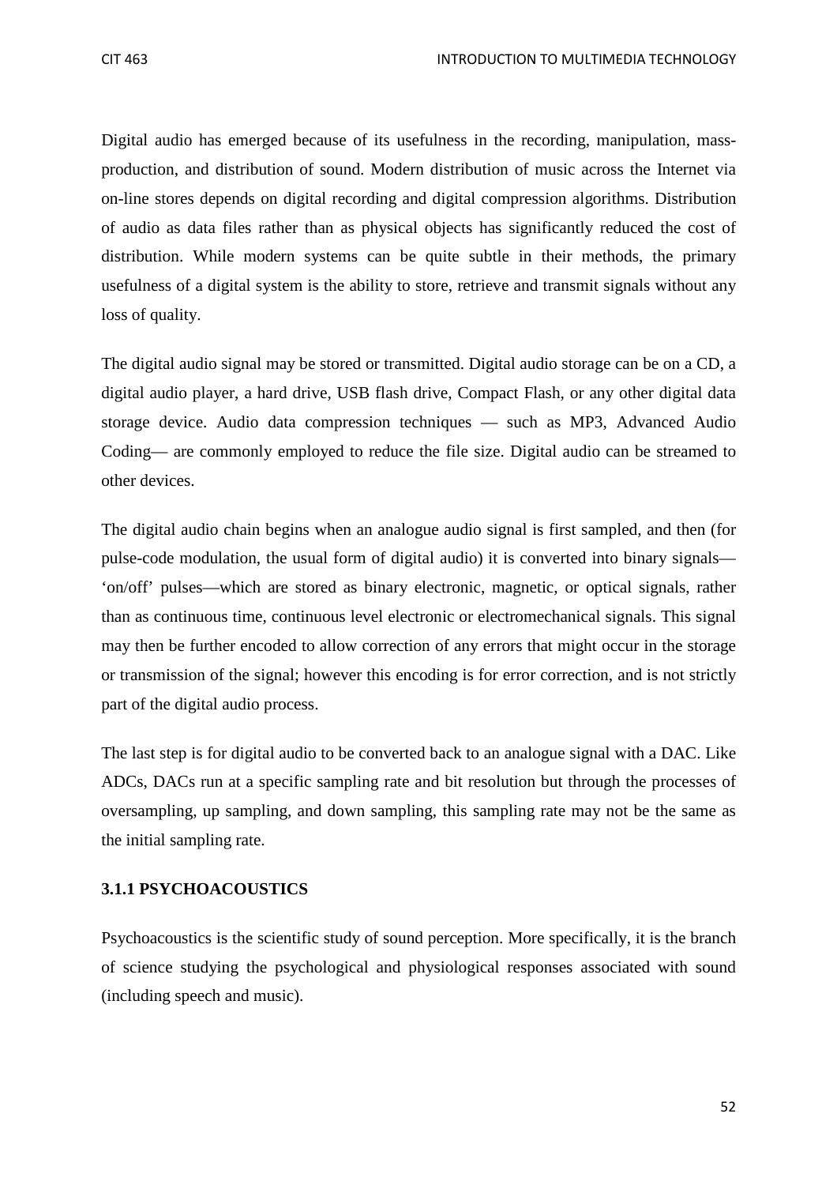Digital audio has emerged because of its usefulness in the recording, manipulation, mass-production, and distribution of sound. Modern distribution of music across the Internet via on-line stores depends on digital recording and digital compression algorithms. Distribution of audio as data files rather than as physical objects has significantly reduced the cost of distribution. While modern systems can be quite subtle in their methods, the primary usefulness of a digital system is the ability to store, retrieve and transmit signals without any loss of quality.

The digital audio signal may be stored or transmitted. Digital audio storage can be on a CD, a digital audio player, a hard drive, USB flash drive, Compact Flash, or any other digital data storage device. Audio data compression techniques — such as MP3, Advanced Audio Coding— are commonly employed to reduce the file size. Digital audio can be streamed to other devices.

The digital audio chain begins when an analogue audio signal is first sampled, and then (for pulse-code modulation, the usual form of digital audio) it is converted into binary signals—'on/off' pulses—which are stored as binary electronic, magnetic, or optical signals, rather than as continuous time, continuous level electronic or electromechanical signals. This signal may then be further encoded to allow correction of any errors that might occur in the storage or transmission of the signal; however this encoding is for error correction, and is not strictly part of the digital audio process.

The last step is for digital audio to be converted back to an analogue signal with a DAC. Like ADCs, DACs run at a specific sampling rate and bit resolution but through the processes of oversampling, up sampling, and down sampling, this sampling rate may not be the same as the initial sampling rate.

### 3.1.1 PSYCHOACOUSTICS

Psychoacoustics is the scientific study of sound perception. More specifically, it is the branch of science studying the psychological and physiological responses associated with sound (including speech and music).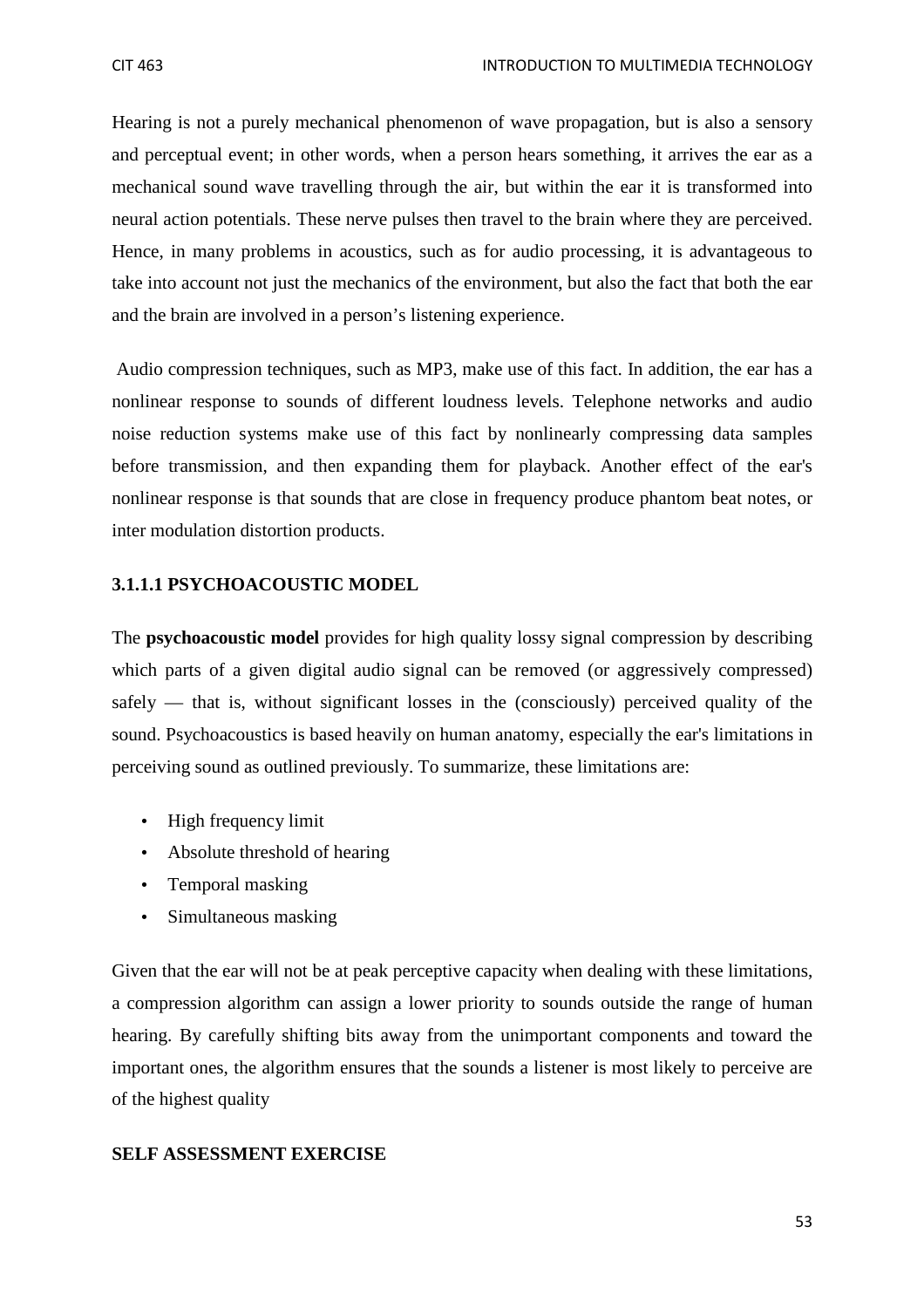Hearing is not a purely mechanical phenomenon of wave propagation, but is also a sensory and perceptual event; in other words, when a person hears something, it arrives the ear as a mechanical sound wave travelling through the air, but within the ear it is transformed into neural action potentials. These nerve pulses then travel to the brain where they are perceived. Hence, in many problems in acoustics, such as for audio processing, it is advantageous to take into account not just the mechanics of the environment, but also the fact that both the ear and the brain are involved in a person's listening experience.

Audio compression techniques, such as MP3, make use of this fact. In addition, the ear has a nonlinear response to sounds of different loudness levels. Telephone networks and audio noise reduction systems make use of this fact by nonlinearly compressing data samples before transmission, and then expanding them for playback. Another effect of the ear's nonlinear response is that sounds that are close in frequency produce phantom beat notes, or inter modulation distortion products.

#### 3.1.1.1 PSYCHOACOUSTIC MODEL

The **psychoacoustic model** provides for high quality lossy signal compression by describing which parts of a given digital audio signal can be removed (or aggressively compressed) safely — that is, without significant losses in the (consciously) perceived quality of the sound. Psychoacoustics is based heavily on human anatomy, especially the ear's limitations in perceiving sound as outlined previously. To summarize, these limitations are:

- High frequency limit
- Absolute threshold of hearing
- Temporal masking
- Simultaneous masking

Given that the ear will not be at peak perceptive capacity when dealing with these limitations, a compression algorithm can assign a lower priority to sounds outside the range of human hearing. By carefully shifting bits away from the unimportant components and toward the important ones, the algorithm ensures that the sounds a listener is most likely to perceive are of the highest quality

**SELF ASSESSMENT EXERCISE**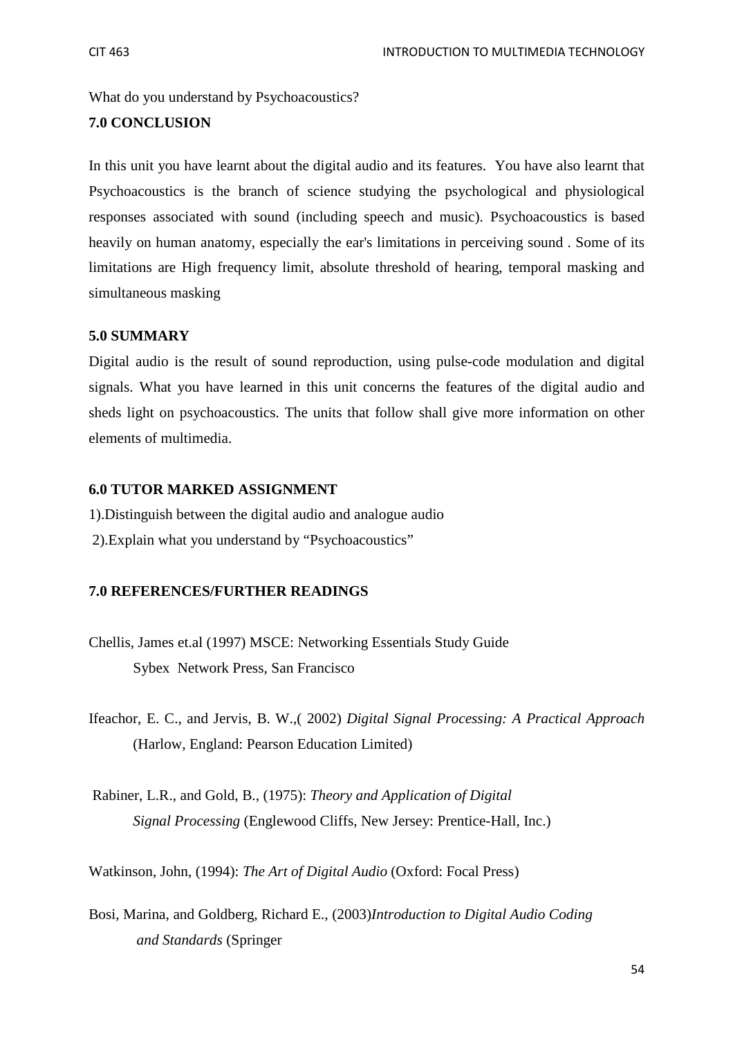What do you understand by Psychoacoustics?

**7.0 CONCLUSION**

In this unit you have learnt about the digital audio and its features. You have also learnt that Psychoacoustics is the branch of science studying the psychological and physiological responses associated with sound (including speech and music). Psychoacoustics is based heavily on human anatomy, especially the ear's limitations in perceiving sound . Some of its limitations are High frequency limit, absolute threshold of hearing, temporal masking and simultaneous masking

**5.0 SUMMARY**

Digital audio is the result of sound reproduction, using pulse-code modulation and digital signals. What you have learned in this unit concerns the features of the digital audio and sheds light on psychoacoustics. The units that follow shall give more information on other elements of multimedia.

**6.0 TUTOR MARKED ASSIGNMENT**

1).Distinguish between the digital audio and analogue audio

2).Explain what you understand by "Psychoacoustics"

**7.0 REFERENCES/FURTHER READINGS**

Chellis, James et.al (1997) MSCE: Networking Essentials Study Guide Sybex Network Press, San Francisco

Ifeachor, E. C., and Jervis, B. W.,( 2002) *Digital Signal Processing: A Practical Approach* (Harlow, England: Pearson Education Limited)

Rabiner, L.R., and Gold, B., (1975): *Theory and Application of Digital Signal Processing* (Englewood Cliffs, New Jersey: Prentice-Hall, Inc.)

Watkinson, John, (1994): *The Art of Digital Audio* (Oxford: Focal Press)

Bosi, Marina, and Goldberg, Richard E., (2003)*Introduction to Digital Audio Coding and Standards* (Springer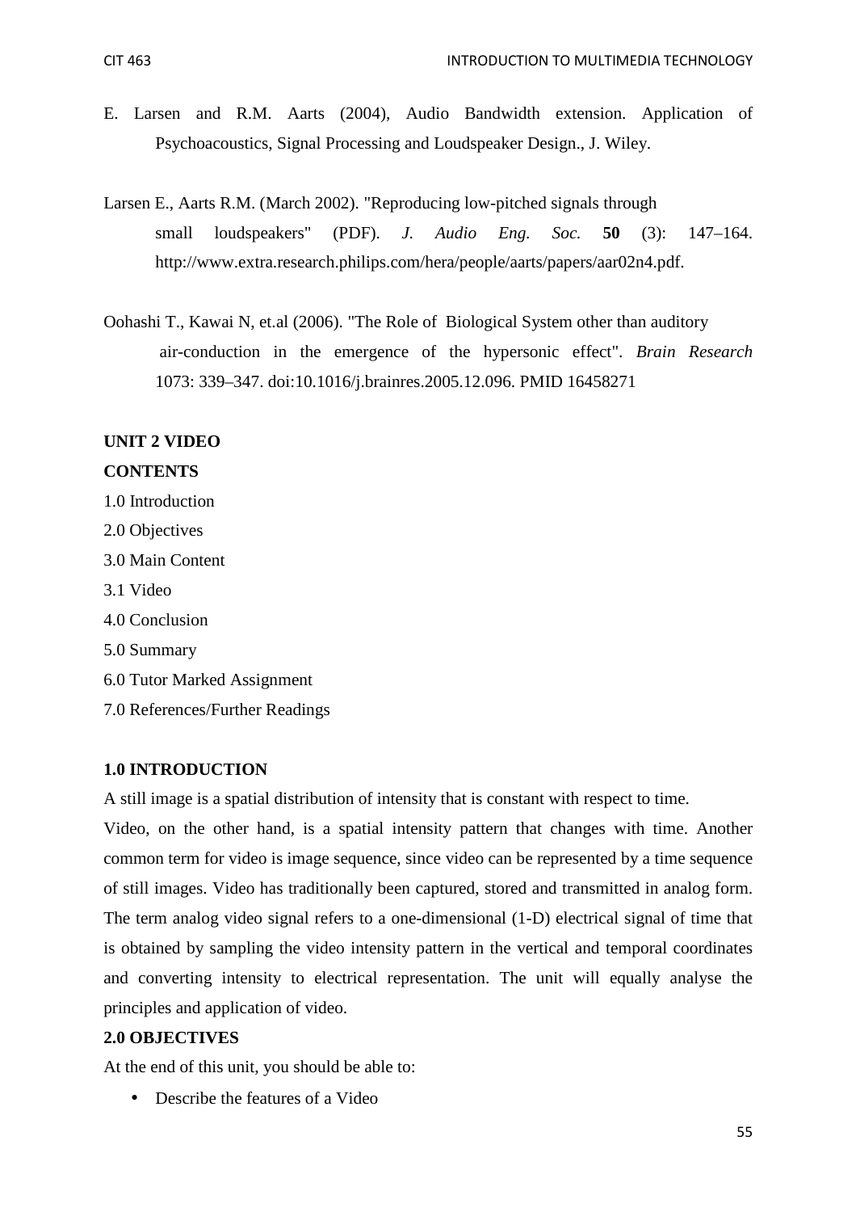E. Larsen and R.M. Aarts (2004), Audio Bandwidth extension. Application of Psychoacoustics, Signal Processing and Loudspeaker Design., J. Wiley.

Larsen E., Aarts R.M. (March 2002). "Reproducing low-pitched signals through small loudspeakers" (PDF). *J. Audio Eng. Soc.* **50** (3): 147–164. http://www.extra.research.philips.com/hera/people/aarts/papers/aar02n4.pdf.

Oohashi T., Kawai N, et.al (2006). "The Role of Biological System other than auditory air-conduction in the emergence of the hypersonic effect". *Brain Research* 1073: 339–347. doi:10.1016/j.brainres.2005.12.096. PMID 16458271

## UNIT 2 VIDEO

**CONTENTS**

1.0 Introduction

2.0 Objectives

3.0 Main Content

3.1 Video

4.0 Conclusion

5.0 Summary

6.0 Tutor Marked Assignment

7.0 References/Further Readings

### 1.0 INTRODUCTION

A still image is a spatial distribution of intensity that is constant with respect to time.

Video, on the other hand, is a spatial intensity pattern that changes with time. Another common term for video is image sequence, since video can be represented by a time sequence of still images. Video has traditionally been captured, stored and transmitted in analog form. The term analog video signal refers to a one-dimensional (1-D) electrical signal of time that is obtained by sampling the video intensity pattern in the vertical and temporal coordinates and converting intensity to electrical representation. The unit will equally analyse the principles and application of video.

### 2.0 OBJECTIVES

At the end of this unit, you should be able to:

- Describe the features of a Video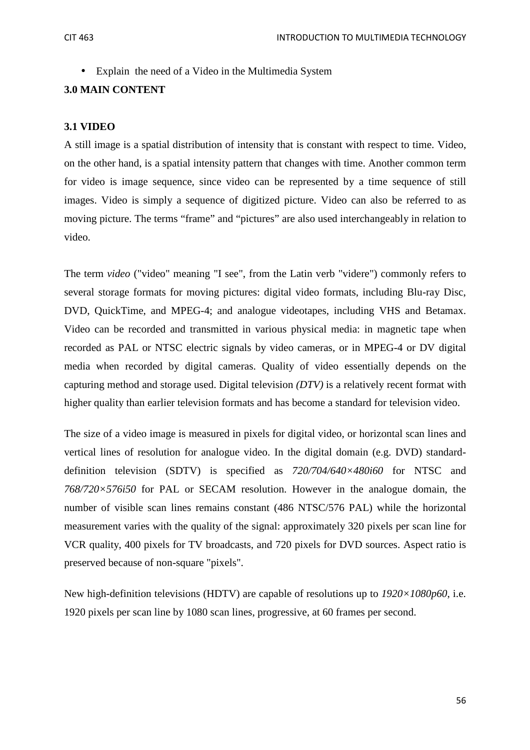- Explain the need of a Video in the Multimedia System

## 3.0 MAIN CONTENT

### 3.1 VIDEO

A still image is a spatial distribution of intensity that is constant with respect to time. Video, on the other hand, is a spatial intensity pattern that changes with time. Another common term for video is image sequence, since video can be represented by a time sequence of still images. Video is simply a sequence of digitized picture. Video can also be referred to as moving picture. The terms “frame” and “pictures” are also used interchangeably in relation to video.

The term *video* ("video" meaning "I see", from the Latin verb "videre") commonly refers to several storage formats for moving pictures: digital video formats, including Blu-ray Disc, DVD, QuickTime, and MPEG-4; and analogue videotapes, including VHS and Betamax. Video can be recorded and transmitted in various physical media: in magnetic tape when recorded as PAL or NTSC electric signals by video cameras, or in MPEG-4 or DV digital media when recorded by digital cameras. Quality of video essentially depends on the capturing method and storage used. Digital television *(DTV)* is a relatively recent format with higher quality than earlier television formats and has become a standard for television video.

The size of a video image is measured in pixels for digital video, or horizontal scan lines and vertical lines of resolution for analogue video. In the digital domain (e.g. DVD) standard-definition television (SDTV) is specified as *720/704/640×480i60* for NTSC and *768/720×576i50* for PAL or SECAM resolution. However in the analogue domain, the number of visible scan lines remains constant (486 NTSC/576 PAL) while the horizontal measurement varies with the quality of the signal: approximately 320 pixels per scan line for VCR quality, 400 pixels for TV broadcasts, and 720 pixels for DVD sources. Aspect ratio is preserved because of non-square "pixels".

New high-definition televisions (HDTV) are capable of resolutions up to *1920×1080p60*, i.e. 1920 pixels per scan line by 1080 scan lines, progressive, at 60 frames per second.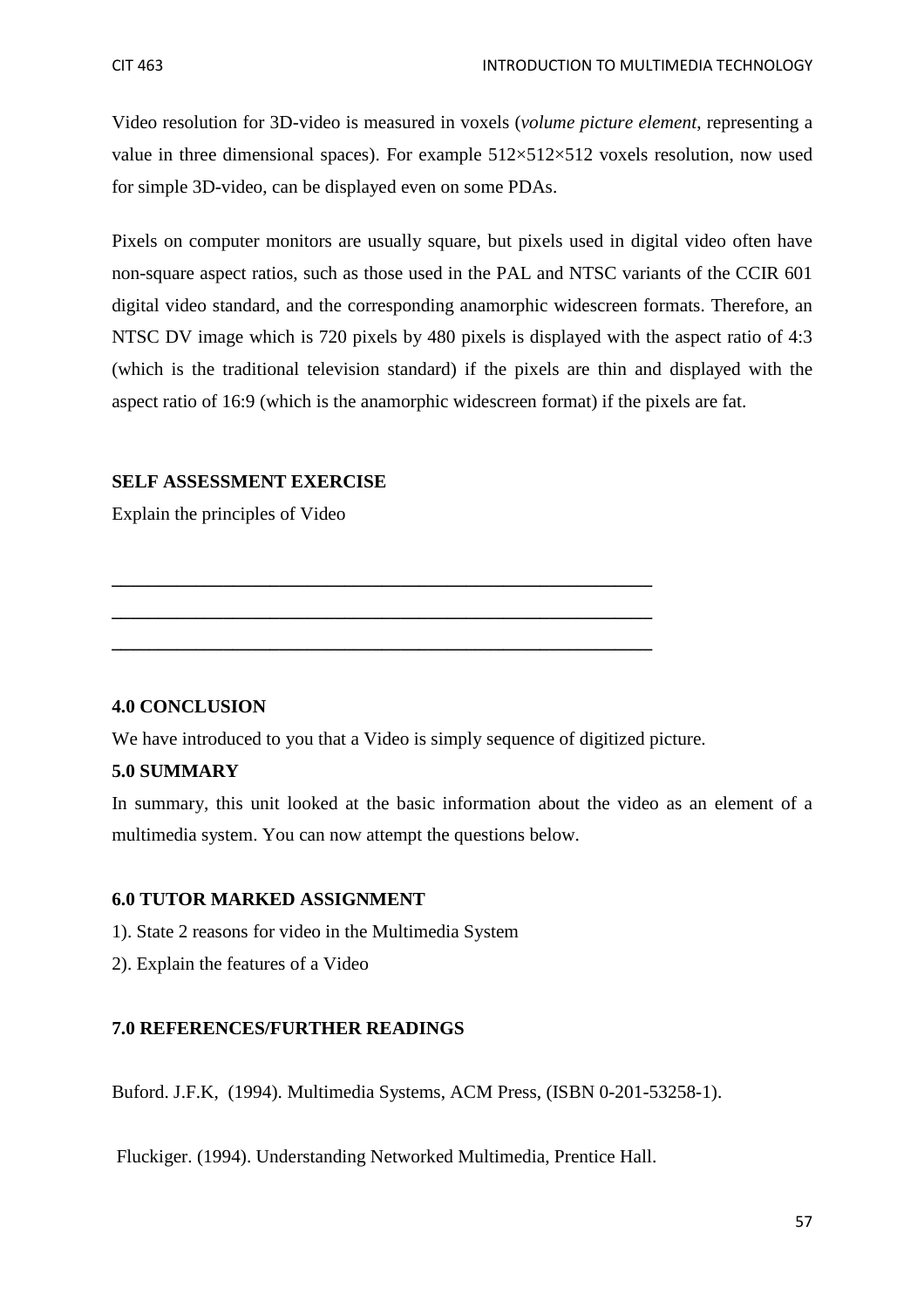Video resolution for 3D-video is measured in voxels (*volume picture element*, representing a value in three dimensional spaces). For example 512×512×512 voxels resolution, now used for simple 3D-video, can be displayed even on some PDAs.

Pixels on computer monitors are usually square, but pixels used in digital video often have non-square aspect ratios, such as those used in the PAL and NTSC variants of the CCIR 601 digital video standard, and the corresponding anamorphic widescreen formats. Therefore, an NTSC DV image which is 720 pixels by 480 pixels is displayed with the aspect ratio of 4:3 (which is the traditional television standard) if the pixels are thin and displayed with the aspect ratio of 16:9 (which is the anamorphic widescreen format) if the pixels are fat.

**SELF ASSESSMENT EXERCISE**

Explain the principles of Video

___________________________________________________________

___________________________________________________________

___________________________________________________________

**4.0 CONCLUSION**

We have introduced to you that a Video is simply sequence of digitized picture.

**5.0 SUMMARY**

In summary, this unit looked at the basic information about the video as an element of a multimedia system. You can now attempt the questions below.

**6.0 TUTOR MARKED ASSIGNMENT**

1). State 2 reasons for video in the Multimedia System

2). Explain the features of a Video

**7.0 REFERENCES/FURTHER READINGS**

Buford. J.F.K, (1994). Multimedia Systems, ACM Press, (ISBN 0-201-53258-1).

Fluckiger. (1994). Understanding Networked Multimedia, Prentice Hall.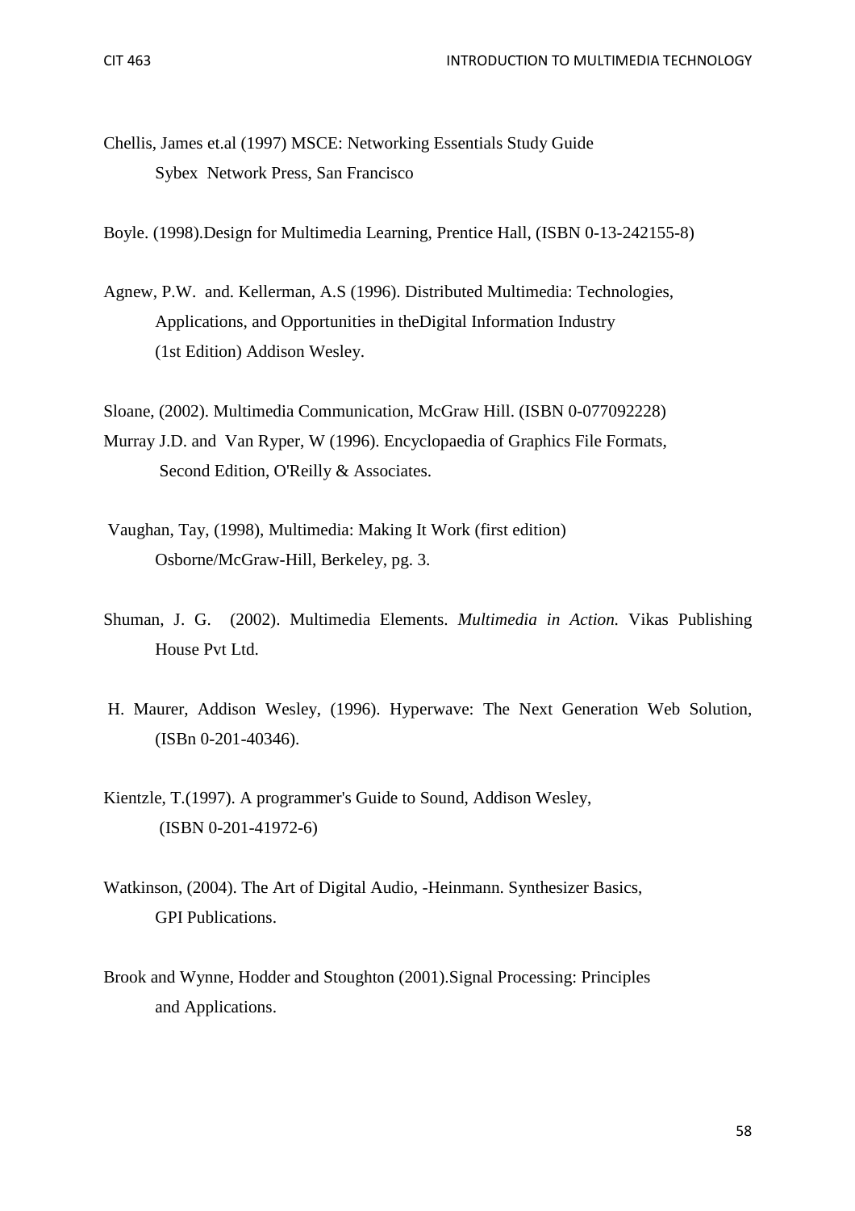Chellis, James et.al (1997) MSCE: Networking Essentials Study Guide
Sybex Network Press, San Francisco

Boyle. (1998).Design for Multimedia Learning, Prentice Hall, (ISBN 0-13-242155-8)

Agnew, P.W. and. Kellerman, A.S (1996). Distributed Multimedia: Technologies, Applications, and Opportunities in theDigital Information Industry (1st Edition) Addison Wesley.

Sloane, (2002). Multimedia Communication, McGraw Hill. (ISBN 0-077092228)

Murray J.D. and Van Ryper, W (1996). Encyclopaedia of Graphics File Formats, Second Edition, O'Reilly & Associates.

Vaughan, Tay, (1998), Multimedia: Making It Work (first edition) Osborne/McGraw-Hill, Berkeley, pg. 3.

Shuman, J. G. (2002). Multimedia Elements. *Multimedia in Action.* Vikas Publishing House Pvt Ltd.

H. Maurer, Addison Wesley, (1996). Hyperwave: The Next Generation Web Solution, (ISBn 0-201-40346).

Kientzle, T.(1997). A programmer's Guide to Sound, Addison Wesley, (ISBN 0-201-41972-6)

Watkinson, (2004). The Art of Digital Audio, -Heinmann. Synthesizer Basics, GPI Publications.

Brook and Wynne, Hodder and Stoughton (2001).Signal Processing: Principles and Applications.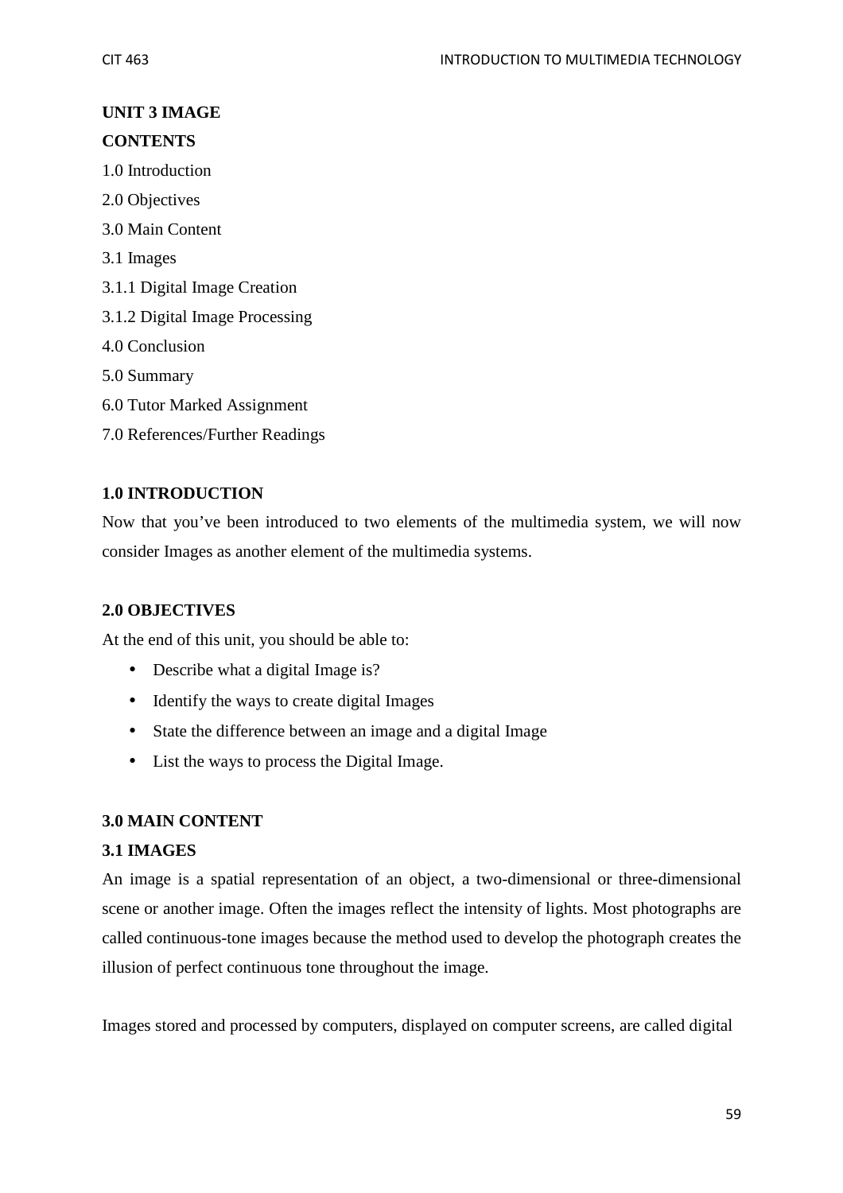## UNIT 3 IMAGE

**CONTENTS**

1.0 Introduction

2.0 Objectives

3.0 Main Content

3.1 Images

3.1.1 Digital Image Creation

3.1.2 Digital Image Processing

4.0 Conclusion

5.0 Summary

6.0 Tutor Marked Assignment

7.0 References/Further Readings

### 1.0 INTRODUCTION

Now that you've been introduced to two elements of the multimedia system, we will now consider Images as another element of the multimedia systems.

### 2.0 OBJECTIVES

At the end of this unit, you should be able to:

- Describe what a digital Image is?
- Identify the ways to create digital Images
- State the difference between an image and a digital Image
- List the ways to process the Digital Image.

### 3.0 MAIN CONTENT

### 3.1 IMAGES

An image is a spatial representation of an object, a two-dimensional or three-dimensional scene or another image. Often the images reflect the intensity of lights. Most photographs are called continuous-tone images because the method used to develop the photograph creates the illusion of perfect continuous tone throughout the image.

Images stored and processed by computers, displayed on computer screens, are called digital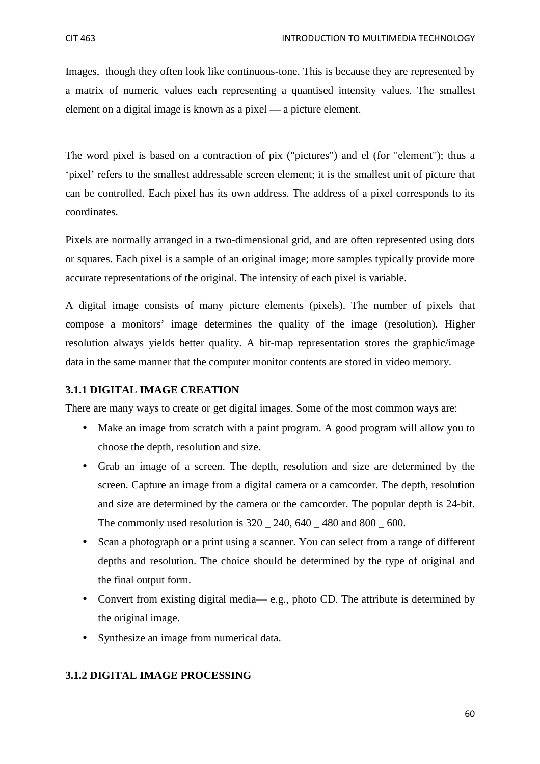Images, though they often look like continuous-tone. This is because they are represented by a matrix of numeric values each representing a quantised intensity values. The smallest element on a digital image is known as a pixel — a picture element.

The word pixel is based on a contraction of pix ("pictures") and el (for "element"); thus a 'pixel' refers to the smallest addressable screen element; it is the smallest unit of picture that can be controlled. Each pixel has its own address. The address of a pixel corresponds to its coordinates.

Pixels are normally arranged in a two-dimensional grid, and are often represented using dots or squares. Each pixel is a sample of an original image; more samples typically provide more accurate representations of the original. The intensity of each pixel is variable.

A digital image consists of many picture elements (pixels). The number of pixels that compose a monitors' image determines the quality of the image (resolution). Higher resolution always yields better quality. A bit-map representation stores the graphic/image data in the same manner that the computer monitor contents are stored in video memory.

### 3.1.1 DIGITAL IMAGE CREATION

There are many ways to create or get digital images. Some of the most common ways are:

- Make an image from scratch with a paint program. A good program will allow you to choose the depth, resolution and size.
- Grab an image of a screen. The depth, resolution and size are determined by the screen. Capture an image from a digital camera or a camcorder. The depth, resolution and size are determined by the camera or the camcorder. The popular depth is 24-bit. The commonly used resolution is 320 _ 240, 640 _ 480 and 800 _ 600.
- Scan a photograph or a print using a scanner. You can select from a range of different depths and resolution. The choice should be determined by the type of original and the final output form.
- Convert from existing digital media— e.g., photo CD. The attribute is determined by the original image.
- Synthesize an image from numerical data.

### 3.1.2 DIGITAL IMAGE PROCESSING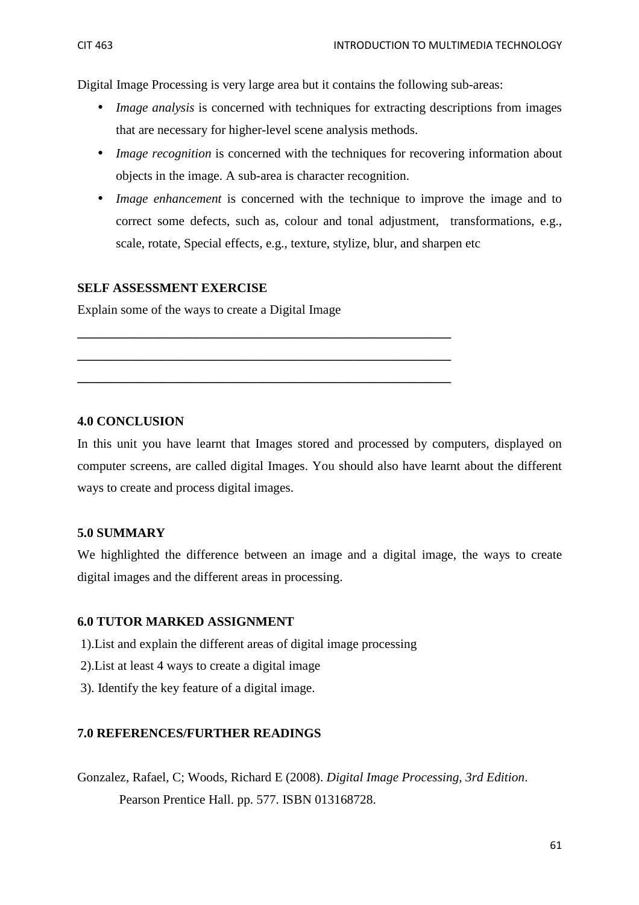Digital Image Processing is very large area but it contains the following sub-areas:

- *Image analysis* is concerned with techniques for extracting descriptions from images that are necessary for higher-level scene analysis methods.
- *Image recognition* is concerned with the techniques for recovering information about objects in the image. A sub-area is character recognition.
- *Image enhancement* is concerned with the technique to improve the image and to correct some defects, such as, colour and tonal adjustment, transformations, e.g., scale, rotate, Special effects, e.g., texture, stylize, blur, and sharpen etc

**SELF ASSESSMENT EXERCISE**

Explain some of the ways to create a Digital Image

___________________________________________________________

___________________________________________________________

___________________________________________________________

## 4.0 CONCLUSION

In this unit you have learnt that Images stored and processed by computers, displayed on computer screens, are called digital Images. You should also have learnt about the different ways to create and process digital images.

## 5.0 SUMMARY

We highlighted the difference between an image and a digital image, the ways to create digital images and the different areas in processing.

## 6.0 TUTOR MARKED ASSIGNMENT

1).List and explain the different areas of digital image processing

2).List at least 4 ways to create a digital image

3). Identify the key feature of a digital image.

## 7.0 REFERENCES/FURTHER READINGS

Gonzalez, Rafael, C; Woods, Richard E (2008). *Digital Image Processing, 3rd Edition*. Pearson Prentice Hall. pp. 577. ISBN 013168728.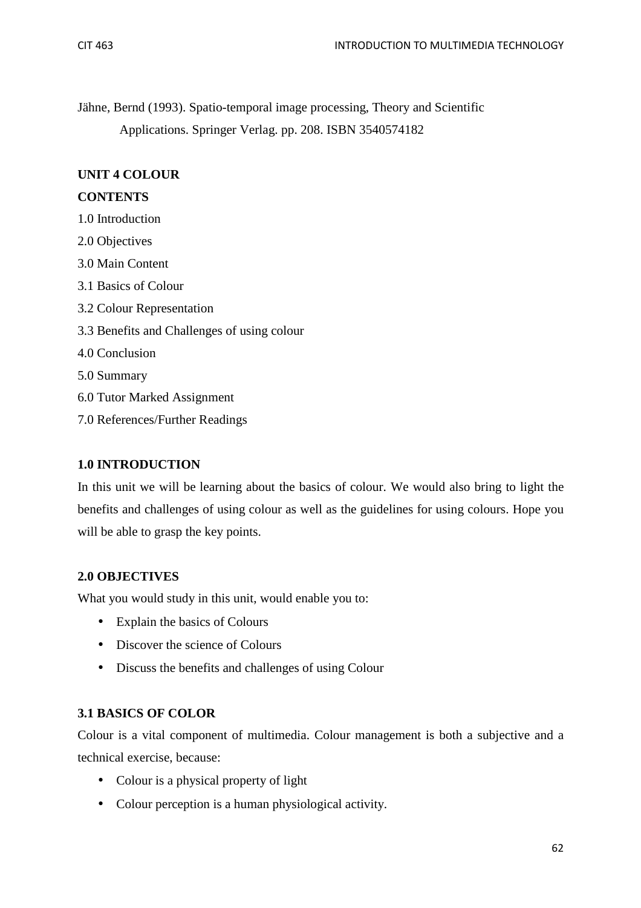Jähne, Bernd (1993). Spatio-temporal image processing, Theory and Scientific Applications. Springer Verlag. pp. 208. ISBN 3540574182

## UNIT 4 COLOUR

**CONTENTS**

1.0 Introduction

2.0 Objectives

3.0 Main Content

3.1 Basics of Colour

3.2 Colour Representation

3.3 Benefits and Challenges of using colour

4.0 Conclusion

5.0 Summary

6.0 Tutor Marked Assignment

7.0 References/Further Readings

### 1.0 INTRODUCTION

In this unit we will be learning about the basics of colour. We would also bring to light the benefits and challenges of using colour as well as the guidelines for using colours. Hope you will be able to grasp the key points.

### 2.0 OBJECTIVES

What you would study in this unit, would enable you to:

- Explain the basics of Colours
- Discover the science of Colours
- Discuss the benefits and challenges of using Colour

### 3.1 BASICS OF COLOR

Colour is a vital component of multimedia. Colour management is both a subjective and a technical exercise, because:

- Colour is a physical property of light
- Colour perception is a human physiological activity.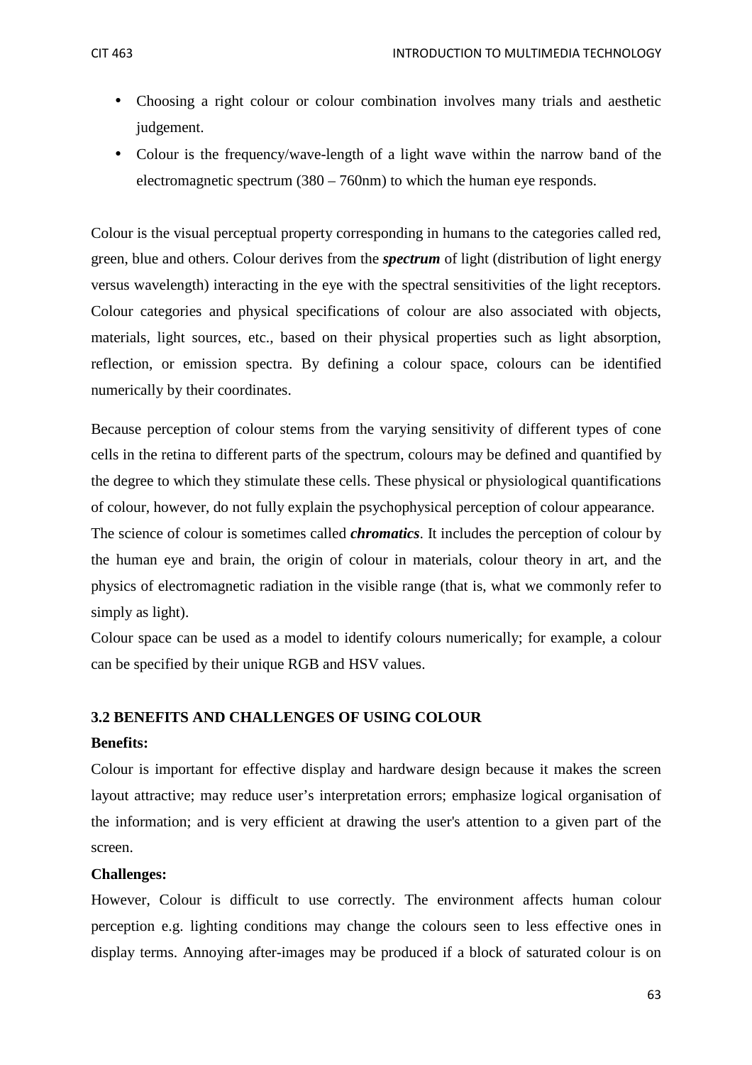- Choosing a right colour or colour combination involves many trials and aesthetic judgement.
- Colour is the frequency/wave-length of a light wave within the narrow band of the electromagnetic spectrum (380 – 760nm) to which the human eye responds.

Colour is the visual perceptual property corresponding in humans to the categories called red, green, blue and others. Colour derives from the ***spectrum*** of light (distribution of light energy versus wavelength) interacting in the eye with the spectral sensitivities of the light receptors. Colour categories and physical specifications of colour are also associated with objects, materials, light sources, etc., based on their physical properties such as light absorption, reflection, or emission spectra. By defining a colour space, colours can be identified numerically by their coordinates.

Because perception of colour stems from the varying sensitivity of different types of cone cells in the retina to different parts of the spectrum, colours may be defined and quantified by the degree to which they stimulate these cells. These physical or physiological quantifications of colour, however, do not fully explain the psychophysical perception of colour appearance.

The science of colour is sometimes called ***chromatics***. It includes the perception of colour by the human eye and brain, the origin of colour in materials, colour theory in art, and the physics of electromagnetic radiation in the visible range (that is, what we commonly refer to simply as light).

Colour space can be used as a model to identify colours numerically; for example, a colour can be specified by their unique RGB and HSV values.

### 3.2 BENEFITS AND CHALLENGES OF USING COLOUR

**Benefits:**

Colour is important for effective display and hardware design because it makes the screen layout attractive; may reduce user's interpretation errors; emphasize logical organisation of the information; and is very efficient at drawing the user's attention to a given part of the screen.

**Challenges:**

However, Colour is difficult to use correctly. The environment affects human colour perception e.g. lighting conditions may change the colours seen to less effective ones in display terms. Annoying after-images may be produced if a block of saturated colour is on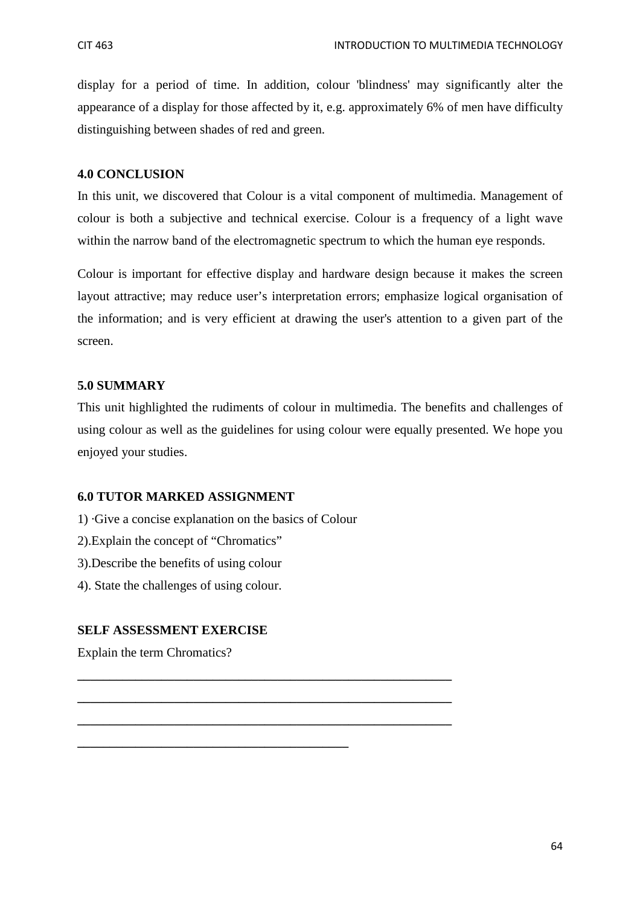display for a period of time. In addition, colour 'blindness' may significantly alter the appearance of a display for those affected by it, e.g. approximately 6% of men have difficulty distinguishing between shades of red and green.

## 4.0 CONCLUSION

In this unit, we discovered that Colour is a vital component of multimedia. Management of colour is both a subjective and technical exercise. Colour is a frequency of a light wave within the narrow band of the electromagnetic spectrum to which the human eye responds.

Colour is important for effective display and hardware design because it makes the screen layout attractive; may reduce user's interpretation errors; emphasize logical organisation of the information; and is very efficient at drawing the user's attention to a given part of the screen.

## 5.0 SUMMARY

This unit highlighted the rudiments of colour in multimedia. The benefits and challenges of using colour as well as the guidelines for using colour were equally presented. We hope you enjoyed your studies.

## 6.0 TUTOR MARKED ASSIGNMENT

1) ·Give a concise explanation on the basics of Colour

2).Explain the concept of "Chromatics"

3).Describe the benefits of using colour

4). State the challenges of using colour.

## SELF ASSESSMENT EXERCISE

Explain the term Chromatics?

___________________________________________________________

___________________________________________________________

___________________________________________________________

__________________________________________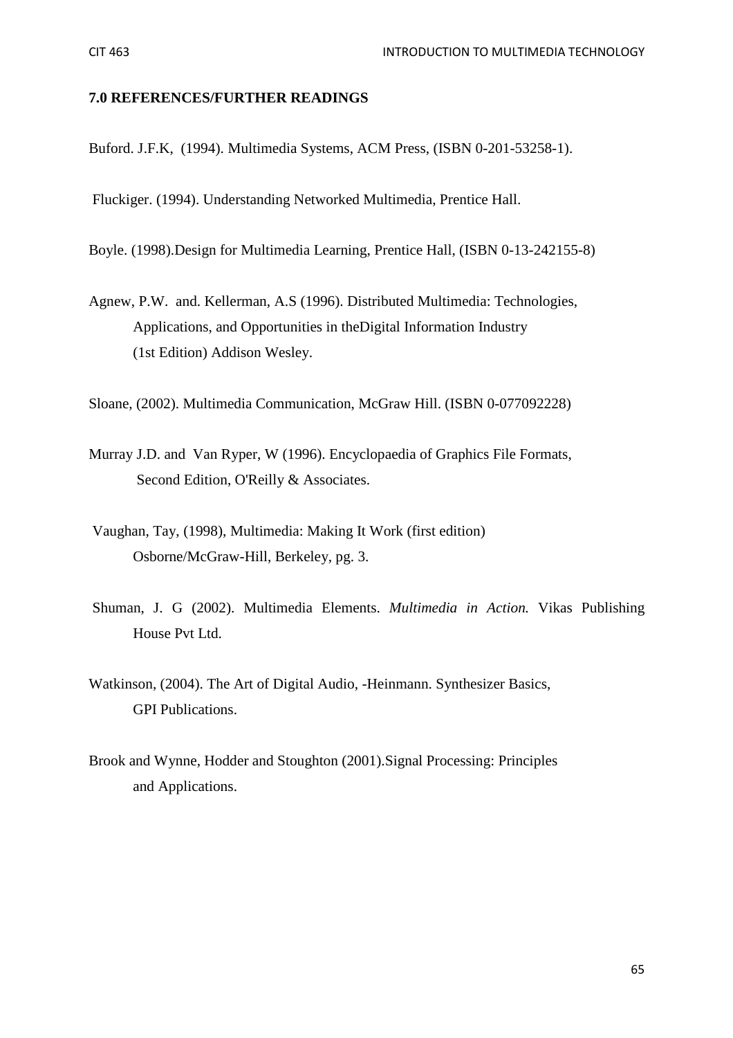**7.0 REFERENCES/FURTHER READINGS**

Buford. J.F.K, (1994). Multimedia Systems, ACM Press, (ISBN 0-201-53258-1).

Fluckiger. (1994). Understanding Networked Multimedia, Prentice Hall.

Boyle. (1998).Design for Multimedia Learning, Prentice Hall, (ISBN 0-13-242155-8)

Agnew, P.W. and. Kellerman, A.S (1996). Distributed Multimedia: Technologies, Applications, and Opportunities in theDigital Information Industry (1st Edition) Addison Wesley.

Sloane, (2002). Multimedia Communication, McGraw Hill. (ISBN 0-077092228)

Murray J.D. and Van Ryper, W (1996). Encyclopaedia of Graphics File Formats, Second Edition, O'Reilly & Associates.

Vaughan, Tay, (1998), Multimedia: Making It Work (first edition) Osborne/McGraw-Hill, Berkeley, pg. 3.

Shuman, J. G (2002). Multimedia Elements. *Multimedia in Action.* Vikas Publishing House Pvt Ltd.

Watkinson, (2004). The Art of Digital Audio, -Heinmann. Synthesizer Basics, GPI Publications.

Brook and Wynne, Hodder and Stoughton (2001).Signal Processing: Principles and Applications.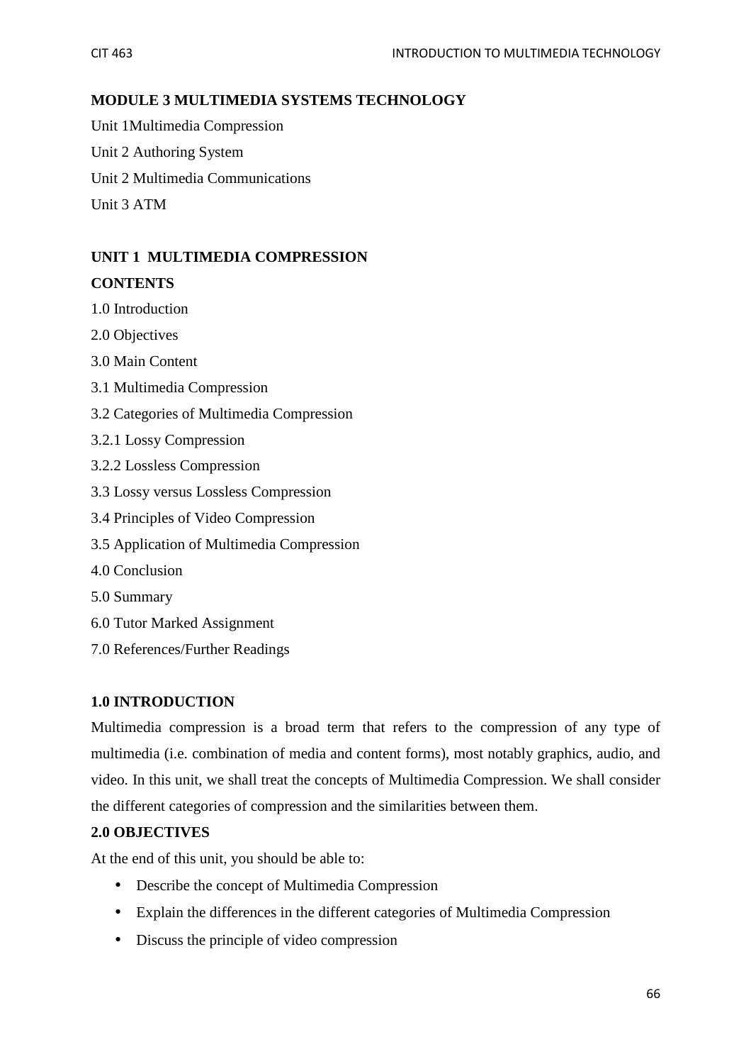## MODULE 3 MULTIMEDIA SYSTEMS TECHNOLOGY

Unit 1Multimedia Compression

Unit 2 Authoring System

Unit 2 Multimedia Communications

Unit 3 ATM

## UNIT 1 MULTIMEDIA COMPRESSION

### CONTENTS

1.0 Introduction

2.0 Objectives

3.0 Main Content

3.1 Multimedia Compression

3.2 Categories of Multimedia Compression

3.2.1 Lossy Compression

3.2.2 Lossless Compression

3.3 Lossy versus Lossless Compression

3.4 Principles of Video Compression

3.5 Application of Multimedia Compression

4.0 Conclusion

5.0 Summary

6.0 Tutor Marked Assignment

7.0 References/Further Readings

### 1.0 INTRODUCTION

Multimedia compression is a broad term that refers to the compression of any type of multimedia (i.e. combination of media and content forms), most notably graphics, audio, and video. In this unit, we shall treat the concepts of Multimedia Compression. We shall consider the different categories of compression and the similarities between them.

### 2.0 OBJECTIVES

At the end of this unit, you should be able to:

- Describe the concept of Multimedia Compression
- Explain the differences in the different categories of Multimedia Compression
- Discuss the principle of video compression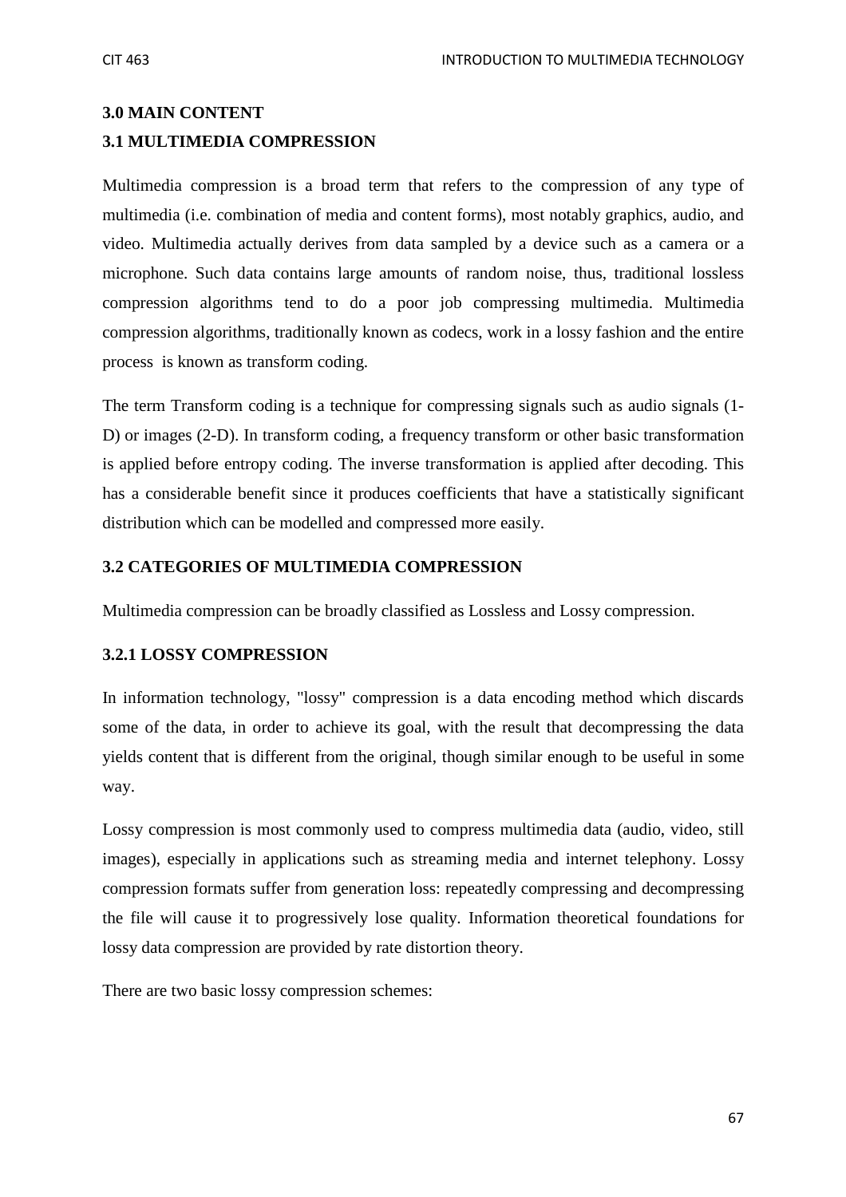## 3.0 MAIN CONTENT

### 3.1 MULTIMEDIA COMPRESSION

Multimedia compression is a broad term that refers to the compression of any type of multimedia (i.e. combination of media and content forms), most notably graphics, audio, and video. Multimedia actually derives from data sampled by a device such as a camera or a microphone. Such data contains large amounts of random noise, thus, traditional lossless compression algorithms tend to do a poor job compressing multimedia. Multimedia compression algorithms, traditionally known as codecs, work in a lossy fashion and the entire process is known as transform coding.

The term Transform coding is a technique for compressing signals such as audio signals (1-D) or images (2-D). In transform coding, a frequency transform or other basic transformation is applied before entropy coding. The inverse transformation is applied after decoding. This has a considerable benefit since it produces coefficients that have a statistically significant distribution which can be modelled and compressed more easily.

### 3.2 CATEGORIES OF MULTIMEDIA COMPRESSION

Multimedia compression can be broadly classified as Lossless and Lossy compression.

#### 3.2.1 LOSSY COMPRESSION

In information technology, "lossy" compression is a data encoding method which discards some of the data, in order to achieve its goal, with the result that decompressing the data yields content that is different from the original, though similar enough to be useful in some way.

Lossy compression is most commonly used to compress multimedia data (audio, video, still images), especially in applications such as streaming media and internet telephony. Lossy compression formats suffer from generation loss: repeatedly compressing and decompressing the file will cause it to progressively lose quality. Information theoretical foundations for lossy data compression are provided by rate distortion theory.

There are two basic lossy compression schemes: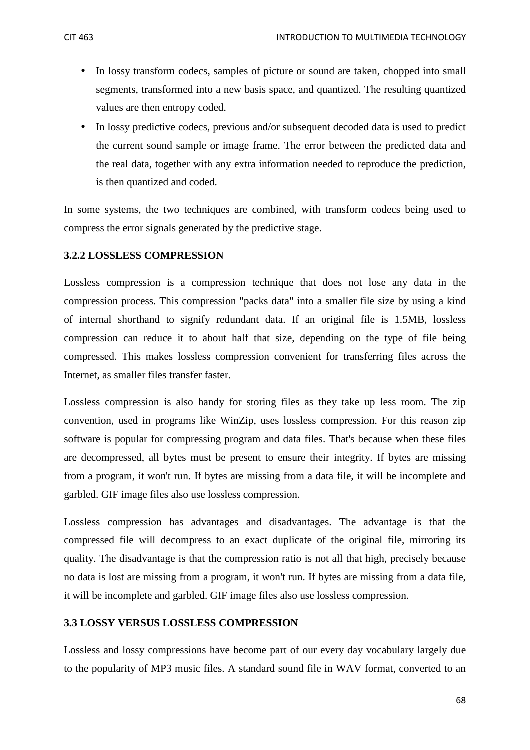- In lossy transform codecs, samples of picture or sound are taken, chopped into small segments, transformed into a new basis space, and quantized. The resulting quantized values are then entropy coded.
- In lossy predictive codecs, previous and/or subsequent decoded data is used to predict the current sound sample or image frame. The error between the predicted data and the real data, together with any extra information needed to reproduce the prediction, is then quantized and coded.

In some systems, the two techniques are combined, with transform codecs being used to compress the error signals generated by the predictive stage.

### 3.2.2 LOSSLESS COMPRESSION

Lossless compression is a compression technique that does not lose any data in the compression process. This compression "packs data" into a smaller file size by using a kind of internal shorthand to signify redundant data. If an original file is 1.5MB, lossless compression can reduce it to about half that size, depending on the type of file being compressed. This makes lossless compression convenient for transferring files across the Internet, as smaller files transfer faster.

Lossless compression is also handy for storing files as they take up less room. The zip convention, used in programs like WinZip, uses lossless compression. For this reason zip software is popular for compressing program and data files. That's because when these files are decompressed, all bytes must be present to ensure their integrity. If bytes are missing from a program, it won't run. If bytes are missing from a data file, it will be incomplete and garbled. GIF image files also use lossless compression.

Lossless compression has advantages and disadvantages. The advantage is that the compressed file will decompress to an exact duplicate of the original file, mirroring its quality. The disadvantage is that the compression ratio is not all that high, precisely because no data is lost are missing from a program, it won't run. If bytes are missing from a data file, it will be incomplete and garbled. GIF image files also use lossless compression.

### 3.3 LOSSY VERSUS LOSSLESS COMPRESSION

Lossless and lossy compressions have become part of our every day vocabulary largely due to the popularity of MP3 music files. A standard sound file in WAV format, converted to an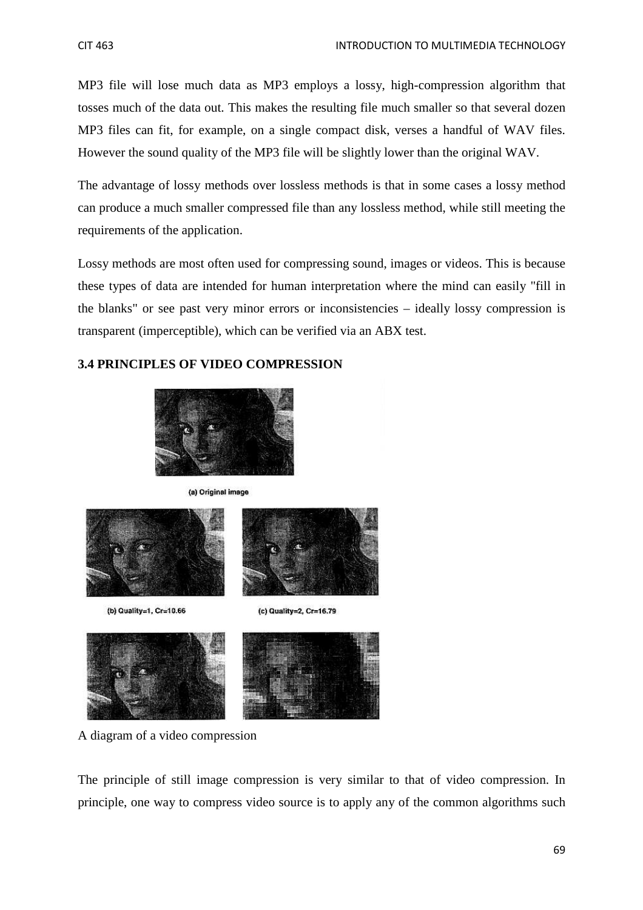MP3 file will lose much data as MP3 employs a lossy, high-compression algorithm that tosses much of the data out. This makes the resulting file much smaller so that several dozen MP3 files can fit, for example, on a single compact disk, verses a handful of WAV files. However the sound quality of the MP3 file will be slightly lower than the original WAV.

The advantage of lossy methods over lossless methods is that in some cases a lossy method can produce a much smaller compressed file than any lossless method, while still meeting the requirements of the application.

Lossy methods are most often used for compressing sound, images or videos. This is because these types of data are intended for human interpretation where the mind can easily "fill in the blanks" or see past very minor errors or inconsistencies – ideally lossy compression is transparent (imperceptible), which can be verified via an ABX test.

### 3.4 PRINCIPLES OF VIDEO COMPRESSION

(a) Original image

(b) Quality=1, Cr=10.66

(c) Quality=2, Cr=16.79

A diagram of a video compression

The principle of still image compression is very similar to that of video compression. In principle, one way to compress video source is to apply any of the common algorithms such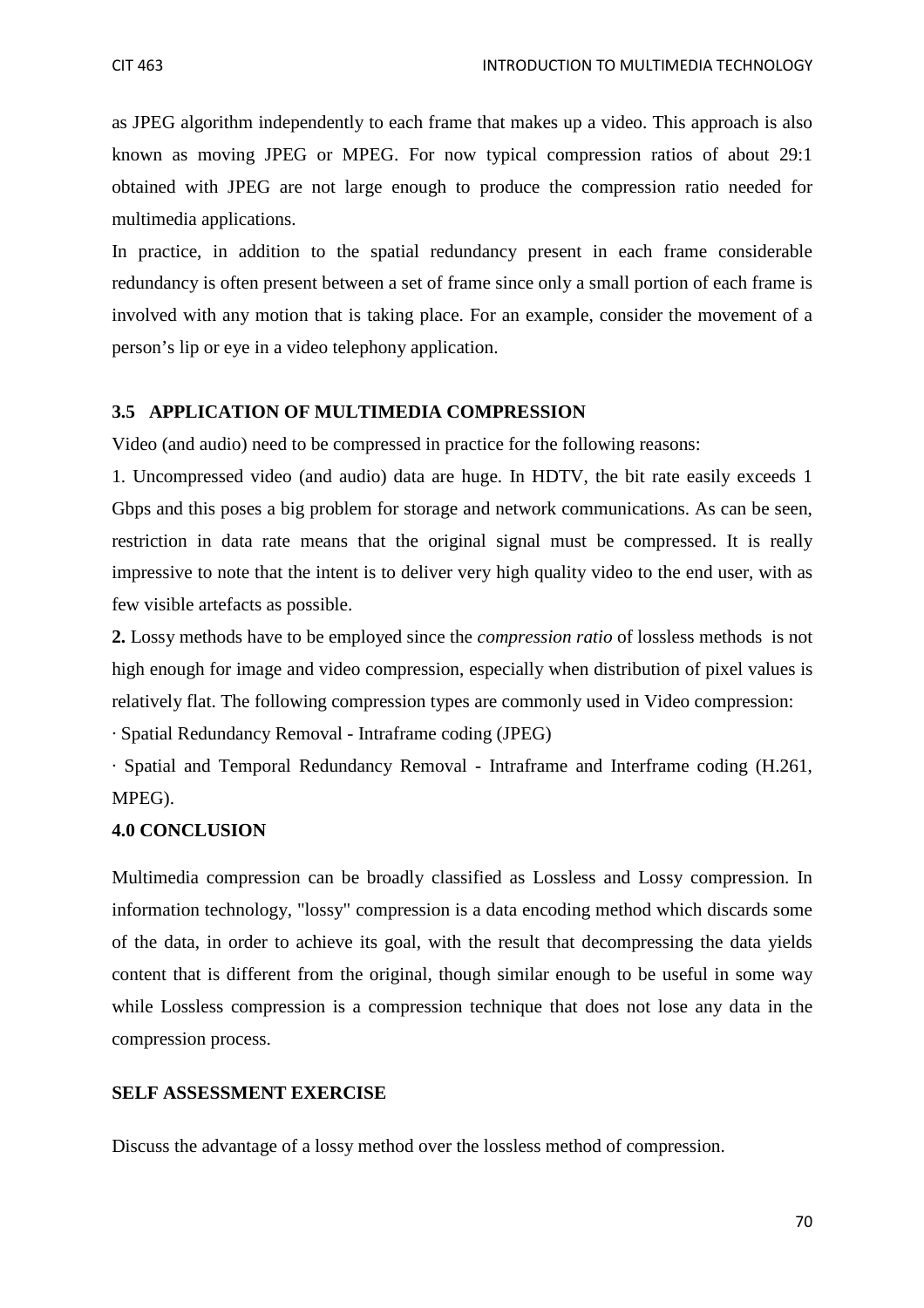as JPEG algorithm independently to each frame that makes up a video. This approach is also known as moving JPEG or MPEG. For now typical compression ratios of about 29:1 obtained with JPEG are not large enough to produce the compression ratio needed for multimedia applications.

In practice, in addition to the spatial redundancy present in each frame considerable redundancy is often present between a set of frame since only a small portion of each frame is involved with any motion that is taking place. For an example, consider the movement of a person's lip or eye in a video telephony application.

### 3.5 APPLICATION OF MULTIMEDIA COMPRESSION

Video (and audio) need to be compressed in practice for the following reasons:

1. Uncompressed video (and audio) data are huge. In HDTV, the bit rate easily exceeds 1 Gbps and this poses a big problem for storage and network communications. As can be seen, restriction in data rate means that the original signal must be compressed. It is really impressive to note that the intent is to deliver very high quality video to the end user, with as few visible artefacts as possible.

**2.** Lossy methods have to be employed since the *compression ratio* of lossless methods is not high enough for image and video compression, especially when distribution of pixel values is relatively flat. The following compression types are commonly used in Video compression:

· Spatial Redundancy Removal - Intraframe coding (JPEG)

· Spatial and Temporal Redundancy Removal - Intraframe and Interframe coding (H.261, MPEG).

## 4.0 CONCLUSION

Multimedia compression can be broadly classified as Lossless and Lossy compression. In information technology, "lossy" compression is a data encoding method which discards some of the data, in order to achieve its goal, with the result that decompressing the data yields content that is different from the original, though similar enough to be useful in some way while Lossless compression is a compression technique that does not lose any data in the compression process.

### SELF ASSESSMENT EXERCISE

Discuss the advantage of a lossy method over the lossless method of compression.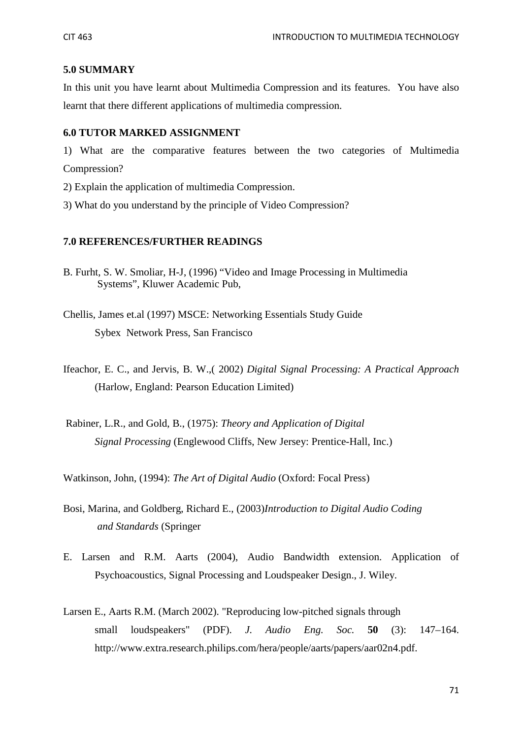## 5.0 SUMMARY

In this unit you have learnt about Multimedia Compression and its features. You have also learnt that there different applications of multimedia compression.

## 6.0 TUTOR MARKED ASSIGNMENT

1) What are the comparative features between the two categories of Multimedia Compression?

2) Explain the application of multimedia Compression.

3) What do you understand by the principle of Video Compression?

## 7.0 REFERENCES/FURTHER READINGS

B. Furht, S. W. Smoliar, H-J, (1996) "Video and Image Processing in Multimedia Systems", Kluwer Academic Pub,

Chellis, James et.al (1997) MSCE: Networking Essentials Study Guide Sybex Network Press, San Francisco

Ifeachor, E. C., and Jervis, B. W.,( 2002) *Digital Signal Processing: A Practical Approach* (Harlow, England: Pearson Education Limited)

Rabiner, L.R., and Gold, B., (1975): *Theory and Application of Digital Signal Processing* (Englewood Cliffs, New Jersey: Prentice-Hall, Inc.)

Watkinson, John, (1994): *The Art of Digital Audio* (Oxford: Focal Press)

Bosi, Marina, and Goldberg, Richard E., (2003)*Introduction to Digital Audio Coding and Standards* (Springer

E. Larsen and R.M. Aarts (2004), Audio Bandwidth extension. Application of Psychoacoustics, Signal Processing and Loudspeaker Design., J. Wiley.

Larsen E., Aarts R.M. (March 2002). "Reproducing low-pitched signals through small loudspeakers" (PDF). *J. Audio Eng. Soc.* **50** (3): 147–164. http://www.extra.research.philips.com/hera/people/aarts/papers/aar02n4.pdf.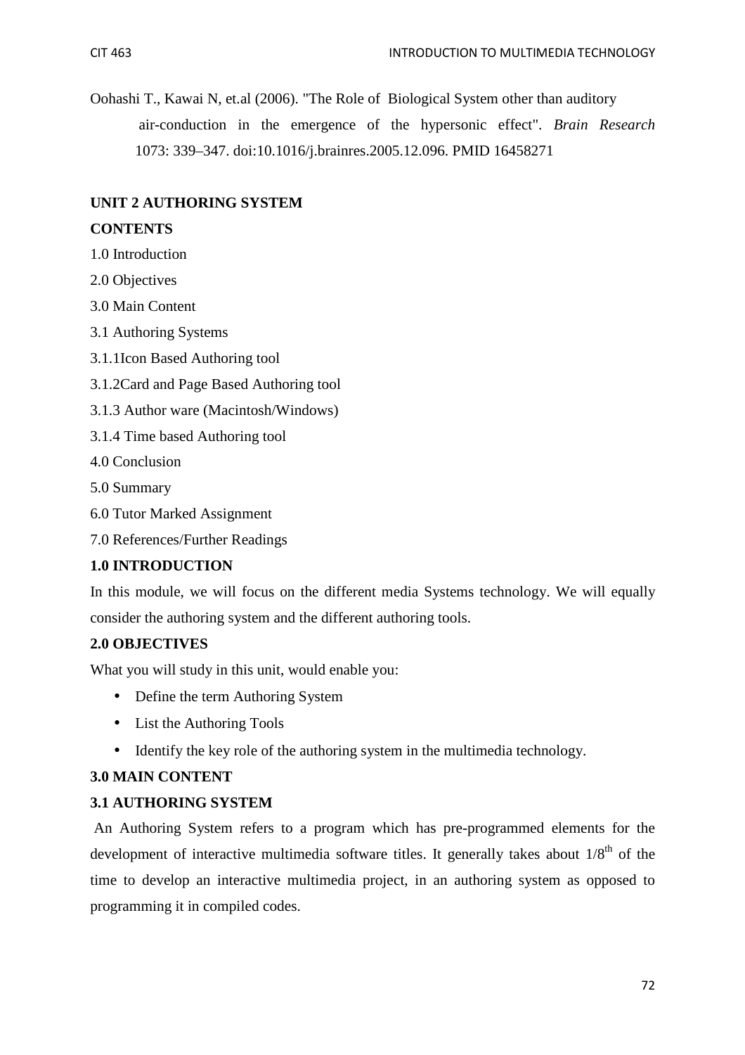Oohashi T., Kawai N, et.al (2006). "The Role of Biological System other than auditory air-conduction in the emergence of the hypersonic effect". *Brain Research* 1073: 339–347. doi:10.1016/j.brainres.2005.12.096. PMID 16458271

## UNIT 2 AUTHORING SYSTEM

**CONTENTS**

1.0 Introduction

2.0 Objectives

3.0 Main Content

3.1 Authoring Systems

3.1.1Icon Based Authoring tool

3.1.2Card and Page Based Authoring tool

3.1.3 Author ware (Macintosh/Windows)

3.1.4 Time based Authoring tool

4.0 Conclusion

5.0 Summary

6.0 Tutor Marked Assignment

7.0 References/Further Readings

### 1.0 INTRODUCTION

In this module, we will focus on the different media Systems technology. We will equally consider the authoring system and the different authoring tools.

### 2.0 OBJECTIVES

What you will study in this unit, would enable you:

- Define the term Authoring System
- List the Authoring Tools
- Identify the key role of the authoring system in the multimedia technology.

### 3.0 MAIN CONTENT

### 3.1 AUTHORING SYSTEM

An Authoring System refers to a program which has pre-programmed elements for the development of interactive multimedia software titles. It generally takes about $1/8^{th}$ of the time to develop an interactive multimedia project, in an authoring system as opposed to programming it in compiled codes.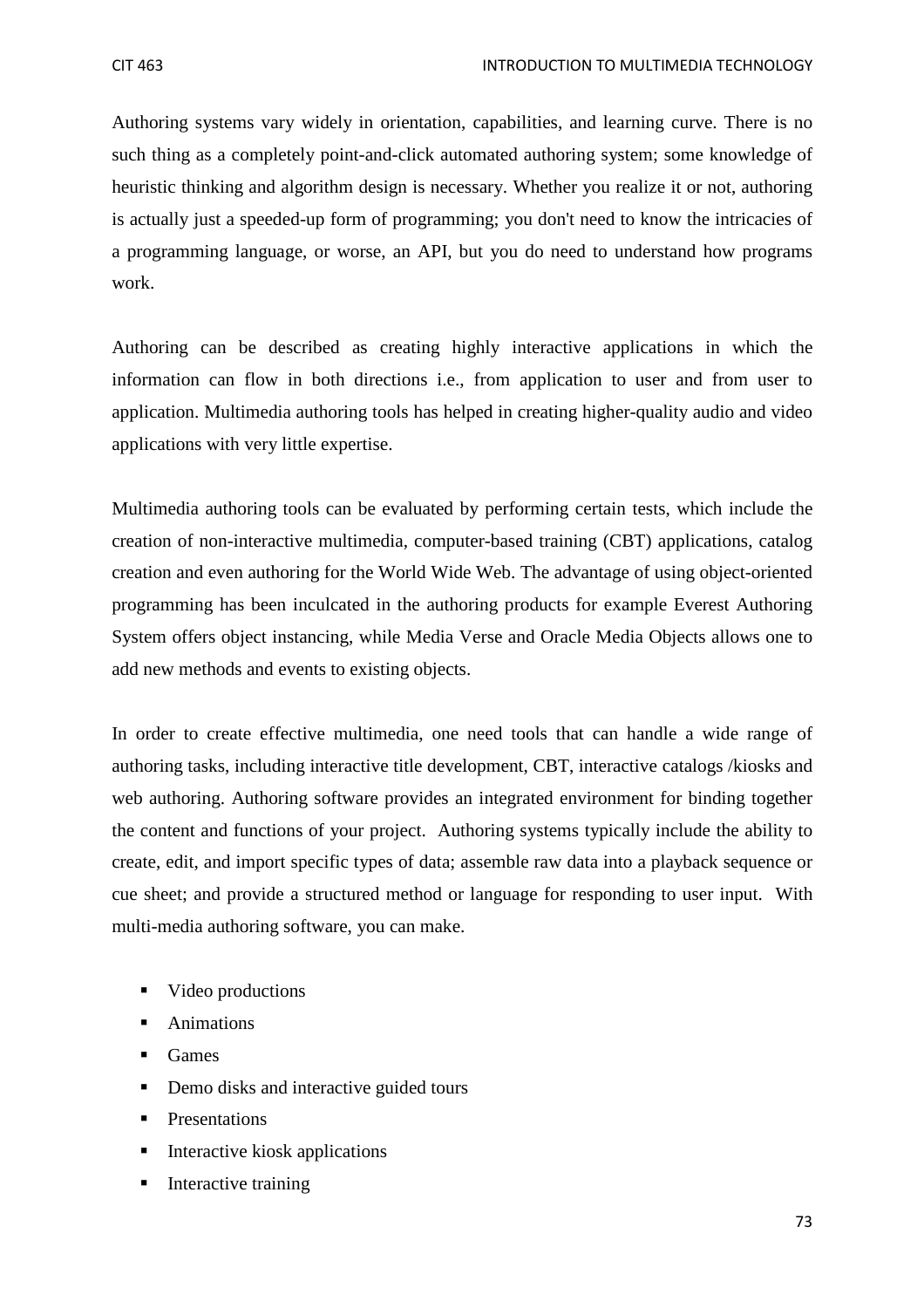Authoring systems vary widely in orientation, capabilities, and learning curve. There is no such thing as a completely point-and-click automated authoring system; some knowledge of heuristic thinking and algorithm design is necessary. Whether you realize it or not, authoring is actually just a speeded-up form of programming; you don't need to know the intricacies of a programming language, or worse, an API, but you do need to understand how programs work.

Authoring can be described as creating highly interactive applications in which the information can flow in both directions i.e., from application to user and from user to application. Multimedia authoring tools has helped in creating higher-quality audio and video applications with very little expertise.

Multimedia authoring tools can be evaluated by performing certain tests, which include the creation of non-interactive multimedia, computer-based training (CBT) applications, catalog creation and even authoring for the World Wide Web. The advantage of using object-oriented programming has been inculcated in the authoring products for example Everest Authoring System offers object instancing, while Media Verse and Oracle Media Objects allows one to add new methods and events to existing objects.

In order to create effective multimedia, one need tools that can handle a wide range of authoring tasks, including interactive title development, CBT, interactive catalogs /kiosks and web authoring. Authoring software provides an integrated environment for binding together the content and functions of your project. Authoring systems typically include the ability to create, edit, and import specific types of data; assemble raw data into a playback sequence or cue sheet; and provide a structured method or language for responding to user input. With multi-media authoring software, you can make.

- Video productions
- Animations
- Games
- Demo disks and interactive guided tours
- Presentations
- Interactive kiosk applications
- Interactive training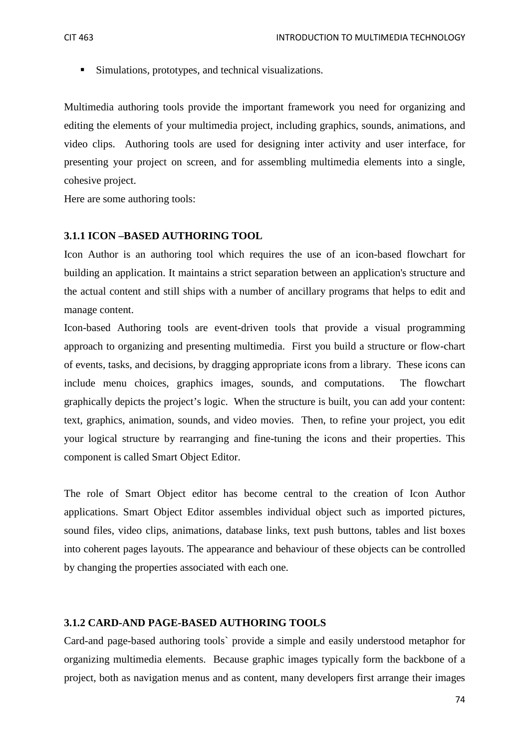- Simulations, prototypes, and technical visualizations.

Multimedia authoring tools provide the important framework you need for organizing and editing the elements of your multimedia project, including graphics, sounds, animations, and video clips. Authoring tools are used for designing inter activity and user interface, for presenting your project on screen, and for assembling multimedia elements into a single, cohesive project.

Here are some authoring tools:

### 3.1.1 ICON –BASED AUTHORING TOOL

Icon Author is an authoring tool which requires the use of an icon-based flowchart for building an application. It maintains a strict separation between an application's structure and the actual content and still ships with a number of ancillary programs that helps to edit and manage content.

Icon-based Authoring tools are event-driven tools that provide a visual programming approach to organizing and presenting multimedia. First you build a structure or flow-chart of events, tasks, and decisions, by dragging appropriate icons from a library. These icons can include menu choices, graphics images, sounds, and computations. The flowchart graphically depicts the project's logic. When the structure is built, you can add your content: text, graphics, animation, sounds, and video movies. Then, to refine your project, you edit your logical structure by rearranging and fine-tuning the icons and their properties. This component is called Smart Object Editor.

The role of Smart Object editor has become central to the creation of Icon Author applications. Smart Object Editor assembles individual object such as imported pictures, sound files, video clips, animations, database links, text push buttons, tables and list boxes into coherent pages layouts. The appearance and behaviour of these objects can be controlled by changing the properties associated with each one.

### 3.1.2 CARD-AND PAGE-BASED AUTHORING TOOLS

Card-and page-based authoring tools` provide a simple and easily understood metaphor for organizing multimedia elements. Because graphic images typically form the backbone of a project, both as navigation menus and as content, many developers first arrange their images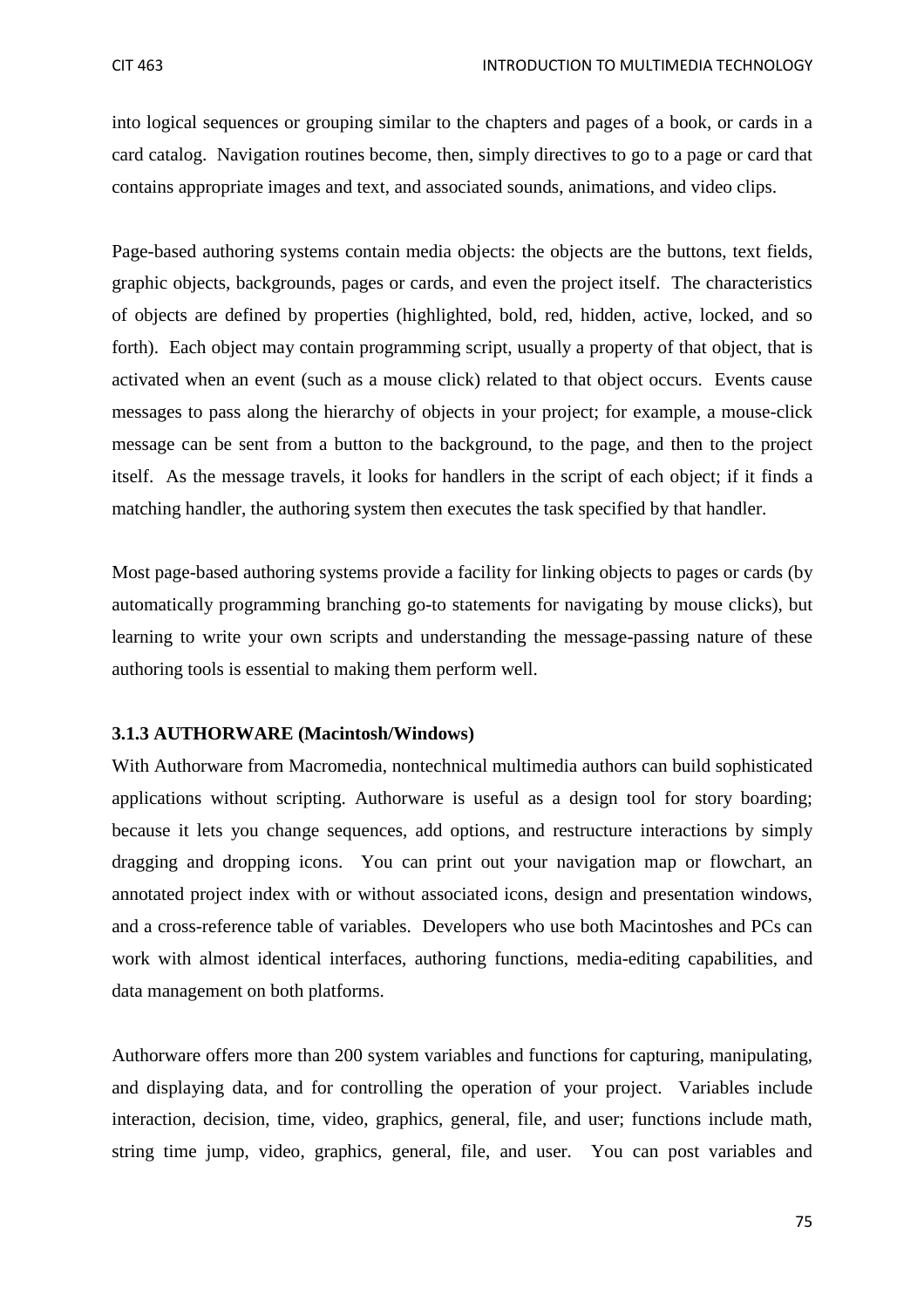into logical sequences or grouping similar to the chapters and pages of a book, or cards in a card catalog. Navigation routines become, then, simply directives to go to a page or card that contains appropriate images and text, and associated sounds, animations, and video clips.

Page-based authoring systems contain media objects: the objects are the buttons, text fields, graphic objects, backgrounds, pages or cards, and even the project itself. The characteristics of objects are defined by properties (highlighted, bold, red, hidden, active, locked, and so forth). Each object may contain programming script, usually a property of that object, that is activated when an event (such as a mouse click) related to that object occurs. Events cause messages to pass along the hierarchy of objects in your project; for example, a mouse-click message can be sent from a button to the background, to the page, and then to the project itself. As the message travels, it looks for handlers in the script of each object; if it finds a matching handler, the authoring system then executes the task specified by that handler.

Most page-based authoring systems provide a facility for linking objects to pages or cards (by automatically programming branching go-to statements for navigating by mouse clicks), but learning to write your own scripts and understanding the message-passing nature of these authoring tools is essential to making them perform well.

### 3.1.3 AUTHORWARE (Macintosh/Windows)

With Authorware from Macromedia, nontechnical multimedia authors can build sophisticated applications without scripting. Authorware is useful as a design tool for story boarding; because it lets you change sequences, add options, and restructure interactions by simply dragging and dropping icons. You can print out your navigation map or flowchart, an annotated project index with or without associated icons, design and presentation windows, and a cross-reference table of variables. Developers who use both Macintoshes and PCs can work with almost identical interfaces, authoring functions, media-editing capabilities, and data management on both platforms.

Authorware offers more than 200 system variables and functions for capturing, manipulating, and displaying data, and for controlling the operation of your project. Variables include interaction, decision, time, video, graphics, general, file, and user; functions include math, string time jump, video, graphics, general, file, and user. You can post variables and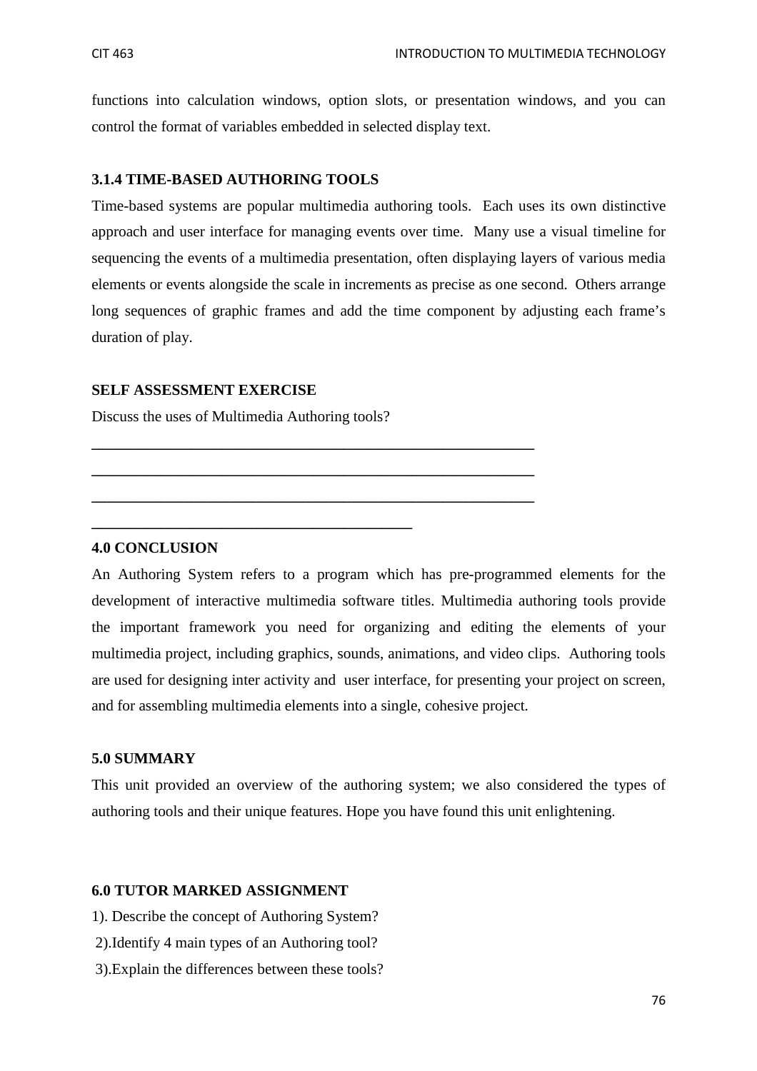functions into calculation windows, option slots, or presentation windows, and you can control the format of variables embedded in selected display text.

### 3.1.4 TIME-BASED AUTHORING TOOLS

Time-based systems are popular multimedia authoring tools. Each uses its own distinctive approach and user interface for managing events over time. Many use a visual timeline for sequencing the events of a multimedia presentation, often displaying layers of various media elements or events alongside the scale in increments as precise as one second. Others arrange long sequences of graphic frames and add the time component by adjusting each frame's duration of play.

### SELF ASSESSMENT EXERCISE

Discuss the uses of Multimedia Authoring tools?

_____________________________________________________________

_____________________________________________________________

_____________________________________________________________

____________________________________________

## 4.0 CONCLUSION

An Authoring System refers to a program which has pre-programmed elements for the development of interactive multimedia software titles. Multimedia authoring tools provide the important framework you need for organizing and editing the elements of your multimedia project, including graphics, sounds, animations, and video clips. Authoring tools are used for designing inter activity and user interface, for presenting your project on screen, and for assembling multimedia elements into a single, cohesive project.

## 5.0 SUMMARY

This unit provided an overview of the authoring system; we also considered the types of authoring tools and their unique features. Hope you have found this unit enlightening.

## 6.0 TUTOR MARKED ASSIGNMENT

1). Describe the concept of Authoring System?

2).Identify 4 main types of an Authoring tool?

3).Explain the differences between these tools?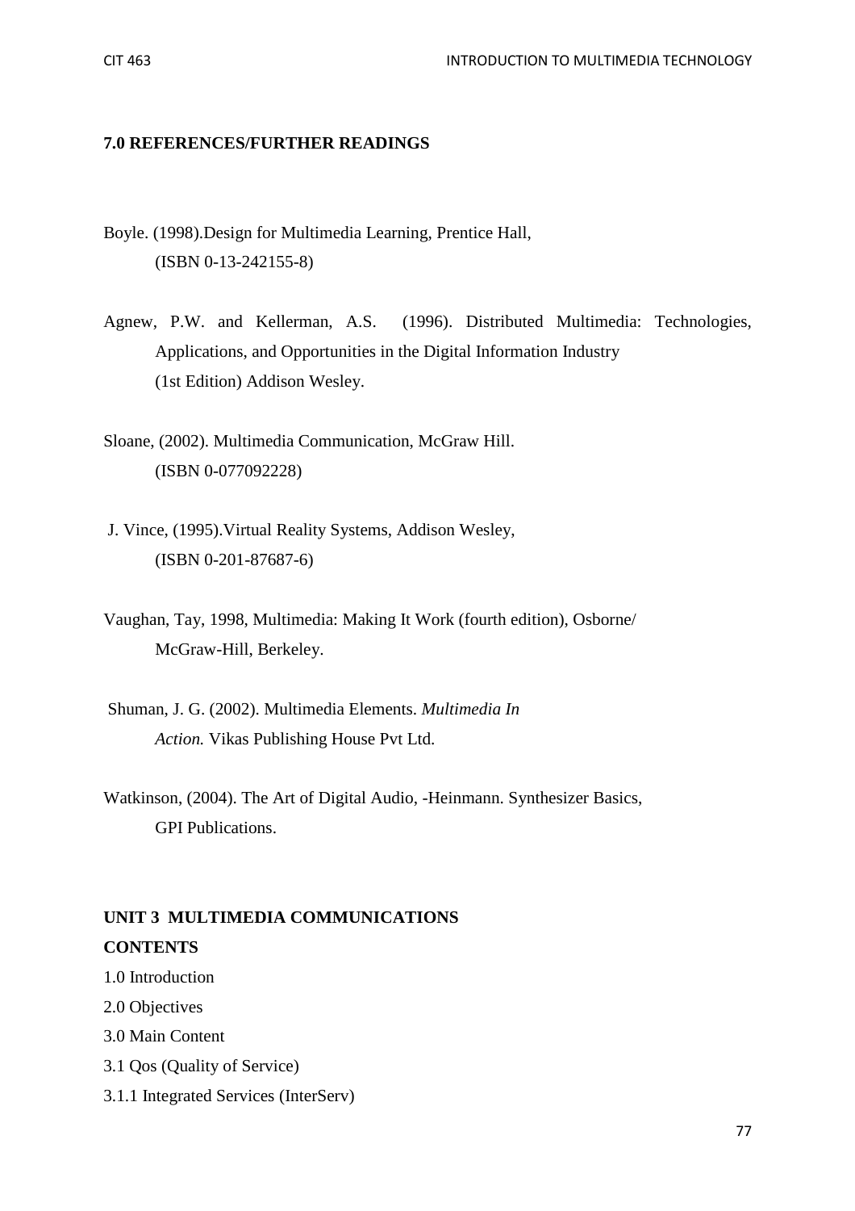## 7.0 REFERENCES/FURTHER READINGS

Boyle. (1998).Design for Multimedia Learning, Prentice Hall, (ISBN 0-13-242155-8)

Agnew, P.W. and Kellerman, A.S. (1996). Distributed Multimedia: Technologies, Applications, and Opportunities in the Digital Information Industry (1st Edition) Addison Wesley.

Sloane, (2002). Multimedia Communication, McGraw Hill. (ISBN 0-077092228)

J. Vince, (1995).Virtual Reality Systems, Addison Wesley, (ISBN 0-201-87687-6)

Vaughan, Tay, 1998, Multimedia: Making It Work (fourth edition), Osborne/ McGraw-Hill, Berkeley.

Shuman, J. G. (2002). Multimedia Elements. *Multimedia In Action.* Vikas Publishing House Pvt Ltd.

Watkinson, (2004). The Art of Digital Audio, -Heinmann. Synthesizer Basics, GPI Publications.

## UNIT 3 MULTIMEDIA COMMUNICATIONS

**CONTENTS**

1.0 Introduction

2.0 Objectives

3.0 Main Content

3.1 Qos (Quality of Service)

3.1.1 Integrated Services (InterServ)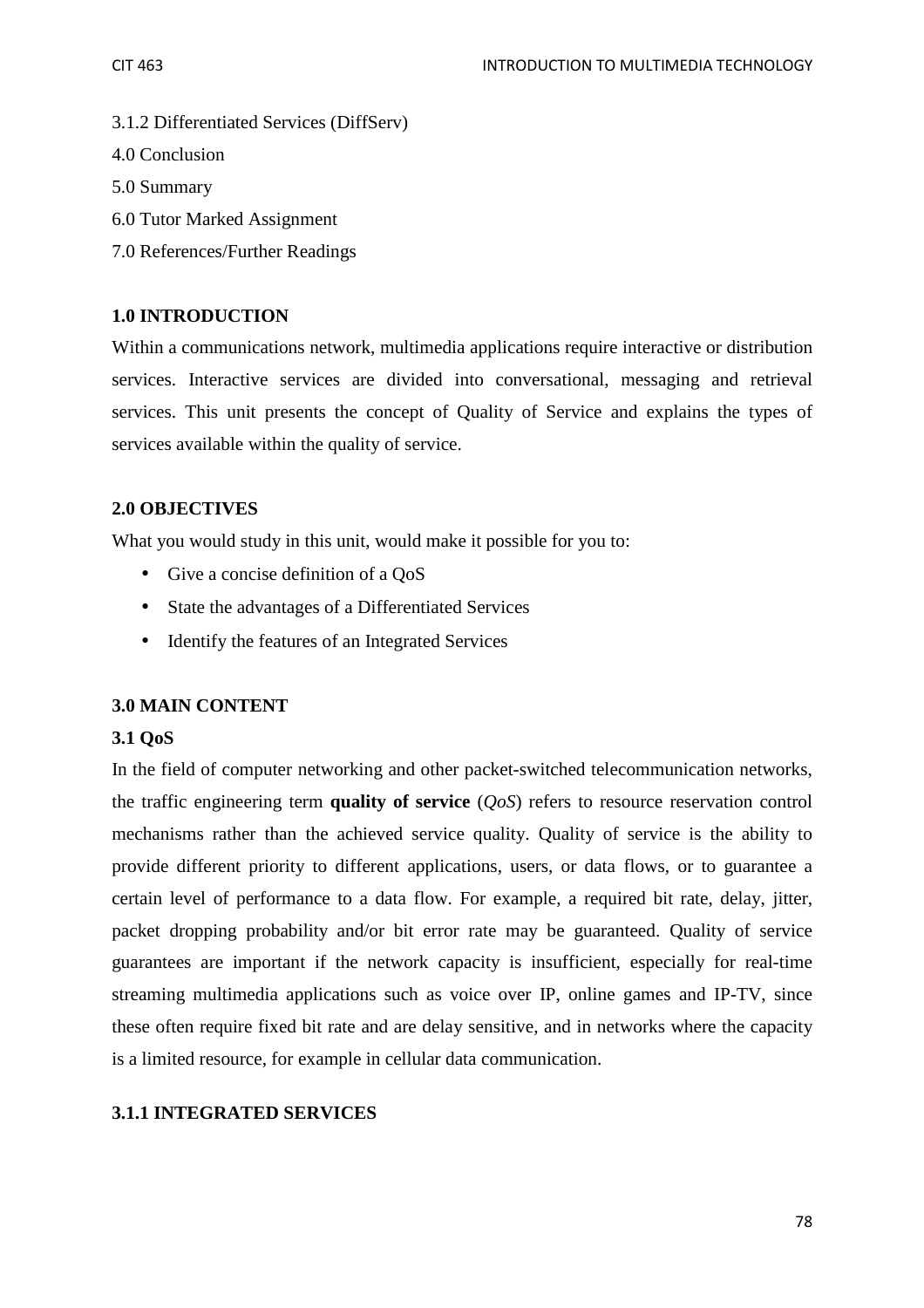3.1.2 Differentiated Services (DiffServ)

4.0 Conclusion

5.0 Summary

6.0 Tutor Marked Assignment

7.0 References/Further Readings

## 1.0 INTRODUCTION

Within a communications network, multimedia applications require interactive or distribution services. Interactive services are divided into conversational, messaging and retrieval services. This unit presents the concept of Quality of Service and explains the types of services available within the quality of service.

## 2.0 OBJECTIVES

What you would study in this unit, would make it possible for you to:

- Give a concise definition of a QoS
- State the advantages of a Differentiated Services
- Identify the features of an Integrated Services

## 3.0 MAIN CONTENT

### 3.1 QoS

In the field of computer networking and other packet-switched telecommunication networks, the traffic engineering term **quality of service** (*QoS*) refers to resource reservation control mechanisms rather than the achieved service quality. Quality of service is the ability to provide different priority to different applications, users, or data flows, or to guarantee a certain level of performance to a data flow. For example, a required bit rate, delay, jitter, packet dropping probability and/or bit error rate may be guaranteed. Quality of service guarantees are important if the network capacity is insufficient, especially for real-time streaming multimedia applications such as voice over IP, online games and IP-TV, since these often require fixed bit rate and are delay sensitive, and in networks where the capacity is a limited resource, for example in cellular data communication.

#### 3.1.1 INTEGRATED SERVICES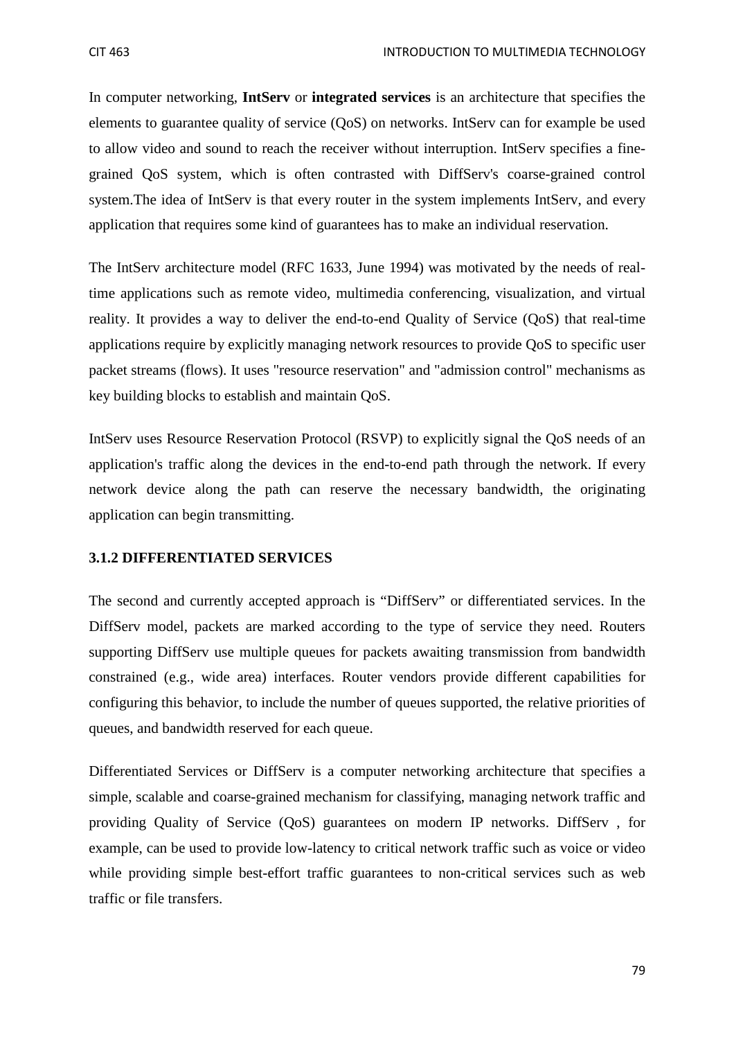In computer networking, **IntServ** or **integrated services** is an architecture that specifies the elements to guarantee quality of service (QoS) on networks. IntServ can for example be used to allow video and sound to reach the receiver without interruption. IntServ specifies a fine-grained QoS system, which is often contrasted with DiffServ's coarse-grained control system.The idea of IntServ is that every router in the system implements IntServ, and every application that requires some kind of guarantees has to make an individual reservation.

The IntServ architecture model (RFC 1633, June 1994) was motivated by the needs of real-time applications such as remote video, multimedia conferencing, visualization, and virtual reality. It provides a way to deliver the end-to-end Quality of Service (QoS) that real-time applications require by explicitly managing network resources to provide QoS to specific user packet streams (flows). It uses "resource reservation" and "admission control" mechanisms as key building blocks to establish and maintain QoS.

IntServ uses Resource Reservation Protocol (RSVP) to explicitly signal the QoS needs of an application's traffic along the devices in the end-to-end path through the network. If every network device along the path can reserve the necessary bandwidth, the originating application can begin transmitting.

### 3.1.2 DIFFERENTIATED SERVICES

The second and currently accepted approach is “DiffServ” or differentiated services. In the DiffServ model, packets are marked according to the type of service they need. Routers supporting DiffServ use multiple queues for packets awaiting transmission from bandwidth constrained (e.g., wide area) interfaces. Router vendors provide different capabilities for configuring this behavior, to include the number of queues supported, the relative priorities of queues, and bandwidth reserved for each queue.

Differentiated Services or DiffServ is a computer networking architecture that specifies a simple, scalable and coarse-grained mechanism for classifying, managing network traffic and providing Quality of Service (QoS) guarantees on modern IP networks. DiffServ , for example, can be used to provide low-latency to critical network traffic such as voice or video while providing simple best-effort traffic guarantees to non-critical services such as web traffic or file transfers.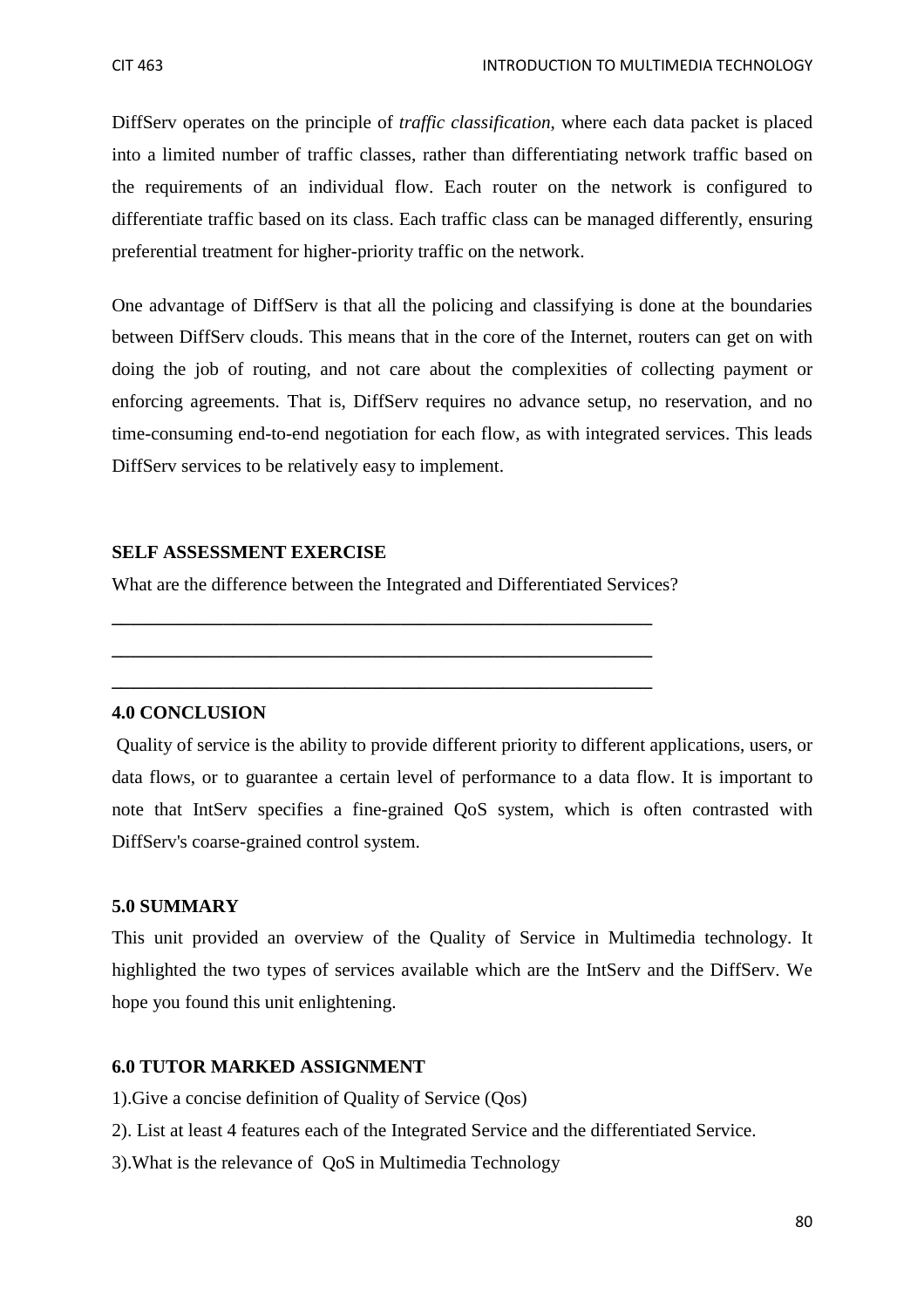DiffServ operates on the principle of *traffic classification*, where each data packet is placed into a limited number of traffic classes, rather than differentiating network traffic based on the requirements of an individual flow. Each router on the network is configured to differentiate traffic based on its class. Each traffic class can be managed differently, ensuring preferential treatment for higher-priority traffic on the network.

One advantage of DiffServ is that all the policing and classifying is done at the boundaries between DiffServ clouds. This means that in the core of the Internet, routers can get on with doing the job of routing, and not care about the complexities of collecting payment or enforcing agreements. That is, DiffServ requires no advance setup, no reservation, and no time-consuming end-to-end negotiation for each flow, as with integrated services. This leads DiffServ services to be relatively easy to implement.

**SELF ASSESSMENT EXERCISE**

What are the difference between the Integrated and Differentiated Services?

\_\_\_\_\_\_\_\_\_\_\_\_\_\_\_\_\_\_\_\_\_\_\_\_\_\_\_\_\_\_\_\_\_\_\_\_\_\_\_\_\_\_\_\_\_\_\_\_\_\_\_\_\_\_\_\_\_\_\_\_

\_\_\_\_\_\_\_\_\_\_\_\_\_\_\_\_\_\_\_\_\_\_\_\_\_\_\_\_\_\_\_\_\_\_\_\_\_\_\_\_\_\_\_\_\_\_\_\_\_\_\_\_\_\_\_\_\_\_\_\_

\_\_\_\_\_\_\_\_\_\_\_\_\_\_\_\_\_\_\_\_\_\_\_\_\_\_\_\_\_\_\_\_\_\_\_\_\_\_\_\_\_\_\_\_\_\_\_\_\_\_\_\_\_\_\_\_\_\_\_\_

## 4.0 CONCLUSION

Quality of service is the ability to provide different priority to different applications, users, or data flows, or to guarantee a certain level of performance to a data flow. It is important to note that IntServ specifies a fine-grained QoS system, which is often contrasted with DiffServ's coarse-grained control system.

## 5.0 SUMMARY

This unit provided an overview of the Quality of Service in Multimedia technology. It highlighted the two types of services available which are the IntServ and the DiffServ. We hope you found this unit enlightening.

## 6.0 TUTOR MARKED ASSIGNMENT

1).Give a concise definition of Quality of Service (Qos)

2). List at least 4 features each of the Integrated Service and the differentiated Service.

3).What is the relevance of QoS in Multimedia Technology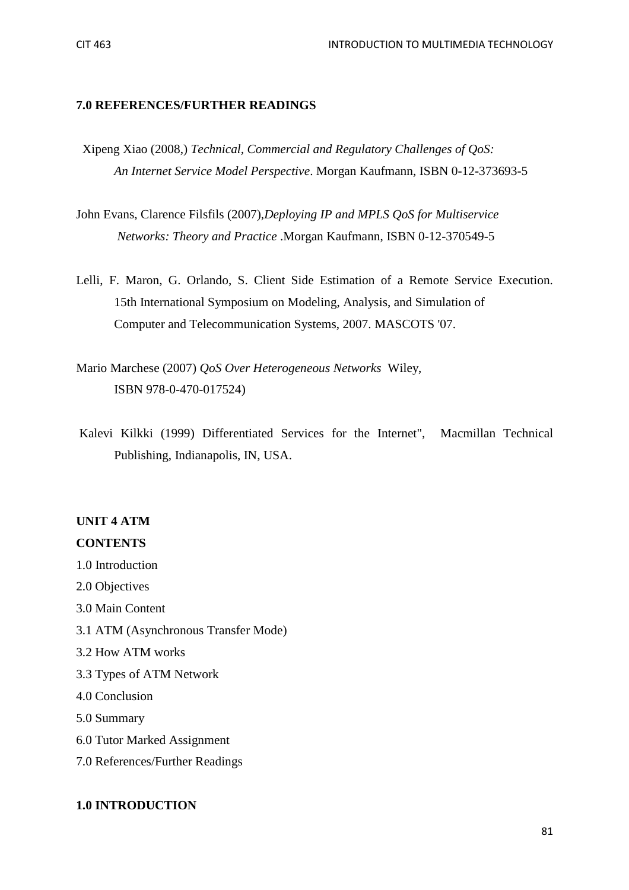**7.0 REFERENCES/FURTHER READINGS**

Xipeng Xiao (2008,) *Technical, Commercial and Regulatory Challenges of QoS: An Internet Service Model Perspective*. Morgan Kaufmann, ISBN 0-12-373693-5

John Evans, Clarence Filsfils (2007),*Deploying IP and MPLS QoS for Multiservice Networks: Theory and Practice* .Morgan Kaufmann, ISBN 0-12-370549-5

Lelli, F. Maron, G. Orlando, S. Client Side Estimation of a Remote Service Execution. 15th International Symposium on Modeling, Analysis, and Simulation of Computer and Telecommunication Systems, 2007. MASCOTS '07.

Mario Marchese (2007) *QoS Over Heterogeneous Networks* Wiley, ISBN 978-0-470-017524)

Kalevi Kilkki (1999) Differentiated Services for the Internet", Macmillan Technical Publishing, Indianapolis, IN, USA.

**UNIT 4 ATM**

**CONTENTS**

1.0 Introduction
2.0 Objectives
3.0 Main Content
3.1 ATM (Asynchronous Transfer Mode)
3.2 How ATM works
3.3 Types of ATM Network
4.0 Conclusion
5.0 Summary
6.0 Tutor Marked Assignment
7.0 References/Further Readings

**1.0 INTRODUCTION**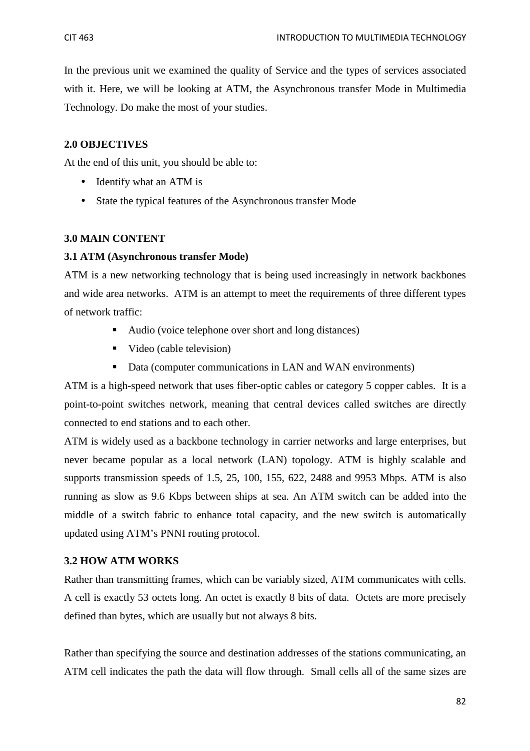In the previous unit we examined the quality of Service and the types of services associated with it. Here, we will be looking at ATM, the Asynchronous transfer Mode in Multimedia Technology. Do make the most of your studies.

## 2.0 OBJECTIVES

At the end of this unit, you should be able to:

- Identify what an ATM is
- State the typical features of the Asynchronous transfer Mode

## 3.0 MAIN CONTENT

### 3.1 ATM (Asynchronous transfer Mode)

ATM is a new networking technology that is being used increasingly in network backbones and wide area networks. ATM is an attempt to meet the requirements of three different types of network traffic:

- Audio (voice telephone over short and long distances)
- Video (cable television)
- Data (computer communications in LAN and WAN environments)

ATM is a high-speed network that uses fiber-optic cables or category 5 copper cables. It is a point-to-point switches network, meaning that central devices called switches are directly connected to end stations and to each other.

ATM is widely used as a backbone technology in carrier networks and large enterprises, but never became popular as a local network (LAN) topology. ATM is highly scalable and supports transmission speeds of 1.5, 25, 100, 155, 622, 2488 and 9953 Mbps. ATM is also running as slow as 9.6 Kbps between ships at sea. An ATM switch can be added into the middle of a switch fabric to enhance total capacity, and the new switch is automatically updated using ATM's PNNI routing protocol.

### 3.2 HOW ATM WORKS

Rather than transmitting frames, which can be variably sized, ATM communicates with cells. A cell is exactly 53 octets long. An octet is exactly 8 bits of data. Octets are more precisely defined than bytes, which are usually but not always 8 bits.

Rather than specifying the source and destination addresses of the stations communicating, an ATM cell indicates the path the data will flow through. Small cells all of the same sizes are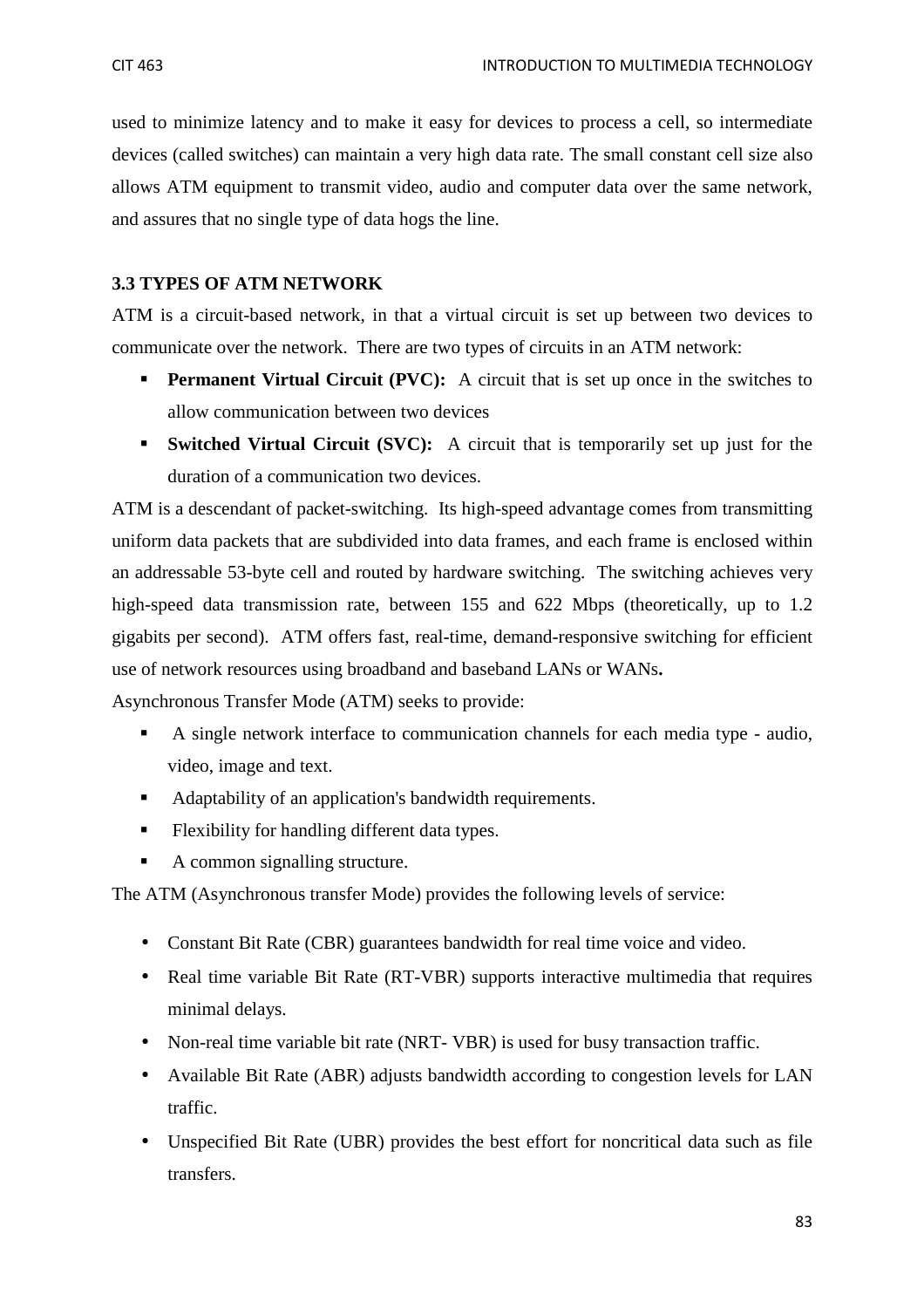used to minimize latency and to make it easy for devices to process a cell, so intermediate devices (called switches) can maintain a very high data rate. The small constant cell size also allows ATM equipment to transmit video, audio and computer data over the same network, and assures that no single type of data hogs the line.

### 3.3 TYPES OF ATM NETWORK

ATM is a circuit-based network, in that a virtual circuit is set up between two devices to communicate over the network. There are two types of circuits in an ATM network:

- **Permanent Virtual Circuit (PVC):** A circuit that is set up once in the switches to allow communication between two devices
- **Switched Virtual Circuit (SVC):** A circuit that is temporarily set up just for the duration of a communication two devices.

ATM is a descendant of packet-switching. Its high-speed advantage comes from transmitting uniform data packets that are subdivided into data frames, and each frame is enclosed within an addressable 53-byte cell and routed by hardware switching. The switching achieves very high-speed data transmission rate, between 155 and 622 Mbps (theoretically, up to 1.2 gigabits per second). ATM offers fast, real-time, demand-responsive switching for efficient use of network resources using broadband and baseband LANs or WANs**.**

Asynchronous Transfer Mode (ATM) seeks to provide:

- A single network interface to communication channels for each media type - audio, video, image and text.
- Adaptability of an application's bandwidth requirements.
- Flexibility for handling different data types.
- A common signalling structure.

The ATM (Asynchronous transfer Mode) provides the following levels of service:

- Constant Bit Rate (CBR) guarantees bandwidth for real time voice and video.
- Real time variable Bit Rate (RT-VBR) supports interactive multimedia that requires minimal delays.
- Non-real time variable bit rate (NRT- VBR) is used for busy transaction traffic.
- Available Bit Rate (ABR) adjusts bandwidth according to congestion levels for LAN traffic.
- Unspecified Bit Rate (UBR) provides the best effort for noncritical data such as file transfers.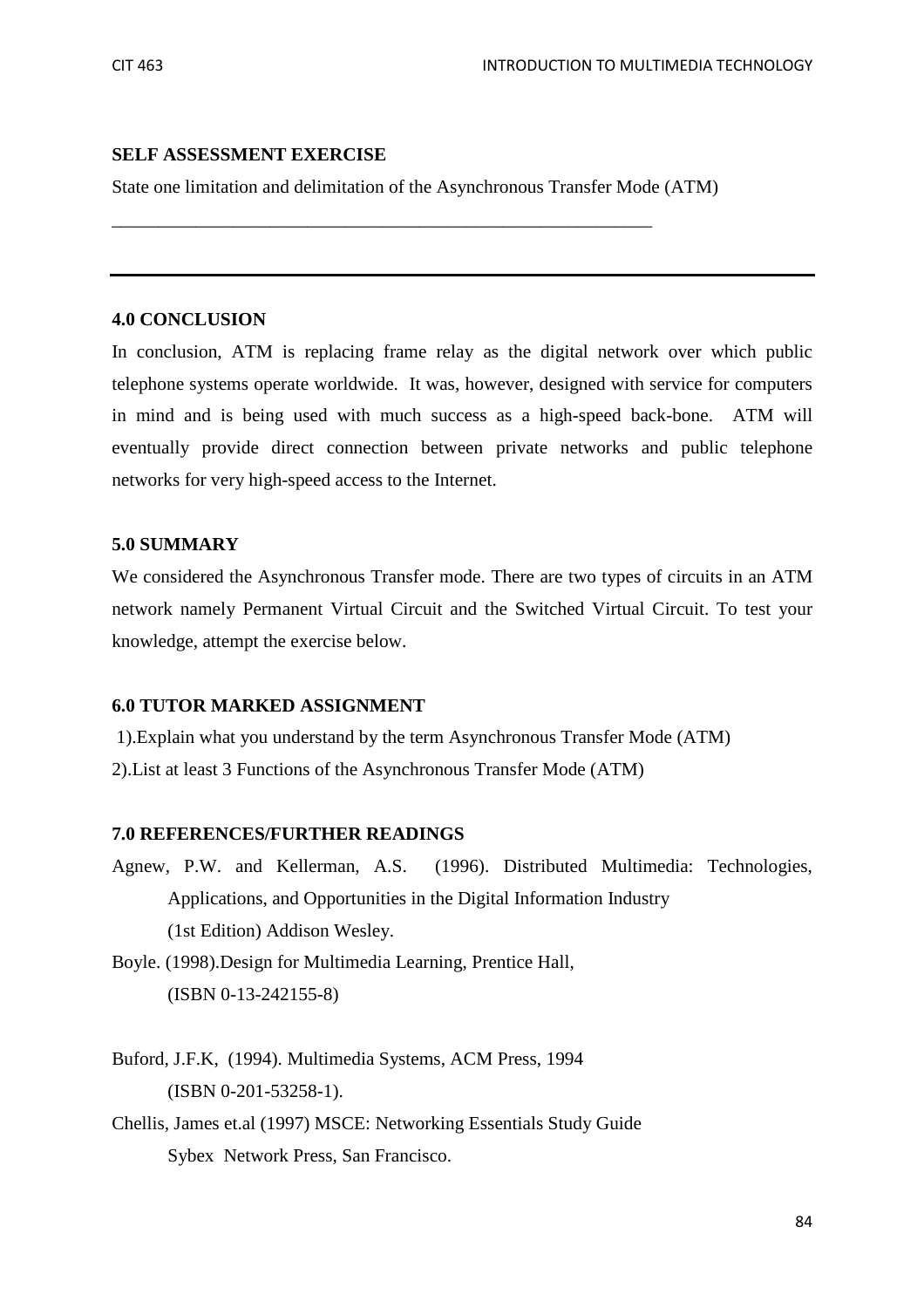**SELF ASSESSMENT EXERCISE**

State one limitation and delimitation of the Asynchronous Transfer Mode (ATM)

_______________________________________________________________

---

**4.0 CONCLUSION**

In conclusion, ATM is replacing frame relay as the digital network over which public telephone systems operate worldwide. It was, however, designed with service for computers in mind and is being used with much success as a high-speed back-bone. ATM will eventually provide direct connection between private networks and public telephone networks for very high-speed access to the Internet.

**5.0 SUMMARY**

We considered the Asynchronous Transfer mode. There are two types of circuits in an ATM network namely Permanent Virtual Circuit and the Switched Virtual Circuit. To test your knowledge, attempt the exercise below.

**6.0 TUTOR MARKED ASSIGNMENT**

1).Explain what you understand by the term Asynchronous Transfer Mode (ATM)

2).List at least 3 Functions of the Asynchronous Transfer Mode (ATM)

**7.0 REFERENCES/FURTHER READINGS**

Agnew, P.W. and Kellerman, A.S. (1996). Distributed Multimedia: Technologies, Applications, and Opportunities in the Digital Information Industry (1st Edition) Addison Wesley.

Boyle. (1998).Design for Multimedia Learning, Prentice Hall, (ISBN 0-13-242155-8)

Buford, J.F.K, (1994). Multimedia Systems, ACM Press, 1994 (ISBN 0-201-53258-1).

Chellis, James et.al (1997) MSCE: Networking Essentials Study Guide Sybex Network Press, San Francisco.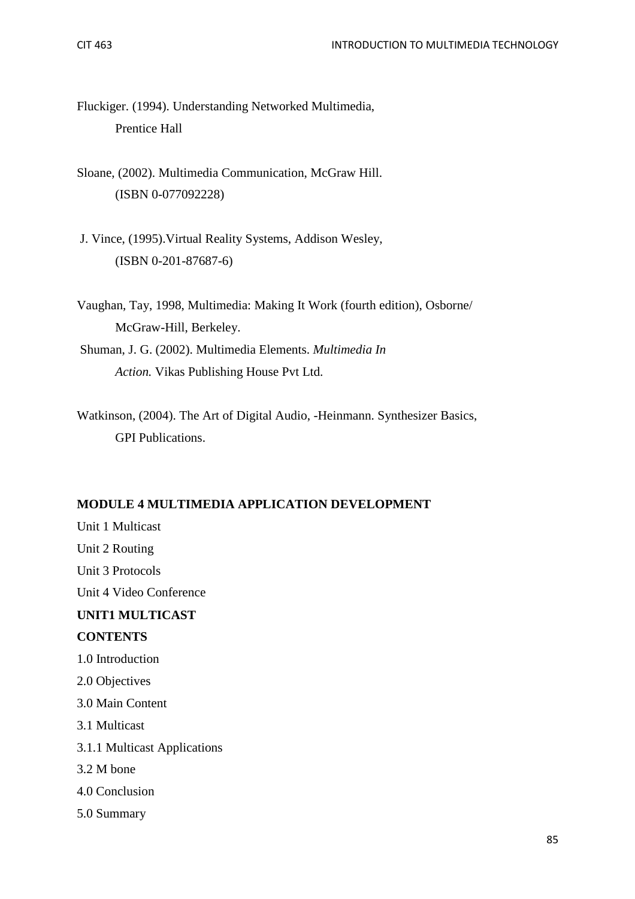Fluckiger. (1994). Understanding Networked Multimedia, Prentice Hall

Sloane, (2002). Multimedia Communication, McGraw Hill. (ISBN 0-077092228)

J. Vince, (1995).Virtual Reality Systems, Addison Wesley, (ISBN 0-201-87687-6)

Vaughan, Tay, 1998, Multimedia: Making It Work (fourth edition), Osborne/ McGraw-Hill, Berkeley.

Shuman, J. G. (2002). Multimedia Elements. *Multimedia In Action.* Vikas Publishing House Pvt Ltd.

Watkinson, (2004). The Art of Digital Audio, -Heinmann. Synthesizer Basics, GPI Publications.

**MODULE 4 MULTIMEDIA APPLICATION DEVELOPMENT**

Unit 1 Multicast

Unit 2 Routing

Unit 3 Protocols

Unit 4 Video Conference

**UNIT1 MULTICAST**

**CONTENTS**

1.0 Introduction

2.0 Objectives

3.0 Main Content

3.1 Multicast

3.1.1 Multicast Applications

3.2 M bone

4.0 Conclusion

5.0 Summary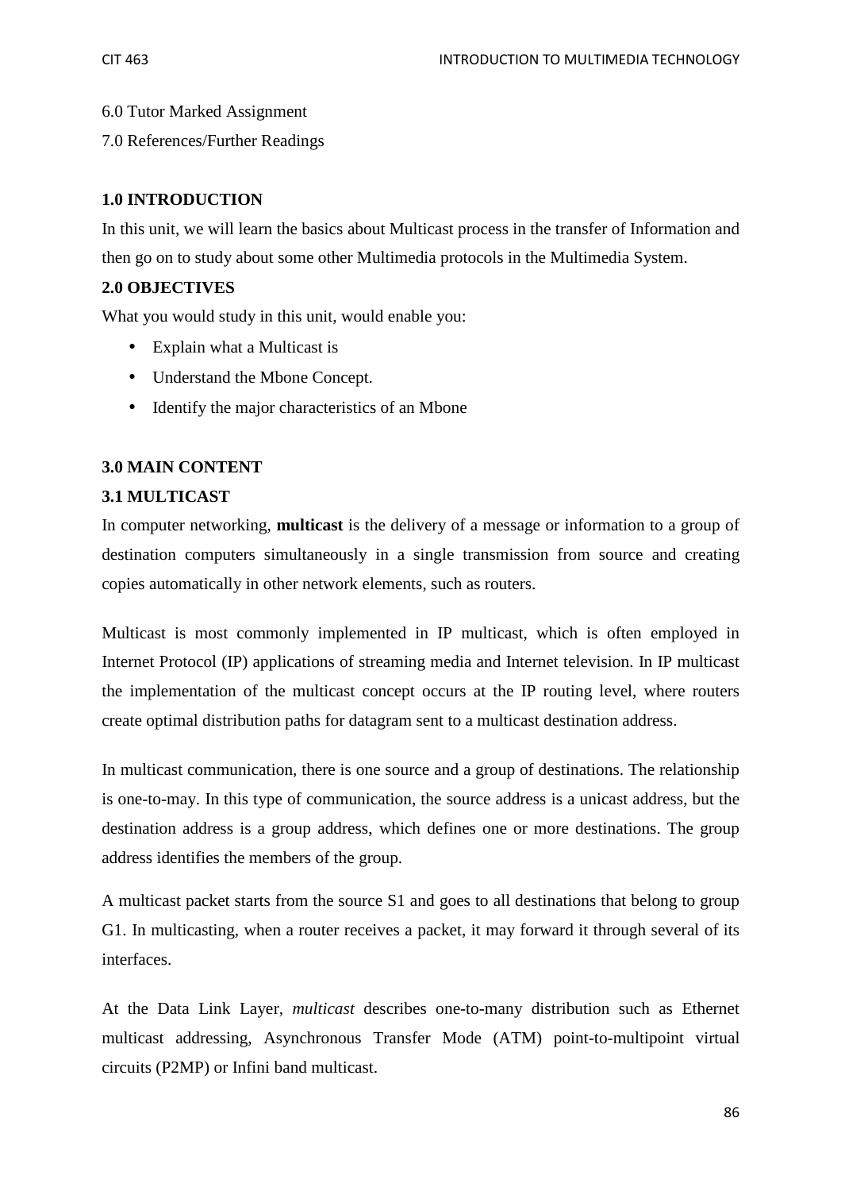6.0 Tutor Marked Assignment

7.0 References/Further Readings

## 1.0 INTRODUCTION

In this unit, we will learn the basics about Multicast process in the transfer of Information and then go on to study about some other Multimedia protocols in the Multimedia System.

## 2.0 OBJECTIVES

What you would study in this unit, would enable you:

- Explain what a Multicast is
- Understand the Mbone Concept.
- Identify the major characteristics of an Mbone

## 3.0 MAIN CONTENT

### 3.1 MULTICAST

In computer networking, **multicast** is the delivery of a message or information to a group of destination computers simultaneously in a single transmission from source and creating copies automatically in other network elements, such as routers.

Multicast is most commonly implemented in IP multicast, which is often employed in Internet Protocol (IP) applications of streaming media and Internet television. In IP multicast the implementation of the multicast concept occurs at the IP routing level, where routers create optimal distribution paths for datagram sent to a multicast destination address.

In multicast communication, there is one source and a group of destinations. The relationship is one-to-may. In this type of communication, the source address is a unicast address, but the destination address is a group address, which defines one or more destinations. The group address identifies the members of the group.

A multicast packet starts from the source S1 and goes to all destinations that belong to group G1. In multicasting, when a router receives a packet, it may forward it through several of its interfaces.

At the Data Link Layer, *multicast* describes one-to-many distribution such as Ethernet multicast addressing, Asynchronous Transfer Mode (ATM) point-to-multipoint virtual circuits (P2MP) or Infini band multicast.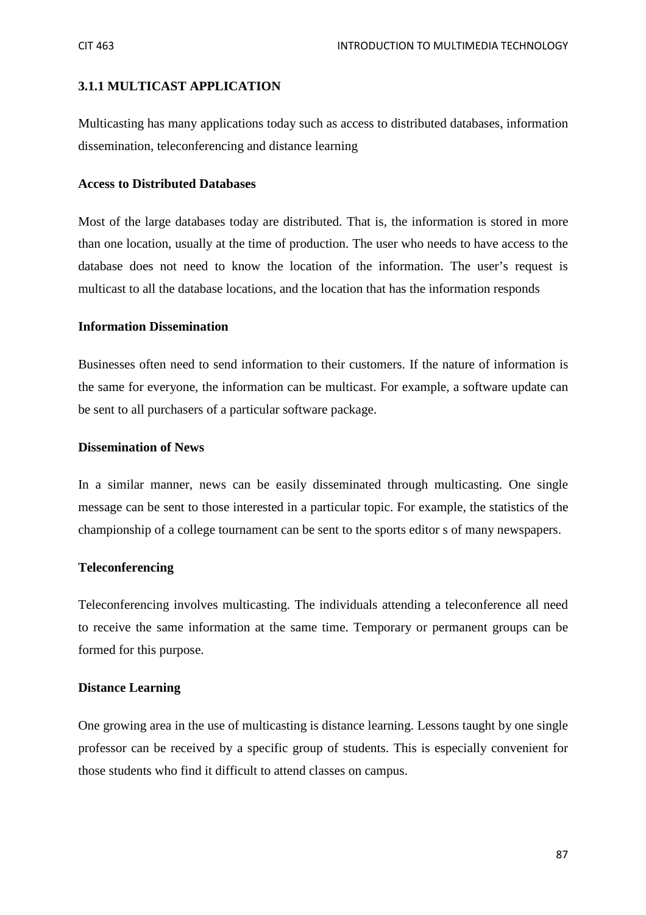### 3.1.1 MULTICAST APPLICATION

Multicasting has many applications today such as access to distributed databases, information dissemination, teleconferencing and distance learning

**Access to Distributed Databases**

Most of the large databases today are distributed. That is, the information is stored in more than one location, usually at the time of production. The user who needs to have access to the database does not need to know the location of the information. The user's request is multicast to all the database locations, and the location that has the information responds

**Information Dissemination**

Businesses often need to send information to their customers. If the nature of information is the same for everyone, the information can be multicast. For example, a software update can be sent to all purchasers of a particular software package.

**Dissemination of News**

In a similar manner, news can be easily disseminated through multicasting. One single message can be sent to those interested in a particular topic. For example, the statistics of the championship of a college tournament can be sent to the sports editor s of many newspapers.

**Teleconferencing**

Teleconferencing involves multicasting. The individuals attending a teleconference all need to receive the same information at the same time. Temporary or permanent groups can be formed for this purpose.

**Distance Learning**

One growing area in the use of multicasting is distance learning. Lessons taught by one single professor can be received by a specific group of students. This is especially convenient for those students who find it difficult to attend classes on campus.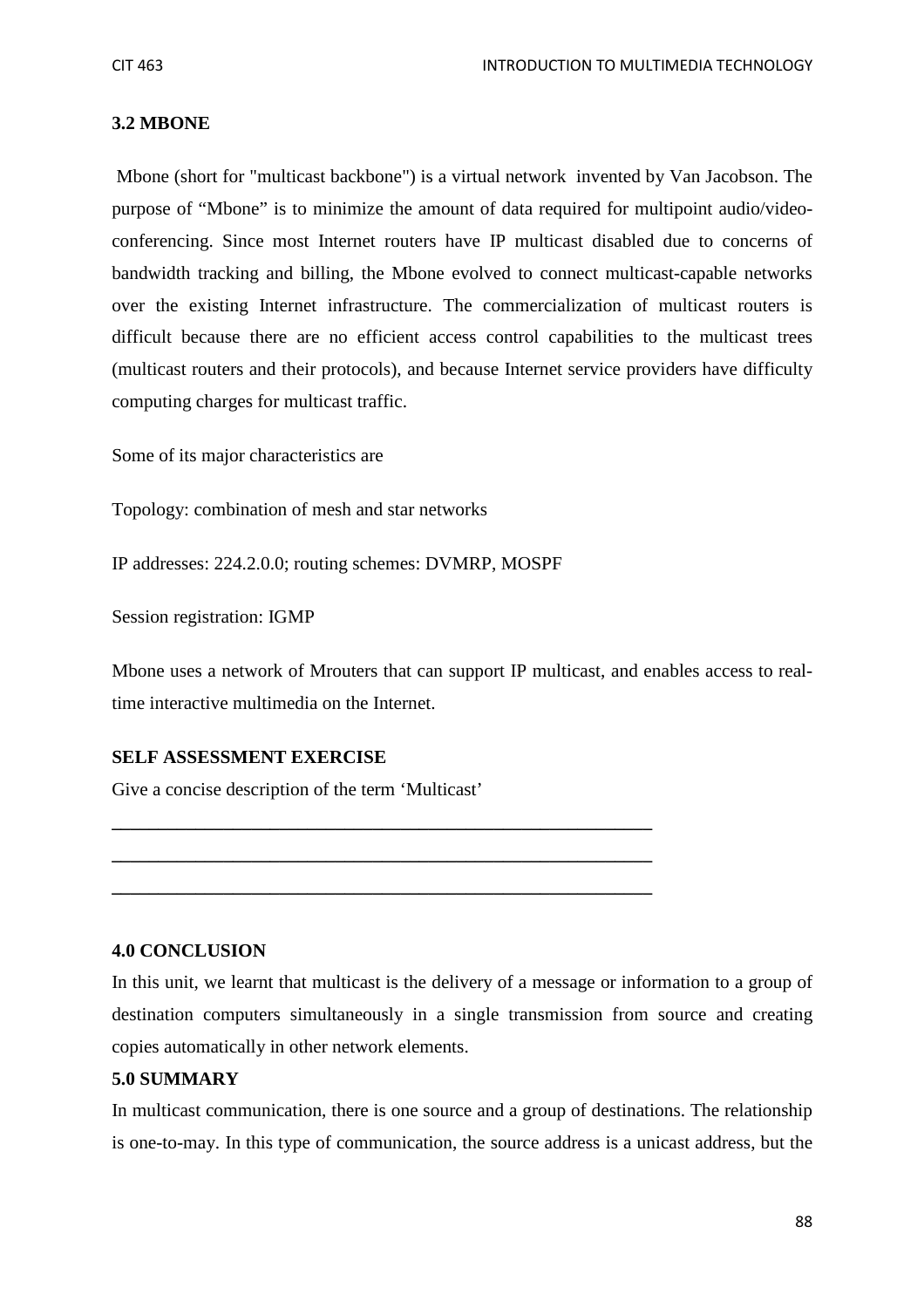### 3.2 MBONE

Mbone (short for "multicast backbone") is a virtual network invented by Van Jacobson. The purpose of "Mbone" is to minimize the amount of data required for multipoint audio/video-conferencing. Since most Internet routers have IP multicast disabled due to concerns of bandwidth tracking and billing, the Mbone evolved to connect multicast-capable networks over the existing Internet infrastructure. The commercialization of multicast routers is difficult because there are no efficient access control capabilities to the multicast trees (multicast routers and their protocols), and because Internet service providers have difficulty computing charges for multicast traffic.

Some of its major characteristics are

Topology: combination of mesh and star networks

IP addresses: 224.2.0.0; routing schemes: DVMRP, MOSPF

Session registration: IGMP

Mbone uses a network of Mrouters that can support IP multicast, and enables access to real-time interactive multimedia on the Internet.

**SELF ASSESSMENT EXERCISE**

Give a concise description of the term 'Multicast'

\_\_\_\_\_\_\_\_\_\_\_\_\_\_\_\_\_\_\_\_\_\_\_\_\_\_\_\_\_\_\_\_\_\_\_\_\_\_\_\_\_\_\_\_\_\_\_\_\_\_\_\_\_\_\_\_

\_\_\_\_\_\_\_\_\_\_\_\_\_\_\_\_\_\_\_\_\_\_\_\_\_\_\_\_\_\_\_\_\_\_\_\_\_\_\_\_\_\_\_\_\_\_\_\_\_\_\_\_\_\_\_\_

\_\_\_\_\_\_\_\_\_\_\_\_\_\_\_\_\_\_\_\_\_\_\_\_\_\_\_\_\_\_\_\_\_\_\_\_\_\_\_\_\_\_\_\_\_\_\_\_\_\_\_\_\_\_\_\_

## 4.0 CONCLUSION

In this unit, we learnt that multicast is the delivery of a message or information to a group of destination computers simultaneously in a single transmission from source and creating copies automatically in other network elements.

## 5.0 SUMMARY

In multicast communication, there is one source and a group of destinations. The relationship is one-to-may. In this type of communication, the source address is a unicast address, but the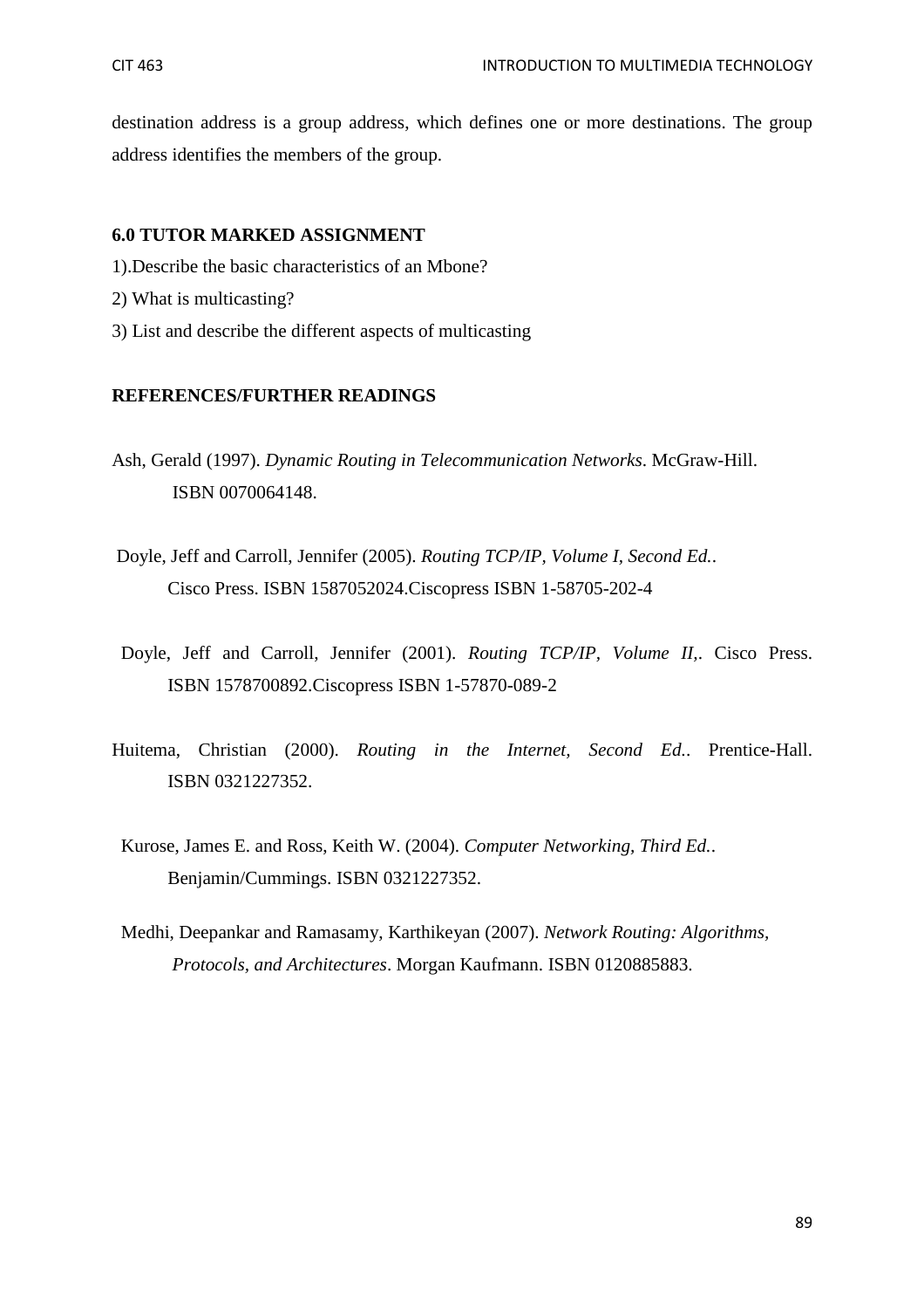destination address is a group address, which defines one or more destinations. The group address identifies the members of the group.

## 6.0 TUTOR MARKED ASSIGNMENT

1).Describe the basic characteristics of an Mbone?

2) What is multicasting?

3) List and describe the different aspects of multicasting

## REFERENCES/FURTHER READINGS

Ash, Gerald (1997). *Dynamic Routing in Telecommunication Networks*. McGraw-Hill. ISBN 0070064148.

Doyle, Jeff and Carroll, Jennifer (2005). *Routing TCP/IP, Volume I, Second Ed.*. Cisco Press. ISBN 1587052024.Ciscopress ISBN 1-58705-202-4

Doyle, Jeff and Carroll, Jennifer (2001). *Routing TCP/IP, Volume II,*. Cisco Press. ISBN 1578700892.Ciscopress ISBN 1-57870-089-2

Huitema, Christian (2000). *Routing in the Internet, Second Ed.*. Prentice-Hall. ISBN 0321227352.

Kurose, James E. and Ross, Keith W. (2004). *Computer Networking, Third Ed.*. Benjamin/Cummings. ISBN 0321227352.

Medhi, Deepankar and Ramasamy, Karthikeyan (2007). *Network Routing: Algorithms, Protocols, and Architectures*. Morgan Kaufmann. ISBN 0120885883.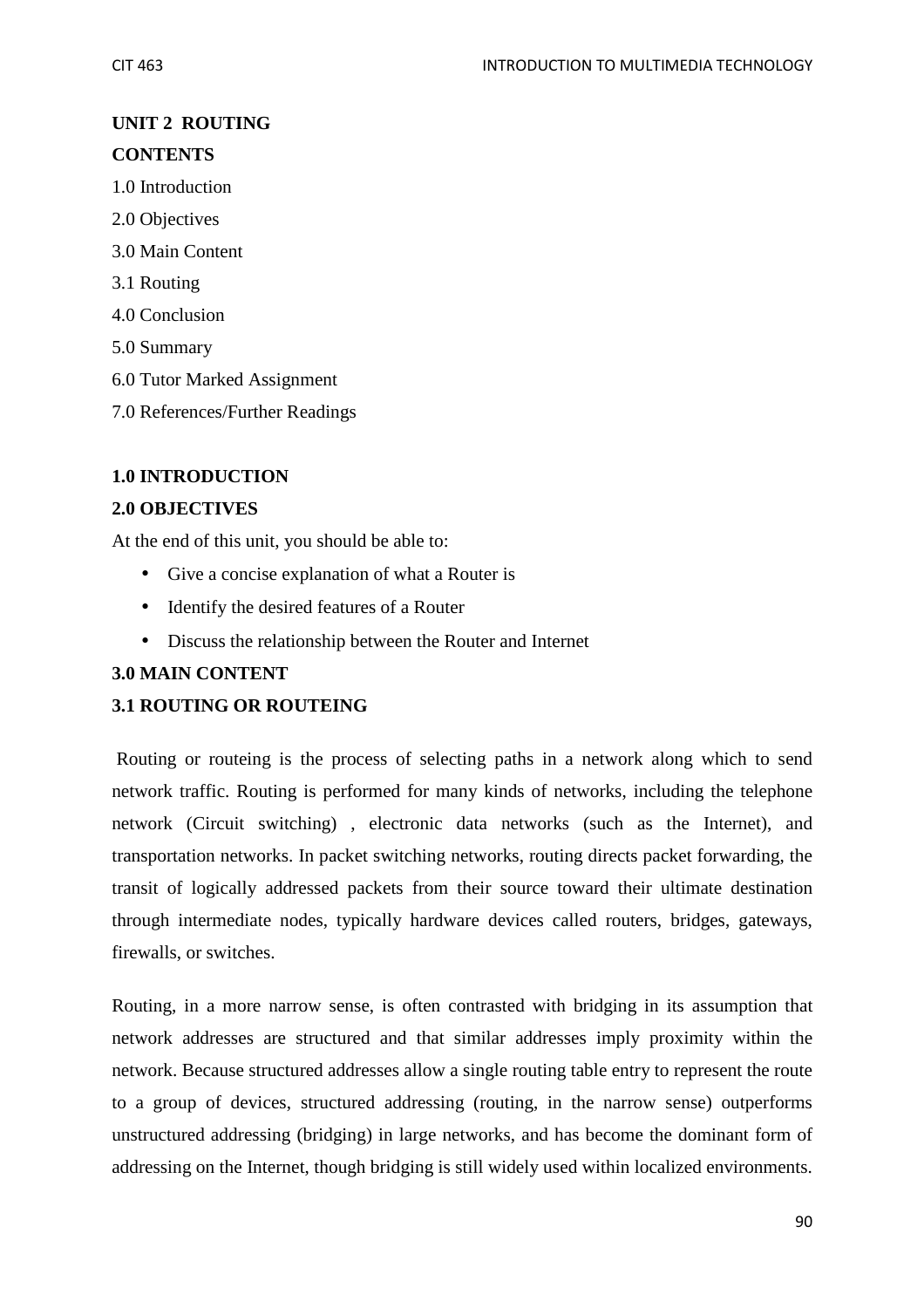## UNIT 2 ROUTING

**CONTENTS**

1.0 Introduction

2.0 Objectives

3.0 Main Content

3.1 Routing

4.0 Conclusion

5.0 Summary

6.0 Tutor Marked Assignment

7.0 References/Further Readings

### 1.0 INTRODUCTION

### 2.0 OBJECTIVES

At the end of this unit, you should be able to:

- Give a concise explanation of what a Router is
- Identify the desired features of a Router
- Discuss the relationship between the Router and Internet

### 3.0 MAIN CONTENT

### 3.1 ROUTING OR ROUTEING

Routing or routeing is the process of selecting paths in a network along which to send network traffic. Routing is performed for many kinds of networks, including the telephone network (Circuit switching) , electronic data networks (such as the Internet), and transportation networks. In packet switching networks, routing directs packet forwarding, the transit of logically addressed packets from their source toward their ultimate destination through intermediate nodes, typically hardware devices called routers, bridges, gateways, firewalls, or switches.

Routing, in a more narrow sense, is often contrasted with bridging in its assumption that network addresses are structured and that similar addresses imply proximity within the network. Because structured addresses allow a single routing table entry to represent the route to a group of devices, structured addressing (routing, in the narrow sense) outperforms unstructured addressing (bridging) in large networks, and has become the dominant form of addressing on the Internet, though bridging is still widely used within localized environments.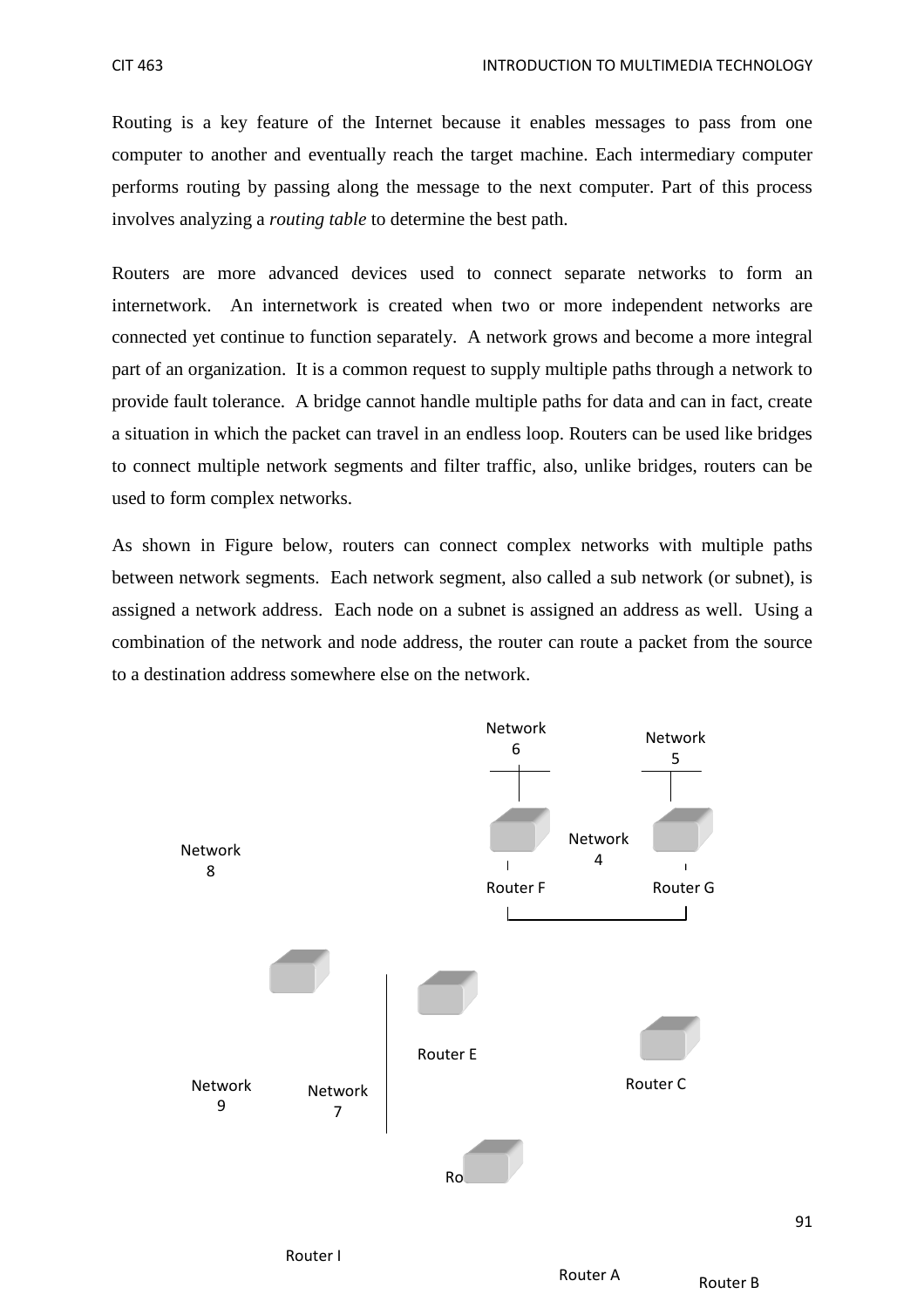Routing is a key feature of the Internet because it enables messages to pass from one computer to another and eventually reach the target machine. Each intermediary computer performs routing by passing along the message to the next computer. Part of this process involves analyzing a *routing table* to determine the best path.

Routers are more advanced devices used to connect separate networks to form an internetwork. An internetwork is created when two or more independent networks are connected yet continue to function separately. A network grows and become a more integral part of an organization. It is a common request to supply multiple paths through a network to provide fault tolerance. A bridge cannot handle multiple paths for data and can in fact, create a situation in which the packet can travel in an endless loop. Routers can be used like bridges to connect multiple network segments and filter traffic, also, unlike bridges, routers can be used to form complex networks.

As shown in Figure below, routers can connect complex networks with multiple paths between network segments. Each network segment, also called a sub network (or subnet), is assigned a network address. Each node on a subnet is assigned an address as well. Using a combination of the network and node address, the router can route a packet from the source to a destination address somewhere else on the network.

Network 6

Network 5

Network 4

Network 8

Router F

Router G

Router E

Router C

Network 9

Network 7

Ro

Router I

Router A

Router B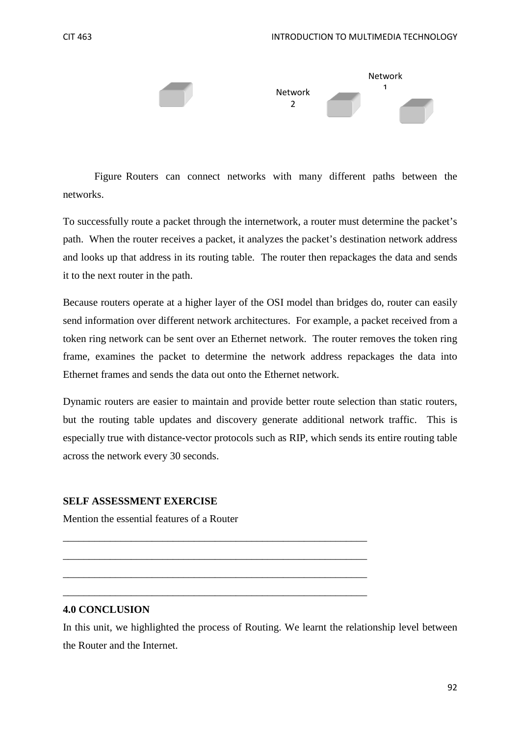Network 2

Network 1

Figure Routers can connect networks with many different paths between the networks.

To successfully route a packet through the internetwork, a router must determine the packet's path. When the router receives a packet, it analyzes the packet's destination network address and looks up that address in its routing table. The router then repackages the data and sends it to the next router in the path.

Because routers operate at a higher layer of the OSI model than bridges do, router can easily send information over different network architectures. For example, a packet received from a token ring network can be sent over an Ethernet network. The router removes the token ring frame, examines the packet to determine the network address repackages the data into Ethernet frames and sends the data out onto the Ethernet network.

Dynamic routers are easier to maintain and provide better route selection than static routers, but the routing table updates and discovery generate additional network traffic. This is especially true with distance-vector protocols such as RIP, which sends its entire routing table across the network every 30 seconds.

**SELF ASSESSMENT EXERCISE**

Mention the essential features of a Router

\_\_\_\_\_\_\_\_\_\_\_\_\_\_\_\_\_\_\_\_\_\_\_\_\_\_\_\_\_\_\_\_\_\_\_\_\_\_\_\_\_\_\_\_\_\_\_\_\_\_\_\_\_\_\_\_\_\_\_\_

\_\_\_\_\_\_\_\_\_\_\_\_\_\_\_\_\_\_\_\_\_\_\_\_\_\_\_\_\_\_\_\_\_\_\_\_\_\_\_\_\_\_\_\_\_\_\_\_\_\_\_\_\_\_\_\_\_\_\_\_

\_\_\_\_\_\_\_\_\_\_\_\_\_\_\_\_\_\_\_\_\_\_\_\_\_\_\_\_\_\_\_\_\_\_\_\_\_\_\_\_\_\_\_\_\_\_\_\_\_\_\_\_\_\_\_\_\_\_\_\_

\_\_\_\_\_\_\_\_\_\_\_\_\_\_\_\_\_\_\_\_\_\_\_\_\_\_\_\_\_\_\_\_\_\_\_\_\_\_\_\_\_\_\_\_\_\_\_\_\_\_\_\_\_\_\_\_\_\_\_\_

## 4.0 CONCLUSION

In this unit, we highlighted the process of Routing. We learnt the relationship level between the Router and the Internet.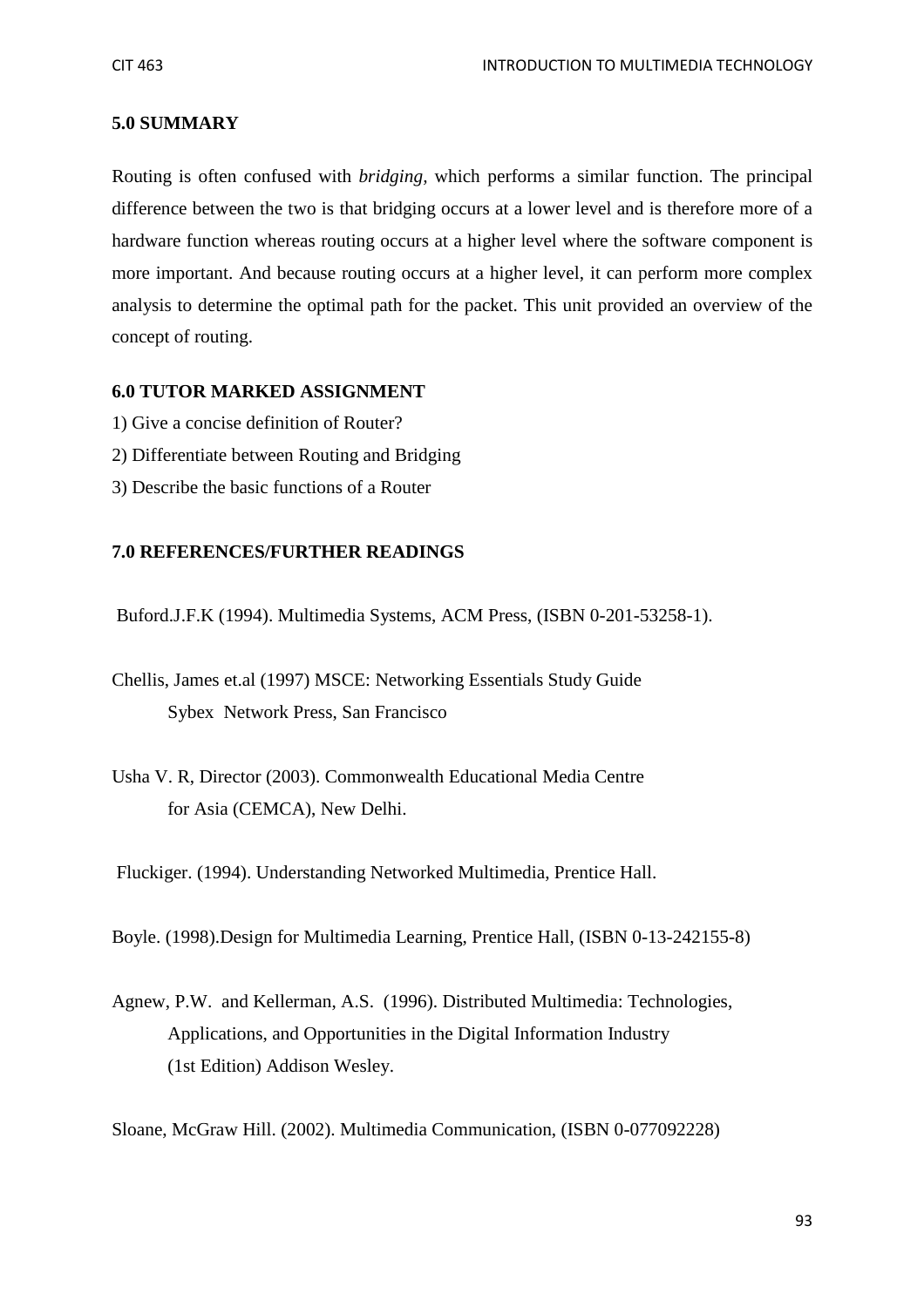## 5.0 SUMMARY

Routing is often confused with *bridging*, which performs a similar function. The principal difference between the two is that bridging occurs at a lower level and is therefore more of a hardware function whereas routing occurs at a higher level where the software component is more important. And because routing occurs at a higher level, it can perform more complex analysis to determine the optimal path for the packet. This unit provided an overview of the concept of routing.

## 6.0 TUTOR MARKED ASSIGNMENT

1) Give a concise definition of Router?
2) Differentiate between Routing and Bridging
3) Describe the basic functions of a Router

## 7.0 REFERENCES/FURTHER READINGS

Buford.J.F.K (1994). Multimedia Systems, ACM Press, (ISBN 0-201-53258-1).

Chellis, James et.al (1997) MSCE: Networking Essentials Study Guide Sybex Network Press, San Francisco

Usha V. R, Director (2003). Commonwealth Educational Media Centre for Asia (CEMCA), New Delhi.

Fluckiger. (1994). Understanding Networked Multimedia, Prentice Hall.

Boyle. (1998).Design for Multimedia Learning, Prentice Hall, (ISBN 0-13-242155-8)

Agnew, P.W. and Kellerman, A.S. (1996). Distributed Multimedia: Technologies, Applications, and Opportunities in the Digital Information Industry (1st Edition) Addison Wesley.

Sloane, McGraw Hill. (2002). Multimedia Communication, (ISBN 0-077092228)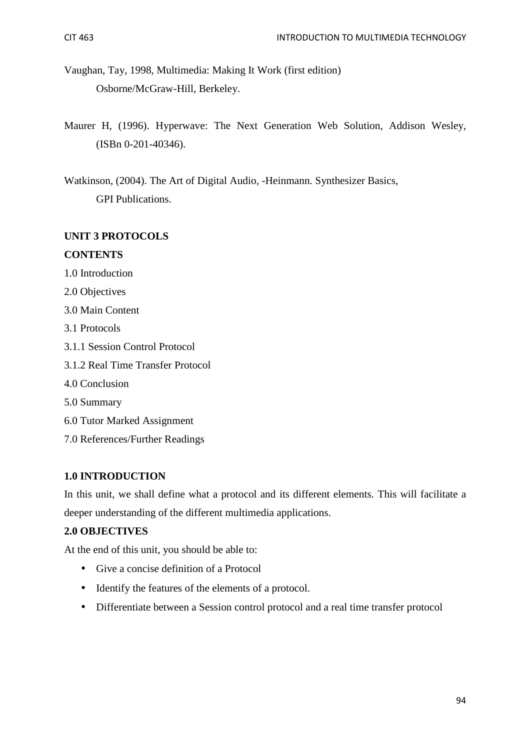Vaughan, Tay, 1998, Multimedia: Making It Work (first edition) Osborne/McGraw-Hill, Berkeley.

Maurer H, (1996). Hyperwave: The Next Generation Web Solution, Addison Wesley, (ISBn 0-201-40346).

Watkinson, (2004). The Art of Digital Audio, -Heinmann. Synthesizer Basics, GPI Publications.

## UNIT 3 PROTOCOLS

**CONTENTS**

1.0 Introduction

2.0 Objectives

3.0 Main Content

3.1 Protocols

3.1.1 Session Control Protocol

3.1.2 Real Time Transfer Protocol

4.0 Conclusion

5.0 Summary

6.0 Tutor Marked Assignment

7.0 References/Further Readings

### 1.0 INTRODUCTION

In this unit, we shall define what a protocol and its different elements. This will facilitate a deeper understanding of the different multimedia applications.

### 2.0 OBJECTIVES

At the end of this unit, you should be able to:

- Give a concise definition of a Protocol
- Identify the features of the elements of a protocol.
- Differentiate between a Session control protocol and a real time transfer protocol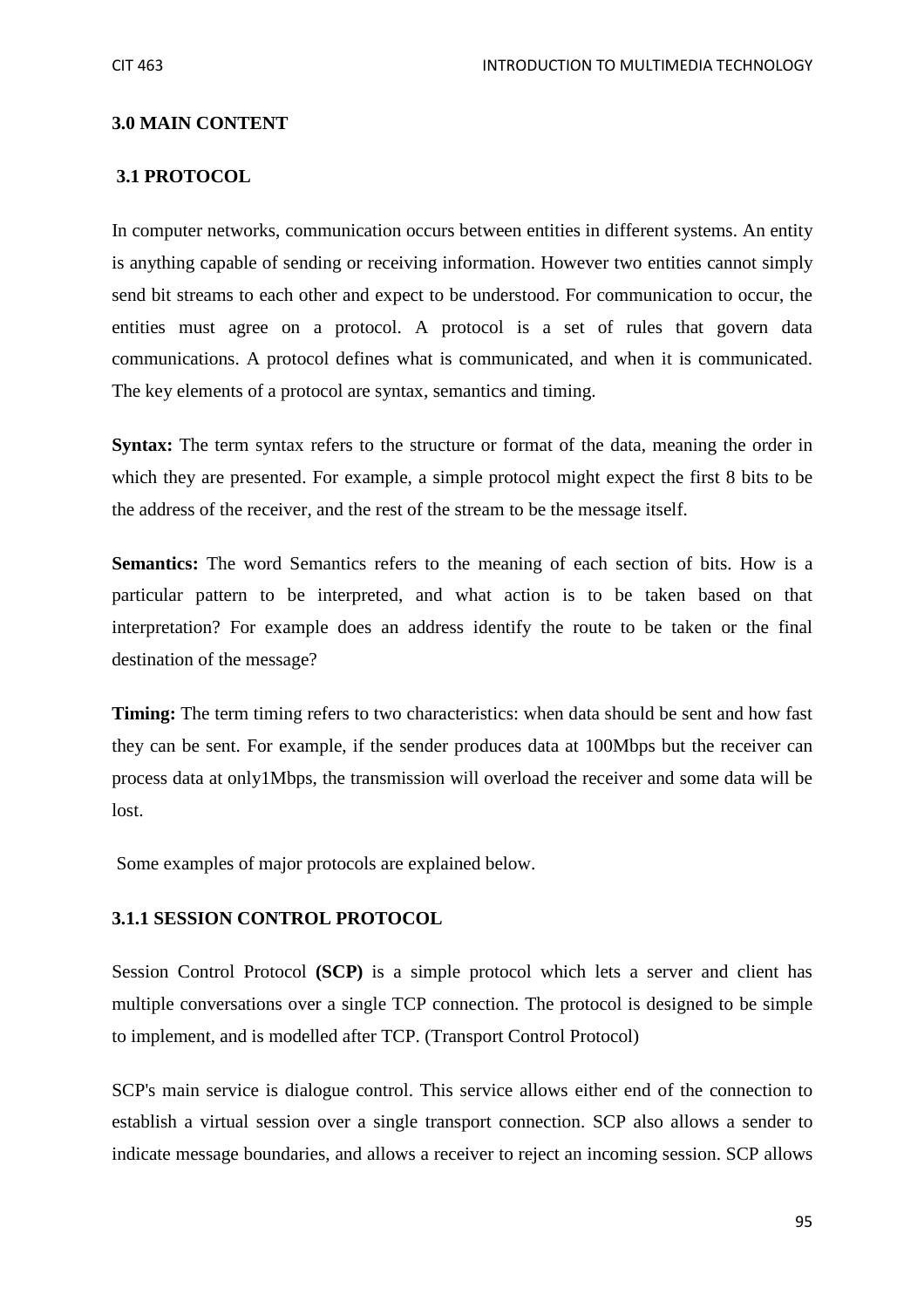## 3.0 MAIN CONTENT

### 3.1 PROTOCOL

In computer networks, communication occurs between entities in different systems. An entity is anything capable of sending or receiving information. However two entities cannot simply send bit streams to each other and expect to be understood. For communication to occur, the entities must agree on a protocol. A protocol is a set of rules that govern data communications. A protocol defines what is communicated, and when it is communicated. The key elements of a protocol are syntax, semantics and timing.

**Syntax:** The term syntax refers to the structure or format of the data, meaning the order in which they are presented. For example, a simple protocol might expect the first 8 bits to be the address of the receiver, and the rest of the stream to be the message itself.

**Semantics:** The word Semantics refers to the meaning of each section of bits. How is a particular pattern to be interpreted, and what action is to be taken based on that interpretation? For example does an address identify the route to be taken or the final destination of the message?

**Timing:** The term timing refers to two characteristics: when data should be sent and how fast they can be sent. For example, if the sender produces data at 100Mbps but the receiver can process data at only1Mbps, the transmission will overload the receiver and some data will be lost.

Some examples of major protocols are explained below.

#### 3.1.1 SESSION CONTROL PROTOCOL

Session Control Protocol **(SCP)** is a simple protocol which lets a server and client has multiple conversations over a single TCP connection. The protocol is designed to be simple to implement, and is modelled after TCP. (Transport Control Protocol)

SCP's main service is dialogue control. This service allows either end of the connection to establish a virtual session over a single transport connection. SCP also allows a sender to indicate message boundaries, and allows a receiver to reject an incoming session. SCP allows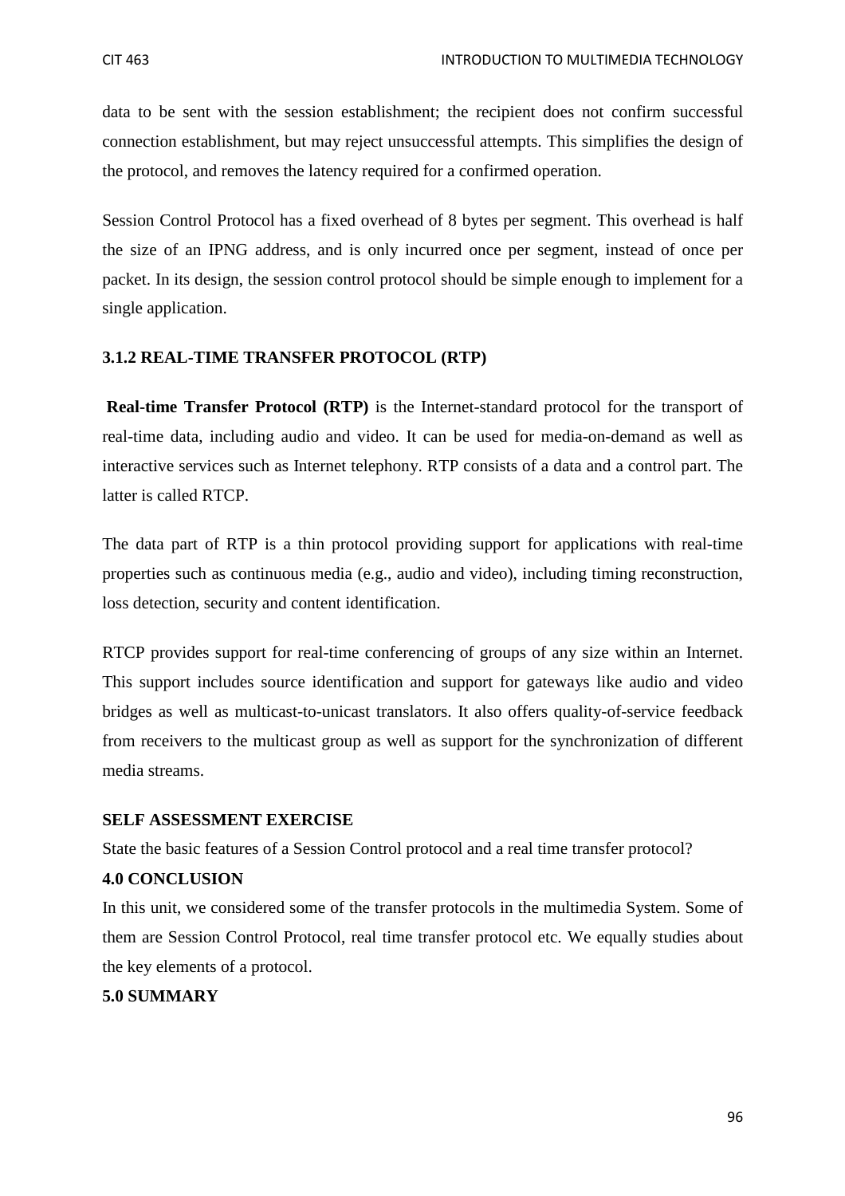data to be sent with the session establishment; the recipient does not confirm successful connection establishment, but may reject unsuccessful attempts. This simplifies the design of the protocol, and removes the latency required for a confirmed operation.

Session Control Protocol has a fixed overhead of 8 bytes per segment. This overhead is half the size of an IPNG address, and is only incurred once per segment, instead of once per packet. In its design, the session control protocol should be simple enough to implement for a single application.

### 3.1.2 REAL-TIME TRANSFER PROTOCOL (RTP)

**Real-time Transfer Protocol (RTP)** is the Internet-standard protocol for the transport of real-time data, including audio and video. It can be used for media-on-demand as well as interactive services such as Internet telephony. RTP consists of a data and a control part. The latter is called RTCP.

The data part of RTP is a thin protocol providing support for applications with real-time properties such as continuous media (e.g., audio and video), including timing reconstruction, loss detection, security and content identification.

RTCP provides support for real-time conferencing of groups of any size within an Internet. This support includes source identification and support for gateways like audio and video bridges as well as multicast-to-unicast translators. It also offers quality-of-service feedback from receivers to the multicast group as well as support for the synchronization of different media streams.

**SELF ASSESSMENT EXERCISE**

State the basic features of a Session Control protocol and a real time transfer protocol?

## 4.0 CONCLUSION

In this unit, we considered some of the transfer protocols in the multimedia System. Some of them are Session Control Protocol, real time transfer protocol etc. We equally studies about the key elements of a protocol.

## 5.0 SUMMARY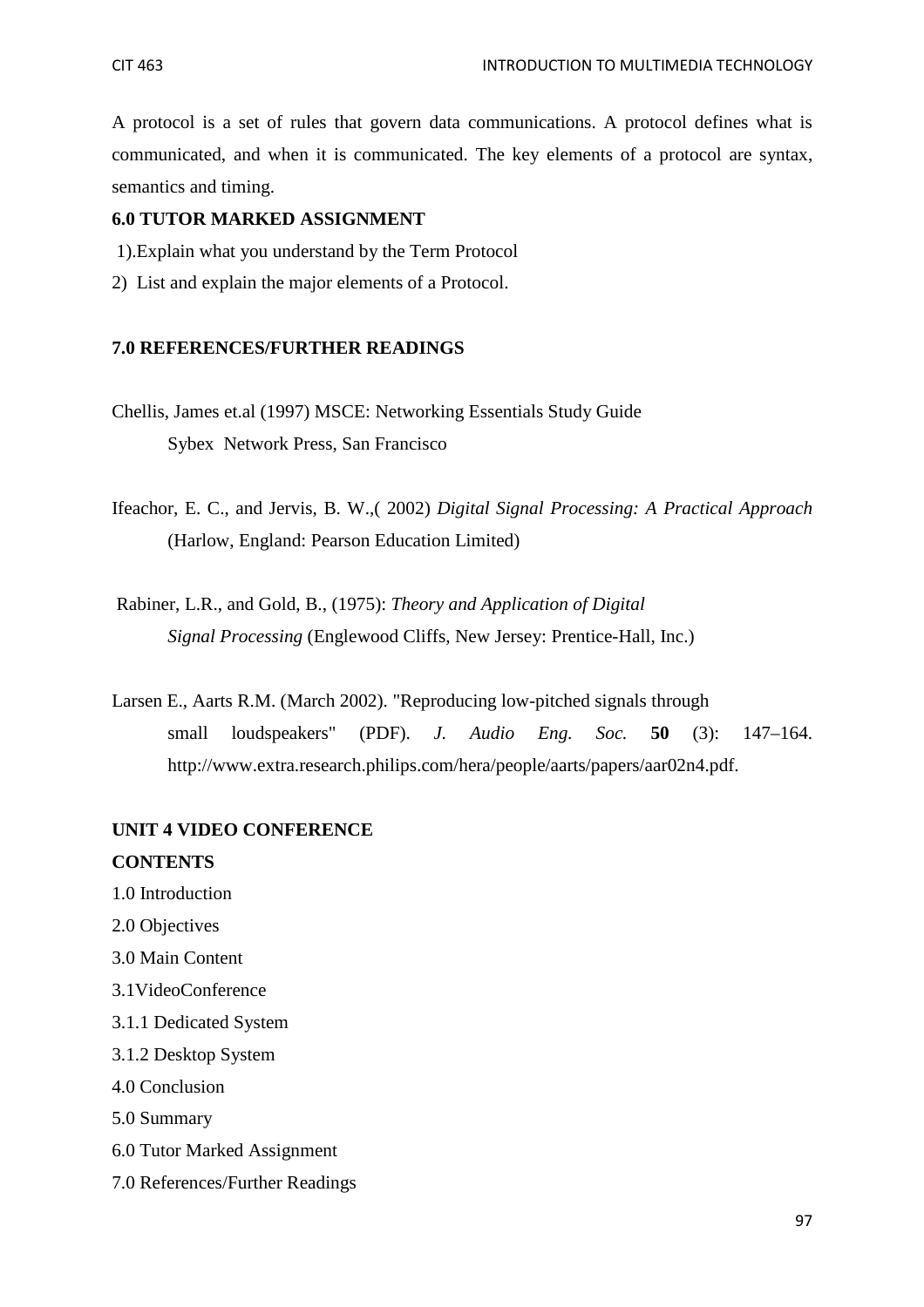A protocol is a set of rules that govern data communications. A protocol defines what is communicated, and when it is communicated. The key elements of a protocol are syntax, semantics and timing.

### 6.0 TUTOR MARKED ASSIGNMENT

1).Explain what you understand by the Term Protocol

2) List and explain the major elements of a Protocol.

### 7.0 REFERENCES/FURTHER READINGS

Chellis, James et.al (1997) MSCE: Networking Essentials Study Guide Sybex Network Press, San Francisco

Ifeachor, E. C., and Jervis, B. W.,( 2002) *Digital Signal Processing: A Practical Approach* (Harlow, England: Pearson Education Limited)

Rabiner, L.R., and Gold, B., (1975): *Theory and Application of Digital Signal Processing* (Englewood Cliffs, New Jersey: Prentice-Hall, Inc.)

Larsen E., Aarts R.M. (March 2002). "Reproducing low-pitched signals through small loudspeakers" (PDF). *J. Audio Eng. Soc.* **50** (3): 147–164. http://www.extra.research.philips.com/hera/people/aarts/papers/aar02n4.pdf.

## UNIT 4 VIDEO CONFERENCE

### CONTENTS

1.0 Introduction

2.0 Objectives

3.0 Main Content

3.1VideoConference

3.1.1 Dedicated System

3.1.2 Desktop System

4.0 Conclusion

5.0 Summary

6.0 Tutor Marked Assignment

7.0 References/Further Readings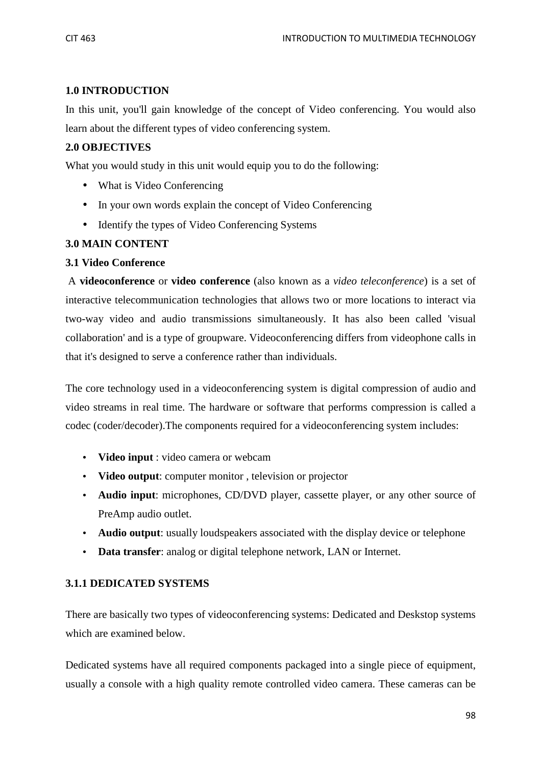## 1.0 INTRODUCTION

In this unit, you'll gain knowledge of the concept of Video conferencing. You would also learn about the different types of video conferencing system.

## 2.0 OBJECTIVES

What you would study in this unit would equip you to do the following:

- What is Video Conferencing
- In your own words explain the concept of Video Conferencing
- Identify the types of Video Conferencing Systems

## 3.0 MAIN CONTENT

### 3.1 Video Conference

A **videoconference** or **video conference** (also known as a *video teleconference*) is a set of interactive telecommunication technologies that allows two or more locations to interact via two-way video and audio transmissions simultaneously. It has also been called 'visual collaboration' and is a type of groupware. Videoconferencing differs from videophone calls in that it's designed to serve a conference rather than individuals.

The core technology used in a videoconferencing system is digital compression of audio and video streams in real time. The hardware or software that performs compression is called a codec (coder/decoder).The components required for a videoconferencing system includes:

- **Video input** : video camera or webcam
- **Video output**: computer monitor , television or projector
- **Audio input**: microphones, CD/DVD player, cassette player, or any other source of PreAmp audio outlet.
- **Audio output**: usually loudspeakers associated with the display device or telephone
- **Data transfer**: analog or digital telephone network, LAN or Internet.

#### 3.1.1 DEDICATED SYSTEMS

There are basically two types of videoconferencing systems: Dedicated and Deskstop systems which are examined below.

Dedicated systems have all required components packaged into a single piece of equipment, usually a console with a high quality remote controlled video camera. These cameras can be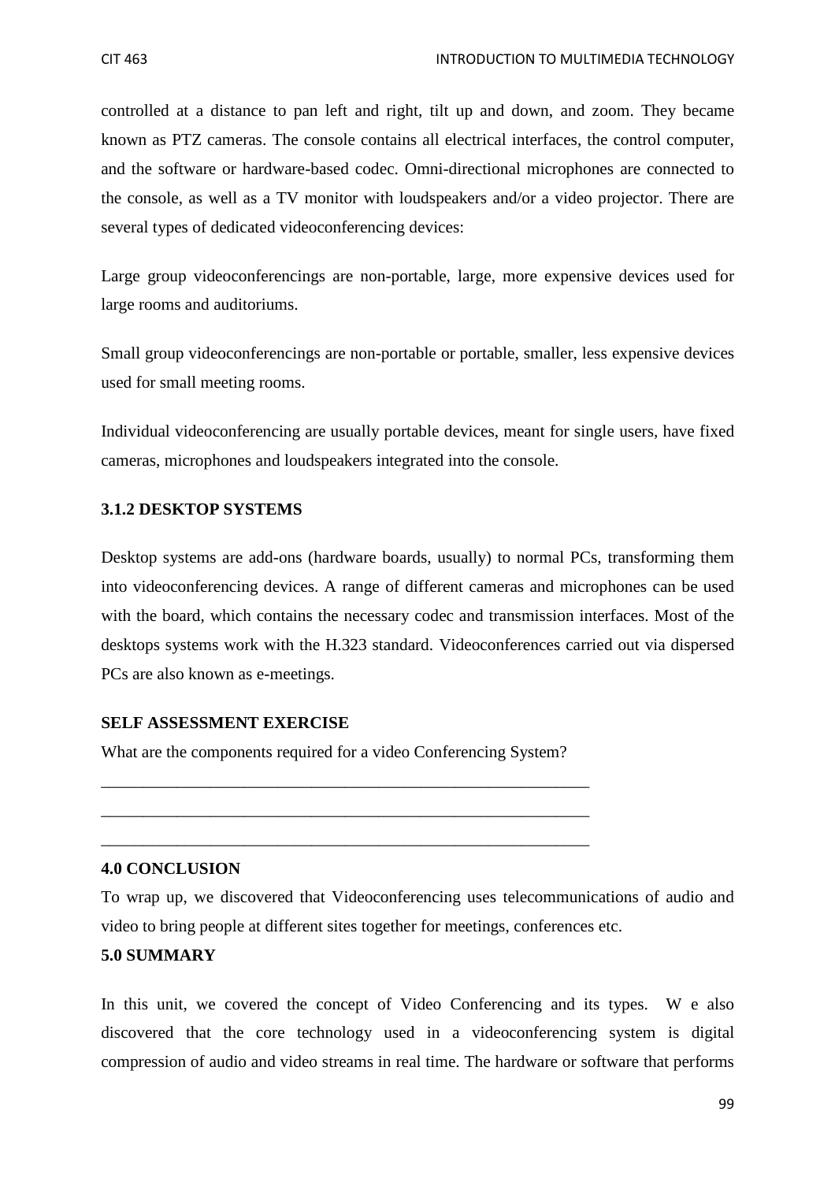controlled at a distance to pan left and right, tilt up and down, and zoom. They became known as PTZ cameras. The console contains all electrical interfaces, the control computer, and the software or hardware-based codec. Omni-directional microphones are connected to the console, as well as a TV monitor with loudspeakers and/or a video projector. There are several types of dedicated videoconferencing devices:

Large group videoconferencings are non-portable, large, more expensive devices used for large rooms and auditoriums.

Small group videoconferencings are non-portable or portable, smaller, less expensive devices used for small meeting rooms.

Individual videoconferencing are usually portable devices, meant for single users, have fixed cameras, microphones and loudspeakers integrated into the console.

### 3.1.2 DESKTOP SYSTEMS

Desktop systems are add-ons (hardware boards, usually) to normal PCs, transforming them into videoconferencing devices. A range of different cameras and microphones can be used with the board, which contains the necessary codec and transmission interfaces. Most of the desktops systems work with the H.323 standard. Videoconferences carried out via dispersed PCs are also known as e-meetings.

**SELF ASSESSMENT EXERCISE**

What are the components required for a video Conferencing System?

\_\_\_\_\_\_\_\_\_\_\_\_\_\_\_\_\_\_\_\_\_\_\_\_\_\_\_\_\_\_\_\_\_\_\_\_\_\_\_\_\_\_\_\_\_\_\_\_\_\_\_\_\_\_\_\_\_\_\_\_

\_\_\_\_\_\_\_\_\_\_\_\_\_\_\_\_\_\_\_\_\_\_\_\_\_\_\_\_\_\_\_\_\_\_\_\_\_\_\_\_\_\_\_\_\_\_\_\_\_\_\_\_\_\_\_\_\_\_\_\_

\_\_\_\_\_\_\_\_\_\_\_\_\_\_\_\_\_\_\_\_\_\_\_\_\_\_\_\_\_\_\_\_\_\_\_\_\_\_\_\_\_\_\_\_\_\_\_\_\_\_\_\_\_\_\_\_\_\_\_\_

## 4.0 CONCLUSION

To wrap up, we discovered that Videoconferencing uses telecommunications of audio and video to bring people at different sites together for meetings, conferences etc.

## 5.0 SUMMARY

In this unit, we covered the concept of Video Conferencing and its types. We also discovered that the core technology used in a videoconferencing system is digital compression of audio and video streams in real time. The hardware or software that performs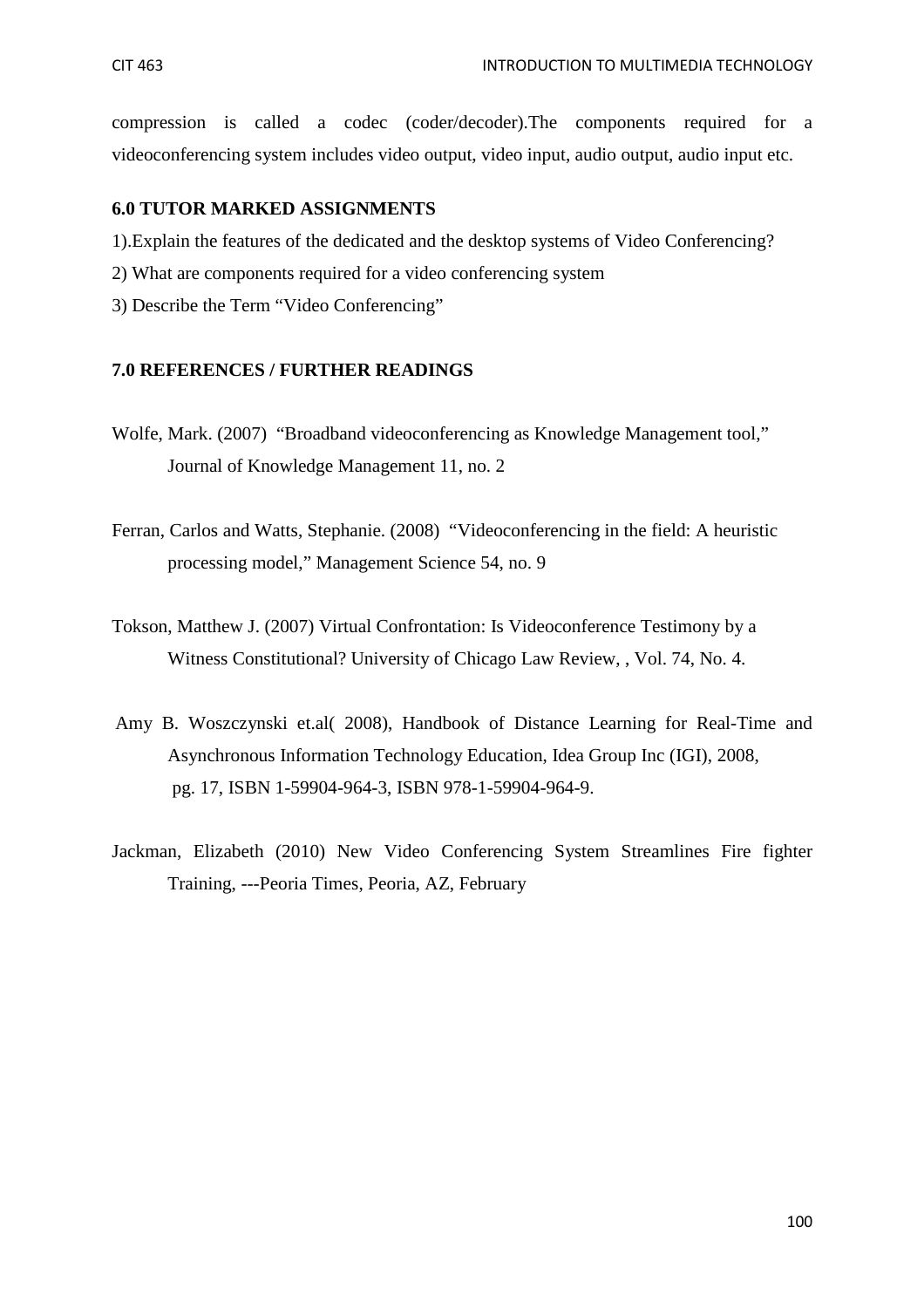compression is called a codec (coder/decoder).The components required for a videoconferencing system includes video output, video input, audio output, audio input etc.

## 6.0 TUTOR MARKED ASSIGNMENTS

1).Explain the features of the dedicated and the desktop systems of Video Conferencing?

2) What are components required for a video conferencing system

3) Describe the Term "Video Conferencing"

## 7.0 REFERENCES / FURTHER READINGS

Wolfe, Mark. (2007) "Broadband videoconferencing as Knowledge Management tool," Journal of Knowledge Management 11, no. 2

Ferran, Carlos and Watts, Stephanie. (2008) "Videoconferencing in the field: A heuristic processing model," Management Science 54, no. 9

Tokson, Matthew J. (2007) Virtual Confrontation: Is Videoconference Testimony by a Witness Constitutional? University of Chicago Law Review, , Vol. 74, No. 4.

Amy B. Woszczynski et.al( 2008), Handbook of Distance Learning for Real-Time and Asynchronous Information Technology Education, Idea Group Inc (IGI), 2008, pg. 17, ISBN 1-59904-964-3, ISBN 978-1-59904-964-9.

Jackman, Elizabeth (2010) New Video Conferencing System Streamlines Fire fighter Training, ---Peoria Times, Peoria, AZ, February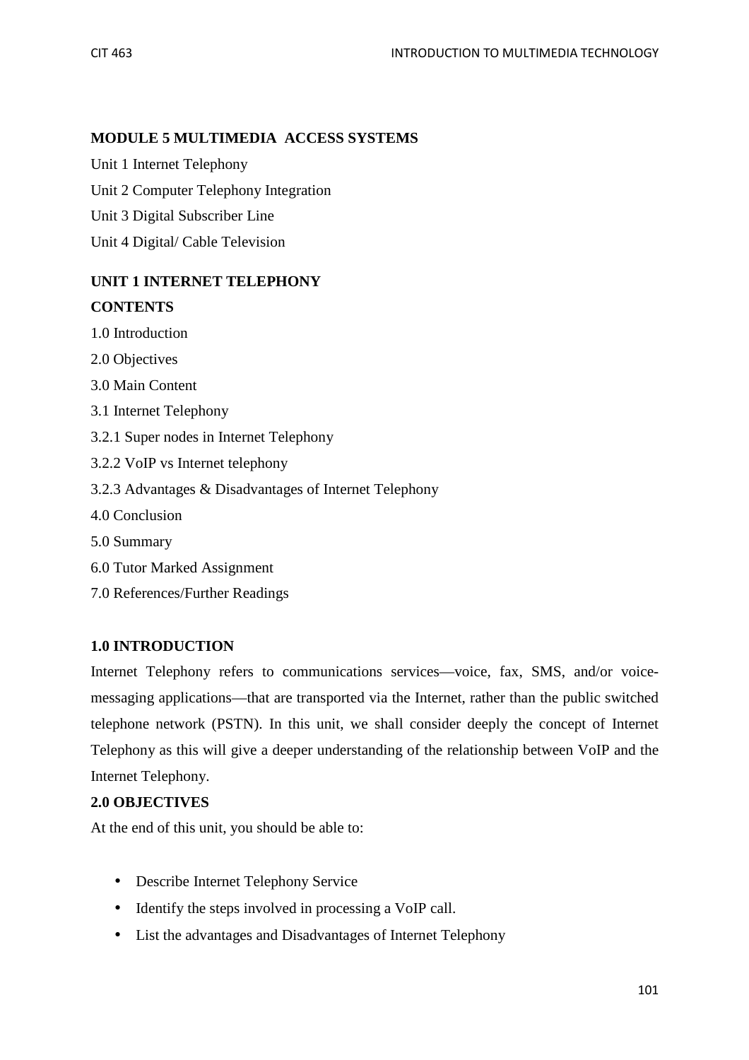## MODULE 5 MULTIMEDIA ACCESS SYSTEMS

Unit 1 Internet Telephony

Unit 2 Computer Telephony Integration

Unit 3 Digital Subscriber Line

Unit 4 Digital/ Cable Television

## UNIT 1 INTERNET TELEPHONY

**CONTENTS**

1.0 Introduction

2.0 Objectives

3.0 Main Content

3.1 Internet Telephony

3.2.1 Super nodes in Internet Telephony

3.2.2 VoIP vs Internet telephony

3.2.3 Advantages & Disadvantages of Internet Telephony

4.0 Conclusion

5.0 Summary

6.0 Tutor Marked Assignment

7.0 References/Further Readings

### 1.0 INTRODUCTION

Internet Telephony refers to communications services—voice, fax, SMS, and/or voice-messaging applications—that are transported via the Internet, rather than the public switched telephone network (PSTN). In this unit, we shall consider deeply the concept of Internet Telephony as this will give a deeper understanding of the relationship between VoIP and the Internet Telephony.

### 2.0 OBJECTIVES

At the end of this unit, you should be able to:

- Describe Internet Telephony Service
- Identify the steps involved in processing a VoIP call.
- List the advantages and Disadvantages of Internet Telephony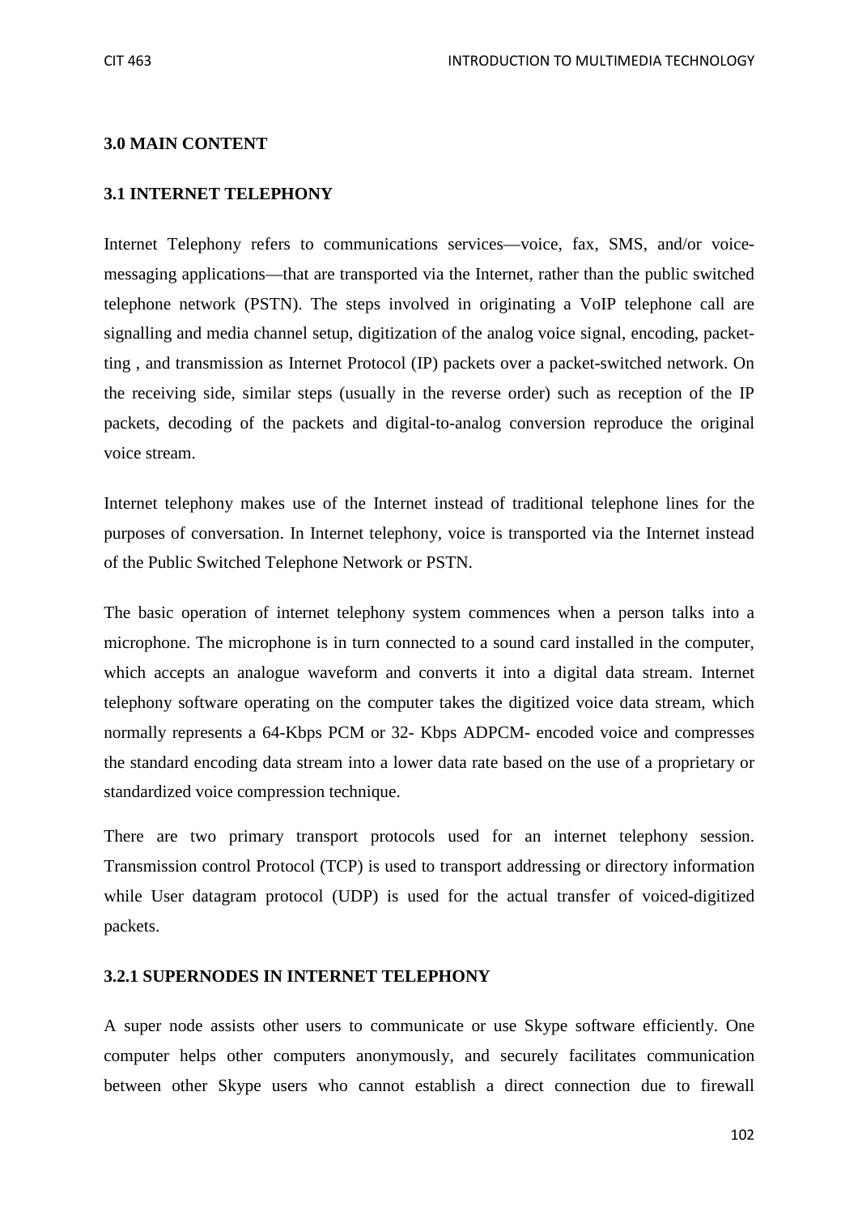### 3.0 MAIN CONTENT

### 3.1 INTERNET TELEPHONY

Internet Telephony refers to communications services—voice, fax, SMS, and/or voice-messaging applications—that are transported via the Internet, rather than the public switched telephone network (PSTN). The steps involved in originating a VoIP telephone call are signalling and media channel setup, digitization of the analog voice signal, encoding, packet-ting , and transmission as Internet Protocol (IP) packets over a packet-switched network. On the receiving side, similar steps (usually in the reverse order) such as reception of the IP packets, decoding of the packets and digital-to-analog conversion reproduce the original voice stream.

Internet telephony makes use of the Internet instead of traditional telephone lines for the purposes of conversation. In Internet telephony, voice is transported via the Internet instead of the Public Switched Telephone Network or PSTN.

The basic operation of internet telephony system commences when a person talks into a microphone. The microphone is in turn connected to a sound card installed in the computer, which accepts an analogue waveform and converts it into a digital data stream. Internet telephony software operating on the computer takes the digitized voice data stream, which normally represents a 64-Kbps PCM or 32- Kbps ADPCM- encoded voice and compresses the standard encoding data stream into a lower data rate based on the use of a proprietary or standardized voice compression technique.

There are two primary transport protocols used for an internet telephony session. Transmission control Protocol (TCP) is used to transport addressing or directory information while User datagram protocol (UDP) is used for the actual transfer of voiced-digitized packets.

### 3.2.1 SUPERNODES IN INTERNET TELEPHONY

A super node assists other users to communicate or use Skype software efficiently. One computer helps other computers anonymously, and securely facilitates communication between other Skype users who cannot establish a direct connection due to firewall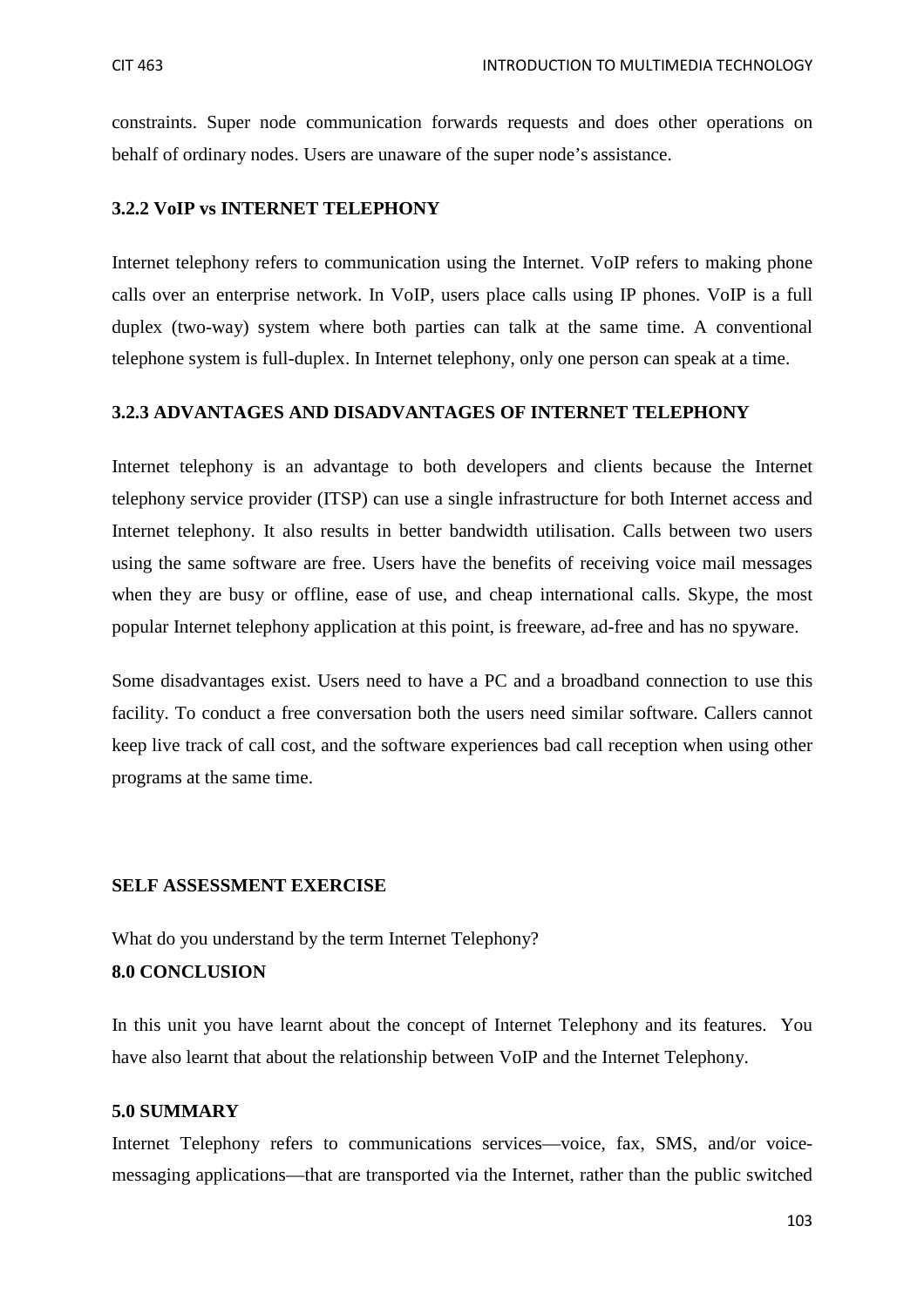constraints. Super node communication forwards requests and does other operations on behalf of ordinary nodes. Users are unaware of the super node's assistance.

### 3.2.2 VoIP vs INTERNET TELEPHONY

Internet telephony refers to communication using the Internet. VoIP refers to making phone calls over an enterprise network. In VoIP, users place calls using IP phones. VoIP is a full duplex (two-way) system where both parties can talk at the same time. A conventional telephone system is full-duplex. In Internet telephony, only one person can speak at a time.

### 3.2.3 ADVANTAGES AND DISADVANTAGES OF INTERNET TELEPHONY

Internet telephony is an advantage to both developers and clients because the Internet telephony service provider (ITSP) can use a single infrastructure for both Internet access and Internet telephony. It also results in better bandwidth utilisation. Calls between two users using the same software are free. Users have the benefits of receiving voice mail messages when they are busy or offline, ease of use, and cheap international calls. Skype, the most popular Internet telephony application at this point, is freeware, ad-free and has no spyware.

Some disadvantages exist. Users need to have a PC and a broadband connection to use this facility. To conduct a free conversation both the users need similar software. Callers cannot keep live track of call cost, and the software experiences bad call reception when using other programs at the same time.

**SELF ASSESSMENT EXERCISE**

What do you understand by the term Internet Telephony?

## 8.0 CONCLUSION

In this unit you have learnt about the concept of Internet Telephony and its features. You have also learnt that about the relationship between VoIP and the Internet Telephony.

## 5.0 SUMMARY

Internet Telephony refers to communications services—voice, fax, SMS, and/or voice-messaging applications—that are transported via the Internet, rather than the public switched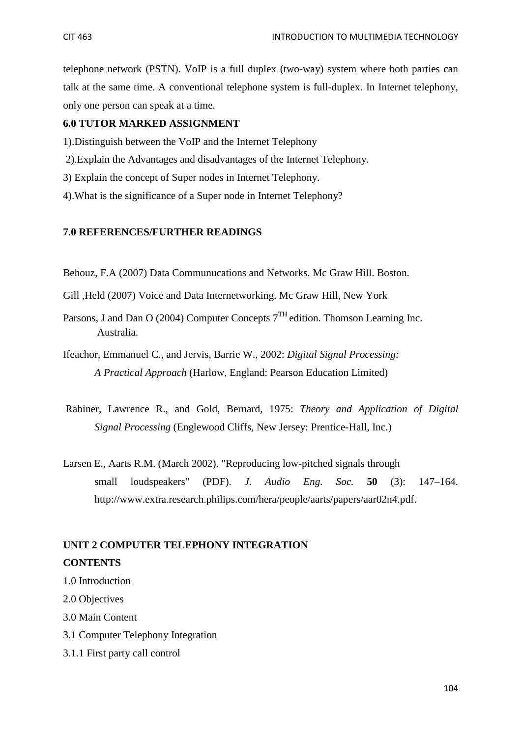telephone network (PSTN). VoIP is a full duplex (two-way) system where both parties can talk at the same time. A conventional telephone system is full-duplex. In Internet telephony, only one person can speak at a time.

## 6.0 TUTOR MARKED ASSIGNMENT

1).Distinguish between the VoIP and the Internet Telephony

2).Explain the Advantages and disadvantages of the Internet Telephony.

3) Explain the concept of Super nodes in Internet Telephony.

4).What is the significance of a Super node in Internet Telephony?

## 7.0 REFERENCES/FURTHER READINGS

Behouz, F.A (2007) Data Communucations and Networks. Mc Graw Hill. Boston.

Gill ,Held (2007) Voice and Data Internetworking. Mc Graw Hill, New York

Parsons, J and Dan O (2004) Computer Concepts 7TH edition. Thomson Learning Inc. Australia.

Ifeachor, Emmanuel C., and Jervis, Barrie W., 2002: *Digital Signal Processing: A Practical Approach* (Harlow, England: Pearson Education Limited)

Rabiner, Lawrence R., and Gold, Bernard, 1975: *Theory and Application of Digital Signal Processing* (Englewood Cliffs, New Jersey: Prentice-Hall, Inc.)

Larsen E., Aarts R.M. (March 2002). "Reproducing low-pitched signals through small loudspeakers" (PDF). *J. Audio Eng. Soc.* **50** (3): 147–164. http://www.extra.research.philips.com/hera/people/aarts/papers/aar02n4.pdf.

# UNIT 2 COMPUTER TELEPHONY INTEGRATION

## CONTENTS

1.0 Introduction

2.0 Objectives

3.0 Main Content

3.1 Computer Telephony Integration

3.1.1 First party call control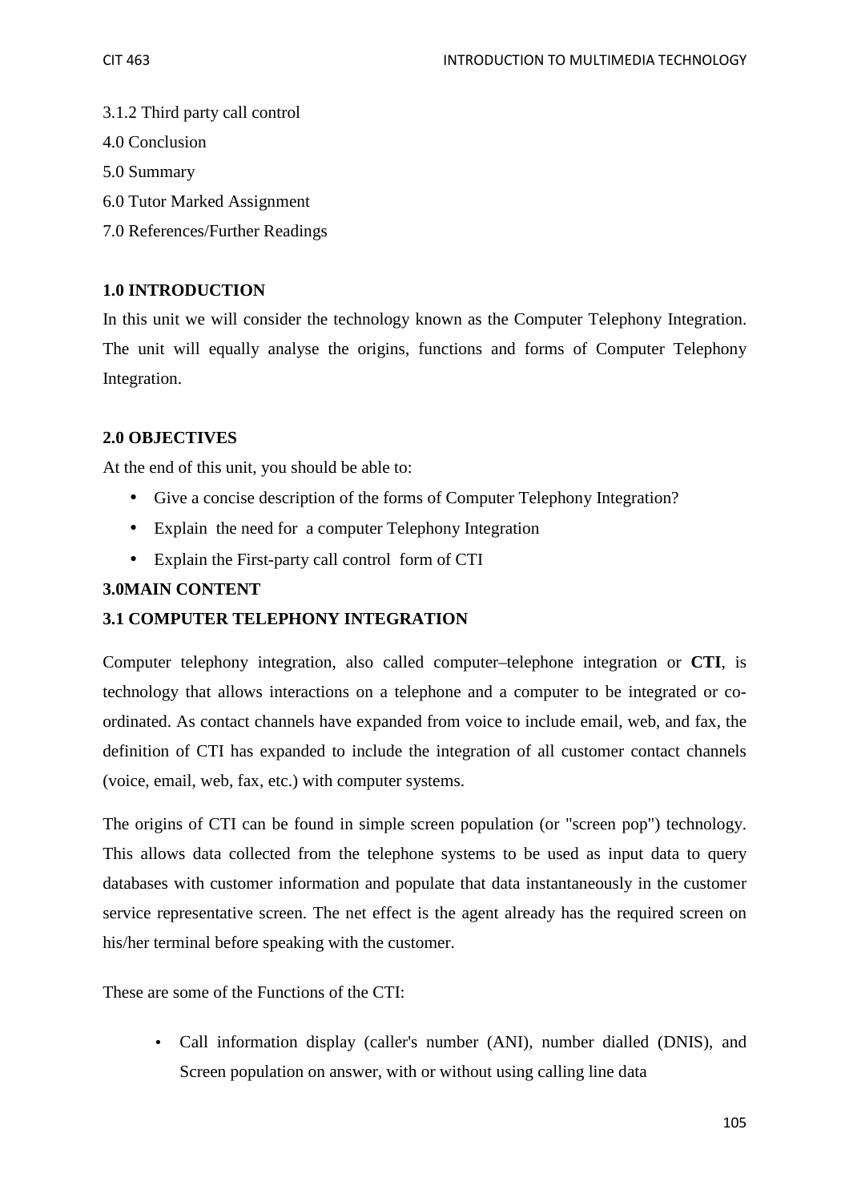3.1.2 Third party call control

4.0 Conclusion

5.0 Summary

6.0 Tutor Marked Assignment

7.0 References/Further Readings

## 1.0 INTRODUCTION

In this unit we will consider the technology known as the Computer Telephony Integration. The unit will equally analyse the origins, functions and forms of Computer Telephony Integration.

## 2.0 OBJECTIVES

At the end of this unit, you should be able to:

- Give a concise description of the forms of Computer Telephony Integration?
- Explain the need for a computer Telephony Integration
- Explain the First-party call control form of CTI

## 3.0MAIN CONTENT

### 3.1 COMPUTER TELEPHONY INTEGRATION

Computer telephony integration, also called computer–telephone integration or **CTI**, is technology that allows interactions on a telephone and a computer to be integrated or co-ordinated. As contact channels have expanded from voice to include email, web, and fax, the definition of CTI has expanded to include the integration of all customer contact channels (voice, email, web, fax, etc.) with computer systems.

The origins of CTI can be found in simple screen population (or "screen pop") technology. This allows data collected from the telephone systems to be used as input data to query databases with customer information and populate that data instantaneously in the customer service representative screen. The net effect is the agent already has the required screen on his/her terminal before speaking with the customer.

These are some of the Functions of the CTI:

- Call information display (caller's number (ANI), number dialled (DNIS), and Screen population on answer, with or without using calling line data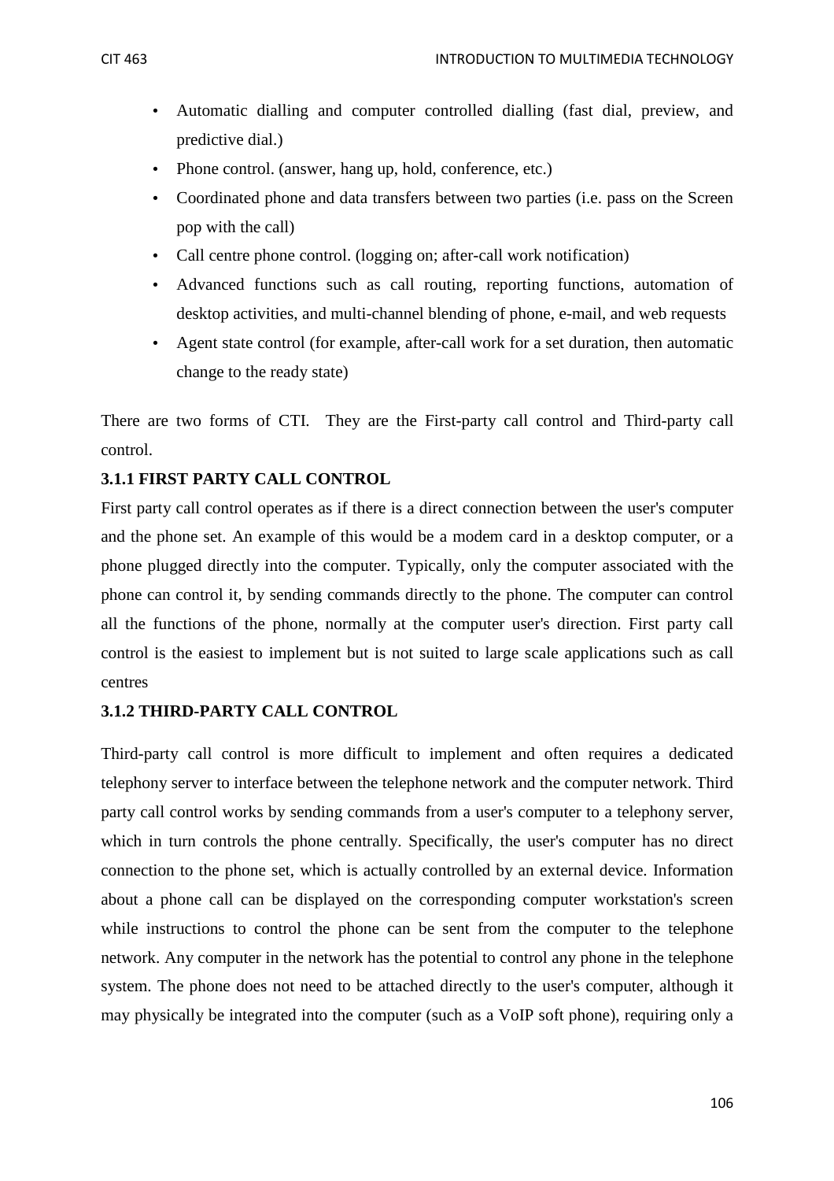- Automatic dialling and computer controlled dialling (fast dial, preview, and predictive dial.)
- Phone control. (answer, hang up, hold, conference, etc.)
- Coordinated phone and data transfers between two parties (i.e. pass on the Screen pop with the call)
- Call centre phone control. (logging on; after-call work notification)
- Advanced functions such as call routing, reporting functions, automation of desktop activities, and multi-channel blending of phone, e-mail, and web requests
- Agent state control (for example, after-call work for a set duration, then automatic change to the ready state)

There are two forms of CTI. They are the First-party call control and Third-party call control.

### 3.1.1 FIRST PARTY CALL CONTROL

First party call control operates as if there is a direct connection between the user's computer and the phone set. An example of this would be a modem card in a desktop computer, or a phone plugged directly into the computer. Typically, only the computer associated with the phone can control it, by sending commands directly to the phone. The computer can control all the functions of the phone, normally at the computer user's direction. First party call control is the easiest to implement but is not suited to large scale applications such as call centres

### 3.1.2 THIRD-PARTY CALL CONTROL

Third-party call control is more difficult to implement and often requires a dedicated telephony server to interface between the telephone network and the computer network. Third party call control works by sending commands from a user's computer to a telephony server, which in turn controls the phone centrally. Specifically, the user's computer has no direct connection to the phone set, which is actually controlled by an external device. Information about a phone call can be displayed on the corresponding computer workstation's screen while instructions to control the phone can be sent from the computer to the telephone network. Any computer in the network has the potential to control any phone in the telephone system. The phone does not need to be attached directly to the user's computer, although it may physically be integrated into the computer (such as a VoIP soft phone), requiring only a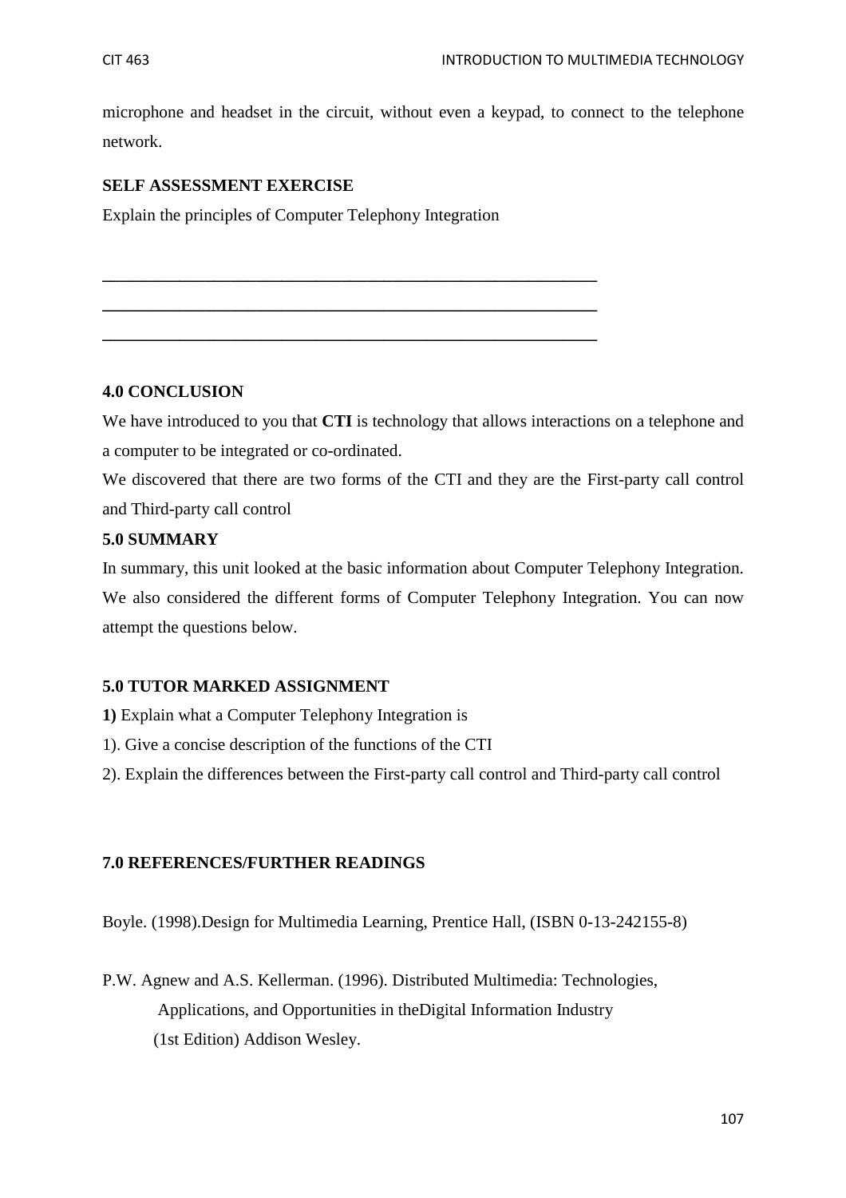microphone and headset in the circuit, without even a keypad, to connect to the telephone network.

**SELF ASSESSMENT EXERCISE**

Explain the principles of Computer Telephony Integration

______________________________________________________________

______________________________________________________________

______________________________________________________________

## 4.0 CONCLUSION

We have introduced to you that **CTI** is technology that allows interactions on a telephone and a computer to be integrated or co-ordinated.

We discovered that there are two forms of the CTI and they are the First-party call control and Third-party call control

## 5.0 SUMMARY

In summary, this unit looked at the basic information about Computer Telephony Integration. We also considered the different forms of Computer Telephony Integration. You can now attempt the questions below.

## 5.0 TUTOR MARKED ASSIGNMENT

**1)** Explain what a Computer Telephony Integration is

1). Give a concise description of the functions of the CTI

2). Explain the differences between the First-party call control and Third-party call control

## 7.0 REFERENCES/FURTHER READINGS

Boyle. (1998).Design for Multimedia Learning, Prentice Hall, (ISBN 0-13-242155-8)

P.W. Agnew and A.S. Kellerman. (1996). Distributed Multimedia: Technologies, Applications, and Opportunities in theDigital Information Industry (1st Edition) Addison Wesley.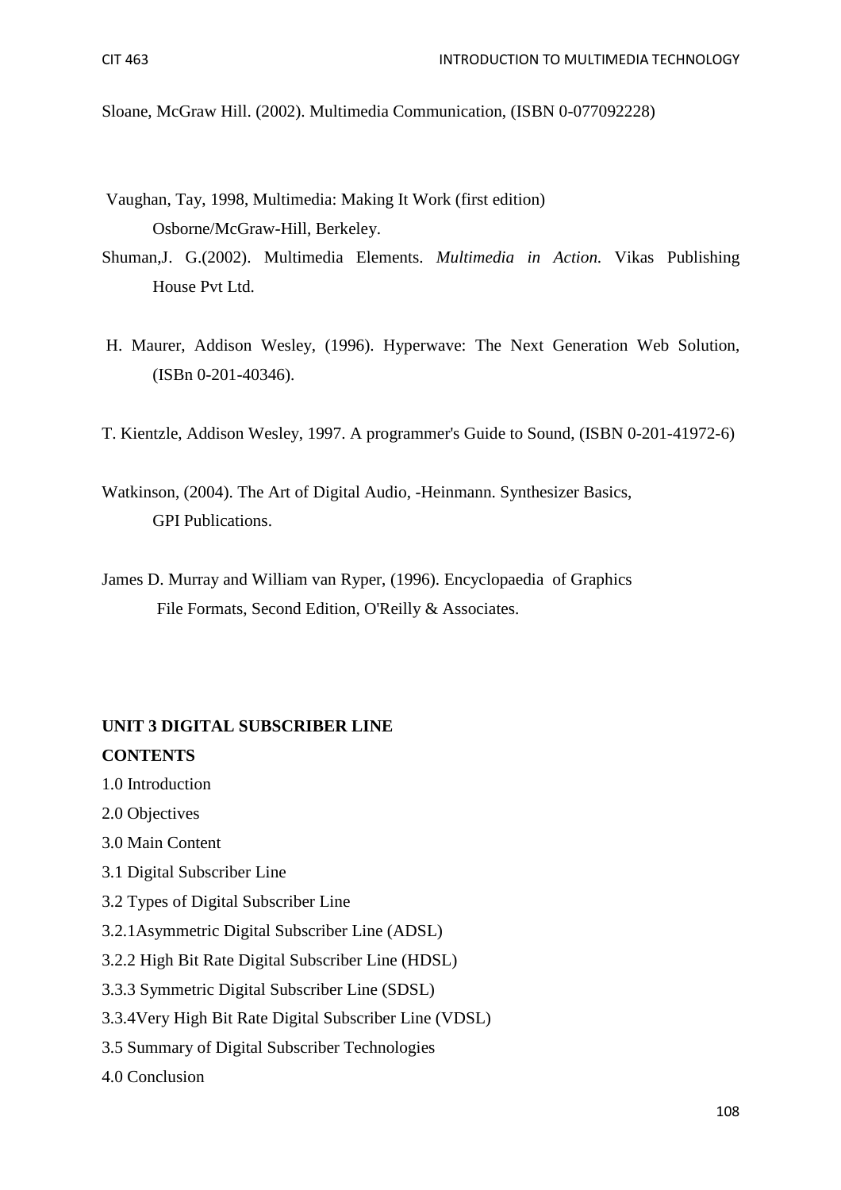Sloane, McGraw Hill. (2002). Multimedia Communication, (ISBN 0-077092228)

Vaughan, Tay, 1998, Multimedia: Making It Work (first edition) Osborne/McGraw-Hill, Berkeley.

Shuman,J. G.(2002). Multimedia Elements. *Multimedia in Action.* Vikas Publishing House Pvt Ltd.

H. Maurer, Addison Wesley, (1996). Hyperwave: The Next Generation Web Solution, (ISBn 0-201-40346).

T. Kientzle, Addison Wesley, 1997. A programmer's Guide to Sound, (ISBN 0-201-41972-6)

Watkinson, (2004). The Art of Digital Audio, -Heinmann. Synthesizer Basics, GPI Publications.

James D. Murray and William van Ryper, (1996). Encyclopaedia of Graphics File Formats, Second Edition, O'Reilly & Associates.

## UNIT 3 DIGITAL SUBSCRIBER LINE

**CONTENTS**

1.0 Introduction

2.0 Objectives

3.0 Main Content

3.1 Digital Subscriber Line

3.2 Types of Digital Subscriber Line

3.2.1Asymmetric Digital Subscriber Line (ADSL)

3.2.2 High Bit Rate Digital Subscriber Line (HDSL)

3.3.3 Symmetric Digital Subscriber Line (SDSL)

3.3.4Very High Bit Rate Digital Subscriber Line (VDSL)

3.5 Summary of Digital Subscriber Technologies

4.0 Conclusion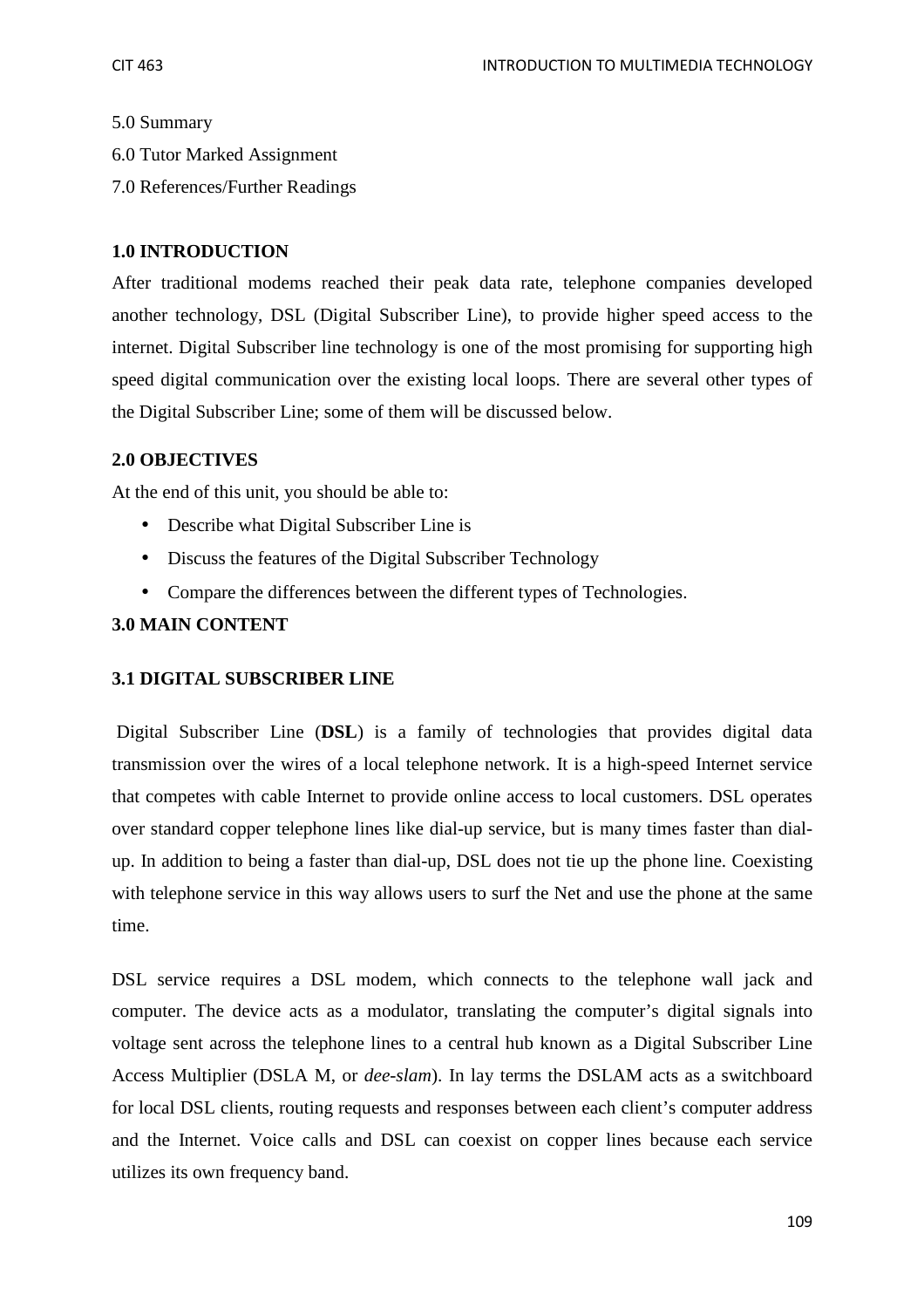5.0 Summary

6.0 Tutor Marked Assignment

7.0 References/Further Readings

## 1.0 INTRODUCTION

After traditional modems reached their peak data rate, telephone companies developed another technology, DSL (Digital Subscriber Line), to provide higher speed access to the internet. Digital Subscriber line technology is one of the most promising for supporting high speed digital communication over the existing local loops. There are several other types of the Digital Subscriber Line; some of them will be discussed below.

## 2.0 OBJECTIVES

At the end of this unit, you should be able to:

- Describe what Digital Subscriber Line is
- Discuss the features of the Digital Subscriber Technology
- Compare the differences between the different types of Technologies.

## 3.0 MAIN CONTENT

### 3.1 DIGITAL SUBSCRIBER LINE

Digital Subscriber Line (**DSL**) is a family of technologies that provides digital data transmission over the wires of a local telephone network. It is a high-speed Internet service that competes with cable Internet to provide online access to local customers. DSL operates over standard copper telephone lines like dial-up service, but is many times faster than dial-up. In addition to being a faster than dial-up, DSL does not tie up the phone line. Coexisting with telephone service in this way allows users to surf the Net and use the phone at the same time.

DSL service requires a DSL modem, which connects to the telephone wall jack and computer. The device acts as a modulator, translating the computer's digital signals into voltage sent across the telephone lines to a central hub known as a Digital Subscriber Line Access Multiplier (DSLA M, or *dee-slam*). In lay terms the DSLAM acts as a switchboard for local DSL clients, routing requests and responses between each client's computer address and the Internet. Voice calls and DSL can coexist on copper lines because each service utilizes its own frequency band.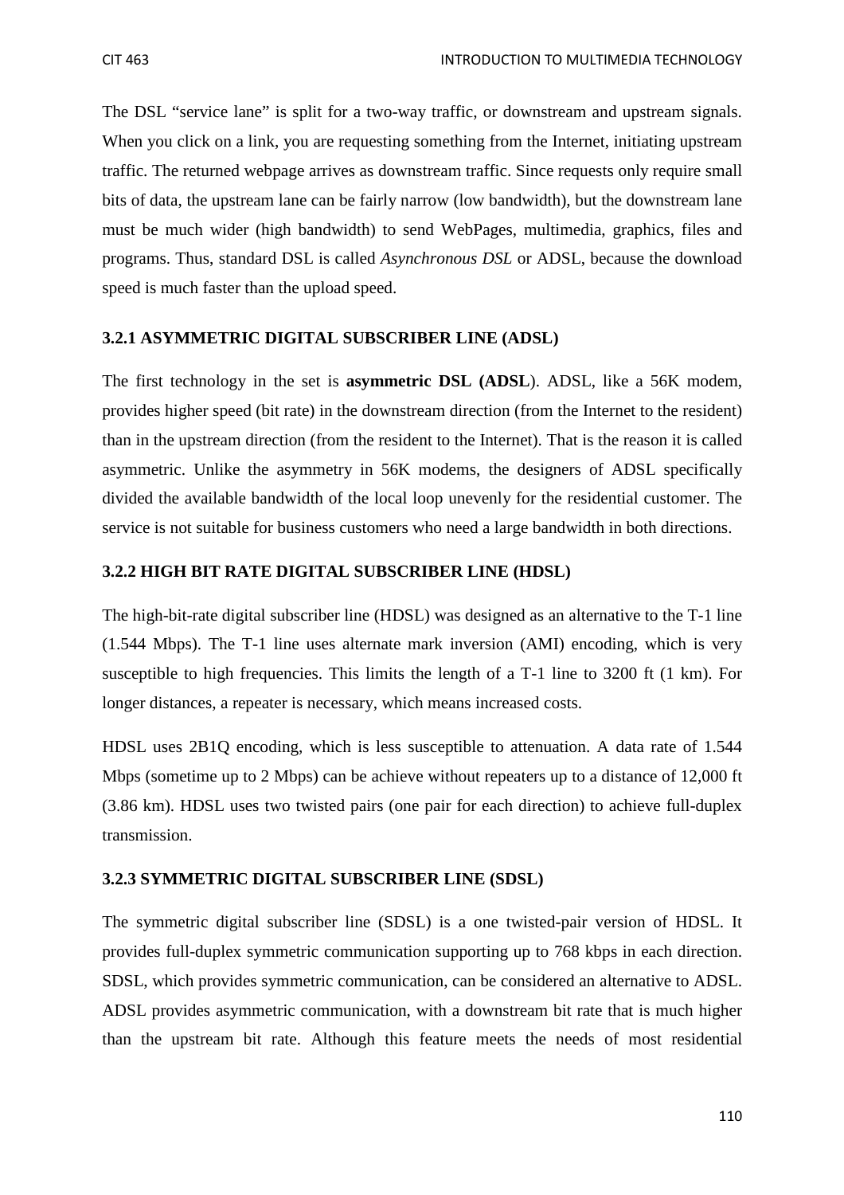The DSL "service lane" is split for a two-way traffic, or downstream and upstream signals. When you click on a link, you are requesting something from the Internet, initiating upstream traffic. The returned webpage arrives as downstream traffic. Since requests only require small bits of data, the upstream lane can be fairly narrow (low bandwidth), but the downstream lane must be much wider (high bandwidth) to send WebPages, multimedia, graphics, files and programs. Thus, standard DSL is called *Asynchronous DSL* or ADSL, because the download speed is much faster than the upload speed.

### 3.2.1 ASYMMETRIC DIGITAL SUBSCRIBER LINE (ADSL)

The first technology in the set is **asymmetric DSL (ADSL**). ADSL, like a 56K modem, provides higher speed (bit rate) in the downstream direction (from the Internet to the resident) than in the upstream direction (from the resident to the Internet). That is the reason it is called asymmetric. Unlike the asymmetry in 56K modems, the designers of ADSL specifically divided the available bandwidth of the local loop unevenly for the residential customer. The service is not suitable for business customers who need a large bandwidth in both directions.

### 3.2.2 HIGH BIT RATE DIGITAL SUBSCRIBER LINE (HDSL)

The high-bit-rate digital subscriber line (HDSL) was designed as an alternative to the T-1 line (1.544 Mbps). The T-1 line uses alternate mark inversion (AMI) encoding, which is very susceptible to high frequencies. This limits the length of a T-1 line to 3200 ft (1 km). For longer distances, a repeater is necessary, which means increased costs.

HDSL uses 2B1Q encoding, which is less susceptible to attenuation. A data rate of 1.544 Mbps (sometime up to 2 Mbps) can be achieve without repeaters up to a distance of 12,000 ft (3.86 km). HDSL uses two twisted pairs (one pair for each direction) to achieve full-duplex transmission.

### 3.2.3 SYMMETRIC DIGITAL SUBSCRIBER LINE (SDSL)

The symmetric digital subscriber line (SDSL) is a one twisted-pair version of HDSL. It provides full-duplex symmetric communication supporting up to 768 kbps in each direction. SDSL, which provides symmetric communication, can be considered an alternative to ADSL. ADSL provides asymmetric communication, with a downstream bit rate that is much higher than the upstream bit rate. Although this feature meets the needs of most residential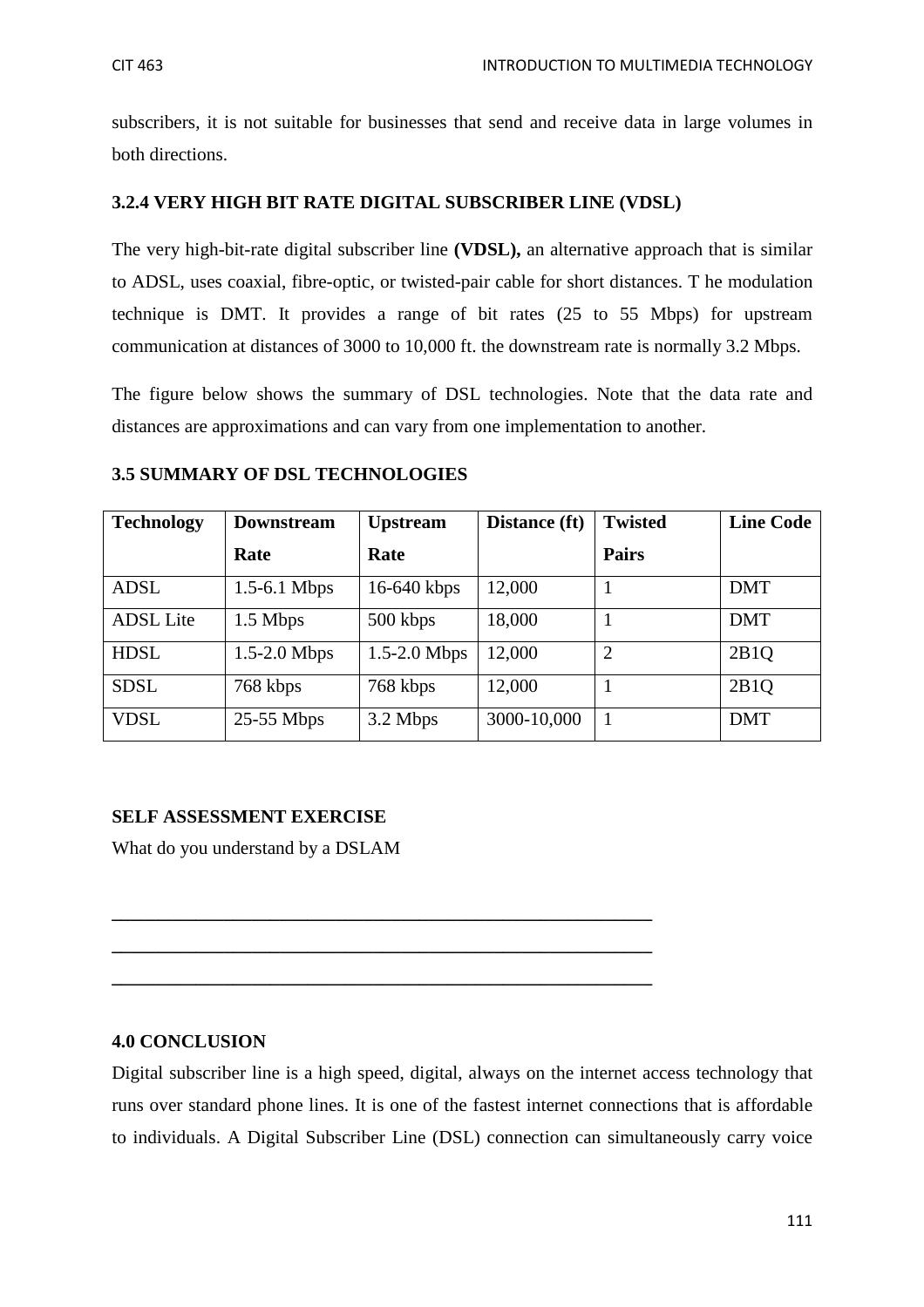subscribers, it is not suitable for businesses that send and receive data in large volumes in both directions.

### 3.2.4 VERY HIGH BIT RATE DIGITAL SUBSCRIBER LINE (VDSL)

The very high-bit-rate digital subscriber line **(VDSL),** an alternative approach that is similar to ADSL, uses coaxial, fibre-optic, or twisted-pair cable for short distances. T he modulation technique is DMT. It provides a range of bit rates (25 to 55 Mbps) for upstream communication at distances of 3000 to 10,000 ft. the downstream rate is normally 3.2 Mbps.

The figure below shows the summary of DSL technologies. Note that the data rate and distances are approximations and can vary from one implementation to another.

### 3.5 SUMMARY OF DSL TECHNOLOGIES

| Technology | Downstream Rate | Upstream Rate | Distance (ft) | Twisted Pairs | Line Code |
|---|---|---|---|---|---|
| ADSL | 1.5-6.1 Mbps | 16-640 kbps | 12,000 | 1 | DMT |
| ADSL Lite | 1.5 Mbps | 500 kbps | 18,000 | 1 | DMT |
| HDSL | 1.5-2.0 Mbps | 1.5-2.0 Mbps | 12,000 | 2 | 2B1Q |
| SDSL | 768 kbps | 768 kbps | 12,000 | 1 | 2B1Q |
| VDSL | 25-55 Mbps | 3.2 Mbps | 3000-10,000 | 1 | DMT |

**SELF ASSESSMENT EXERCISE**

What do you understand by a DSLAM

___________________________________________________________

___________________________________________________________

___________________________________________________________

### 4.0 CONCLUSION

Digital subscriber line is a high speed, digital, always on the internet access technology that runs over standard phone lines. It is one of the fastest internet connections that is affordable to individuals. A Digital Subscriber Line (DSL) connection can simultaneously carry voice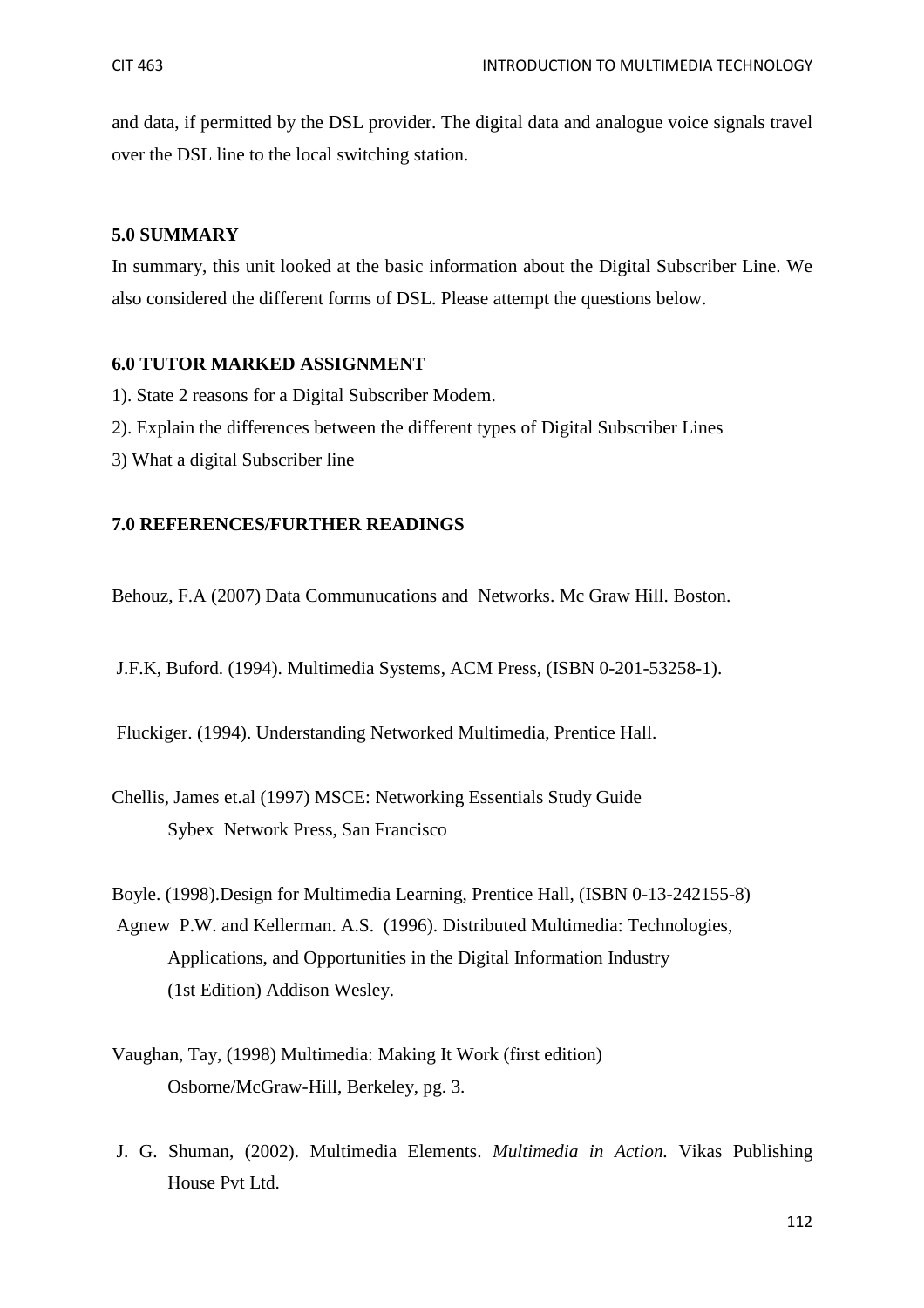and data, if permitted by the DSL provider. The digital data and analogue voice signals travel over the DSL line to the local switching station.

## 5.0 SUMMARY

In summary, this unit looked at the basic information about the Digital Subscriber Line. We also considered the different forms of DSL. Please attempt the questions below.

## 6.0 TUTOR MARKED ASSIGNMENT

1). State 2 reasons for a Digital Subscriber Modem.

2). Explain the differences between the different types of Digital Subscriber Lines

3) What a digital Subscriber line

## 7.0 REFERENCES/FURTHER READINGS

Behouz, F.A (2007) Data Communucations and Networks. Mc Graw Hill. Boston.

J.F.K, Buford. (1994). Multimedia Systems, ACM Press, (ISBN 0-201-53258-1).

Fluckiger. (1994). Understanding Networked Multimedia, Prentice Hall.

Chellis, James et.al (1997) MSCE: Networking Essentials Study Guide Sybex Network Press, San Francisco

Boyle. (1998).Design for Multimedia Learning, Prentice Hall, (ISBN 0-13-242155-8)

Agnew P.W. and Kellerman. A.S. (1996). Distributed Multimedia: Technologies, Applications, and Opportunities in the Digital Information Industry (1st Edition) Addison Wesley.

Vaughan, Tay, (1998) Multimedia: Making It Work (first edition) Osborne/McGraw-Hill, Berkeley, pg. 3.

J. G. Shuman, (2002). Multimedia Elements. *Multimedia in Action.* Vikas Publishing House Pvt Ltd.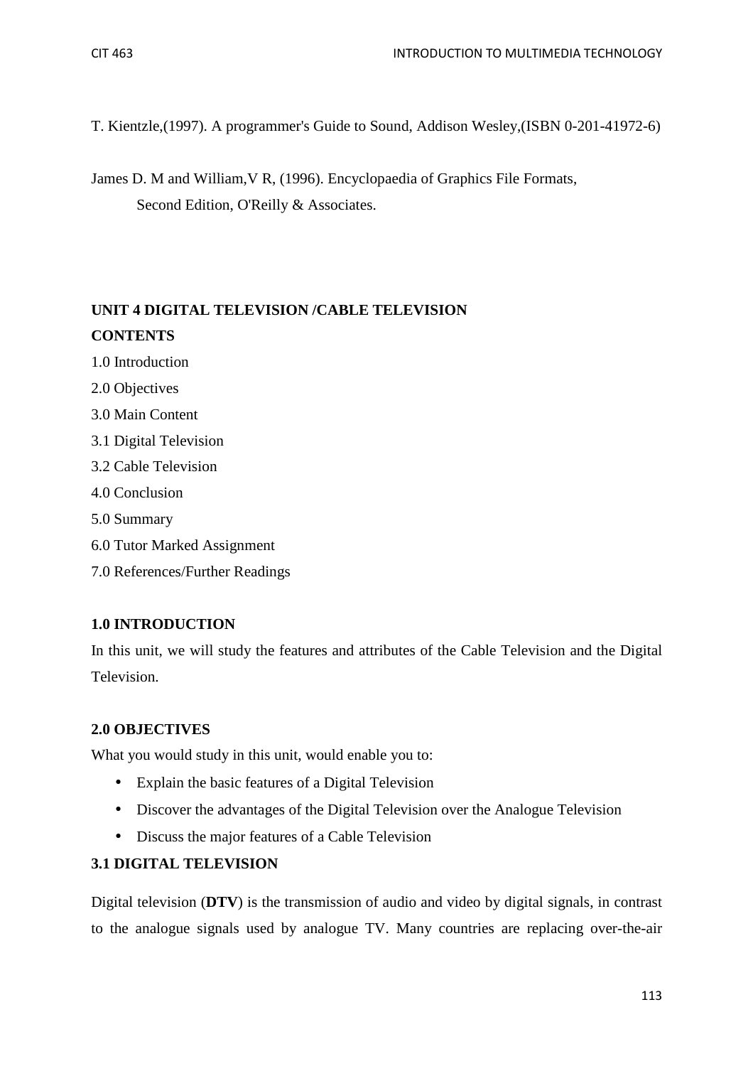T. Kientzle,(1997). A programmer's Guide to Sound, Addison Wesley,(ISBN 0-201-41972-6)

James D. M and William,V R, (1996). Encyclopaedia of Graphics File Formats, Second Edition, O'Reilly & Associates.

## UNIT 4 DIGITAL TELEVISION /CABLE TELEVISION

**CONTENTS**

1.0 Introduction
2.0 Objectives
3.0 Main Content
3.1 Digital Television
3.2 Cable Television
4.0 Conclusion
5.0 Summary
6.0 Tutor Marked Assignment
7.0 References/Further Readings

### 1.0 INTRODUCTION

In this unit, we will study the features and attributes of the Cable Television and the Digital Television.

### 2.0 OBJECTIVES

What you would study in this unit, would enable you to:

- Explain the basic features of a Digital Television
- Discover the advantages of the Digital Television over the Analogue Television
- Discuss the major features of a Cable Television

### 3.1 DIGITAL TELEVISION

Digital television (**DTV**) is the transmission of audio and video by digital signals, in contrast to the analogue signals used by analogue TV. Many countries are replacing over-the-air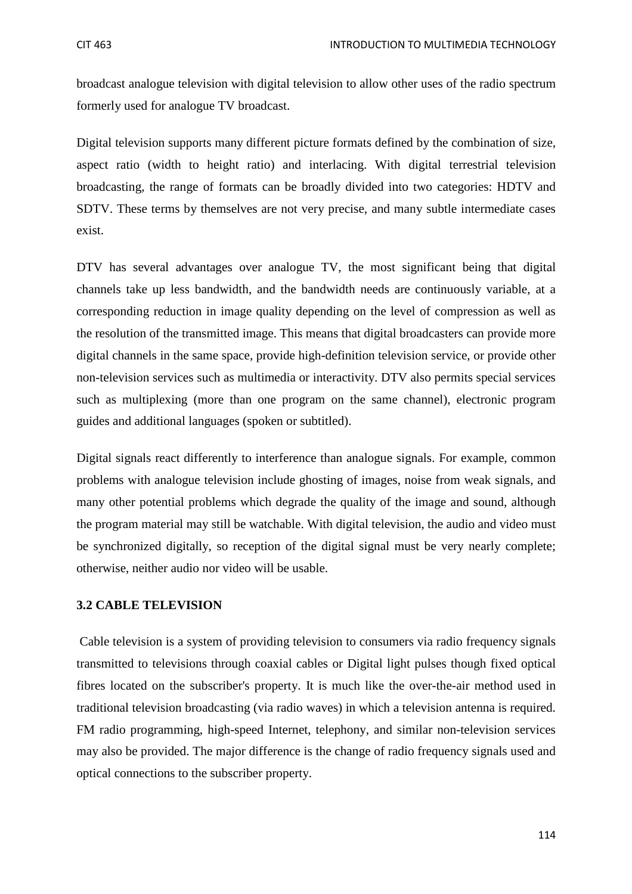broadcast analogue television with digital television to allow other uses of the radio spectrum formerly used for analogue TV broadcast.

Digital television supports many different picture formats defined by the combination of size, aspect ratio (width to height ratio) and interlacing. With digital terrestrial television broadcasting, the range of formats can be broadly divided into two categories: HDTV and SDTV. These terms by themselves are not very precise, and many subtle intermediate cases exist.

DTV has several advantages over analogue TV, the most significant being that digital channels take up less bandwidth, and the bandwidth needs are continuously variable, at a corresponding reduction in image quality depending on the level of compression as well as the resolution of the transmitted image. This means that digital broadcasters can provide more digital channels in the same space, provide high-definition television service, or provide other non-television services such as multimedia or interactivity. DTV also permits special services such as multiplexing (more than one program on the same channel), electronic program guides and additional languages (spoken or subtitled).

Digital signals react differently to interference than analogue signals. For example, common problems with analogue television include ghosting of images, noise from weak signals, and many other potential problems which degrade the quality of the image and sound, although the program material may still be watchable. With digital television, the audio and video must be synchronized digitally, so reception of the digital signal must be very nearly complete; otherwise, neither audio nor video will be usable.

### 3.2 CABLE TELEVISION

Cable television is a system of providing television to consumers via radio frequency signals transmitted to televisions through coaxial cables or Digital light pulses though fixed optical fibres located on the subscriber's property. It is much like the over-the-air method used in traditional television broadcasting (via radio waves) in which a television antenna is required. FM radio programming, high-speed Internet, telephony, and similar non-television services may also be provided. The major difference is the change of radio frequency signals used and optical connections to the subscriber property.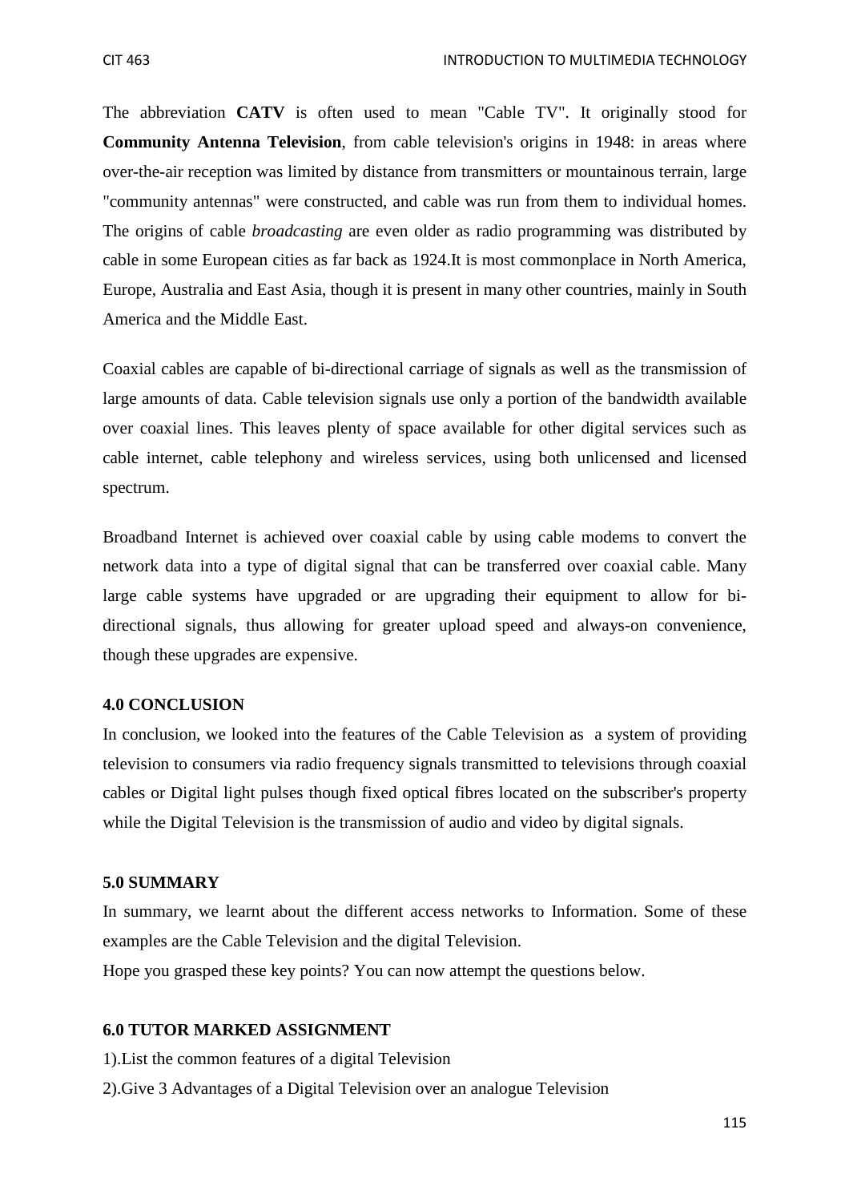The abbreviation **CATV** is often used to mean "Cable TV". It originally stood for **Community Antenna Television**, from cable television's origins in 1948: in areas where over-the-air reception was limited by distance from transmitters or mountainous terrain, large "community antennas" were constructed, and cable was run from them to individual homes. The origins of cable *broadcasting* are even older as radio programming was distributed by cable in some European cities as far back as 1924.It is most commonplace in North America, Europe, Australia and East Asia, though it is present in many other countries, mainly in South America and the Middle East.

Coaxial cables are capable of bi-directional carriage of signals as well as the transmission of large amounts of data. Cable television signals use only a portion of the bandwidth available over coaxial lines. This leaves plenty of space available for other digital services such as cable internet, cable telephony and wireless services, using both unlicensed and licensed spectrum.

Broadband Internet is achieved over coaxial cable by using cable modems to convert the network data into a type of digital signal that can be transferred over coaxial cable. Many large cable systems have upgraded or are upgrading their equipment to allow for bi-directional signals, thus allowing for greater upload speed and always-on convenience, though these upgrades are expensive.

## 4.0 CONCLUSION

In conclusion, we looked into the features of the Cable Television as a system of providing television to consumers via radio frequency signals transmitted to televisions through coaxial cables or Digital light pulses though fixed optical fibres located on the subscriber's property while the Digital Television is the transmission of audio and video by digital signals.

## 5.0 SUMMARY

In summary, we learnt about the different access networks to Information. Some of these examples are the Cable Television and the digital Television.

Hope you grasped these key points? You can now attempt the questions below.

## 6.0 TUTOR MARKED ASSIGNMENT

1).List the common features of a digital Television

2).Give 3 Advantages of a Digital Television over an analogue Television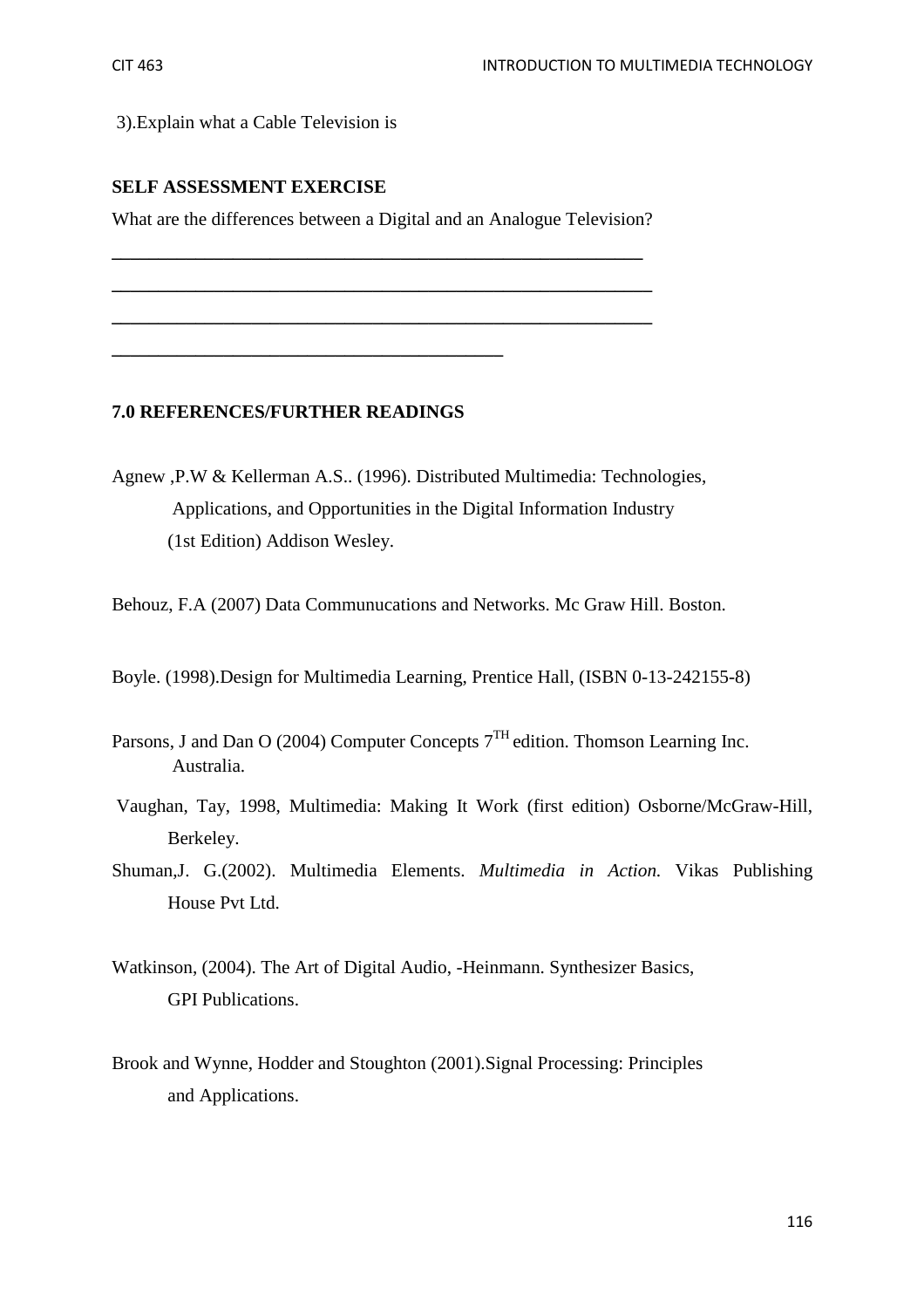3).Explain what a Cable Television is

**SELF ASSESSMENT EXERCISE**

What are the differences between a Digital and an Analogue Television?

\_\_\_\_\_\_\_\_\_\_\_\_\_\_\_\_\_\_\_\_\_\_\_\_\_\_\_\_\_\_\_\_\_\_\_\_\_\_\_\_\_\_\_\_\_\_\_\_\_\_\_\_\_\_\_\_\_\_

\_\_\_\_\_\_\_\_\_\_\_\_\_\_\_\_\_\_\_\_\_\_\_\_\_\_\_\_\_\_\_\_\_\_\_\_\_\_\_\_\_\_\_\_\_\_\_\_\_\_\_\_\_\_\_\_\_\_

\_\_\_\_\_\_\_\_\_\_\_\_\_\_\_\_\_\_\_\_\_\_\_\_\_\_\_\_\_\_\_\_\_\_\_\_\_\_\_\_\_\_\_\_\_\_\_\_\_\_\_\_\_\_\_\_\_\_

\_\_\_\_\_\_\_\_\_\_\_\_\_\_\_\_\_\_\_\_\_\_\_\_\_\_\_\_\_\_\_\_\_\_\_\_\_\_\_\_\_\_

## 7.0 REFERENCES/FURTHER READINGS

Agnew ,P.W & Kellerman A.S.. (1996). Distributed Multimedia: Technologies, Applications, and Opportunities in the Digital Information Industry (1st Edition) Addison Wesley.

Behouz, F.A (2007) Data Communucations and Networks. Mc Graw Hill. Boston.

Boyle. (1998).Design for Multimedia Learning, Prentice Hall, (ISBN 0-13-242155-8)

Parsons, J and Dan O (2004) Computer Concepts 7TH edition. Thomson Learning Inc. Australia.

Vaughan, Tay, 1998, Multimedia: Making It Work (first edition) Osborne/McGraw-Hill, Berkeley.

Shuman,J. G.(2002). Multimedia Elements. *Multimedia in Action.* Vikas Publishing House Pvt Ltd.

Watkinson, (2004). The Art of Digital Audio, -Heinmann. Synthesizer Basics, GPI Publications.

Brook and Wynne, Hodder and Stoughton (2001).Signal Processing: Principles and Applications.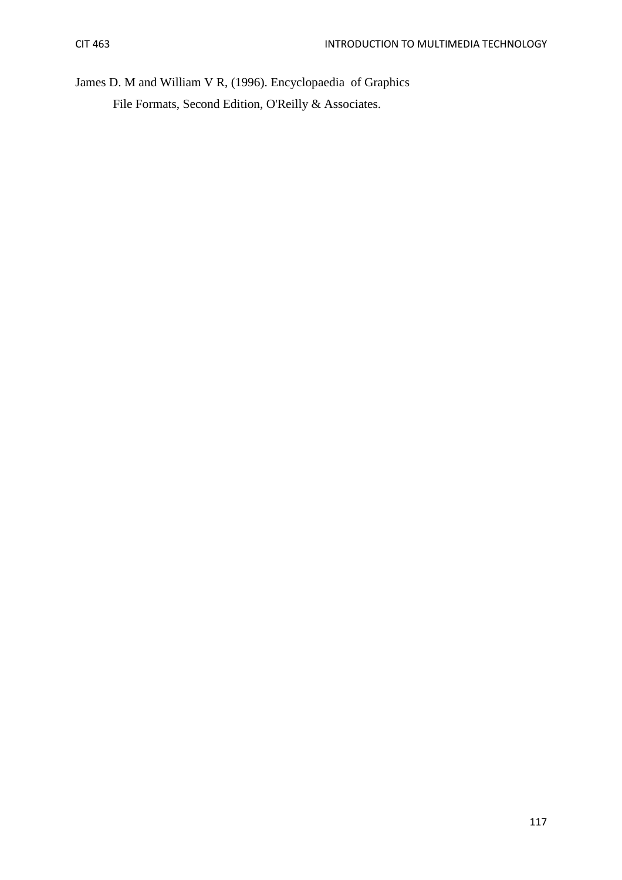James D. M and William V R, (1996). Encyclopaedia of Graphics File Formats, Second Edition, O'Reilly & Associates.